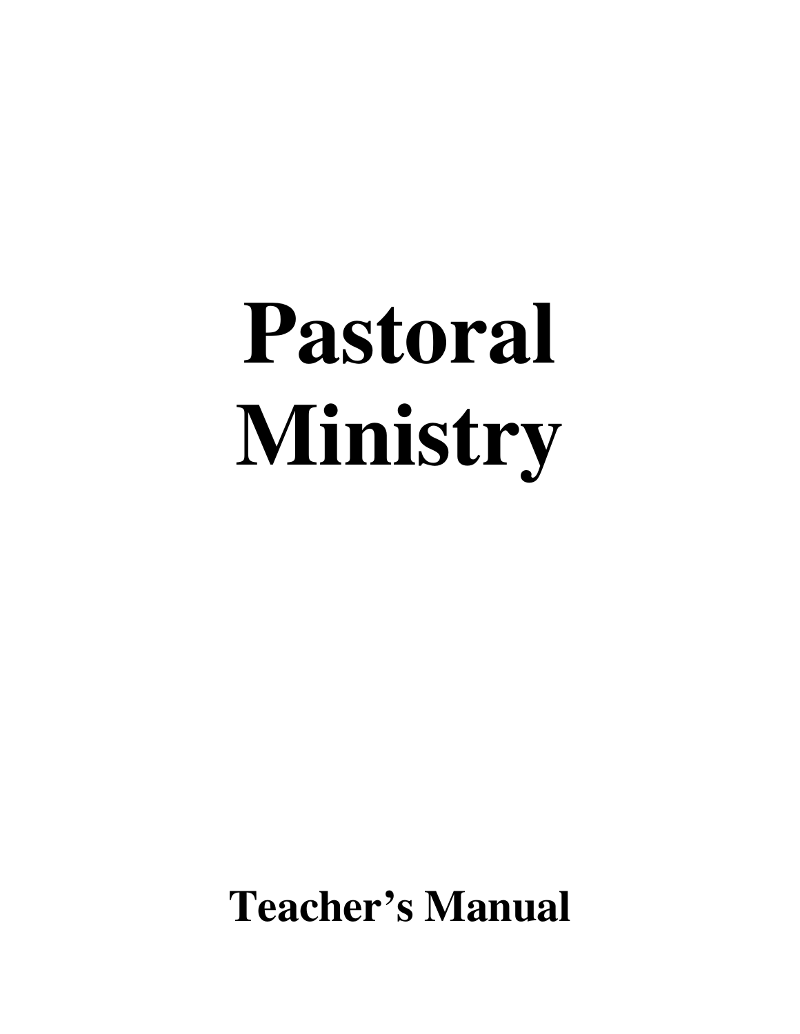# Pastoral Ministry

**Teacher's Manual**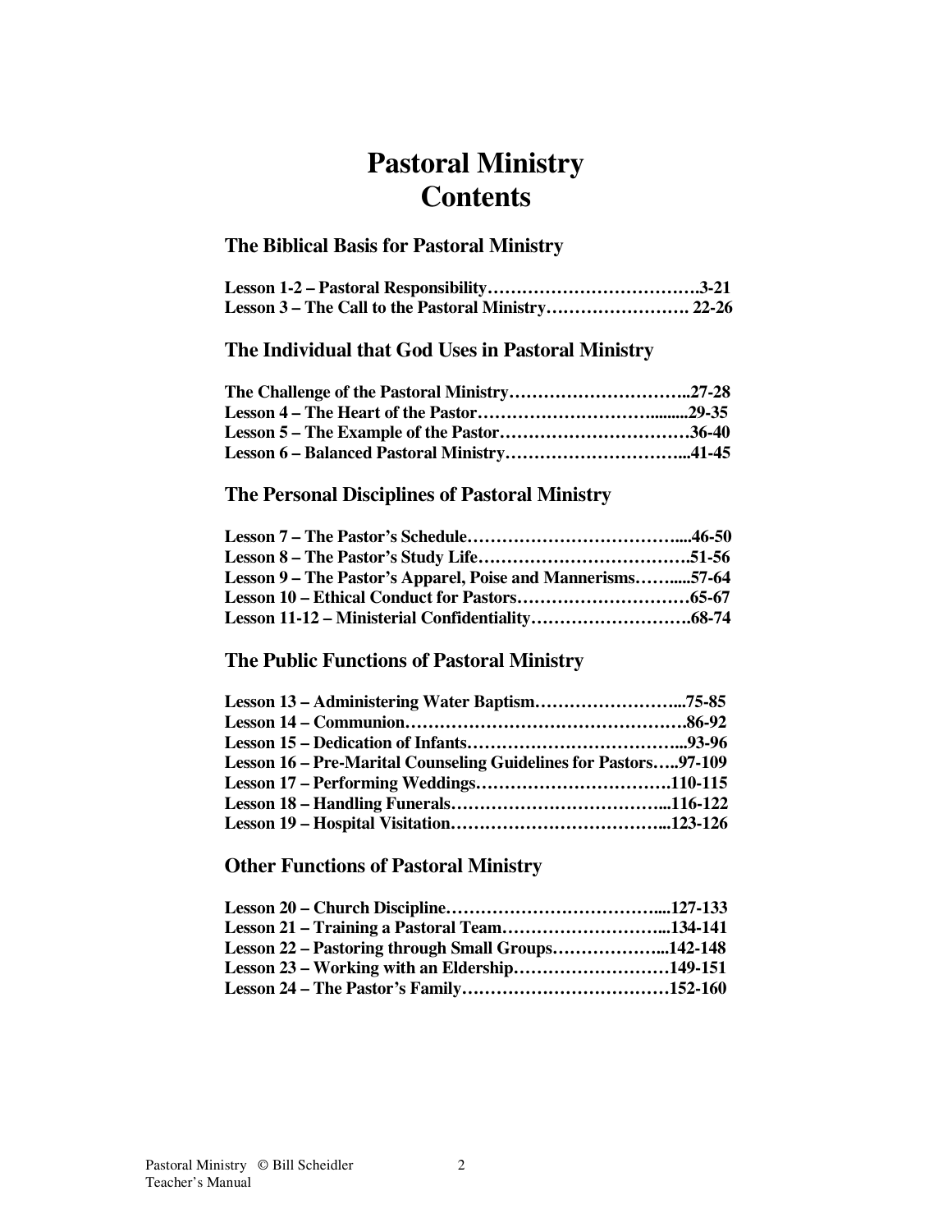# Pastoral Ministry
# Contents

## The Biblical Basis for Pastoral Ministry

**Lesson 1-2 – Pastoral Responsibility……………………………….3-21**
**Lesson 3 – The Call to the Pastoral Ministry……………………. 22-26**

## The Individual that God Uses in Pastoral Ministry

**The Challenge of the Pastoral Ministry…………………………..27-28**
**Lesson 4 – The Heart of the Pastor……………………….........29-35**
**Lesson 5 – The Example of the Pastor……………………………36-40**
**Lesson 6 – Balanced Pastoral Ministry…………………………...41-45**

## The Personal Disciplines of Pastoral Ministry

**Lesson 7 – The Pastor's Schedule……………………………....46-50**
**Lesson 8 – The Pastor's Study Life……………………………….51-56**
**Lesson 9 – The Pastor's Apparel, Poise and Mannerisms……....57-64**
**Lesson 10 – Ethical Conduct for Pastors…………………………65-67**
**Lesson 11-12 – Ministerial Confidentiality……………………….68-74**

## The Public Functions of Pastoral Ministry

**Lesson 13 – Administering Water Baptism……………………...75-85**
**Lesson 14 – Communion………………………………………….86-92**
**Lesson 15 – Dedication of Infants……………………………….93-96**
**Lesson 16 – Pre-Marital Counseling Guidelines for Pastors…..97-109**
**Lesson 17 – Performing Weddings…………………………….110-115**
**Lesson 18 – Handling Funerals………………………………...116-122**
**Lesson 19 – Hospital Visitation………………………………...123-126**

## Other Functions of Pastoral Ministry

**Lesson 20 – Church Discipline……………………………….....127-133**
**Lesson 21 – Training a Pastoral Team………………………...134-141**
**Lesson 22 – Pastoring through Small Groups………………...142-148**
**Lesson 23 – Working with an Eldership………………………149-151**
**Lesson 24 – The Pastor's Family………………………………152-160**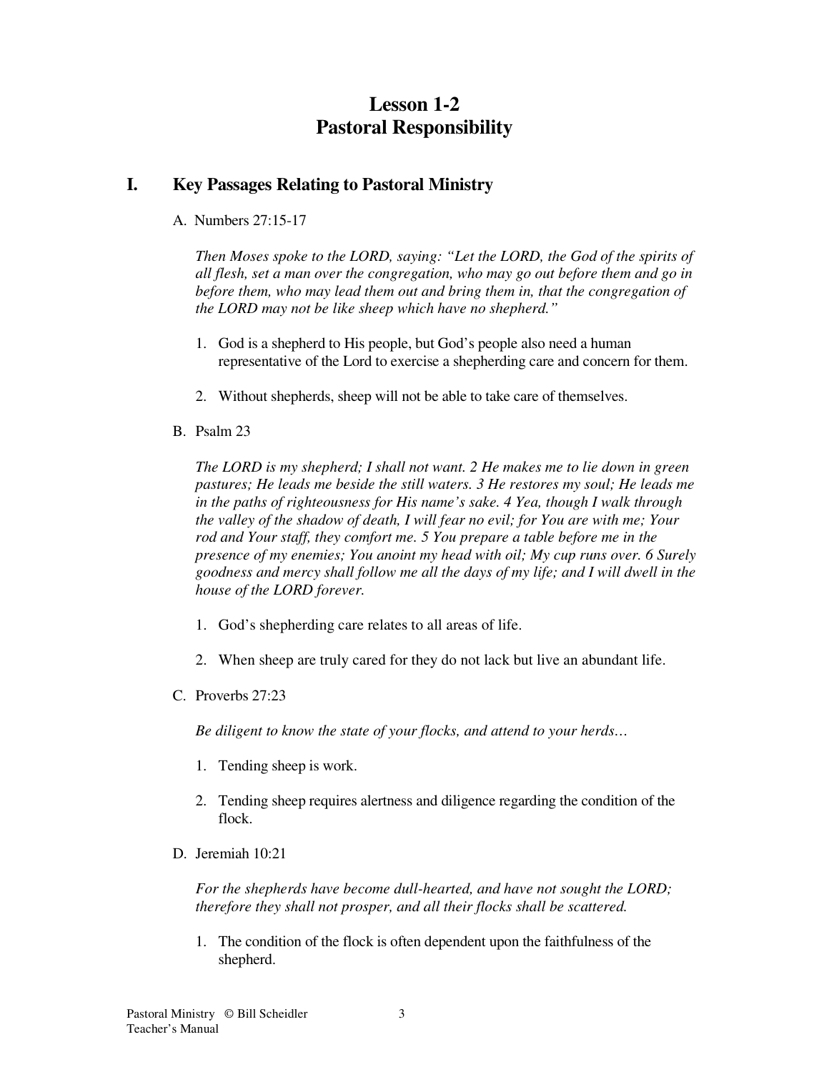# Lesson 1-2
# Pastoral Responsibility

## I. Key Passages Relating to Pastoral Ministry

A. Numbers 27:15-17

*Then Moses spoke to the LORD, saying: "Let the LORD, the God of the spirits of all flesh, set a man over the congregation, who may go out before them and go in before them, who may lead them out and bring them in, that the congregation of the LORD may not be like sheep which have no shepherd."*

1. God is a shepherd to His people, but God's people also need a human representative of the Lord to exercise a shepherding care and concern for them.

2. Without shepherds, sheep will not be able to take care of themselves.

B. Psalm 23

*The LORD is my shepherd; I shall not want. 2 He makes me to lie down in green pastures; He leads me beside the still waters. 3 He restores my soul; He leads me in the paths of righteousness for His name's sake. 4 Yea, though I walk through the valley of the shadow of death, I will fear no evil; for You are with me; Your rod and Your staff, they comfort me. 5 You prepare a table before me in the presence of my enemies; You anoint my head with oil; My cup runs over. 6 Surely goodness and mercy shall follow me all the days of my life; and I will dwell in the house of the LORD forever.*

1. God's shepherding care relates to all areas of life.

2. When sheep are truly cared for they do not lack but live an abundant life.

C. Proverbs 27:23

*Be diligent to know the state of your flocks, and attend to your herds…*

1. Tending sheep is work.

2. Tending sheep requires alertness and diligence regarding the condition of the flock.

D. Jeremiah 10:21

*For the shepherds have become dull-hearted, and have not sought the LORD; therefore they shall not prosper, and all their flocks shall be scattered.*

1. The condition of the flock is often dependent upon the faithfulness of the shepherd.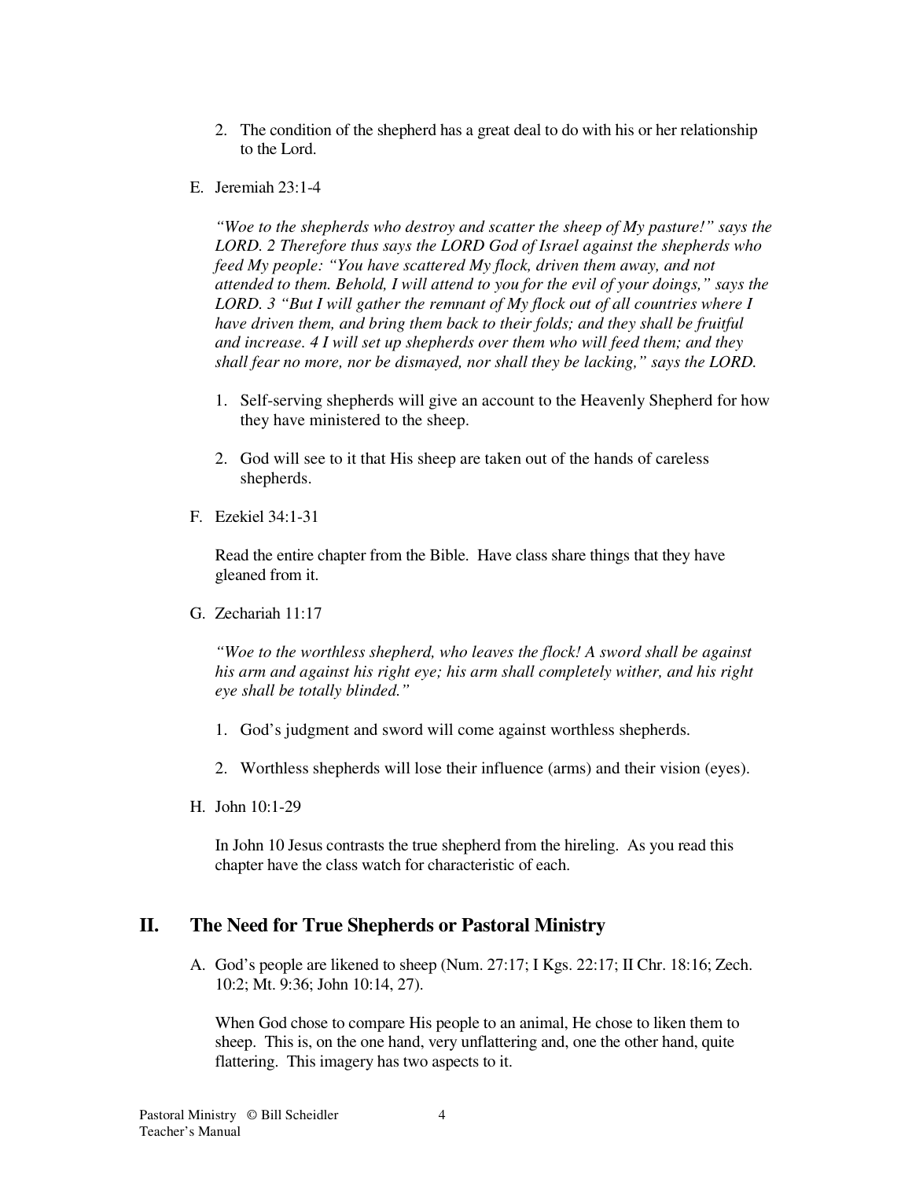2. The condition of the shepherd has a great deal to do with his or her relationship to the Lord.

E. Jeremiah 23:1-4

*"Woe to the shepherds who destroy and scatter the sheep of My pasture!" says the LORD. 2 Therefore thus says the LORD God of Israel against the shepherds who feed My people: "You have scattered My flock, driven them away, and not attended to them. Behold, I will attend to you for the evil of your doings," says the LORD. 3 "But I will gather the remnant of My flock out of all countries where I have driven them, and bring them back to their folds; and they shall be fruitful and increase. 4 I will set up shepherds over them who will feed them; and they shall fear no more, nor be dismayed, nor shall they be lacking," says the LORD.*

1. Self-serving shepherds will give an account to the Heavenly Shepherd for how they have ministered to the sheep.

2. God will see to it that His sheep are taken out of the hands of careless shepherds.

F. Ezekiel 34:1-31

Read the entire chapter from the Bible. Have class share things that they have gleaned from it.

G. Zechariah 11:17

*"Woe to the worthless shepherd, who leaves the flock! A sword shall be against his arm and against his right eye; his arm shall completely wither, and his right eye shall be totally blinded."*

1. God's judgment and sword will come against worthless shepherds.

2. Worthless shepherds will lose their influence (arms) and their vision (eyes).

H. John 10:1-29

In John 10 Jesus contrasts the true shepherd from the hireling. As you read this chapter have the class watch for characteristic of each.

## II. The Need for True Shepherds or Pastoral Ministry

A. God's people are likened to sheep (Num. 27:17; I Kgs. 22:17; II Chr. 18:16; Zech. 10:2; Mt. 9:36; John 10:14, 27).

When God chose to compare His people to an animal, He chose to liken them to sheep. This is, on the one hand, very unflattering and, one the other hand, quite flattering. This imagery has two aspects to it.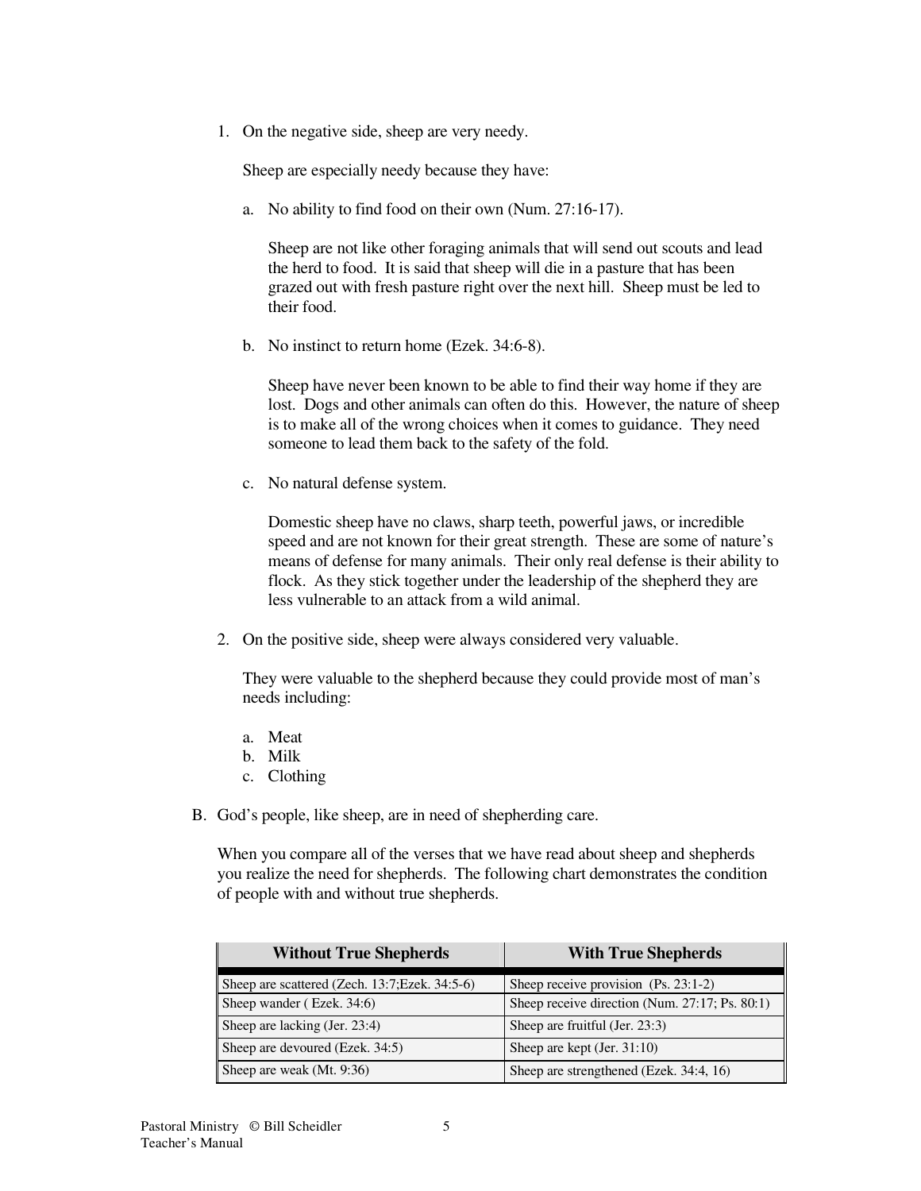1. On the negative side, sheep are very needy.

   Sheep are especially needy because they have:

   a. No ability to find food on their own (Num. 27:16-17).

      Sheep are not like other foraging animals that will send out scouts and lead the herd to food. It is said that sheep will die in a pasture that has been grazed out with fresh pasture right over the next hill. Sheep must be led to their food.

   b. No instinct to return home (Ezek. 34:6-8).

      Sheep have never been known to be able to find their way home if they are lost. Dogs and other animals can often do this. However, the nature of sheep is to make all of the wrong choices when it comes to guidance. They need someone to lead them back to the safety of the fold.

   c. No natural defense system.

      Domestic sheep have no claws, sharp teeth, powerful jaws, or incredible speed and are not known for their great strength. These are some of nature's means of defense for many animals. Their only real defense is their ability to flock. As they stick together under the leadership of the shepherd they are less vulnerable to an attack from a wild animal.

2. On the positive side, sheep were always considered very valuable.

   They were valuable to the shepherd because they could provide most of man's needs including:

   a. Meat
   b. Milk
   c. Clothing

B. God's people, like sheep, are in need of shepherding care.

When you compare all of the verses that we have read about sheep and shepherds you realize the need for shepherds. The following chart demonstrates the condition of people with and without true shepherds.

| Without True Shepherds | With True Shepherds |
|---|---|
| Sheep are scattered (Zech. 13:7;Ezek. 34:5-6) | Sheep receive provision (Ps. 23:1-2) |
| Sheep wander ( Ezek. 34:6) | Sheep receive direction (Num. 27:17; Ps. 80:1) |
| Sheep are lacking (Jer. 23:4) | Sheep are fruitful (Jer. 23:3) |
| Sheep are devoured (Ezek. 34:5) | Sheep are kept (Jer. 31:10) |
| Sheep are weak (Mt. 9:36) | Sheep are strengthened (Ezek. 34:4, 16) |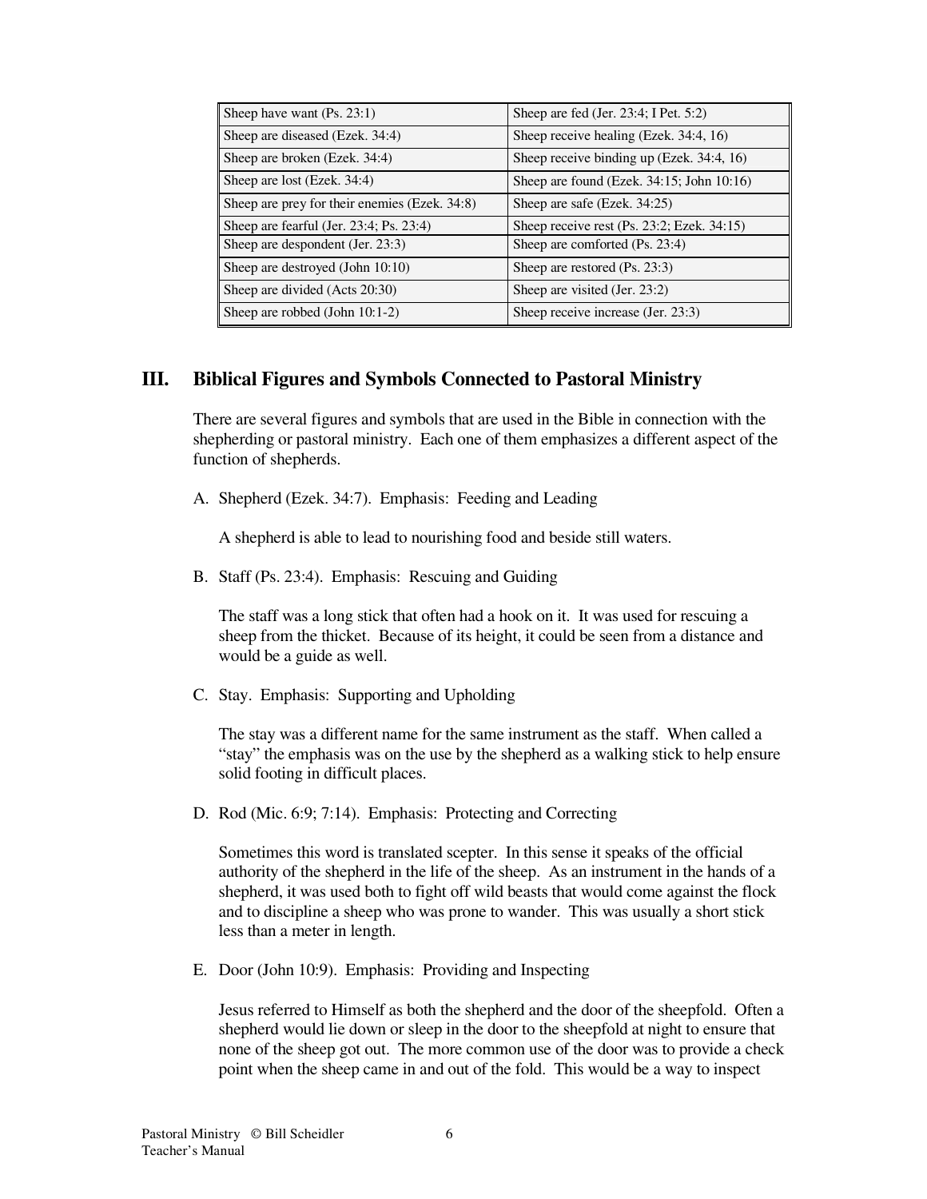| Sheep have want (Ps. 23:1) | Sheep are fed (Jer. 23:4; I Pet. 5:2) |
|---|---|
| Sheep are diseased (Ezek. 34:4) | Sheep receive healing (Ezek. 34:4, 16) |
| Sheep are broken (Ezek. 34:4) | Sheep receive binding up (Ezek. 34:4, 16) |
| Sheep are lost (Ezek. 34:4) | Sheep are found (Ezek. 34:15; John 10:16) |
| Sheep are prey for their enemies (Ezek. 34:8) | Sheep are safe (Ezek. 34:25) |
| Sheep are fearful (Jer. 23:4; Ps. 23:4) | Sheep receive rest (Ps. 23:2; Ezek. 34:15) |
| Sheep are despondent (Jer. 23:3) | Sheep are comforted (Ps. 23:4) |
| Sheep are destroyed (John 10:10) | Sheep are restored (Ps. 23:3) |
| Sheep are divided (Acts 20:30) | Sheep are visited (Jer. 23:2) |
| Sheep are robbed (John 10:1-2) | Sheep receive increase (Jer. 23:3) |

## III. Biblical Figures and Symbols Connected to Pastoral Ministry

There are several figures and symbols that are used in the Bible in connection with the shepherding or pastoral ministry. Each one of them emphasizes a different aspect of the function of shepherds.

A. Shepherd (Ezek. 34:7). Emphasis: Feeding and Leading

A shepherd is able to lead to nourishing food and beside still waters.

B. Staff (Ps. 23:4). Emphasis: Rescuing and Guiding

The staff was a long stick that often had a hook on it. It was used for rescuing a sheep from the thicket. Because of its height, it could be seen from a distance and would be a guide as well.

C. Stay. Emphasis: Supporting and Upholding

The stay was a different name for the same instrument as the staff. When called a "stay" the emphasis was on the use by the shepherd as a walking stick to help ensure solid footing in difficult places.

D. Rod (Mic. 6:9; 7:14). Emphasis: Protecting and Correcting

Sometimes this word is translated scepter. In this sense it speaks of the official authority of the shepherd in the life of the sheep. As an instrument in the hands of a shepherd, it was used both to fight off wild beasts that would come against the flock and to discipline a sheep who was prone to wander. This was usually a short stick less than a meter in length.

E. Door (John 10:9). Emphasis: Providing and Inspecting

Jesus referred to Himself as both the shepherd and the door of the sheepfold. Often a shepherd would lie down or sleep in the door to the sheepfold at night to ensure that none of the sheep got out. The more common use of the door was to provide a check point when the sheep came in and out of the fold. This would be a way to inspect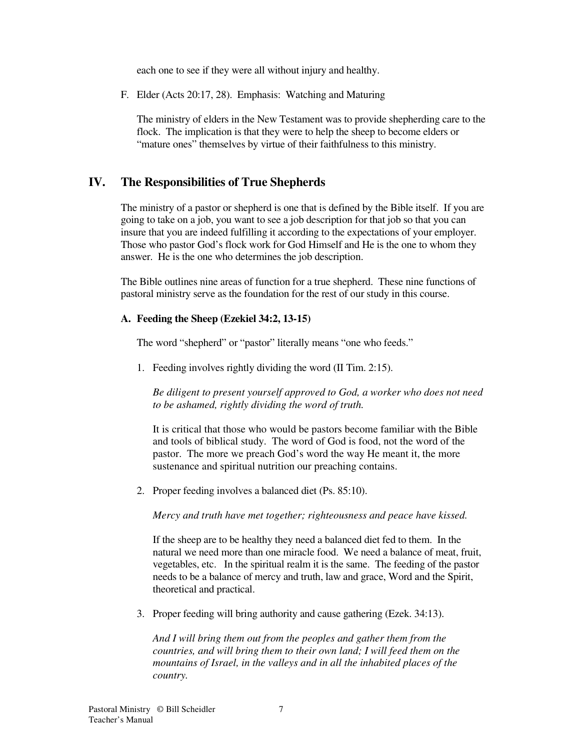each one to see if they were all without injury and healthy.

F. Elder (Acts 20:17, 28). Emphasis: Watching and Maturing

The ministry of elders in the New Testament was to provide shepherding care to the flock. The implication is that they were to help the sheep to become elders or "mature ones" themselves by virtue of their faithfulness to this ministry.

## IV. The Responsibilities of True Shepherds

The ministry of a pastor or shepherd is one that is defined by the Bible itself. If you are going to take on a job, you want to see a job description for that job so that you can insure that you are indeed fulfilling it according to the expectations of your employer. Those who pastor God's flock work for God Himself and He is the one to whom they answer. He is the one who determines the job description.

The Bible outlines nine areas of function for a true shepherd. These nine functions of pastoral ministry serve as the foundation for the rest of our study in this course.

### A. Feeding the Sheep (Ezekiel 34:2, 13-15)

The word "shepherd" or "pastor" literally means "one who feeds."

1. Feeding involves rightly dividing the word (II Tim. 2:15).

   *Be diligent to present yourself approved to God, a worker who does not need to be ashamed, rightly dividing the word of truth.*

   It is critical that those who would be pastors become familiar with the Bible and tools of biblical study. The word of God is food, not the word of the pastor. The more we preach God's word the way He meant it, the more sustenance and spiritual nutrition our preaching contains.

2. Proper feeding involves a balanced diet (Ps. 85:10).

   *Mercy and truth have met together; righteousness and peace have kissed.*

   If the sheep are to be healthy they need a balanced diet fed to them. In the natural we need more than one miracle food. We need a balance of meat, fruit, vegetables, etc. In the spiritual realm it is the same. The feeding of the pastor needs to be a balance of mercy and truth, law and grace, Word and the Spirit, theoretical and practical.

3. Proper feeding will bring authority and cause gathering (Ezek. 34:13).

   *And I will bring them out from the peoples and gather them from the countries, and will bring them to their own land; I will feed them on the mountains of Israel, in the valleys and in all the inhabited places of the country.*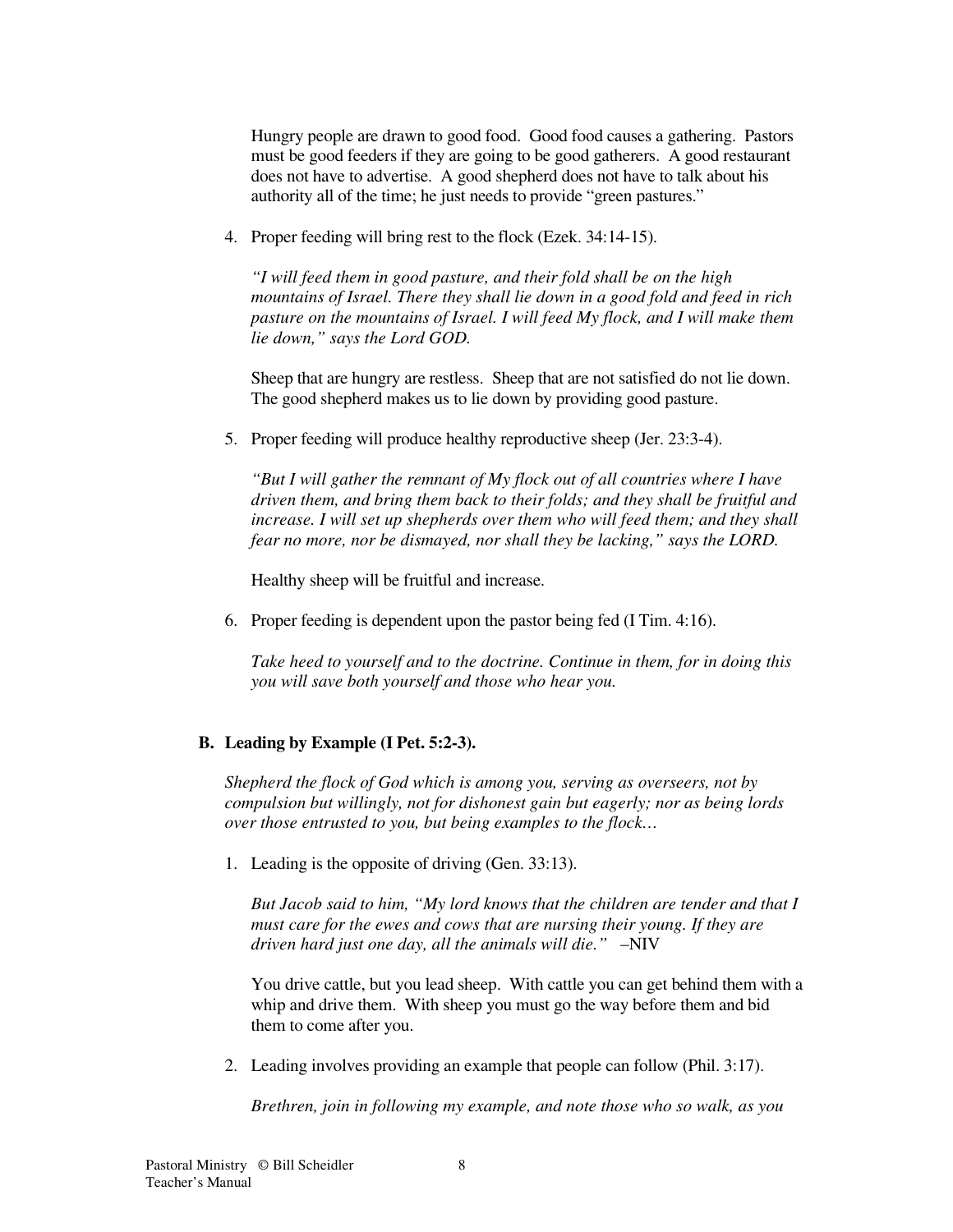Hungry people are drawn to good food. Good food causes a gathering. Pastors must be good feeders if they are going to be good gatherers. A good restaurant does not have to advertise. A good shepherd does not have to talk about his authority all of the time; he just needs to provide "green pastures."

4. Proper feeding will bring rest to the flock (Ezek. 34:14-15).

   *"I will feed them in good pasture, and their fold shall be on the high mountains of Israel. There they shall lie down in a good fold and feed in rich pasture on the mountains of Israel. I will feed My flock, and I will make them lie down," says the Lord GOD.*

   Sheep that are hungry are restless. Sheep that are not satisfied do not lie down. The good shepherd makes us to lie down by providing good pasture.

5. Proper feeding will produce healthy reproductive sheep (Jer. 23:3-4).

   *"But I will gather the remnant of My flock out of all countries where I have driven them, and bring them back to their folds; and they shall be fruitful and increase. I will set up shepherds over them who will feed them; and they shall fear no more, nor be dismayed, nor shall they be lacking," says the LORD.*

   Healthy sheep will be fruitful and increase.

6. Proper feeding is dependent upon the pastor being fed (I Tim. 4:16).

   *Take heed to yourself and to the doctrine. Continue in them, for in doing this you will save both yourself and those who hear you.*

### B. Leading by Example (I Pet. 5:2-3).

*Shepherd the flock of God which is among you, serving as overseers, not by compulsion but willingly, not for dishonest gain but eagerly; nor as being lords over those entrusted to you, but being examples to the flock…*

1. Leading is the opposite of driving (Gen. 33:13).

   *But Jacob said to him, "My lord knows that the children are tender and that I must care for the ewes and cows that are nursing their young. If they are driven hard just one day, all the animals will die."* –NIV

   You drive cattle, but you lead sheep. With cattle you can get behind them with a whip and drive them. With sheep you must go the way before them and bid them to come after you.

2. Leading involves providing an example that people can follow (Phil. 3:17).

   *Brethren, join in following my example, and note those who so walk, as you*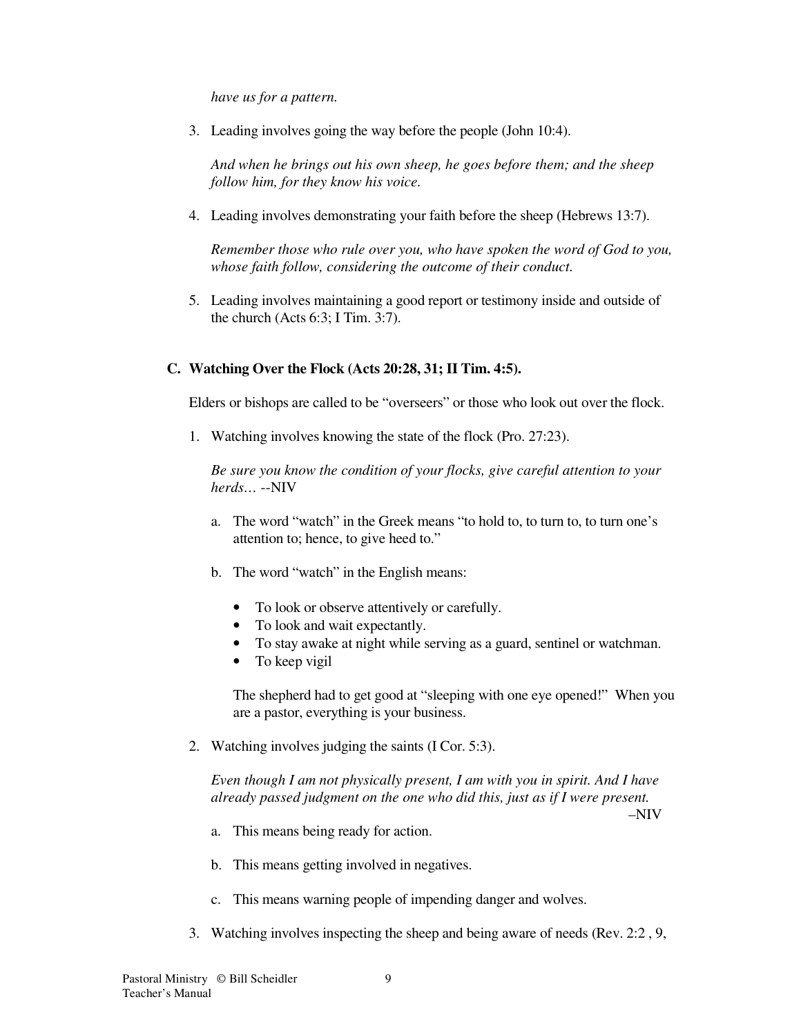*have us for a pattern.*

3. Leading involves going the way before the people (John 10:4).

   *And when he brings out his own sheep, he goes before them; and the sheep follow him, for they know his voice.*

4. Leading involves demonstrating your faith before the sheep (Hebrews 13:7).

   *Remember those who rule over you, who have spoken the word of God to you, whose faith follow, considering the outcome of their conduct.*

5. Leading involves maintaining a good report or testimony inside and outside of the church (Acts 6:3; I Tim. 3:7).

### C. Watching Over the Flock (Acts 20:28, 31; II Tim. 4:5).

Elders or bishops are called to be "overseers" or those who look out over the flock.

1. Watching involves knowing the state of the flock (Pro. 27:23).

   *Be sure you know the condition of your flocks, give careful attention to your herds…* --NIV

   a. The word "watch" in the Greek means "to hold to, to turn to, to turn one's attention to; hence, to give heed to."

   b. The word "watch" in the English means:

      - To look or observe attentively or carefully.
      - To look and wait expectantly.
      - To stay awake at night while serving as a guard, sentinel or watchman.
      - To keep vigil

      The shepherd had to get good at "sleeping with one eye opened!" When you are a pastor, everything is your business.

2. Watching involves judging the saints (I Cor. 5:3).

   *Even though I am not physically present, I am with you in spirit. And I have already passed judgment on the one who did this, just as if I were present.* –NIV

   a. This means being ready for action.

   b. This means getting involved in negatives.

   c. This means warning people of impending danger and wolves.

3. Watching involves inspecting the sheep and being aware of needs (Rev. 2:2 , 9,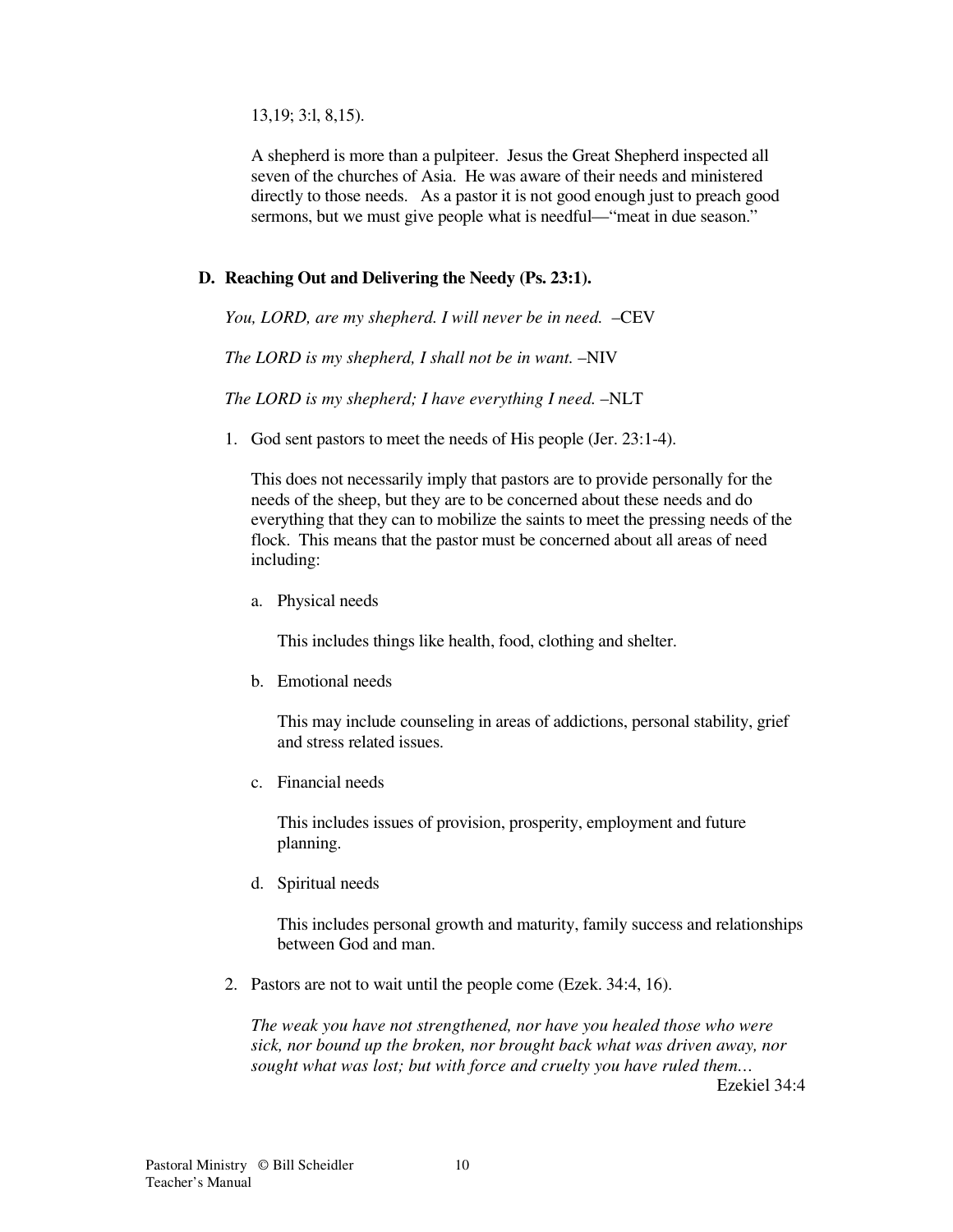13,19; 3:l, 8,15).

A shepherd is more than a pulpiteer. Jesus the Great Shepherd inspected all seven of the churches of Asia. He was aware of their needs and ministered directly to those needs. As a pastor it is not good enough just to preach good sermons, but we must give people what is needful—"meat in due season."

### D. Reaching Out and Delivering the Needy (Ps. 23:1).

*You, LORD, are my shepherd. I will never be in need.* –CEV

*The LORD is my shepherd, I shall not be in want.* –NIV

*The LORD is my shepherd; I have everything I need.* –NLT

1. God sent pastors to meet the needs of His people (Jer. 23:1-4).

   This does not necessarily imply that pastors are to provide personally for the needs of the sheep, but they are to be concerned about these needs and do everything that they can to mobilize the saints to meet the pressing needs of the flock. This means that the pastor must be concerned about all areas of need including:

   a. Physical needs

      This includes things like health, food, clothing and shelter.

   b. Emotional needs

      This may include counseling in areas of addictions, personal stability, grief and stress related issues.

   c. Financial needs

      This includes issues of provision, prosperity, employment and future planning.

   d. Spiritual needs

      This includes personal growth and maturity, family success and relationships between God and man.

2. Pastors are not to wait until the people come (Ezek. 34:4, 16).

   *The weak you have not strengthened, nor have you healed those who were sick, nor bound up the broken, nor brought back what was driven away, nor sought what was lost; but with force and cruelty you have ruled them…*

   Ezekiel 34:4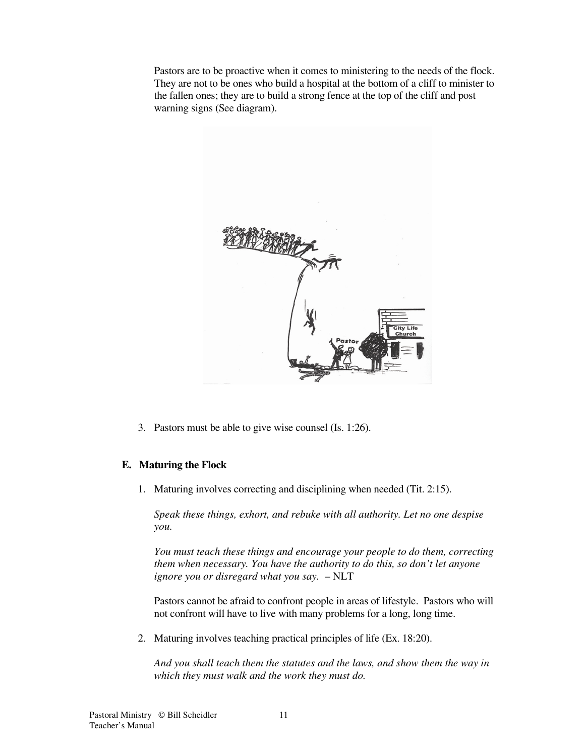Pastors are to be proactive when it comes to ministering to the needs of the flock. They are not to be ones who build a hospital at the bottom of a cliff to minister to the fallen ones; they are to build a strong fence at the top of the cliff and post warning signs (See diagram).

3. Pastors must be able to give wise counsel (Is. 1:26).

### E. Maturing the Flock

1. Maturing involves correcting and disciplining when needed (Tit. 2:15).

   *Speak these things, exhort, and rebuke with all authority. Let no one despise you.*

   *You must teach these things and encourage your people to do them, correcting them when necessary. You have the authority to do this, so don't let anyone ignore you or disregard what you say.* – NLT

   Pastors cannot be afraid to confront people in areas of lifestyle. Pastors who will not confront will have to live with many problems for a long, long time.

2. Maturing involves teaching practical principles of life (Ex. 18:20).

   *And you shall teach them the statutes and the laws, and show them the way in which they must walk and the work they must do.*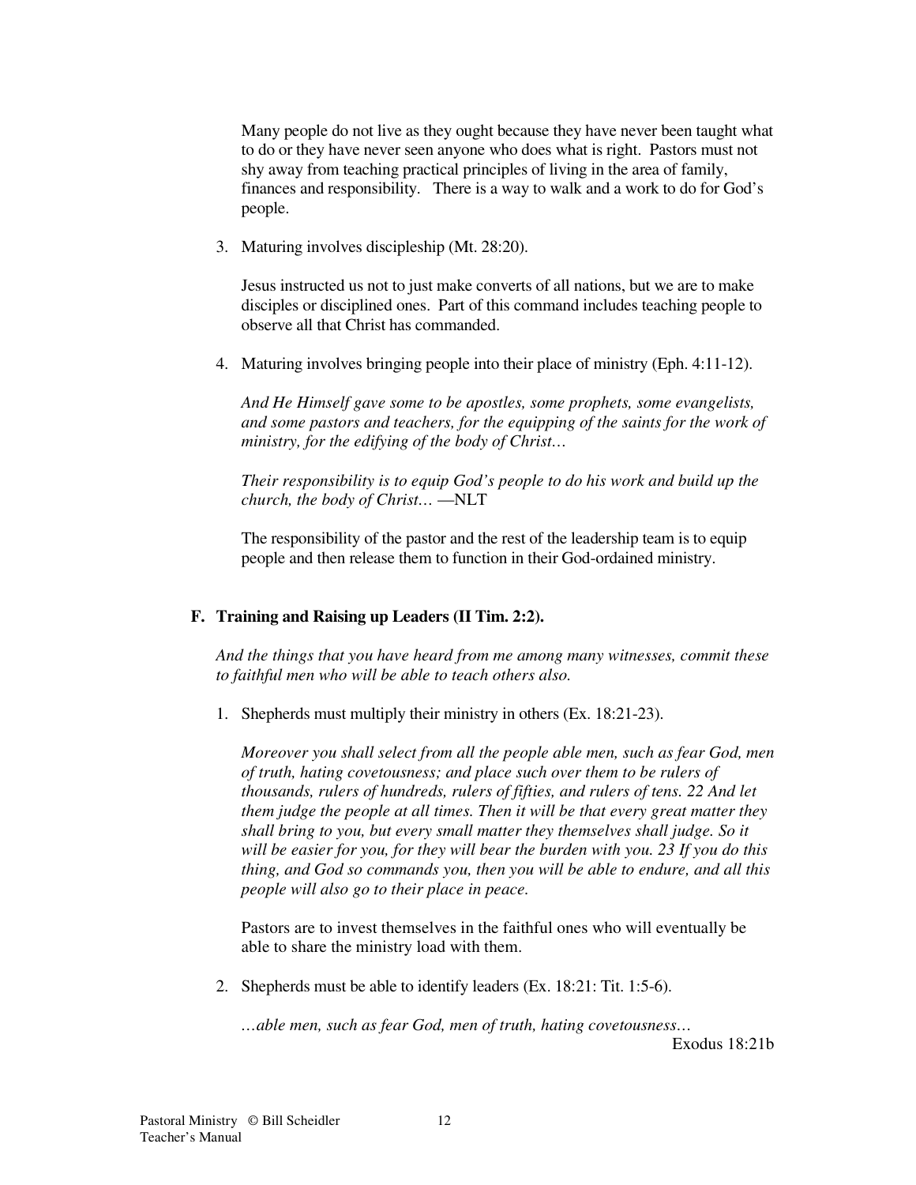Many people do not live as they ought because they have never been taught what to do or they have never seen anyone who does what is right. Pastors must not shy away from teaching practical principles of living in the area of family, finances and responsibility. There is a way to walk and a work to do for God's people.

3. Maturing involves discipleship (Mt. 28:20).

   Jesus instructed us not to just make converts of all nations, but we are to make disciples or disciplined ones. Part of this command includes teaching people to observe all that Christ has commanded.

4. Maturing involves bringing people into their place of ministry (Eph. 4:11-12).

   *And He Himself gave some to be apostles, some prophets, some evangelists, and some pastors and teachers, for the equipping of the saints for the work of ministry, for the edifying of the body of Christ…*

   *Their responsibility is to equip God's people to do his work and build up the church, the body of Christ…* —NLT

   The responsibility of the pastor and the rest of the leadership team is to equip people and then release them to function in their God-ordained ministry.

### F. Training and Raising up Leaders (II Tim. 2:2).

*And the things that you have heard from me among many witnesses, commit these to faithful men who will be able to teach others also.*

1. Shepherds must multiply their ministry in others (Ex. 18:21-23).

   *Moreover you shall select from all the people able men, such as fear God, men of truth, hating covetousness; and place such over them to be rulers of thousands, rulers of hundreds, rulers of fifties, and rulers of tens. 22 And let them judge the people at all times. Then it will be that every great matter they shall bring to you, but every small matter they themselves shall judge. So it will be easier for you, for they will bear the burden with you. 23 If you do this thing, and God so commands you, then you will be able to endure, and all this people will also go to their place in peace.*

   Pastors are to invest themselves in the faithful ones who will eventually be able to share the ministry load with them.

2. Shepherds must be able to identify leaders (Ex. 18:21: Tit. 1:5-6).

   *…able men, such as fear God, men of truth, hating covetousness…*

   Exodus 18:21b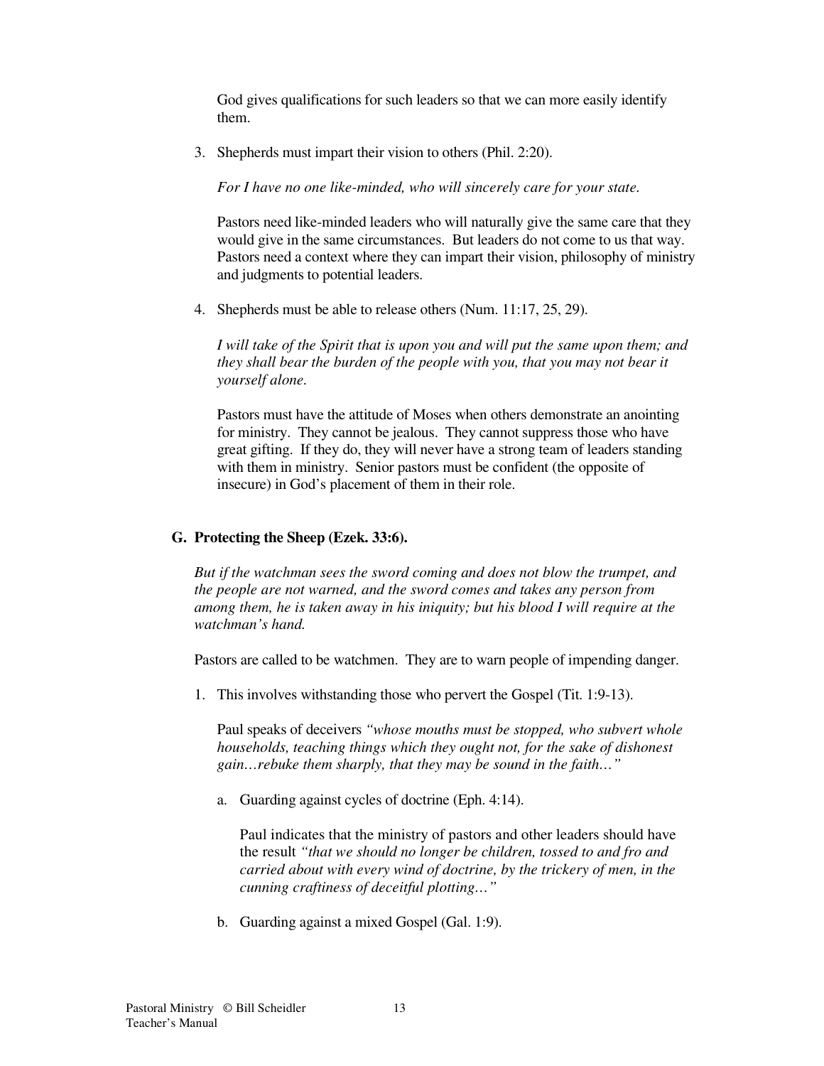God gives qualifications for such leaders so that we can more easily identify them.

3. Shepherds must impart their vision to others (Phil. 2:20).

   *For I have no one like-minded, who will sincerely care for your state.*

   Pastors need like-minded leaders who will naturally give the same care that they would give in the same circumstances. But leaders do not come to us that way. Pastors need a context where they can impart their vision, philosophy of ministry and judgments to potential leaders.

4. Shepherds must be able to release others (Num. 11:17, 25, 29).

   *I will take of the Spirit that is upon you and will put the same upon them; and they shall bear the burden of the people with you, that you may not bear it yourself alone.*

   Pastors must have the attitude of Moses when others demonstrate an anointing for ministry. They cannot be jealous. They cannot suppress those who have great gifting. If they do, they will never have a strong team of leaders standing with them in ministry. Senior pastors must be confident (the opposite of insecure) in God's placement of them in their role.

### G. Protecting the Sheep (Ezek. 33:6).

*But if the watchman sees the sword coming and does not blow the trumpet, and the people are not warned, and the sword comes and takes any person from among them, he is taken away in his iniquity; but his blood I will require at the watchman's hand.*

Pastors are called to be watchmen. They are to warn people of impending danger.

1. This involves withstanding those who pervert the Gospel (Tit. 1:9-13).

   Paul speaks of deceivers *"whose mouths must be stopped, who subvert whole households, teaching things which they ought not, for the sake of dishonest gain…rebuke them sharply, that they may be sound in the faith…"*

   a. Guarding against cycles of doctrine (Eph. 4:14).

      Paul indicates that the ministry of pastors and other leaders should have the result *"that we should no longer be children, tossed to and fro and carried about with every wind of doctrine, by the trickery of men, in the cunning craftiness of deceitful plotting…"*

   b. Guarding against a mixed Gospel (Gal. 1:9).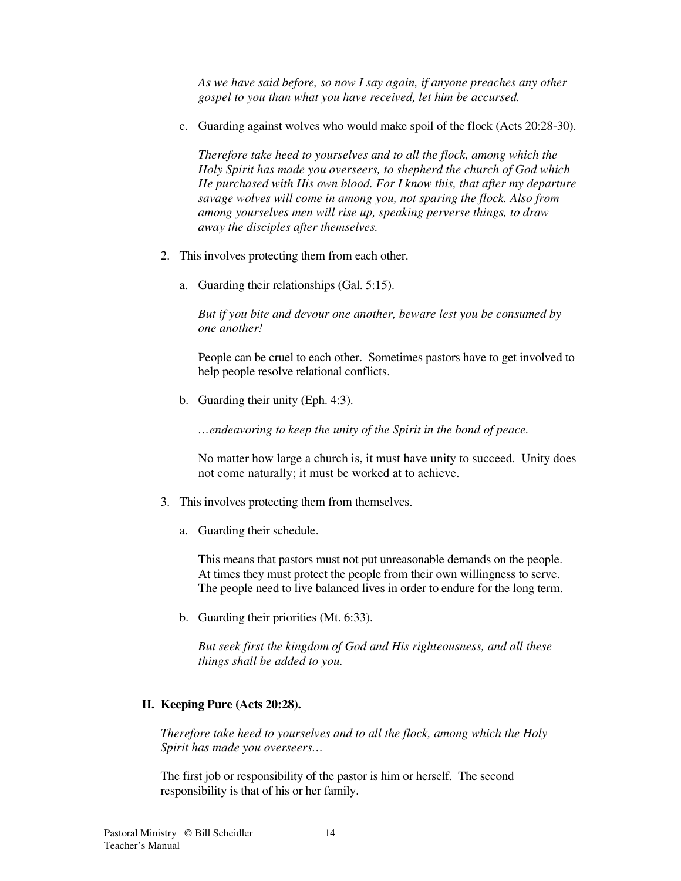*As we have said before, so now I say again, if anyone preaches any other gospel to you than what you have received, let him be accursed.*

c. Guarding against wolves who would make spoil of the flock (Acts 20:28-30).

*Therefore take heed to yourselves and to all the flock, among which the Holy Spirit has made you overseers, to shepherd the church of God which He purchased with His own blood. For I know this, that after my departure savage wolves will come in among you, not sparing the flock. Also from among yourselves men will rise up, speaking perverse things, to draw away the disciples after themselves.*

2. This involves protecting them from each other.

a. Guarding their relationships (Gal. 5:15).

*But if you bite and devour one another, beware lest you be consumed by one another!*

People can be cruel to each other. Sometimes pastors have to get involved to help people resolve relational conflicts.

b. Guarding their unity (Eph. 4:3).

*…endeavoring to keep the unity of the Spirit in the bond of peace.*

No matter how large a church is, it must have unity to succeed. Unity does not come naturally; it must be worked at to achieve.

3. This involves protecting them from themselves.

a. Guarding their schedule.

This means that pastors must not put unreasonable demands on the people. At times they must protect the people from their own willingness to serve. The people need to live balanced lives in order to endure for the long term.

b. Guarding their priorities (Mt. 6:33).

*But seek first the kingdom of God and His righteousness, and all these things shall be added to you.*

### H. Keeping Pure (Acts 20:28).

*Therefore take heed to yourselves and to all the flock, among which the Holy Spirit has made you overseers…*

The first job or responsibility of the pastor is him or herself. The second responsibility is that of his or her family.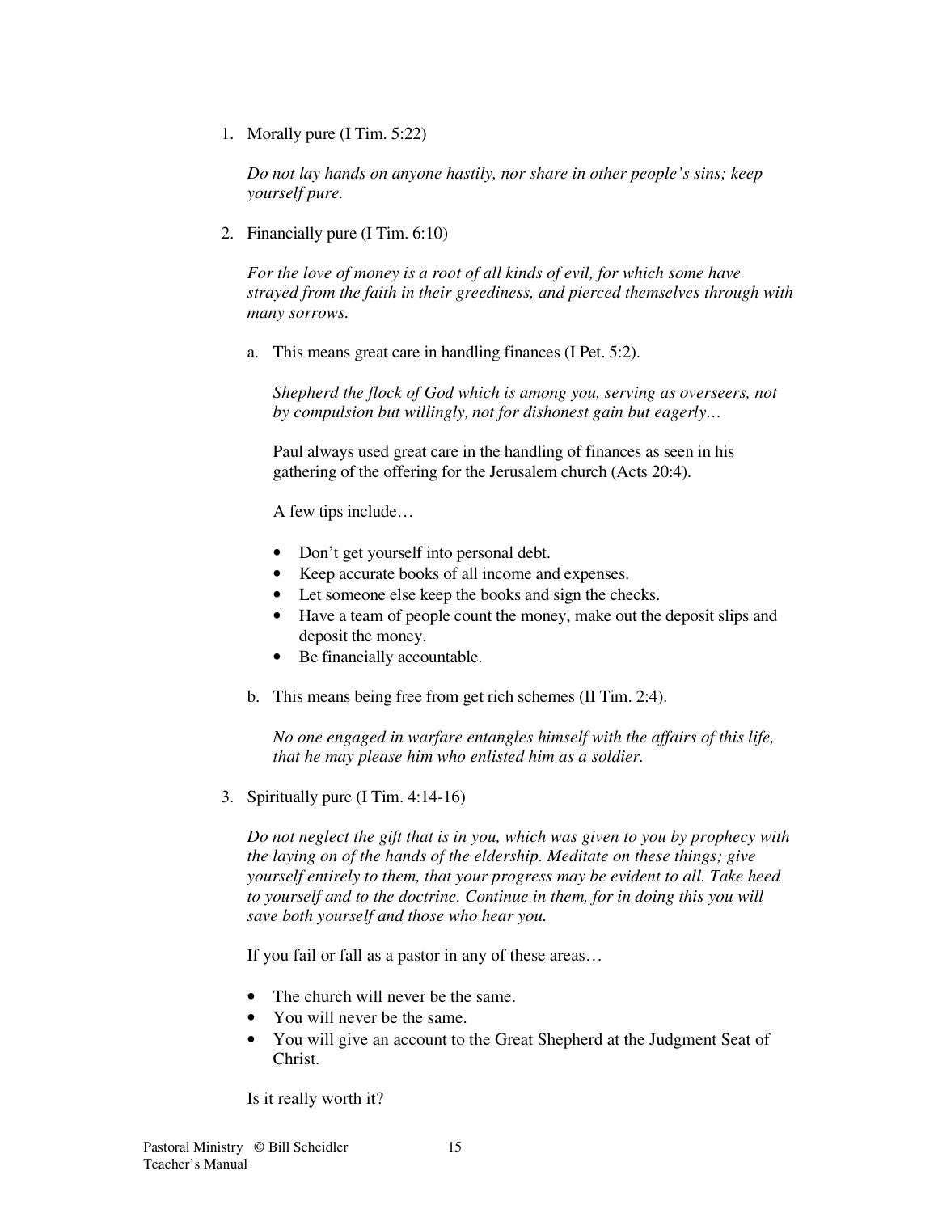1. Morally pure (I Tim. 5:22)

   *Do not lay hands on anyone hastily, nor share in other people's sins; keep yourself pure.*

2. Financially pure (I Tim. 6:10)

   *For the love of money is a root of all kinds of evil, for which some have strayed from the faith in their greediness, and pierced themselves through with many sorrows.*

   a. This means great care in handling finances (I Pet. 5:2).

      *Shepherd the flock of God which is among you, serving as overseers, not by compulsion but willingly, not for dishonest gain but eagerly…*

      Paul always used great care in the handling of finances as seen in his gathering of the offering for the Jerusalem church (Acts 20:4).

      A few tips include…

      - Don't get yourself into personal debt.
      - Keep accurate books of all income and expenses.
      - Let someone else keep the books and sign the checks.
      - Have a team of people count the money, make out the deposit slips and deposit the money.
      - Be financially accountable.

   b. This means being free from get rich schemes (II Tim. 2:4).

      *No one engaged in warfare entangles himself with the affairs of this life, that he may please him who enlisted him as a soldier.*

3. Spiritually pure (I Tim. 4:14-16)

   *Do not neglect the gift that is in you, which was given to you by prophecy with the laying on of the hands of the eldership. Meditate on these things; give yourself entirely to them, that your progress may be evident to all. Take heed to yourself and to the doctrine. Continue in them, for in doing this you will save both yourself and those who hear you.*

   If you fail or fall as a pastor in any of these areas…

   - The church will never be the same.
   - You will never be the same.
   - You will give an account to the Great Shepherd at the Judgment Seat of Christ.

   Is it really worth it?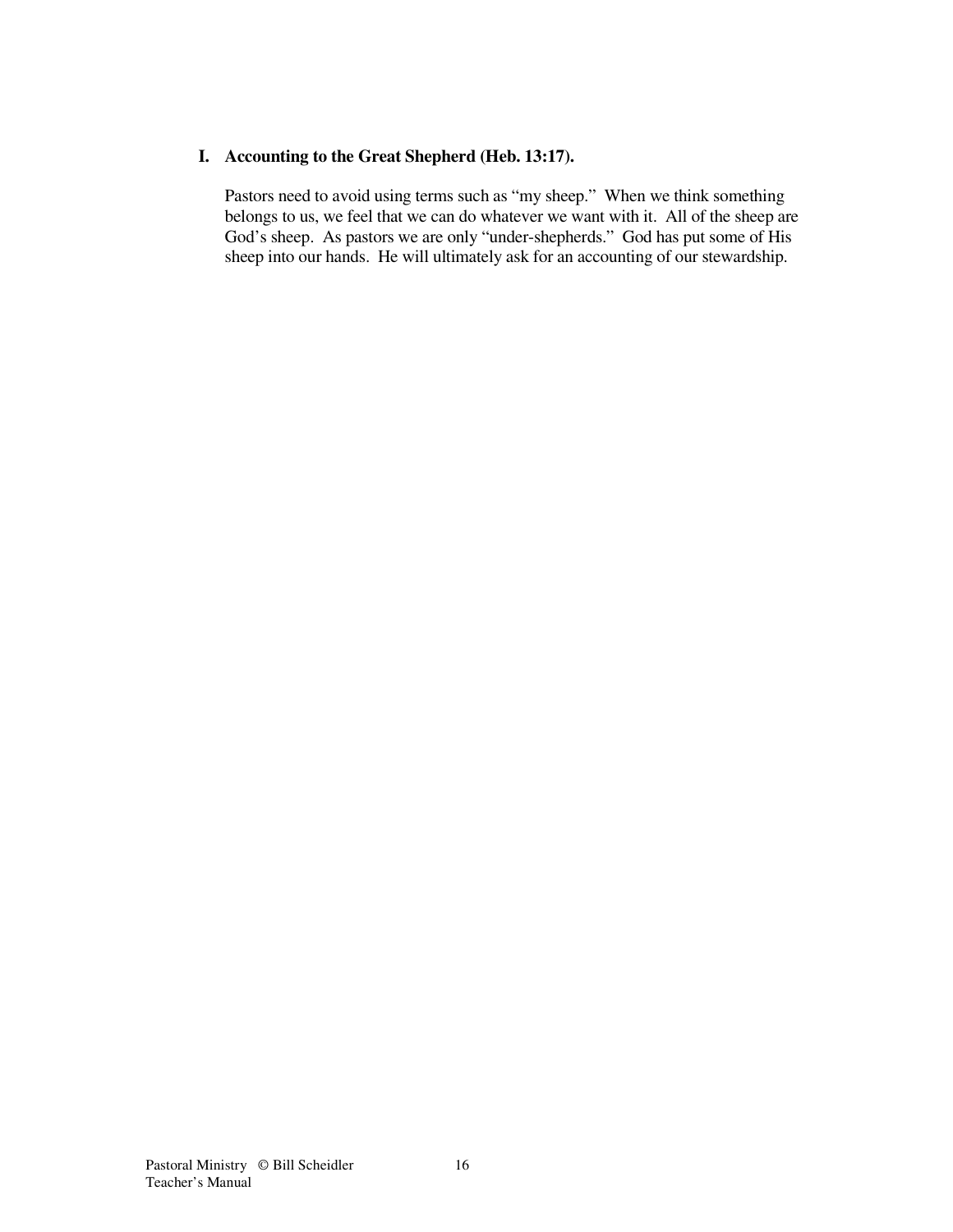**I. Accounting to the Great Shepherd (Heb. 13:17).**

Pastors need to avoid using terms such as "my sheep." When we think something belongs to us, we feel that we can do whatever we want with it. All of the sheep are God's sheep. As pastors we are only "under-shepherds." God has put some of His sheep into our hands. He will ultimately ask for an accounting of our stewardship.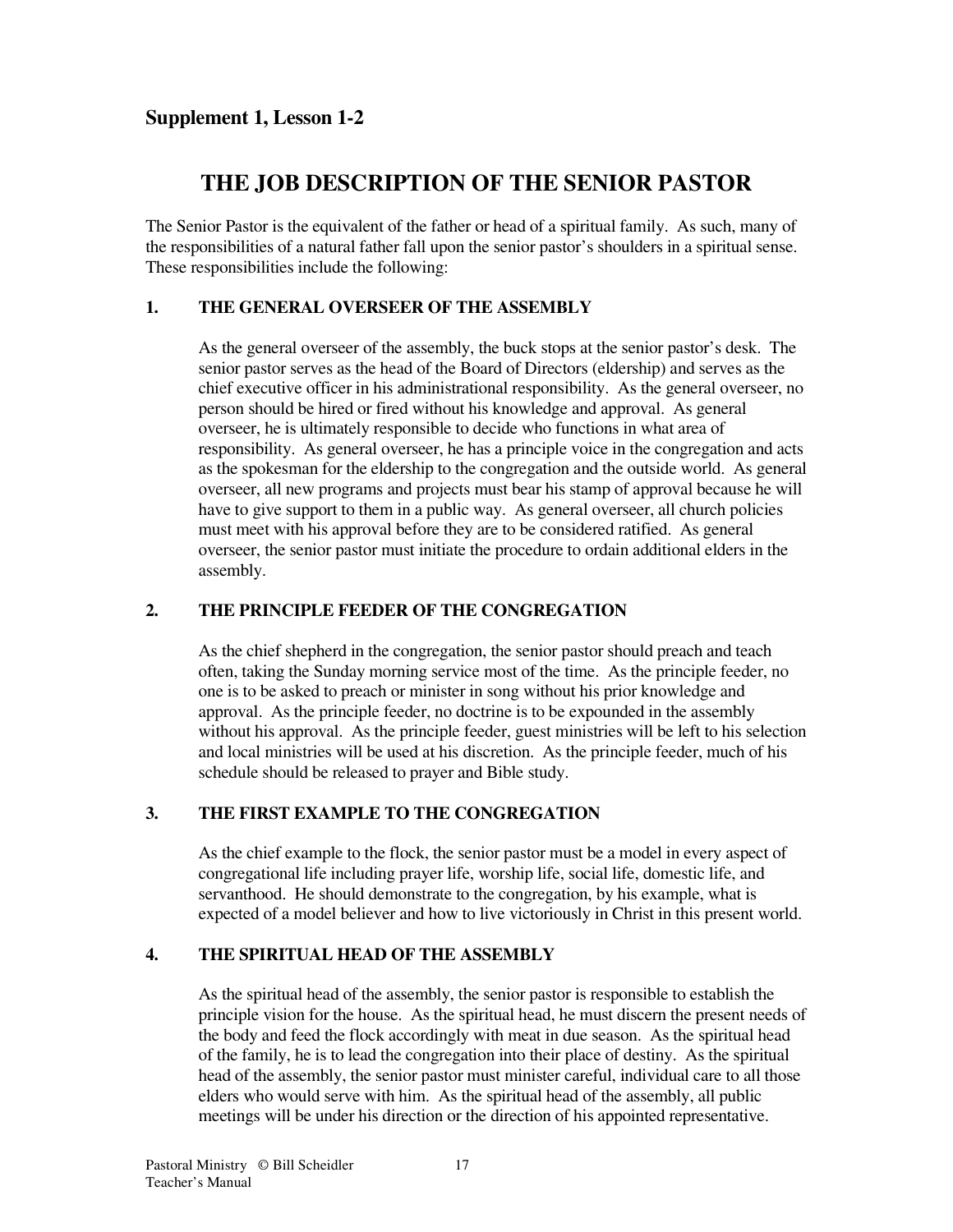## Supplement 1, Lesson 1-2

# THE JOB DESCRIPTION OF THE SENIOR PASTOR

The Senior Pastor is the equivalent of the father or head of a spiritual family. As such, many of the responsibilities of a natural father fall upon the senior pastor's shoulders in a spiritual sense. These responsibilities include the following:

### 1. THE GENERAL OVERSEER OF THE ASSEMBLY

As the general overseer of the assembly, the buck stops at the senior pastor's desk. The senior pastor serves as the head of the Board of Directors (eldership) and serves as the chief executive officer in his administrational responsibility. As the general overseer, no person should be hired or fired without his knowledge and approval. As general overseer, he is ultimately responsible to decide who functions in what area of responsibility. As general overseer, he has a principle voice in the congregation and acts as the spokesman for the eldership to the congregation and the outside world. As general overseer, all new programs and projects must bear his stamp of approval because he will have to give support to them in a public way. As general overseer, all church policies must meet with his approval before they are to be considered ratified. As general overseer, the senior pastor must initiate the procedure to ordain additional elders in the assembly.

### 2. THE PRINCIPLE FEEDER OF THE CONGREGATION

As the chief shepherd in the congregation, the senior pastor should preach and teach often, taking the Sunday morning service most of the time. As the principle feeder, no one is to be asked to preach or minister in song without his prior knowledge and approval. As the principle feeder, no doctrine is to be expounded in the assembly without his approval. As the principle feeder, guest ministries will be left to his selection and local ministries will be used at his discretion. As the principle feeder, much of his schedule should be released to prayer and Bible study.

### 3. THE FIRST EXAMPLE TO THE CONGREGATION

As the chief example to the flock, the senior pastor must be a model in every aspect of congregational life including prayer life, worship life, social life, domestic life, and servanthood. He should demonstrate to the congregation, by his example, what is expected of a model believer and how to live victoriously in Christ in this present world.

### 4. THE SPIRITUAL HEAD OF THE ASSEMBLY

As the spiritual head of the assembly, the senior pastor is responsible to establish the principle vision for the house. As the spiritual head, he must discern the present needs of the body and feed the flock accordingly with meat in due season. As the spiritual head of the family, he is to lead the congregation into their place of destiny. As the spiritual head of the assembly, the senior pastor must minister careful, individual care to all those elders who would serve with him. As the spiritual head of the assembly, all public meetings will be under his direction or the direction of his appointed representative.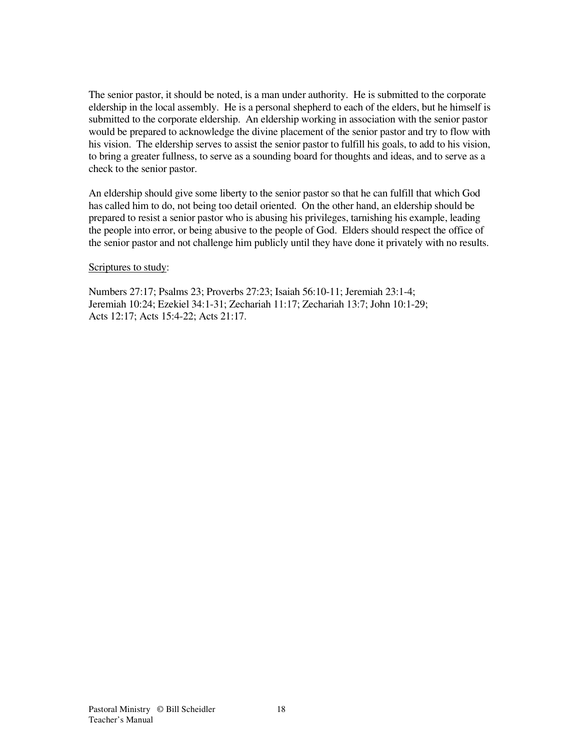The senior pastor, it should be noted, is a man under authority. He is submitted to the corporate eldership in the local assembly. He is a personal shepherd to each of the elders, but he himself is submitted to the corporate eldership. An eldership working in association with the senior pastor would be prepared to acknowledge the divine placement of the senior pastor and try to flow with his vision. The eldership serves to assist the senior pastor to fulfill his goals, to add to his vision, to bring a greater fullness, to serve as a sounding board for thoughts and ideas, and to serve as a check to the senior pastor.

An eldership should give some liberty to the senior pastor so that he can fulfill that which God has called him to do, not being too detail oriented. On the other hand, an eldership should be prepared to resist a senior pastor who is abusing his privileges, tarnishing his example, leading the people into error, or being abusive to the people of God. Elders should respect the office of the senior pastor and not challenge him publicly until they have done it privately with no results.

<u>Scriptures to study</u>:

Numbers 27:17; Psalms 23; Proverbs 27:23; Isaiah 56:10-11; Jeremiah 23:1-4; Jeremiah 10:24; Ezekiel 34:1-31; Zechariah 11:17; Zechariah 13:7; John 10:1-29; Acts 12:17; Acts 15:4-22; Acts 21:17.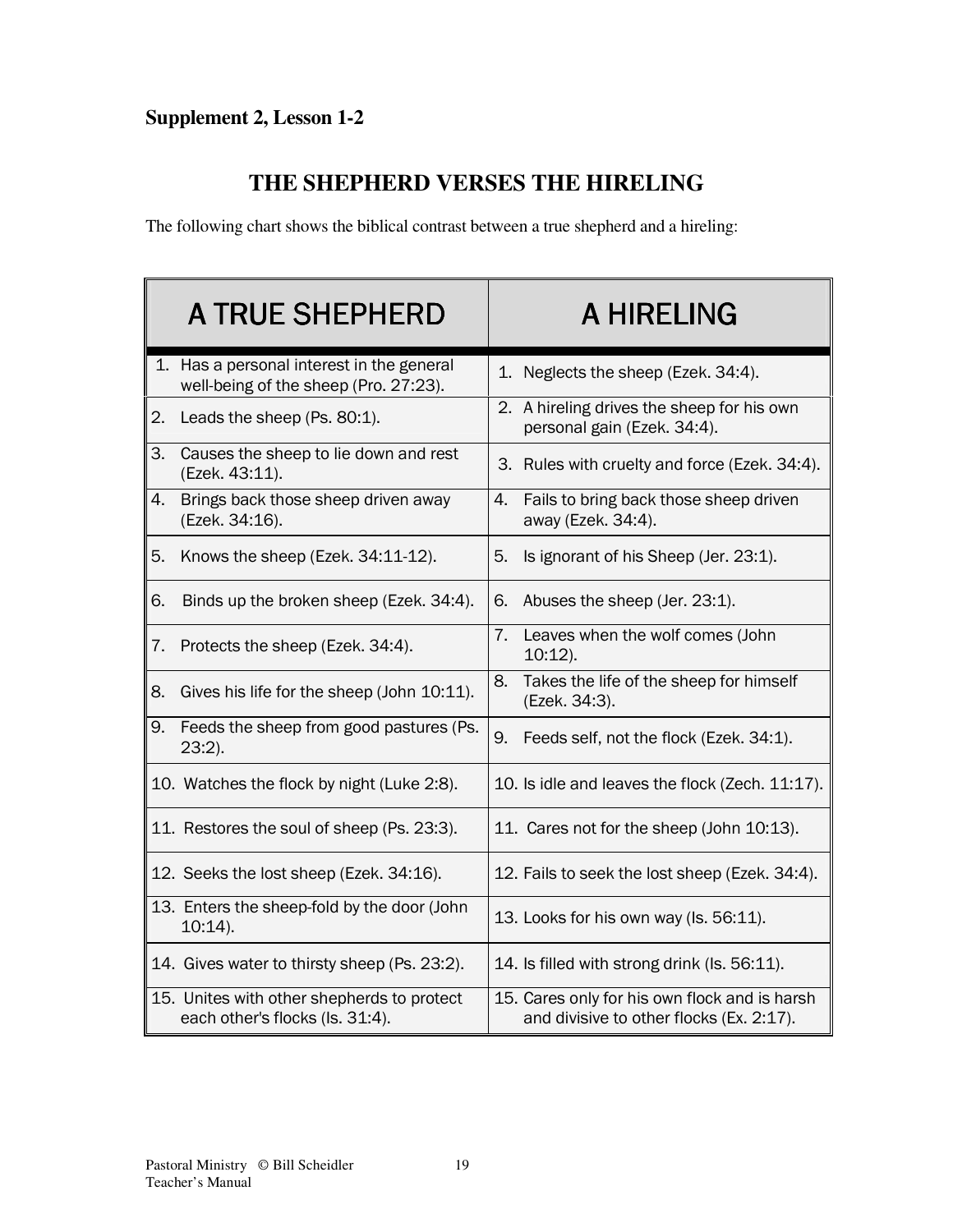**Supplement 2, Lesson 1-2**

## THE SHEPHERD VERSES THE HIRELING

The following chart shows the biblical contrast between a true shepherd and a hireling:

| A TRUE SHEPHERD | A HIRELING |
|---|---|
| 1. Has a personal interest in the general well-being of the sheep (Pro. 27:23). | 1. Neglects the sheep (Ezek. 34:4). |
| 2. Leads the sheep (Ps. 80:1). | 2. A hireling drives the sheep for his own personal gain (Ezek. 34:4). |
| 3. Causes the sheep to lie down and rest (Ezek. 43:11). | 3. Rules with cruelty and force (Ezek. 34:4). |
| 4. Brings back those sheep driven away (Ezek. 34:16). | 4. Fails to bring back those sheep driven away (Ezek. 34:4). |
| 5. Knows the sheep (Ezek. 34:11-12). | 5. Is ignorant of his Sheep (Jer. 23:1). |
| 6. Binds up the broken sheep (Ezek. 34:4). | 6. Abuses the sheep (Jer. 23:1). |
| 7. Protects the sheep (Ezek. 34:4). | 7. Leaves when the wolf comes (John 10:12). |
| 8. Gives his life for the sheep (John 10:11). | 8. Takes the life of the sheep for himself (Ezek. 34:3). |
| 9. Feeds the sheep from good pastures (Ps. 23:2). | 9. Feeds self, not the flock (Ezek. 34:1). |
| 10. Watches the flock by night (Luke 2:8). | 10. Is idle and leaves the flock (Zech. 11:17). |
| 11. Restores the soul of sheep (Ps. 23:3). | 11. Cares not for the sheep (John 10:13). |
| 12. Seeks the lost sheep (Ezek. 34:16). | 12. Fails to seek the lost sheep (Ezek. 34:4). |
| 13. Enters the sheep-fold by the door (John 10:14). | 13. Looks for his own way (Is. 56:11). |
| 14. Gives water to thirsty sheep (Ps. 23:2). | 14. Is filled with strong drink (Is. 56:11). |
| 15. Unites with other shepherds to protect each other's flocks (Is. 31:4). | 15. Cares only for his own flock and is harsh and divisive to other flocks (Ex. 2:17). |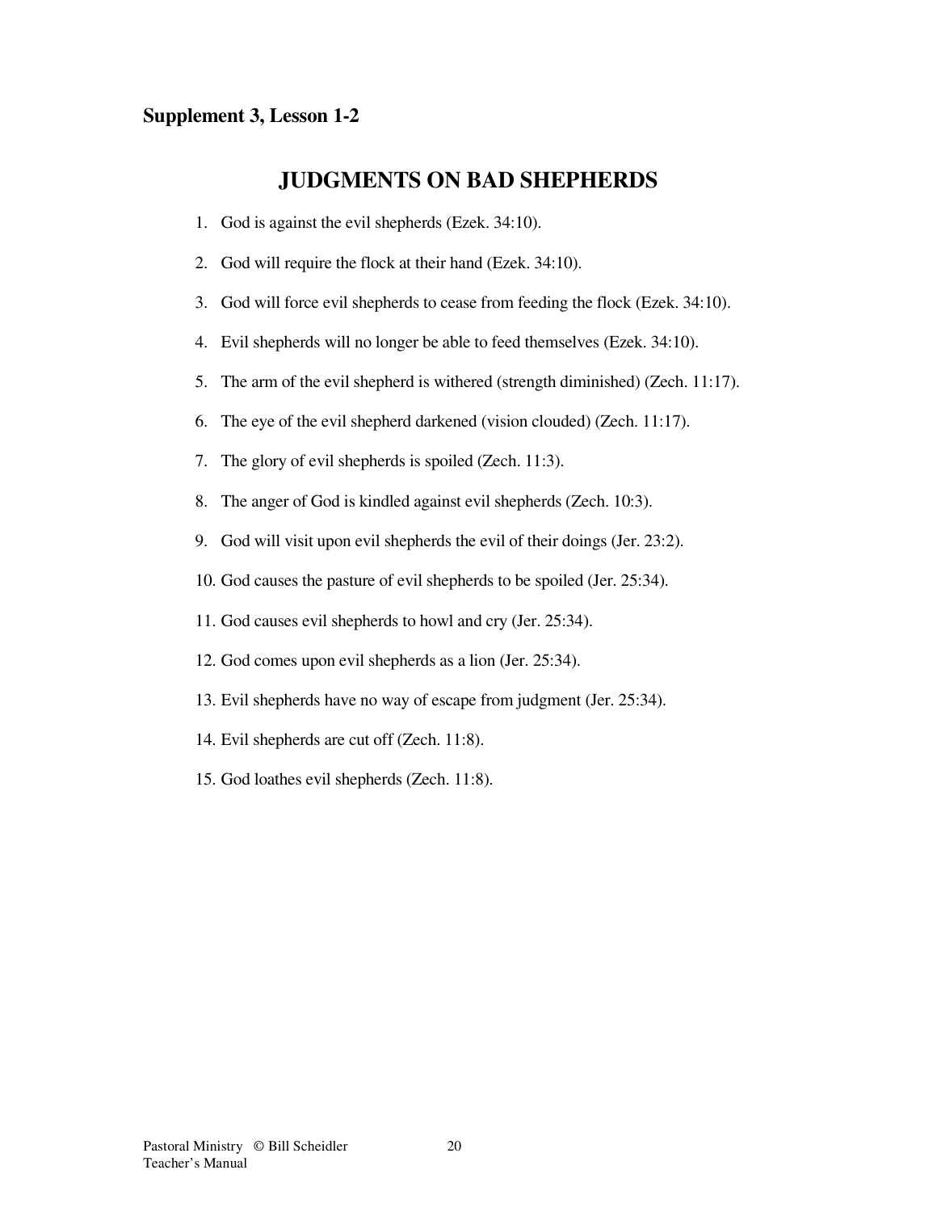**Supplement 3, Lesson 1-2**

# JUDGMENTS ON BAD SHEPHERDS

1. God is against the evil shepherds (Ezek. 34:10).
2. God will require the flock at their hand (Ezek. 34:10).
3. God will force evil shepherds to cease from feeding the flock (Ezek. 34:10).
4. Evil shepherds will no longer be able to feed themselves (Ezek. 34:10).
5. The arm of the evil shepherd is withered (strength diminished) (Zech. 11:17).
6. The eye of the evil shepherd darkened (vision clouded) (Zech. 11:17).
7. The glory of evil shepherds is spoiled (Zech. 11:3).
8. The anger of God is kindled against evil shepherds (Zech. 10:3).
9. God will visit upon evil shepherds the evil of their doings (Jer. 23:2).
10. God causes the pasture of evil shepherds to be spoiled (Jer. 25:34).
11. God causes evil shepherds to howl and cry (Jer. 25:34).
12. God comes upon evil shepherds as a lion (Jer. 25:34).
13. Evil shepherds have no way of escape from judgment (Jer. 25:34).
14. Evil shepherds are cut off (Zech. 11:8).
15. God loathes evil shepherds (Zech. 11:8).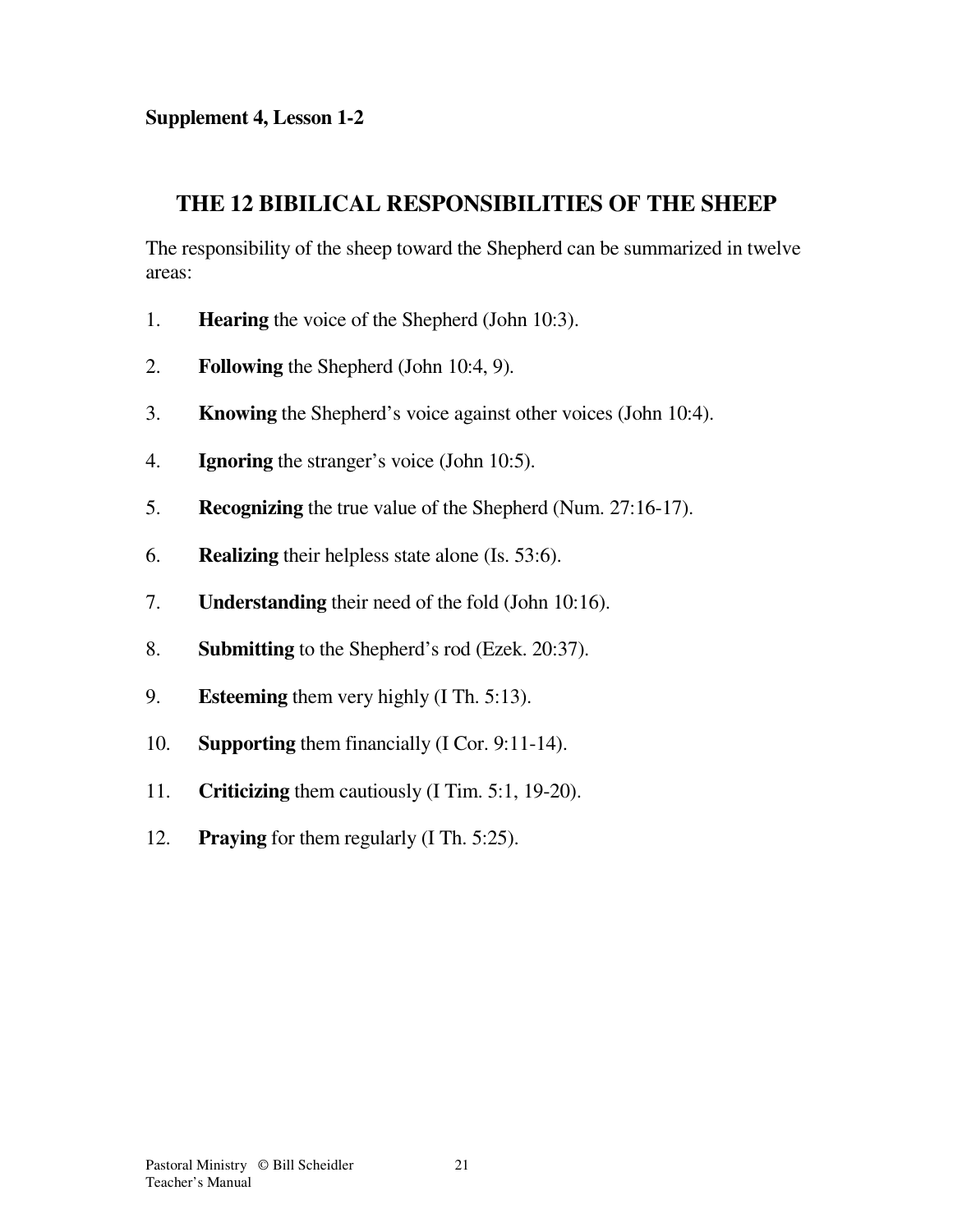**Supplement 4, Lesson 1-2**

## THE 12 BIBILICAL RESPONSIBILITIES OF THE SHEEP

The responsibility of the sheep toward the Shepherd can be summarized in twelve areas:

1. **Hearing** the voice of the Shepherd (John 10:3).
2. **Following** the Shepherd (John 10:4, 9).
3. **Knowing** the Shepherd's voice against other voices (John 10:4).
4. **Ignoring** the stranger's voice (John 10:5).
5. **Recognizing** the true value of the Shepherd (Num. 27:16-17).
6. **Realizing** their helpless state alone (Is. 53:6).
7. **Understanding** their need of the fold (John 10:16).
8. **Submitting** to the Shepherd's rod (Ezek. 20:37).
9. **Esteeming** them very highly (I Th. 5:13).
10. **Supporting** them financially (I Cor. 9:11-14).
11. **Criticizing** them cautiously (I Tim. 5:1, 19-20).
12. **Praying** for them regularly (I Th. 5:25).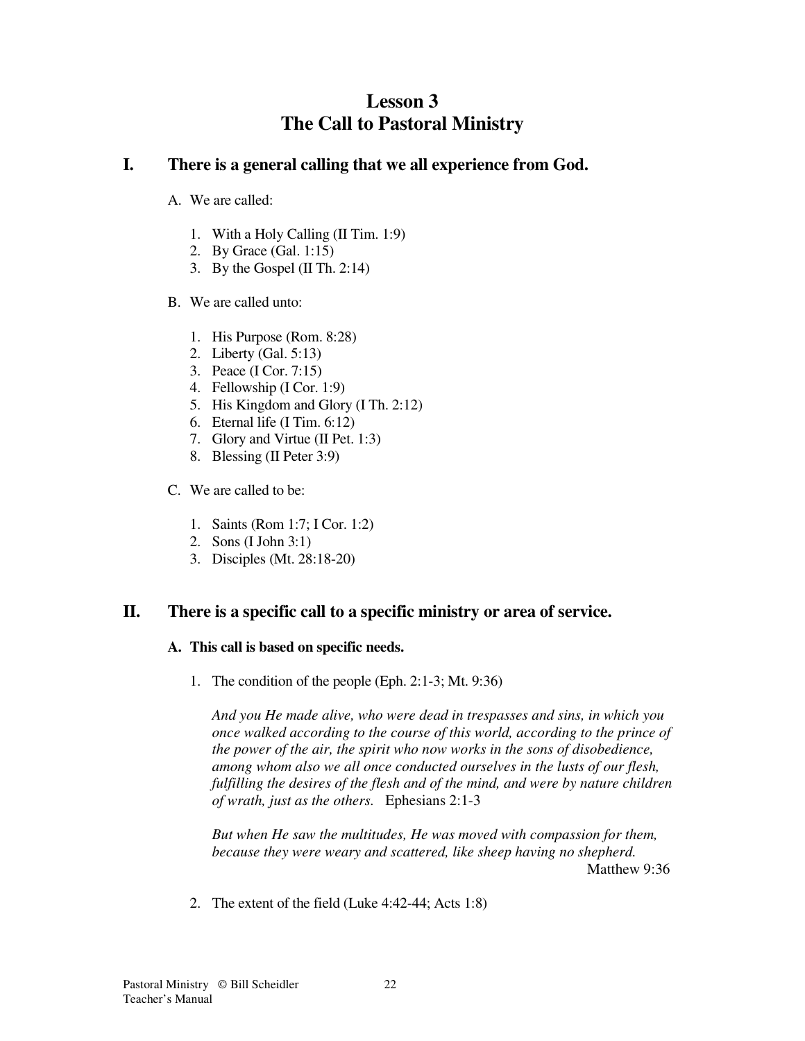# Lesson 3
# The Call to Pastoral Ministry

## I. There is a general calling that we all experience from God.

A. We are called:

1. With a Holy Calling (II Tim. 1:9)
2. By Grace (Gal. 1:15)
3. By the Gospel (II Th. 2:14)

B. We are called unto:

1. His Purpose (Rom. 8:28)
2. Liberty (Gal. 5:13)
3. Peace (I Cor. 7:15)
4. Fellowship (I Cor. 1:9)
5. His Kingdom and Glory (I Th. 2:12)
6. Eternal life (I Tim. 6:12)
7. Glory and Virtue (II Pet. 1:3)
8. Blessing (II Peter 3:9)

C. We are called to be:

1. Saints (Rom 1:7; I Cor. 1:2)
2. Sons (I John 3:1)
3. Disciples (Mt. 28:18-20)

## II. There is a specific call to a specific ministry or area of service.

### A. This call is based on specific needs.

1. The condition of the people (Eph. 2:1-3; Mt. 9:36)

   *And you He made alive, who were dead in trespasses and sins, in which you once walked according to the course of this world, according to the prince of the power of the air, the spirit who now works in the sons of disobedience, among whom also we all once conducted ourselves in the lusts of our flesh, fulfilling the desires of the flesh and of the mind, and were by nature children of wrath, just as the others.* Ephesians 2:1-3

   *But when He saw the multitudes, He was moved with compassion for them, because they were weary and scattered, like sheep having no shepherd.* Matthew 9:36

2. The extent of the field (Luke 4:42-44; Acts 1:8)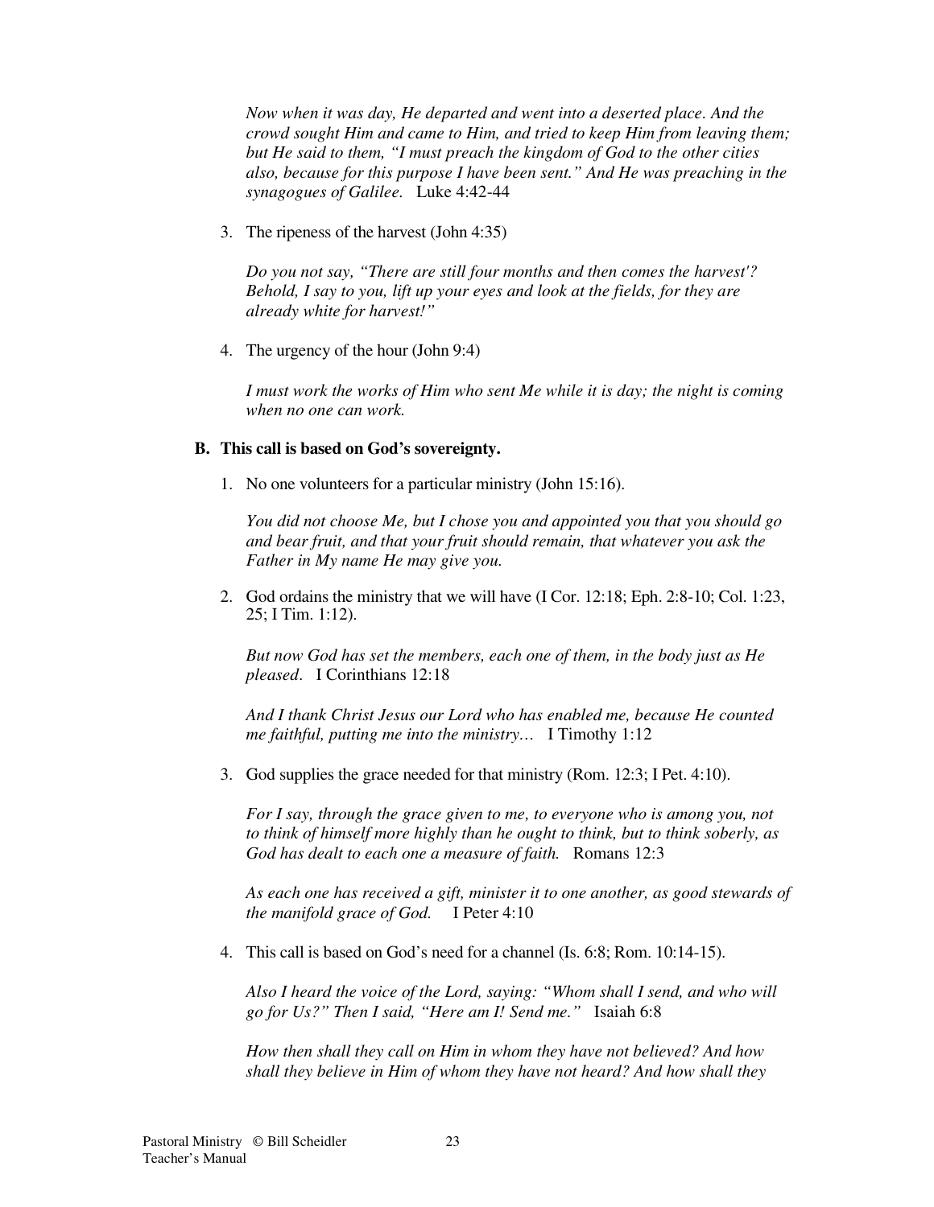*Now when it was day, He departed and went into a deserted place. And the crowd sought Him and came to Him, and tried to keep Him from leaving them; but He said to them, "I must preach the kingdom of God to the other cities also, because for this purpose I have been sent." And He was preaching in the synagogues of Galilee.* Luke 4:42-44

3. The ripeness of the harvest (John 4:35)

   *Do you not say, "There are still four months and then comes the harvest'? Behold, I say to you, lift up your eyes and look at the fields, for they are already white for harvest!"*

4. The urgency of the hour (John 9:4)

   *I must work the works of Him who sent Me while it is day; the night is coming when no one can work.*

**B. This call is based on God's sovereignty.**

1. No one volunteers for a particular ministry (John 15:16).

   *You did not choose Me, but I chose you and appointed you that you should go and bear fruit, and that your fruit should remain, that whatever you ask the Father in My name He may give you.*

2. God ordains the ministry that we will have (I Cor. 12:18; Eph. 2:8-10; Col. 1:23, 25; I Tim. 1:12).

   *But now God has set the members, each one of them, in the body just as He pleased*. I Corinthians 12:18

   *And I thank Christ Jesus our Lord who has enabled me, because He counted me faithful, putting me into the ministry…* I Timothy 1:12

3. God supplies the grace needed for that ministry (Rom. 12:3; I Pet. 4:10).

   *For I say, through the grace given to me, to everyone who is among you, not to think of himself more highly than he ought to think, but to think soberly, as God has dealt to each one a measure of faith.* Romans 12:3

   *As each one has received a gift, minister it to one another, as good stewards of the manifold grace of God.* I Peter 4:10

4. This call is based on God's need for a channel (Is. 6:8; Rom. 10:14-15).

   *Also I heard the voice of the Lord, saying: "Whom shall I send, and who will go for Us?" Then I said, "Here am I! Send me."* Isaiah 6:8

   *How then shall they call on Him in whom they have not believed? And how shall they believe in Him of whom they have not heard? And how shall they*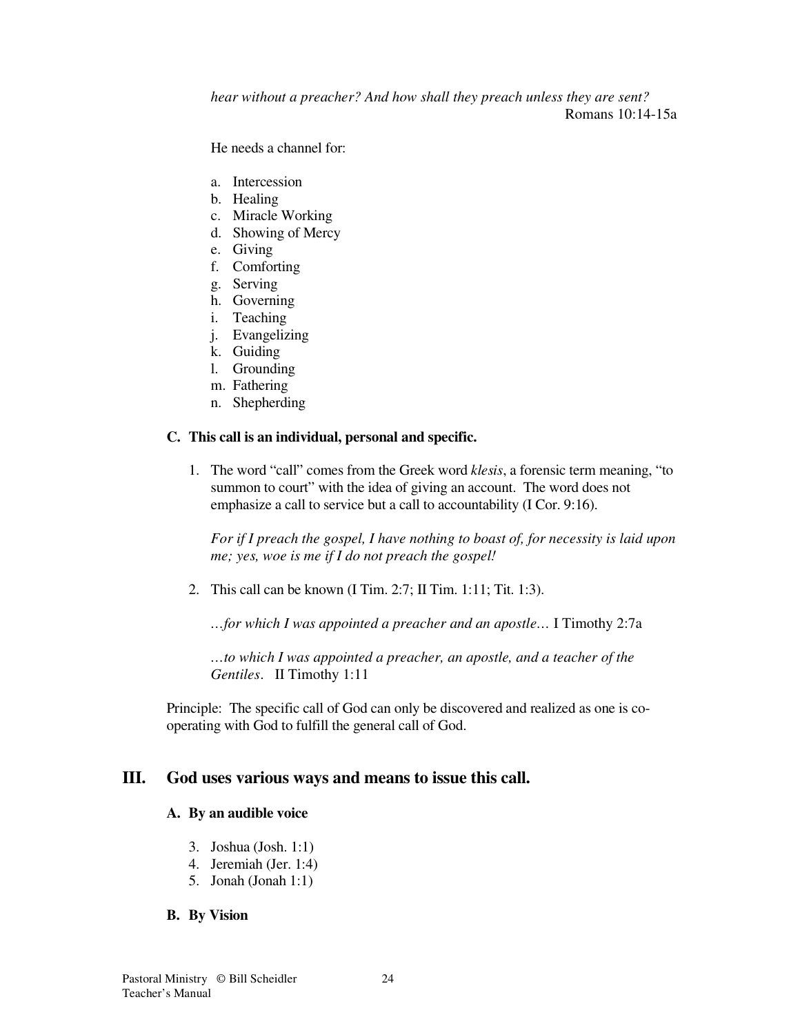*hear without a preacher? And how shall they preach unless they are sent?*
Romans 10:14-15a

He needs a channel for:

a. Intercession
b. Healing
c. Miracle Working
d. Showing of Mercy
e. Giving
f. Comforting
g. Serving
h. Governing
i. Teaching
j. Evangelizing
k. Guiding
l. Grounding
m. Fathering
n. Shepherding

**C. This call is an individual, personal and specific.**

1. The word "call" comes from the Greek word *klesis*, a forensic term meaning, "to summon to court" with the idea of giving an account. The word does not emphasize a call to service but a call to accountability (I Cor. 9:16).

   *For if I preach the gospel, I have nothing to boast of, for necessity is laid upon me; yes, woe is me if I do not preach the gospel!*

2. This call can be known (I Tim. 2:7; II Tim. 1:11; Tit. 1:3).

   *…for which I was appointed a preacher and an apostle…* I Timothy 2:7a

   *…to which I was appointed a preacher, an apostle, and a teacher of the Gentiles*. II Timothy 1:11

Principle: The specific call of God can only be discovered and realized as one is co-operating with God to fulfill the general call of God.

## III. God uses various ways and means to issue this call.

**A. By an audible voice**

3. Joshua (Josh. 1:1)
4. Jeremiah (Jer. 1:4)
5. Jonah (Jonah 1:1)

**B. By Vision**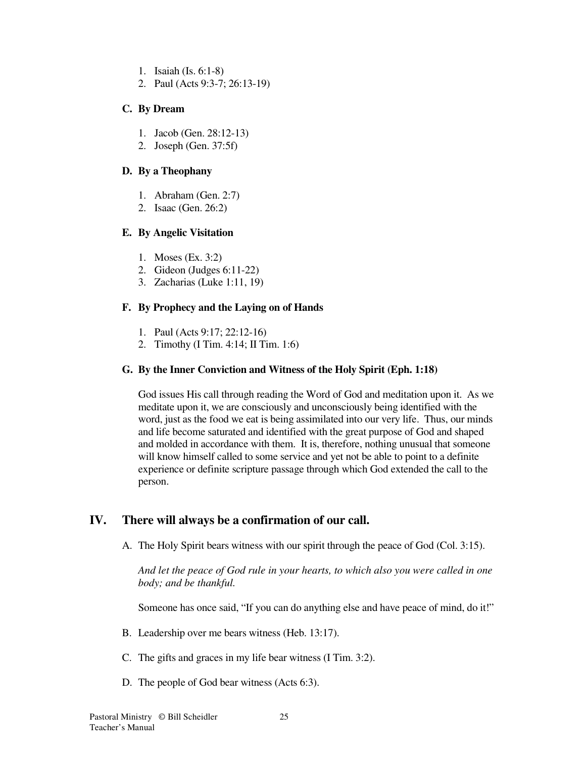1. Isaiah (Is. 6:1-8)
2. Paul (Acts 9:3-7; 26:13-19)

### C. By Dream

1. Jacob (Gen. 28:12-13)
2. Joseph (Gen. 37:5f)

### D. By a Theophany

1. Abraham (Gen. 2:7)
2. Isaac (Gen. 26:2)

### E. By Angelic Visitation

1. Moses (Ex. 3:2)
2. Gideon (Judges 6:11-22)
3. Zacharias (Luke 1:11, 19)

### F. By Prophecy and the Laying on of Hands

1. Paul (Acts 9:17; 22:12-16)
2. Timothy (I Tim. 4:14; II Tim. 1:6)

### G. By the Inner Conviction and Witness of the Holy Spirit (Eph. 1:18)

God issues His call through reading the Word of God and meditation upon it. As we meditate upon it, we are consciously and unconsciously being identified with the word, just as the food we eat is being assimilated into our very life. Thus, our minds and life become saturated and identified with the great purpose of God and shaped and molded in accordance with them. It is, therefore, nothing unusual that someone will know himself called to some service and yet not be able to point to a definite experience or definite scripture passage through which God extended the call to the person.

## IV. There will always be a confirmation of our call.

A. The Holy Spirit bears witness with our spirit through the peace of God (Col. 3:15).

*And let the peace of God rule in your hearts, to which also you were called in one body; and be thankful.*

Someone has once said, "If you can do anything else and have peace of mind, do it!"

B. Leadership over me bears witness (Heb. 13:17).

C. The gifts and graces in my life bear witness (I Tim. 3:2).

D. The people of God bear witness (Acts 6:3).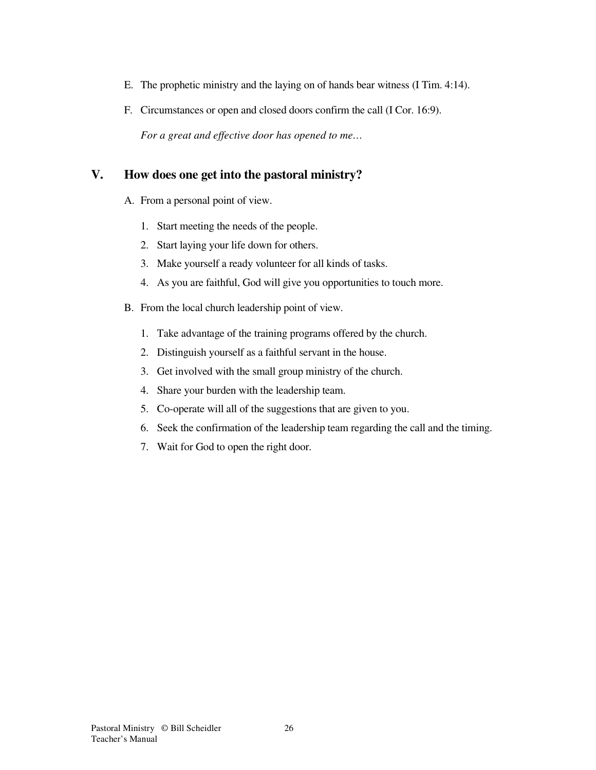E. The prophetic ministry and the laying on of hands bear witness (I Tim. 4:14).

F. Circumstances or open and closed doors confirm the call (I Cor. 16:9).

   *For a great and effective door has opened to me…*

## V. How does one get into the pastoral ministry?

A. From a personal point of view.

   1. Start meeting the needs of the people.
   2. Start laying your life down for others.
   3. Make yourself a ready volunteer for all kinds of tasks.
   4. As you are faithful, God will give you opportunities to touch more.

B. From the local church leadership point of view.

   1. Take advantage of the training programs offered by the church.
   2. Distinguish yourself as a faithful servant in the house.
   3. Get involved with the small group ministry of the church.
   4. Share your burden with the leadership team.
   5. Co-operate will all of the suggestions that are given to you.
   6. Seek the confirmation of the leadership team regarding the call and the timing.
   7. Wait for God to open the right door.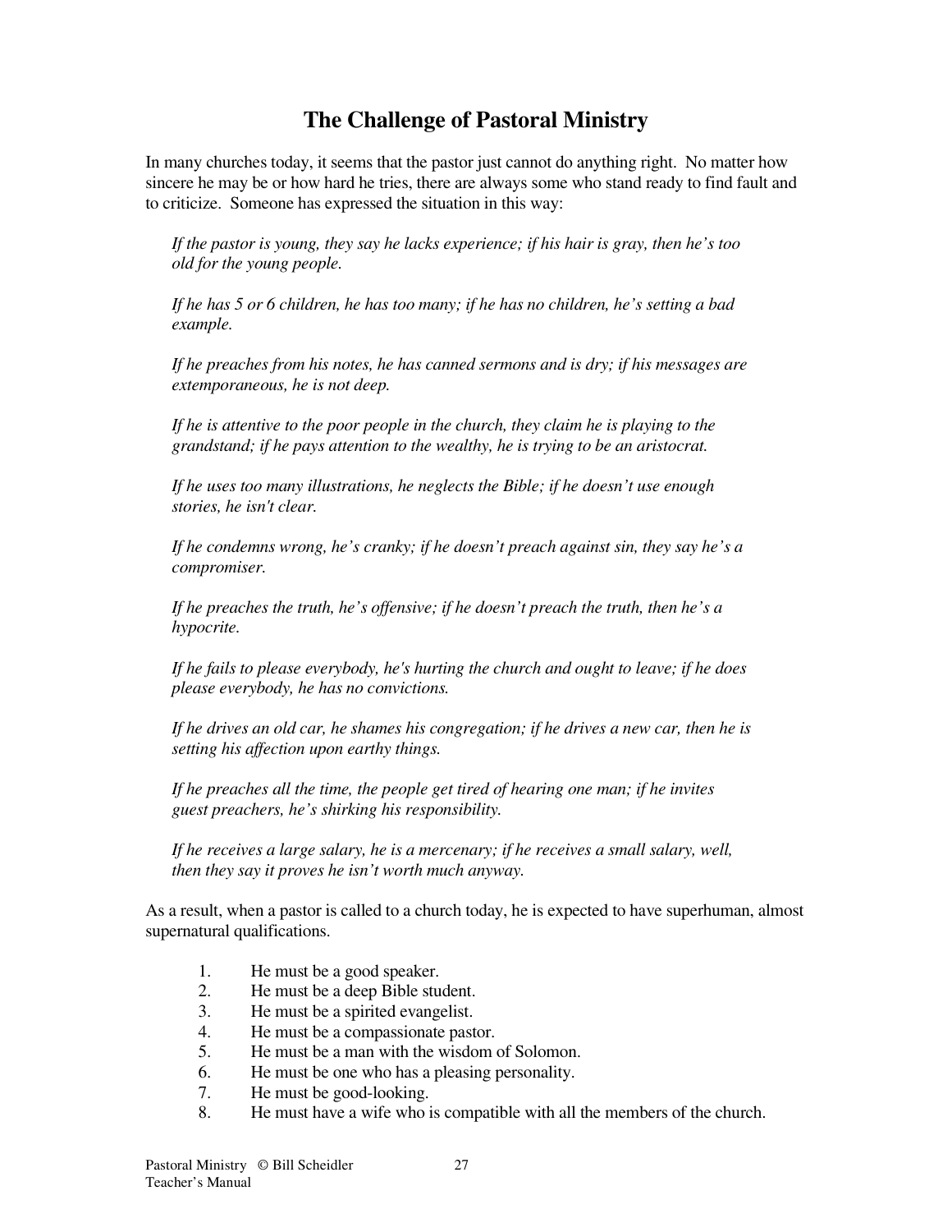# The Challenge of Pastoral Ministry

In many churches today, it seems that the pastor just cannot do anything right. No matter how sincere he may be or how hard he tries, there are always some who stand ready to find fault and to criticize. Someone has expressed the situation in this way:

> *If the pastor is young, they say he lacks experience; if his hair is gray, then he's too old for the young people.*
>
> *If he has 5 or 6 children, he has too many; if he has no children, he's setting a bad example.*
>
> *If he preaches from his notes, he has canned sermons and is dry; if his messages are extemporaneous, he is not deep.*
>
> *If he is attentive to the poor people in the church, they claim he is playing to the grandstand; if he pays attention to the wealthy, he is trying to be an aristocrat.*
>
> *If he uses too many illustrations, he neglects the Bible; if he doesn't use enough stories, he isn't clear.*
>
> *If he condemns wrong, he's cranky; if he doesn't preach against sin, they say he's a compromiser.*
>
> *If he preaches the truth, he's offensive; if he doesn't preach the truth, then he's a hypocrite.*
>
> *If he fails to please everybody, he's hurting the church and ought to leave; if he does please everybody, he has no convictions.*
>
> *If he drives an old car, he shames his congregation; if he drives a new car, then he is setting his affection upon earthy things.*
>
> *If he preaches all the time, the people get tired of hearing one man; if he invites guest preachers, he's shirking his responsibility.*
>
> *If he receives a large salary, he is a mercenary; if he receives a small salary, well, then they say it proves he isn't worth much anyway.*

As a result, when a pastor is called to a church today, he is expected to have superhuman, almost supernatural qualifications.

1. He must be a good speaker.
2. He must be a deep Bible student.
3. He must be a spirited evangelist.
4. He must be a compassionate pastor.
5. He must be a man with the wisdom of Solomon.
6. He must be one who has a pleasing personality.
7. He must be good-looking.
8. He must have a wife who is compatible with all the members of the church.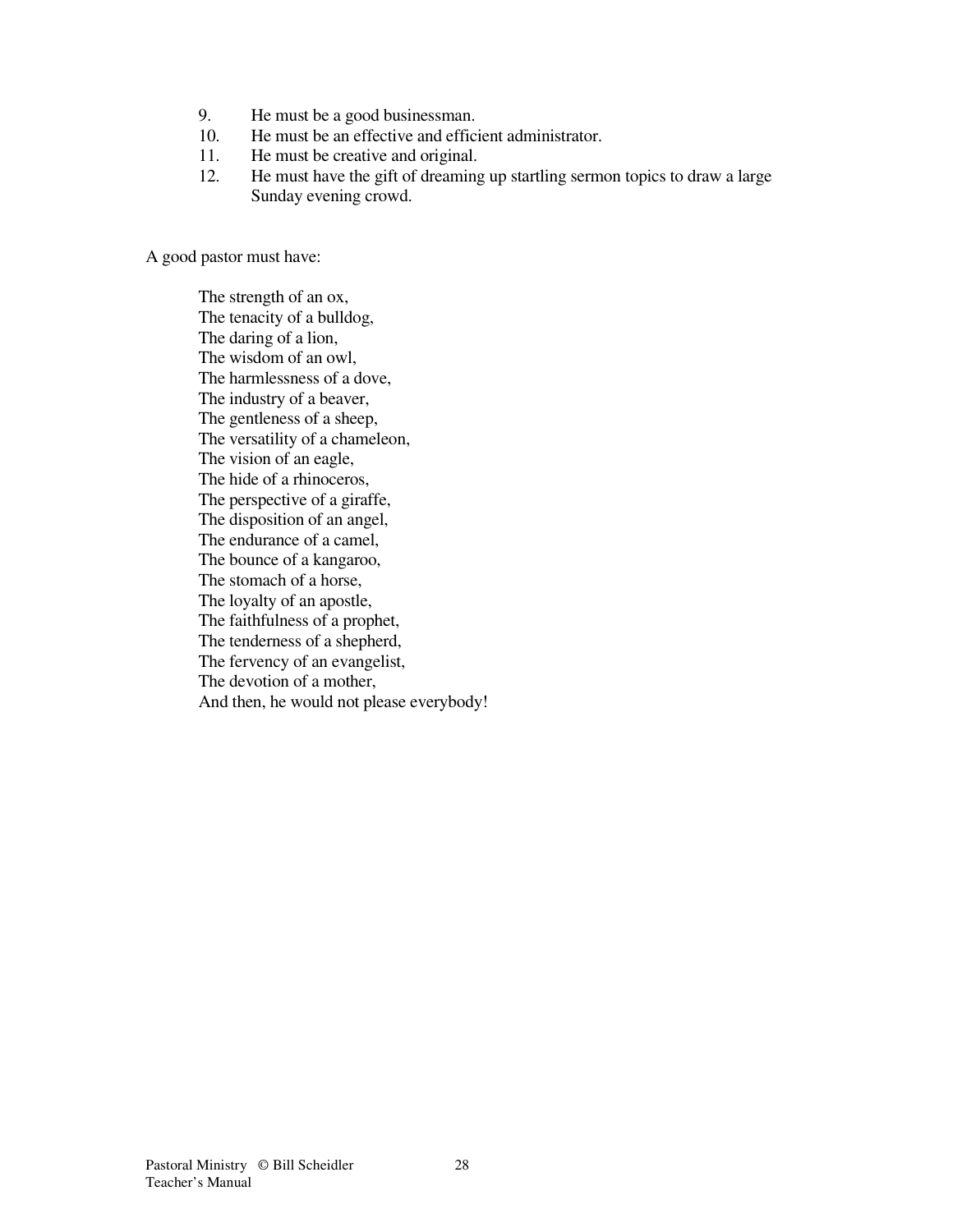9. He must be a good businessman.
10. He must be an effective and efficient administrator.
11. He must be creative and original.
12. He must have the gift of dreaming up startling sermon topics to draw a large Sunday evening crowd.

A good pastor must have:

> The strength of an ox,
> The tenacity of a bulldog,
> The daring of a lion,
> The wisdom of an owl,
> The harmlessness of a dove,
> The industry of a beaver,
> The gentleness of a sheep,
> The versatility of a chameleon,
> The vision of an eagle,
> The hide of a rhinoceros,
> The perspective of a giraffe,
> The disposition of an angel,
> The endurance of a camel,
> The bounce of a kangaroo,
> The stomach of a horse,
> The loyalty of an apostle,
> The faithfulness of a prophet,
> The tenderness of a shepherd,
> The fervency of an evangelist,
> The devotion of a mother,
> And then, he would not please everybody!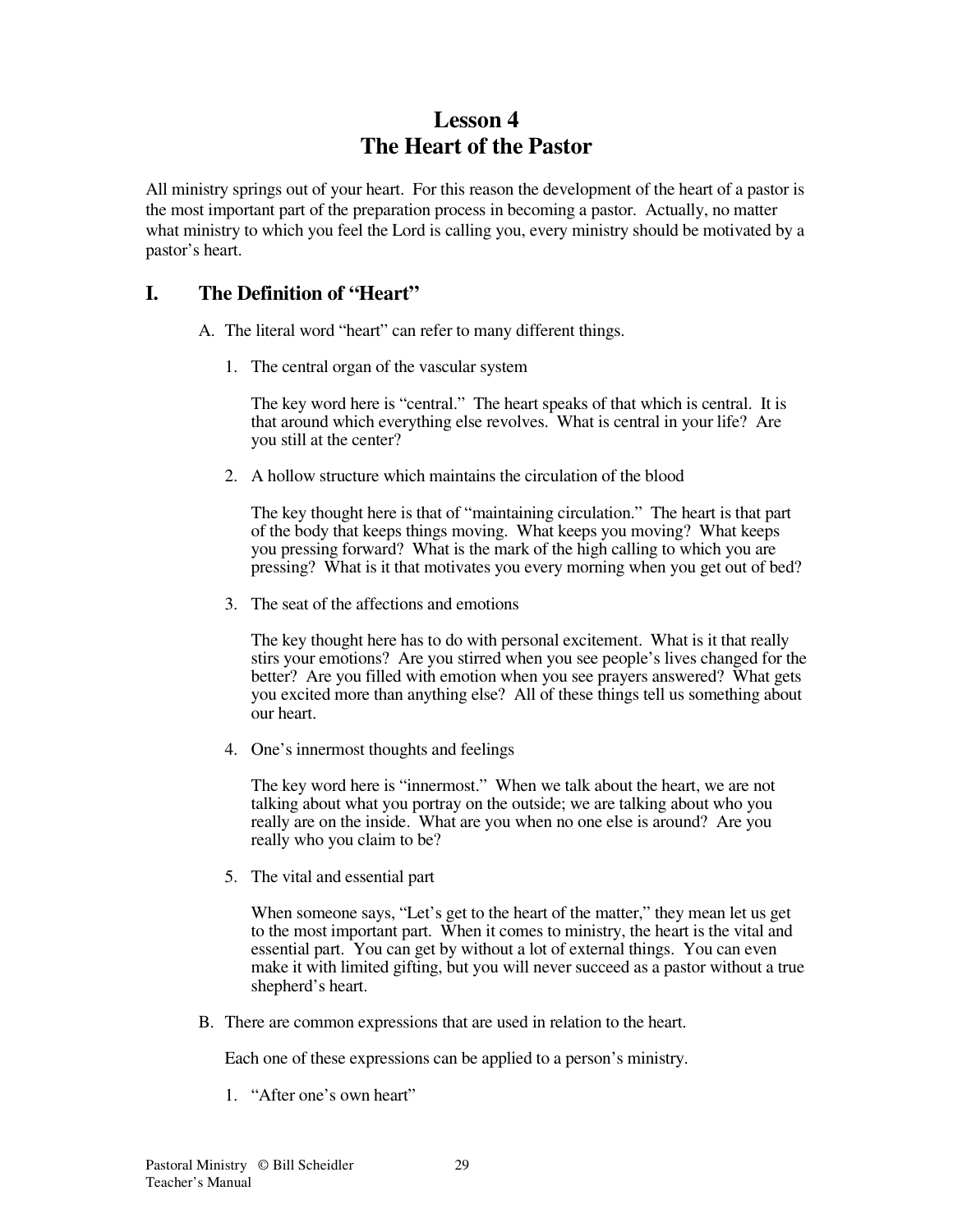# Lesson 4
# The Heart of the Pastor

All ministry springs out of your heart. For this reason the development of the heart of a pastor is the most important part of the preparation process in becoming a pastor. Actually, no matter what ministry to which you feel the Lord is calling you, every ministry should be motivated by a pastor's heart.

## I. The Definition of "Heart"

A. The literal word "heart" can refer to many different things.

1. The central organ of the vascular system

   The key word here is "central." The heart speaks of that which is central. It is that around which everything else revolves. What is central in your life? Are you still at the center?

2. A hollow structure which maintains the circulation of the blood

   The key thought here is that of "maintaining circulation." The heart is that part of the body that keeps things moving. What keeps you moving? What keeps you pressing forward? What is the mark of the high calling to which you are pressing? What is it that motivates you every morning when you get out of bed?

3. The seat of the affections and emotions

   The key thought here has to do with personal excitement. What is it that really stirs your emotions? Are you stirred when you see people's lives changed for the better? Are you filled with emotion when you see prayers answered? What gets you excited more than anything else? All of these things tell us something about our heart.

4. One's innermost thoughts and feelings

   The key word here is "innermost." When we talk about the heart, we are not talking about what you portray on the outside; we are talking about who you really are on the inside. What are you when no one else is around? Are you really who you claim to be?

5. The vital and essential part

   When someone says, "Let's get to the heart of the matter," they mean let us get to the most important part. When it comes to ministry, the heart is the vital and essential part. You can get by without a lot of external things. You can even make it with limited gifting, but you will never succeed as a pastor without a true shepherd's heart.

B. There are common expressions that are used in relation to the heart.

   Each one of these expressions can be applied to a person's ministry.

1. "After one's own heart"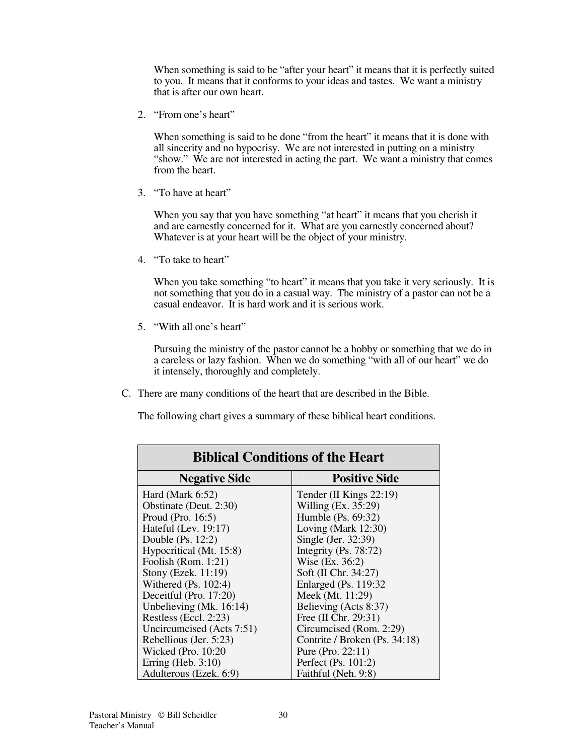When something is said to be "after your heart" it means that it is perfectly suited to you. It means that it conforms to your ideas and tastes. We want a ministry that is after our own heart.

2. "From one's heart"

   When something is said to be done "from the heart" it means that it is done with all sincerity and no hypocrisy. We are not interested in putting on a ministry "show." We are not interested in acting the part. We want a ministry that comes from the heart.

3. "To have at heart"

   When you say that you have something "at heart" it means that you cherish it and are earnestly concerned for it. What are you earnestly concerned about? Whatever is at your heart will be the object of your ministry.

4. "To take to heart"

   When you take something "to heart" it means that you take it very seriously. It is not something that you do in a casual way. The ministry of a pastor can not be a casual endeavor. It is hard work and it is serious work.

5. "With all one's heart"

   Pursuing the ministry of the pastor cannot be a hobby or something that we do in a careless or lazy fashion. When we do something "with all of our heart" we do it intensely, thoroughly and completely.

C. There are many conditions of the heart that are described in the Bible.

   The following chart gives a summary of these biblical heart conditions.

| Biblical Conditions of the Heart | |
|---|---|
| **Negative Side** | **Positive Side** |
| Hard (Mark 6:52) | Tender (II Kings 22:19) |
| Obstinate (Deut. 2:30) | Willing (Ex. 35:29) |
| Proud (Pro. 16:5) | Humble (Ps. 69:32) |
| Hateful (Lev. 19:17) | Loving (Mark 12:30) |
| Double (Ps. 12:2) | Single (Jer. 32:39) |
| Hypocritical (Mt. 15:8) | Integrity (Ps. 78:72) |
| Foolish (Rom. 1:21) | Wise (Ex. 36:2) |
| Stony (Ezek. 11:19) | Soft (II Chr. 34:27) |
| Withered (Ps. 102:4) | Enlarged (Ps. 119:32 |
| Deceitful (Pro. 17:20) | Meek (Mt. 11:29) |
| Unbelieving (Mk. 16:14) | Believing (Acts 8:37) |
| Restless (Eccl. 2:23) | Free (II Chr. 29:31) |
| Uncircumcised (Acts 7:51) | Circumcised (Rom. 2:29) |
| Rebellious (Jer. 5:23) | Contrite / Broken (Ps. 34:18) |
| Wicked (Pro. 10:20 | Pure (Pro. 22:11) |
| Erring (Heb. 3:10) | Perfect (Ps. 101:2) |
| Adulterous (Ezek. 6:9) | Faithful (Neh. 9:8) |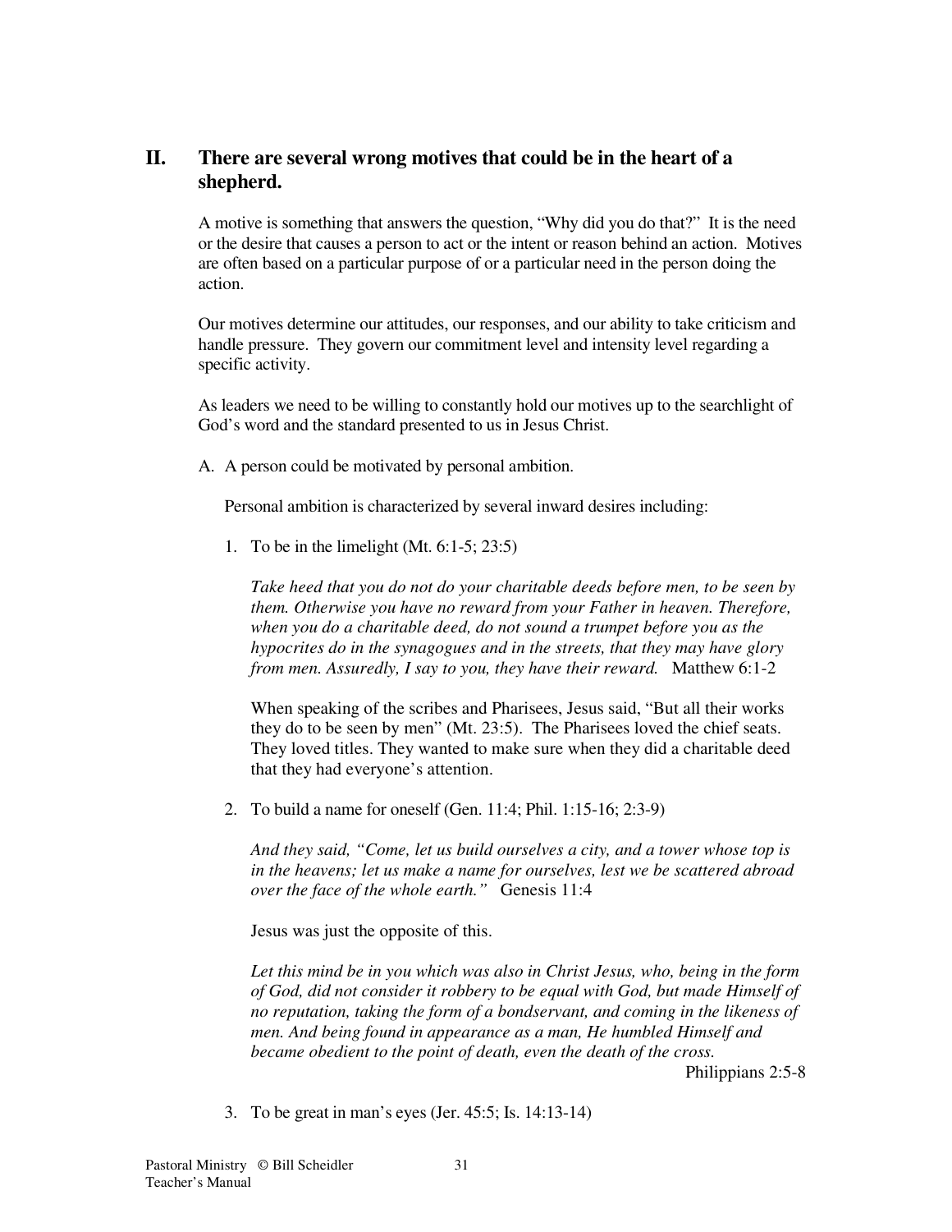## II. There are several wrong motives that could be in the heart of a shepherd.

A motive is something that answers the question, "Why did you do that?" It is the need or the desire that causes a person to act or the intent or reason behind an action. Motives are often based on a particular purpose of or a particular need in the person doing the action.

Our motives determine our attitudes, our responses, and our ability to take criticism and handle pressure. They govern our commitment level and intensity level regarding a specific activity.

As leaders we need to be willing to constantly hold our motives up to the searchlight of God's word and the standard presented to us in Jesus Christ.

A. A person could be motivated by personal ambition.

Personal ambition is characterized by several inward desires including:

1. To be in the limelight (Mt. 6:1-5; 23:5)

   *Take heed that you do not do your charitable deeds before men, to be seen by them. Otherwise you have no reward from your Father in heaven. Therefore, when you do a charitable deed, do not sound a trumpet before you as the hypocrites do in the synagogues and in the streets, that they may have glory from men. Assuredly, I say to you, they have their reward.* Matthew 6:1-2

   When speaking of the scribes and Pharisees, Jesus said, "But all their works they do to be seen by men" (Mt. 23:5). The Pharisees loved the chief seats. They loved titles. They wanted to make sure when they did a charitable deed that they had everyone's attention.

2. To build a name for oneself (Gen. 11:4; Phil. 1:15-16; 2:3-9)

   *And they said, "Come, let us build ourselves a city, and a tower whose top is in the heavens; let us make a name for ourselves, lest we be scattered abroad over the face of the whole earth."* Genesis 11:4

   Jesus was just the opposite of this.

   *Let this mind be in you which was also in Christ Jesus, who, being in the form of God, did not consider it robbery to be equal with God, but made Himself of no reputation, taking the form of a bondservant, and coming in the likeness of men. And being found in appearance as a man, He humbled Himself and became obedient to the point of death, even the death of the cross.*

   Philippians 2:5-8

3. To be great in man's eyes (Jer. 45:5; Is. 14:13-14)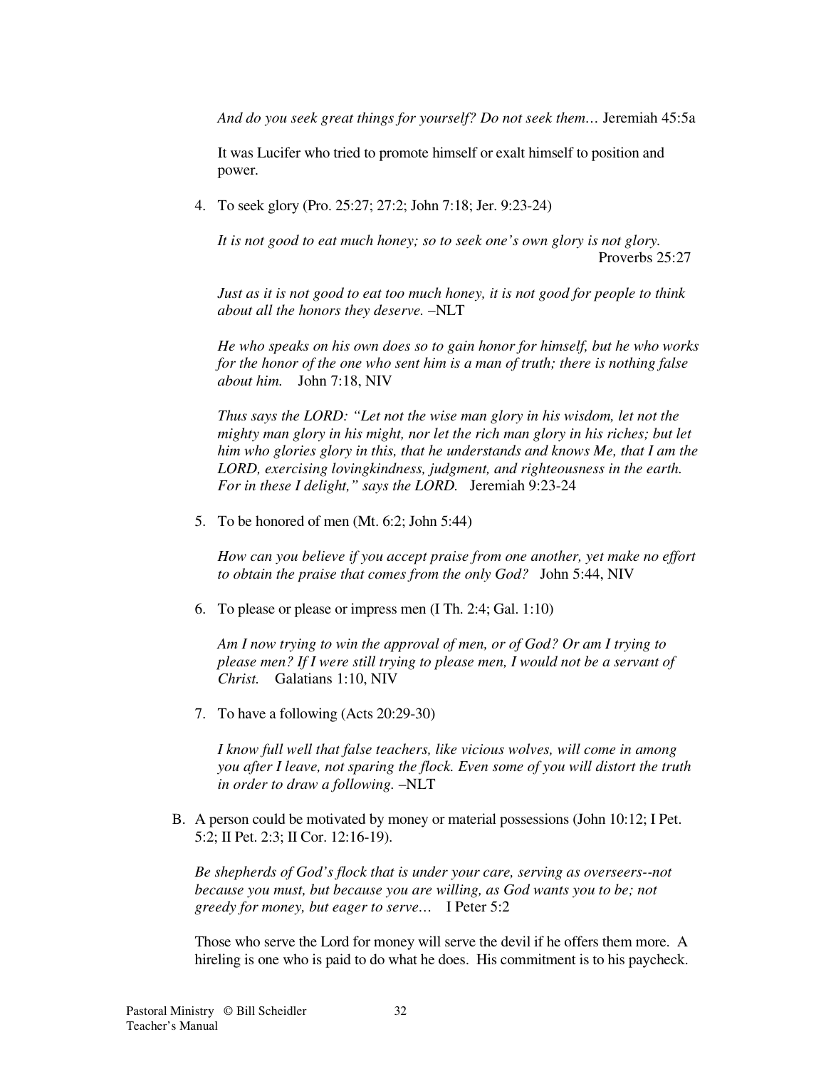*And do you seek great things for yourself? Do not seek them…* Jeremiah 45:5a

It was Lucifer who tried to promote himself or exalt himself to position and power.

4. To seek glory (Pro. 25:27; 27:2; John 7:18; Jer. 9:23-24)

   *It is not good to eat much honey; so to seek one's own glory is not glory.* Proverbs 25:27

   *Just as it is not good to eat too much honey, it is not good for people to think about all the honors they deserve.* –NLT

   *He who speaks on his own does so to gain honor for himself, but he who works for the honor of the one who sent him is a man of truth; there is nothing false about him.* John 7:18, NIV

   *Thus says the LORD: "Let not the wise man glory in his wisdom, let not the mighty man glory in his might, nor let the rich man glory in his riches; but let him who glories glory in this, that he understands and knows Me, that I am the LORD, exercising lovingkindness, judgment, and righteousness in the earth. For in these I delight," says the LORD.* Jeremiah 9:23-24

5. To be honored of men (Mt. 6:2; John 5:44)

   *How can you believe if you accept praise from one another, yet make no effort to obtain the praise that comes from the only God?* John 5:44, NIV

6. To please or please or impress men (I Th. 2:4; Gal. 1:10)

   *Am I now trying to win the approval of men, or of God? Or am I trying to please men? If I were still trying to please men, I would not be a servant of Christ.* Galatians 1:10, NIV

7. To have a following (Acts 20:29-30)

   *I know full well that false teachers, like vicious wolves, will come in among you after I leave, not sparing the flock. Even some of you will distort the truth in order to draw a following.* –NLT

B. A person could be motivated by money or material possessions (John 10:12; I Pet. 5:2; II Pet. 2:3; II Cor. 12:16-19).

   *Be shepherds of God's flock that is under your care, serving as overseers--not because you must, but because you are willing, as God wants you to be; not greedy for money, but eager to serve…* I Peter 5:2

   Those who serve the Lord for money will serve the devil if he offers them more. A hireling is one who is paid to do what he does. His commitment is to his paycheck.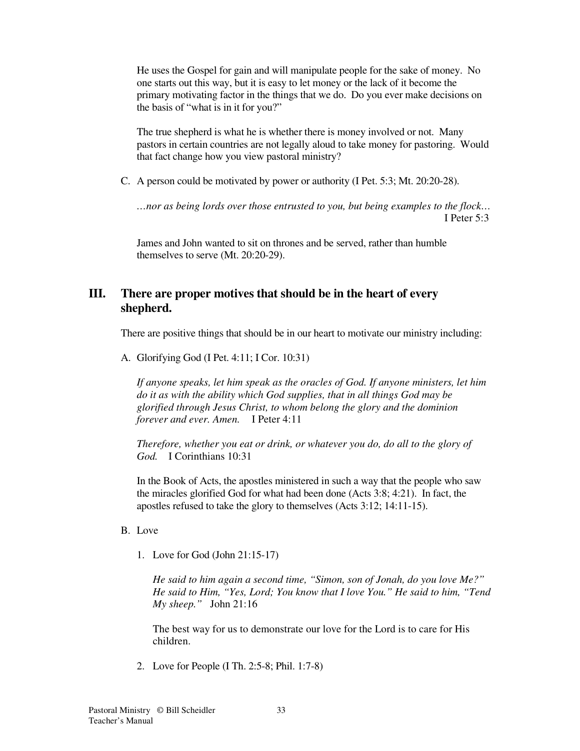He uses the Gospel for gain and will manipulate people for the sake of money. No one starts out this way, but it is easy to let money or the lack of it become the primary motivating factor in the things that we do. Do you ever make decisions on the basis of "what is in it for you?"

The true shepherd is what he is whether there is money involved or not. Many pastors in certain countries are not legally aloud to take money for pastoring. Would that fact change how you view pastoral ministry?

C. A person could be motivated by power or authority (I Pet. 5:3; Mt. 20:20-28).

*…nor as being lords over those entrusted to you, but being examples to the flock…* I Peter 5:3

James and John wanted to sit on thrones and be served, rather than humble themselves to serve (Mt. 20:20-29).

## III. There are proper motives that should be in the heart of every shepherd.

There are positive things that should be in our heart to motivate our ministry including:

A. Glorifying God (I Pet. 4:11; I Cor. 10:31)

*If anyone speaks, let him speak as the oracles of God. If anyone ministers, let him do it as with the ability which God supplies, that in all things God may be glorified through Jesus Christ, to whom belong the glory and the dominion forever and ever. Amen.* I Peter 4:11

*Therefore, whether you eat or drink, or whatever you do, do all to the glory of God.* I Corinthians 10:31

In the Book of Acts, the apostles ministered in such a way that the people who saw the miracles glorified God for what had been done (Acts 3:8; 4:21). In fact, the apostles refused to take the glory to themselves (Acts 3:12; 14:11-15).

B. Love

1. Love for God (John 21:15-17)

*He said to him again a second time, "Simon, son of Jonah, do you love Me?" He said to Him, "Yes, Lord; You know that I love You." He said to him, "Tend My sheep."* John 21:16

The best way for us to demonstrate our love for the Lord is to care for His children.

2. Love for People (I Th. 2:5-8; Phil. 1:7-8)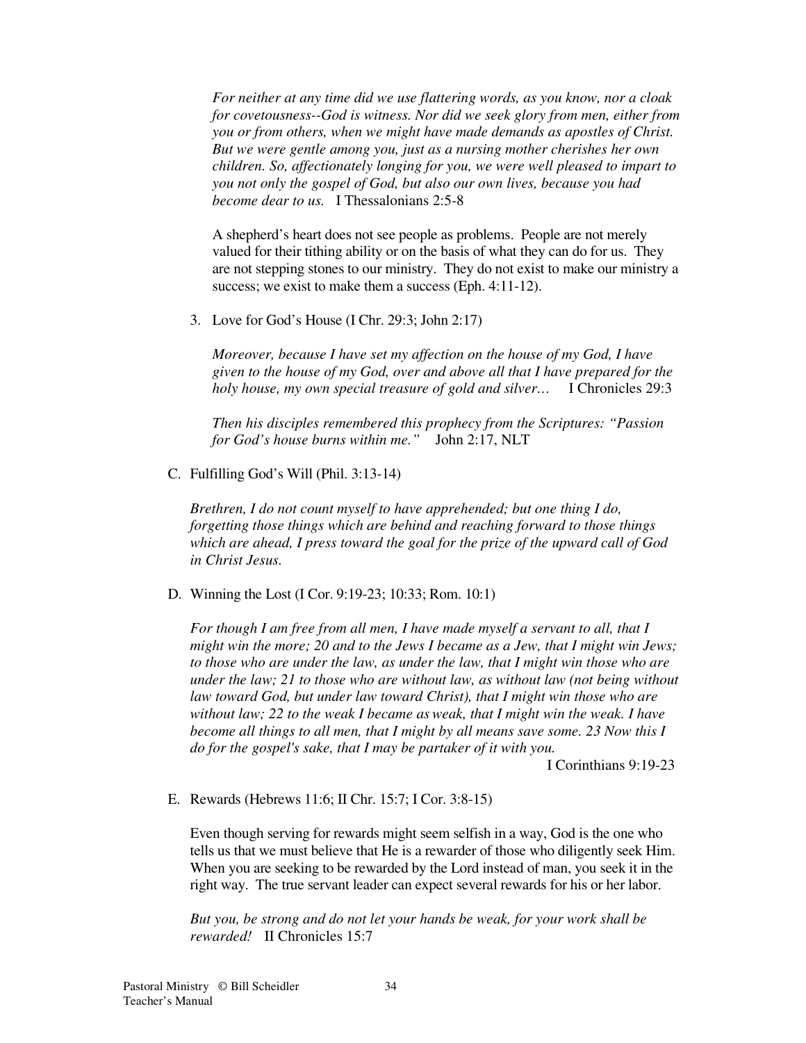*For neither at any time did we use flattering words, as you know, nor a cloak for covetousness--God is witness. Nor did we seek glory from men, either from you or from others, when we might have made demands as apostles of Christ. But we were gentle among you, just as a nursing mother cherishes her own children. So, affectionately longing for you, we were well pleased to impart to you not only the gospel of God, but also our own lives, because you had become dear to us.* I Thessalonians 2:5-8

A shepherd's heart does not see people as problems. People are not merely valued for their tithing ability or on the basis of what they can do for us. They are not stepping stones to our ministry. They do not exist to make our ministry a success; we exist to make them a success (Eph. 4:11-12).

3. Love for God's House (I Chr. 29:3; John 2:17)

   *Moreover, because I have set my affection on the house of my God, I have given to the house of my God, over and above all that I have prepared for the holy house, my own special treasure of gold and silver…* I Chronicles 29:3

   *Then his disciples remembered this prophecy from the Scriptures: "Passion for God's house burns within me."* John 2:17, NLT

C. Fulfilling God's Will (Phil. 3:13-14)

   *Brethren, I do not count myself to have apprehended; but one thing I do, forgetting those things which are behind and reaching forward to those things which are ahead, I press toward the goal for the prize of the upward call of God in Christ Jesus.*

D. Winning the Lost (I Cor. 9:19-23; 10:33; Rom. 10:1)

   *For though I am free from all men, I have made myself a servant to all, that I might win the more; 20 and to the Jews I became as a Jew, that I might win Jews; to those who are under the law, as under the law, that I might win those who are under the law; 21 to those who are without law, as without law (not being without law toward God, but under law toward Christ), that I might win those who are without law; 22 to the weak I became as weak, that I might win the weak. I have become all things to all men, that I might by all means save some. 23 Now this I do for the gospel's sake, that I may be partaker of it with you.*

   I Corinthians 9:19-23

E. Rewards (Hebrews 11:6; II Chr. 15:7; I Cor. 3:8-15)

   Even though serving for rewards might seem selfish in a way, God is the one who tells us that we must believe that He is a rewarder of those who diligently seek Him. When you are seeking to be rewarded by the Lord instead of man, you seek it in the right way. The true servant leader can expect several rewards for his or her labor.

   *But you, be strong and do not let your hands be weak, for your work shall be rewarded!* II Chronicles 15:7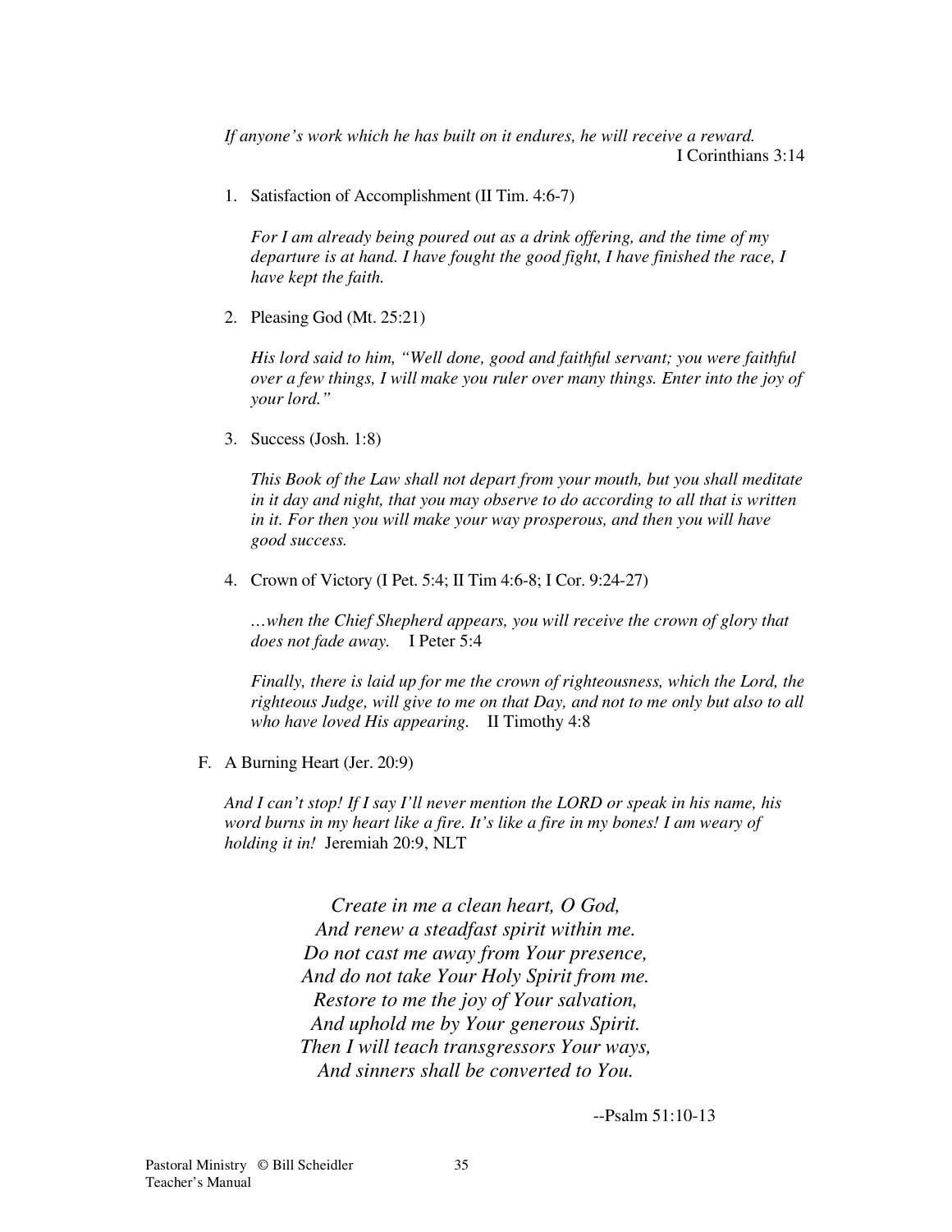*If anyone's work which he has built on it endures, he will receive a reward.*
I Corinthians 3:14

1. Satisfaction of Accomplishment (II Tim. 4:6-7)

   *For I am already being poured out as a drink offering, and the time of my departure is at hand. I have fought the good fight, I have finished the race, I have kept the faith.*

2. Pleasing God (Mt. 25:21)

   *His lord said to him, "Well done, good and faithful servant; you were faithful over a few things, I will make you ruler over many things. Enter into the joy of your lord."*

3. Success (Josh. 1:8)

   *This Book of the Law shall not depart from your mouth, but you shall meditate in it day and night, that you may observe to do according to all that is written in it. For then you will make your way prosperous, and then you will have good success.*

4. Crown of Victory (I Pet. 5:4; II Tim 4:6-8; I Cor. 9:24-27)

   *…when the Chief Shepherd appears, you will receive the crown of glory that does not fade away.* I Peter 5:4

   *Finally, there is laid up for me the crown of righteousness, which the Lord, the righteous Judge, will give to me on that Day, and not to me only but also to all who have loved His appearing.* II Timothy 4:8

F. A Burning Heart (Jer. 20:9)

*And I can't stop! If I say I'll never mention the LORD or speak in his name, his word burns in my heart like a fire. It's like a fire in my bones! I am weary of holding it in!* Jeremiah 20:9, NLT

*Create in me a clean heart, O God,*
*And renew a steadfast spirit within me.*
*Do not cast me away from Your presence,*
*And do not take Your Holy Spirit from me.*
*Restore to me the joy of Your salvation,*
*And uphold me by Your generous Spirit.*
*Then I will teach transgressors Your ways,*
*And sinners shall be converted to You.*

--Psalm 51:10-13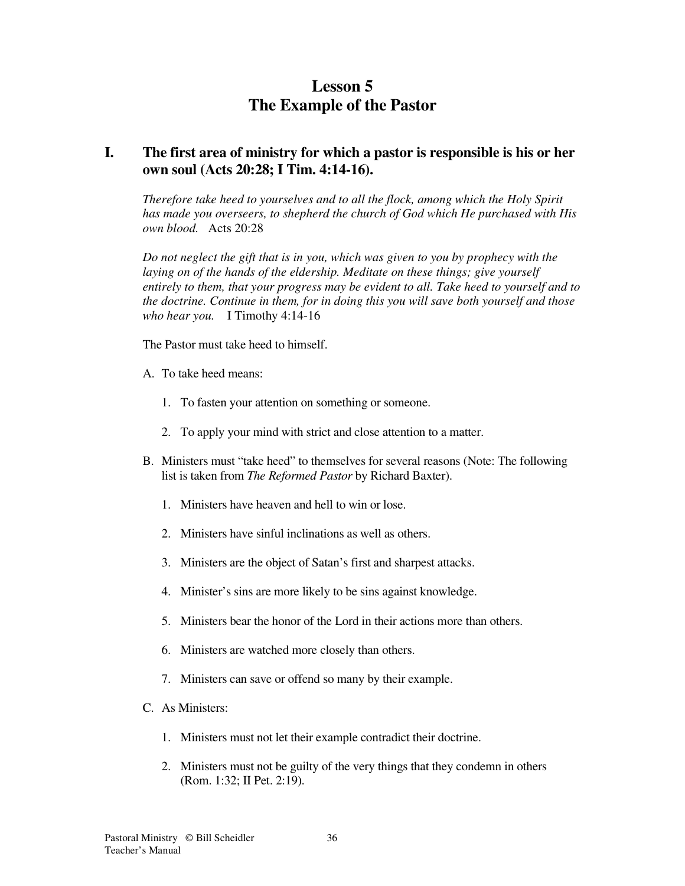# Lesson 5
# The Example of the Pastor

## I. The first area of ministry for which a pastor is responsible is his or her own soul (Acts 20:28; I Tim. 4:14-16).

*Therefore take heed to yourselves and to all the flock, among which the Holy Spirit has made you overseers, to shepherd the church of God which He purchased with His own blood.* Acts 20:28

*Do not neglect the gift that is in you, which was given to you by prophecy with the laying on of the hands of the eldership. Meditate on these things; give yourself entirely to them, that your progress may be evident to all. Take heed to yourself and to the doctrine. Continue in them, for in doing this you will save both yourself and those who hear you.* I Timothy 4:14-16

The Pastor must take heed to himself.

A. To take heed means:

1. To fasten your attention on something or someone.

2. To apply your mind with strict and close attention to a matter.

B. Ministers must "take heed" to themselves for several reasons (Note: The following list is taken from *The Reformed Pastor* by Richard Baxter).

1. Ministers have heaven and hell to win or lose.

2. Ministers have sinful inclinations as well as others.

3. Ministers are the object of Satan's first and sharpest attacks.

4. Minister's sins are more likely to be sins against knowledge.

5. Ministers bear the honor of the Lord in their actions more than others.

6. Ministers are watched more closely than others.

7. Ministers can save or offend so many by their example.

C. As Ministers:

1. Ministers must not let their example contradict their doctrine.

2. Ministers must not be guilty of the very things that they condemn in others (Rom. 1:32; II Pet. 2:19).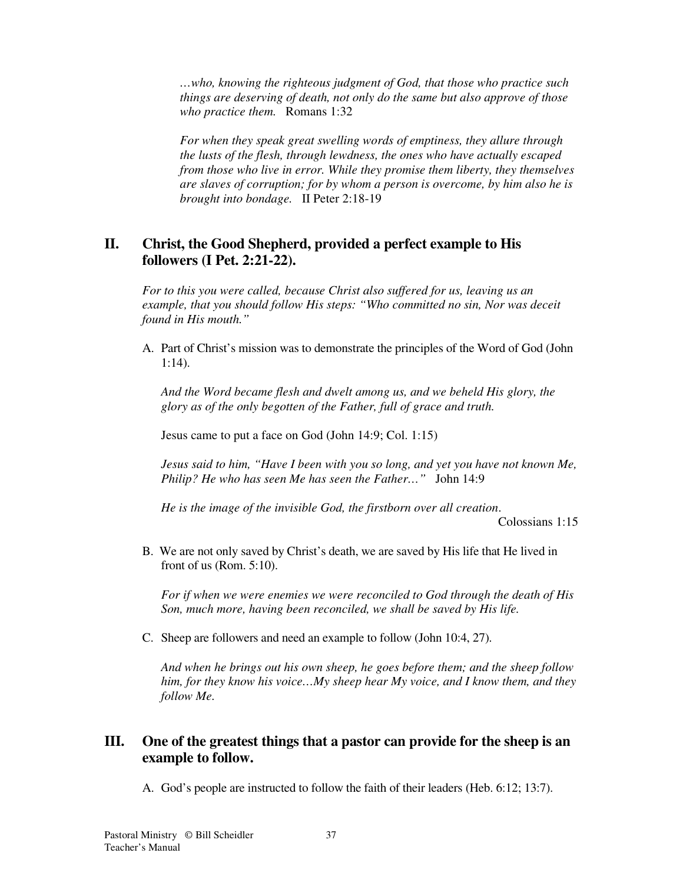*…who, knowing the righteous judgment of God, that those who practice such things are deserving of death, not only do the same but also approve of those who practice them.* Romans 1:32

*For when they speak great swelling words of emptiness, they allure through the lusts of the flesh, through lewdness, the ones who have actually escaped from those who live in error. While they promise them liberty, they themselves are slaves of corruption; for by whom a person is overcome, by him also he is brought into bondage.* II Peter 2:18-19

## II. Christ, the Good Shepherd, provided a perfect example to His followers (I Pet. 2:21-22).

*For to this you were called, because Christ also suffered for us, leaving us an example, that you should follow His steps: "Who committed no sin, Nor was deceit found in His mouth."*

A. Part of Christ's mission was to demonstrate the principles of the Word of God (John 1:14).

*And the Word became flesh and dwelt among us, and we beheld His glory, the glory as of the only begotten of the Father, full of grace and truth.*

Jesus came to put a face on God (John 14:9; Col. 1:15)

*Jesus said to him, "Have I been with you so long, and yet you have not known Me, Philip? He who has seen Me has seen the Father…"* John 14:9

*He is the image of the invisible God, the firstborn over all creation.* Colossians 1:15

B. We are not only saved by Christ's death, we are saved by His life that He lived in front of us (Rom. 5:10).

*For if when we were enemies we were reconciled to God through the death of His Son, much more, having been reconciled, we shall be saved by His life.*

C. Sheep are followers and need an example to follow (John 10:4, 27).

*And when he brings out his own sheep, he goes before them; and the sheep follow him, for they know his voice…My sheep hear My voice, and I know them, and they follow Me.*

## III. One of the greatest things that a pastor can provide for the sheep is an example to follow.

A. God's people are instructed to follow the faith of their leaders (Heb. 6:12; 13:7).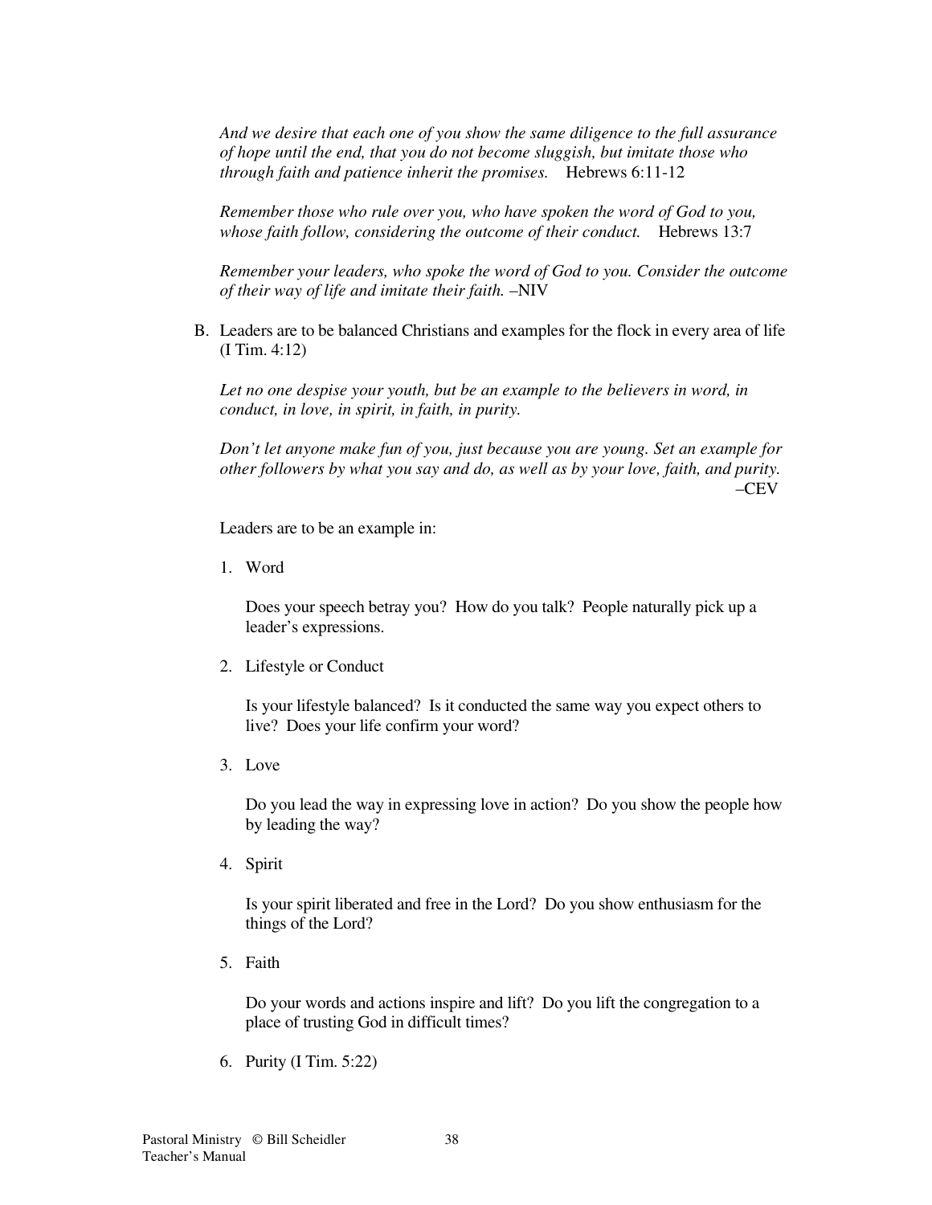*And we desire that each one of you show the same diligence to the full assurance of hope until the end, that you do not become sluggish, but imitate those who through faith and patience inherit the promises.* Hebrews 6:11-12

*Remember those who rule over you, who have spoken the word of God to you, whose faith follow, considering the outcome of their conduct.* Hebrews 13:7

*Remember your leaders, who spoke the word of God to you. Consider the outcome of their way of life and imitate their faith.* –NIV

B. Leaders are to be balanced Christians and examples for the flock in every area of life (I Tim. 4:12)

*Let no one despise your youth, but be an example to the believers in word, in conduct, in love, in spirit, in faith, in purity.*

*Don't let anyone make fun of you, just because you are young. Set an example for other followers by what you say and do, as well as by your love, faith, and purity.* –CEV

Leaders are to be an example in:

1. Word

   Does your speech betray you? How do you talk? People naturally pick up a leader's expressions.

2. Lifestyle or Conduct

   Is your lifestyle balanced? Is it conducted the same way you expect others to live? Does your life confirm your word?

3. Love

   Do you lead the way in expressing love in action? Do you show the people how by leading the way?

4. Spirit

   Is your spirit liberated and free in the Lord? Do you show enthusiasm for the things of the Lord?

5. Faith

   Do your words and actions inspire and lift? Do you lift the congregation to a place of trusting God in difficult times?

6. Purity (I Tim. 5:22)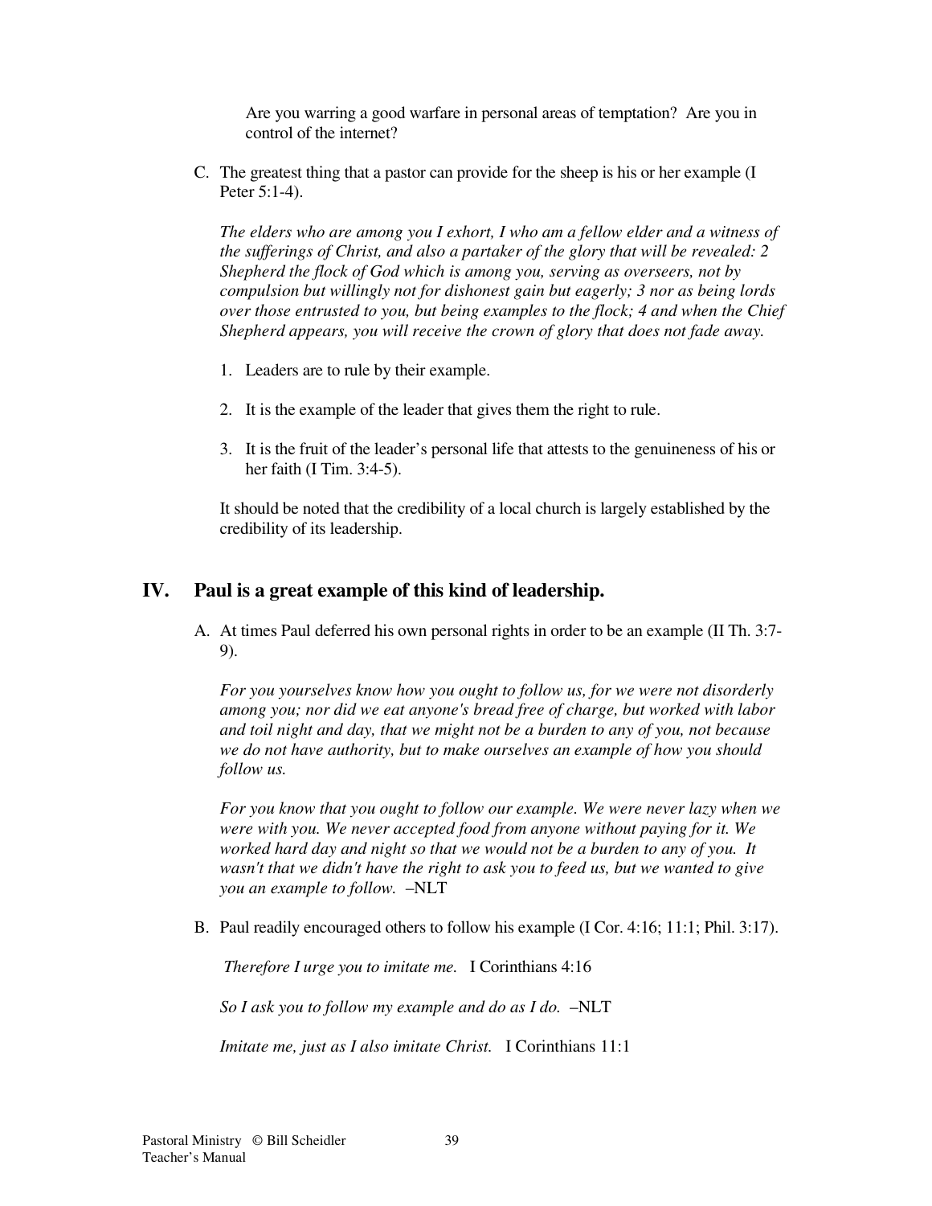Are you warring a good warfare in personal areas of temptation? Are you in control of the internet?

C. The greatest thing that a pastor can provide for the sheep is his or her example (I Peter 5:1-4).

*The elders who are among you I exhort, I who am a fellow elder and a witness of the sufferings of Christ, and also a partaker of the glory that will be revealed: 2 Shepherd the flock of God which is among you, serving as overseers, not by compulsion but willingly not for dishonest gain but eagerly; 3 nor as being lords over those entrusted to you, but being examples to the flock; 4 and when the Chief Shepherd appears, you will receive the crown of glory that does not fade away.*

1. Leaders are to rule by their example.

2. It is the example of the leader that gives them the right to rule.

3. It is the fruit of the leader's personal life that attests to the genuineness of his or her faith (I Tim. 3:4-5).

It should be noted that the credibility of a local church is largely established by the credibility of its leadership.

## IV. Paul is a great example of this kind of leadership.

A. At times Paul deferred his own personal rights in order to be an example (II Th. 3:7-9).

*For you yourselves know how you ought to follow us, for we were not disorderly among you; nor did we eat anyone's bread free of charge, but worked with labor and toil night and day, that we might not be a burden to any of you, not because we do not have authority, but to make ourselves an example of how you should follow us.*

*For you know that you ought to follow our example. We were never lazy when we were with you. We never accepted food from anyone without paying for it. We worked hard day and night so that we would not be a burden to any of you. It wasn't that we didn't have the right to ask you to feed us, but we wanted to give you an example to follow.* –NLT

B. Paul readily encouraged others to follow his example (I Cor. 4:16; 11:1; Phil. 3:17).

*Therefore I urge you to imitate me.* I Corinthians 4:16

*So I ask you to follow my example and do as I do.* –NLT

*Imitate me, just as I also imitate Christ.* I Corinthians 11:1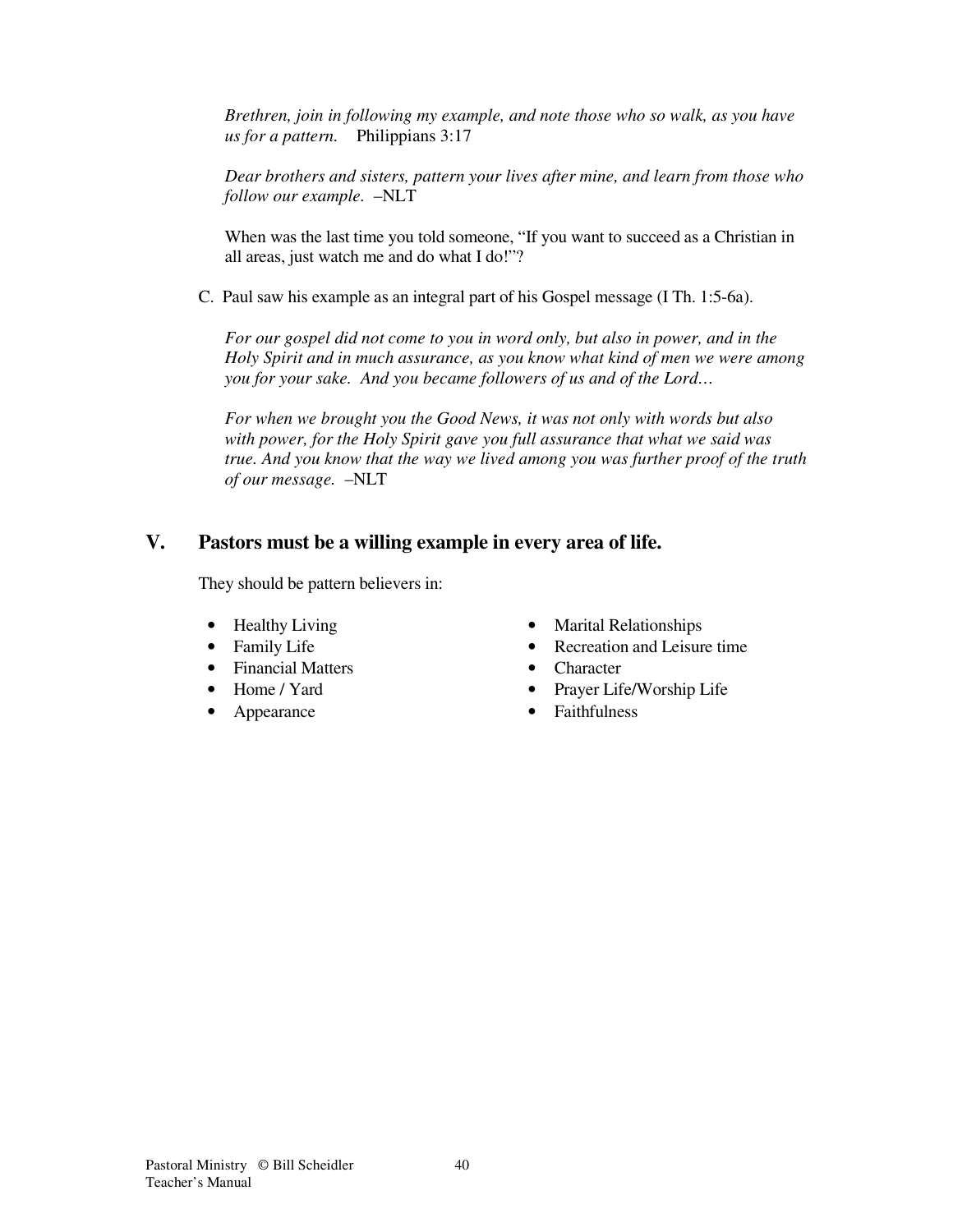*Brethren, join in following my example, and note those who so walk, as you have us for a pattern.* Philippians 3:17

*Dear brothers and sisters, pattern your lives after mine, and learn from those who follow our example.* –NLT

When was the last time you told someone, "If you want to succeed as a Christian in all areas, just watch me and do what I do!"?

C. Paul saw his example as an integral part of his Gospel message (I Th. 1:5-6a).

*For our gospel did not come to you in word only, but also in power, and in the Holy Spirit and in much assurance, as you know what kind of men we were among you for your sake. And you became followers of us and of the Lord…*

*For when we brought you the Good News, it was not only with words but also with power, for the Holy Spirit gave you full assurance that what we said was true. And you know that the way we lived among you was further proof of the truth of our message.* –NLT

## V. Pastors must be a willing example in every area of life.

They should be pattern believers in:

- Healthy Living
- Family Life
- Financial Matters
- Home / Yard
- Appearance
- Marital Relationships
- Recreation and Leisure time
- Character
- Prayer Life/Worship Life
- Faithfulness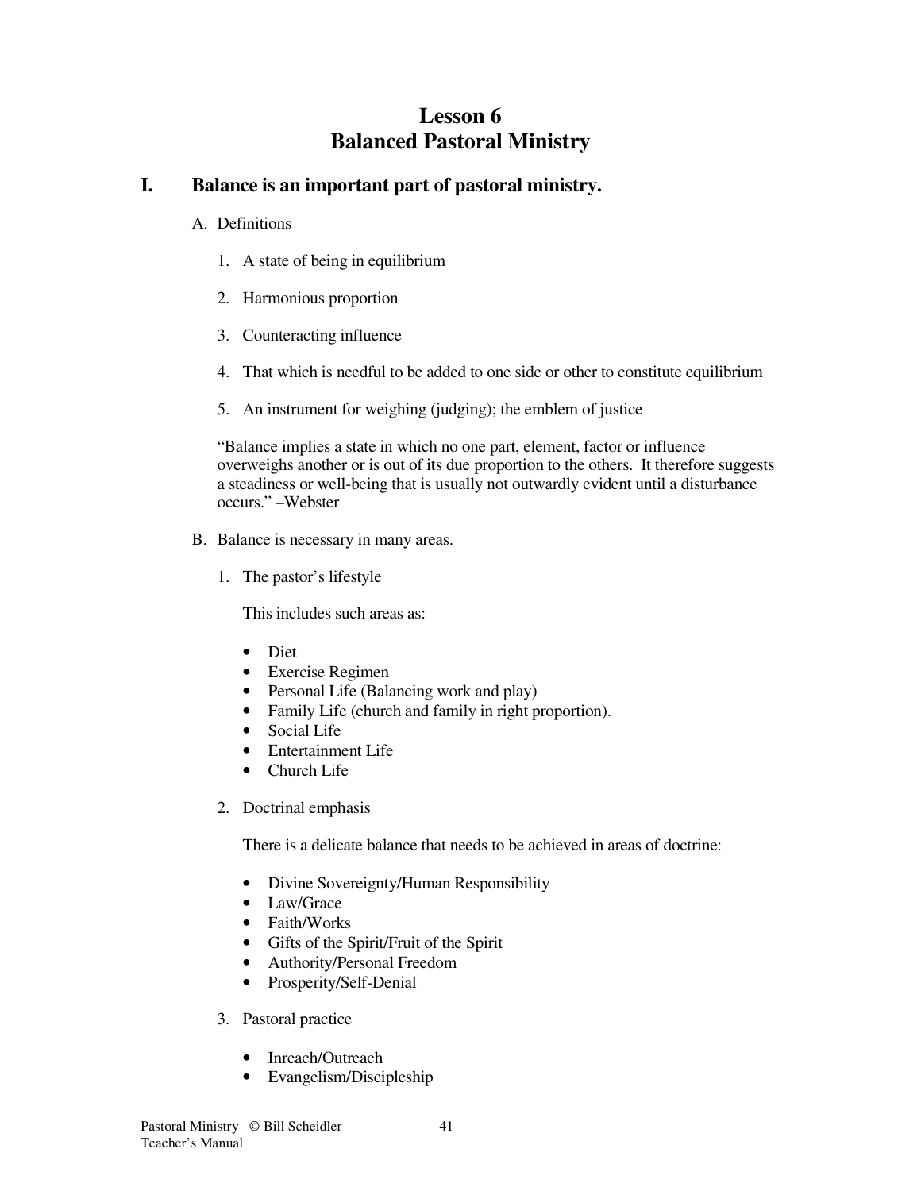# Lesson 6
# Balanced Pastoral Ministry

## I. Balance is an important part of pastoral ministry.

A. Definitions

1. A state of being in equilibrium

2. Harmonious proportion

3. Counteracting influence

4. That which is needful to be added to one side or other to constitute equilibrium

5. An instrument for weighing (judging); the emblem of justice

"Balance implies a state in which no one part, element, factor or influence overweighs another or is out of its due proportion to the others. It therefore suggests a steadiness or well-being that is usually not outwardly evident until a disturbance occurs." –Webster

B. Balance is necessary in many areas.

1. The pastor's lifestyle

   This includes such areas as:

   - Diet
   - Exercise Regimen
   - Personal Life (Balancing work and play)
   - Family Life (church and family in right proportion).
   - Social Life
   - Entertainment Life
   - Church Life

2. Doctrinal emphasis

   There is a delicate balance that needs to be achieved in areas of doctrine:

   - Divine Sovereignty/Human Responsibility
   - Law/Grace
   - Faith/Works
   - Gifts of the Spirit/Fruit of the Spirit
   - Authority/Personal Freedom
   - Prosperity/Self-Denial

3. Pastoral practice

   - Inreach/Outreach
   - Evangelism/Discipleship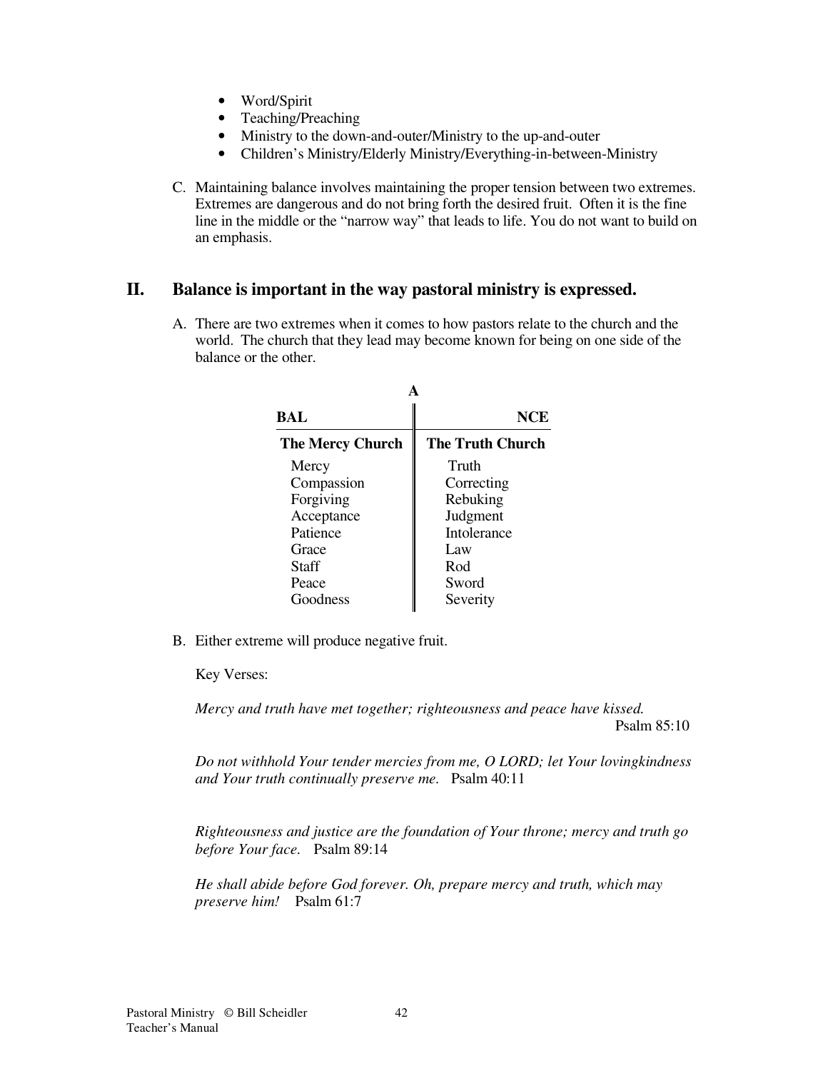- Word/Spirit
- Teaching/Preaching
- Ministry to the down-and-outer/Ministry to the up-and-outer
- Children's Ministry/Elderly Ministry/Everything-in-between-Ministry

C. Maintaining balance involves maintaining the proper tension between two extremes. Extremes are dangerous and do not bring forth the desired fruit. Often it is the fine line in the middle or the "narrow way" that leads to life. You do not want to build on an emphasis.

## II. Balance is important in the way pastoral ministry is expressed.

A. There are two extremes when it comes to how pastors relate to the church and the world. The church that they lead may become known for being on one side of the balance or the other.

| BAL | A | NCE |
|---|---|---|
| **The Mercy Church** | | **The Truth Church** |
| Mercy | | Truth |
| Compassion | | Correcting |
| Forgiving | | Rebuking |
| Acceptance | | Judgment |
| Patience | | Intolerance |
| Grace | | Law |
| Staff | | Rod |
| Peace | | Sword |
| Goodness | | Severity |

B. Either extreme will produce negative fruit.

Key Verses:

*Mercy and truth have met together; righteousness and peace have kissed.* Psalm 85:10

*Do not withhold Your tender mercies from me, O LORD; let Your lovingkindness and Your truth continually preserve me.* Psalm 40:11

*Righteousness and justice are the foundation of Your throne; mercy and truth go before Your face.* Psalm 89:14

*He shall abide before God forever. Oh, prepare mercy and truth, which may preserve him!* Psalm 61:7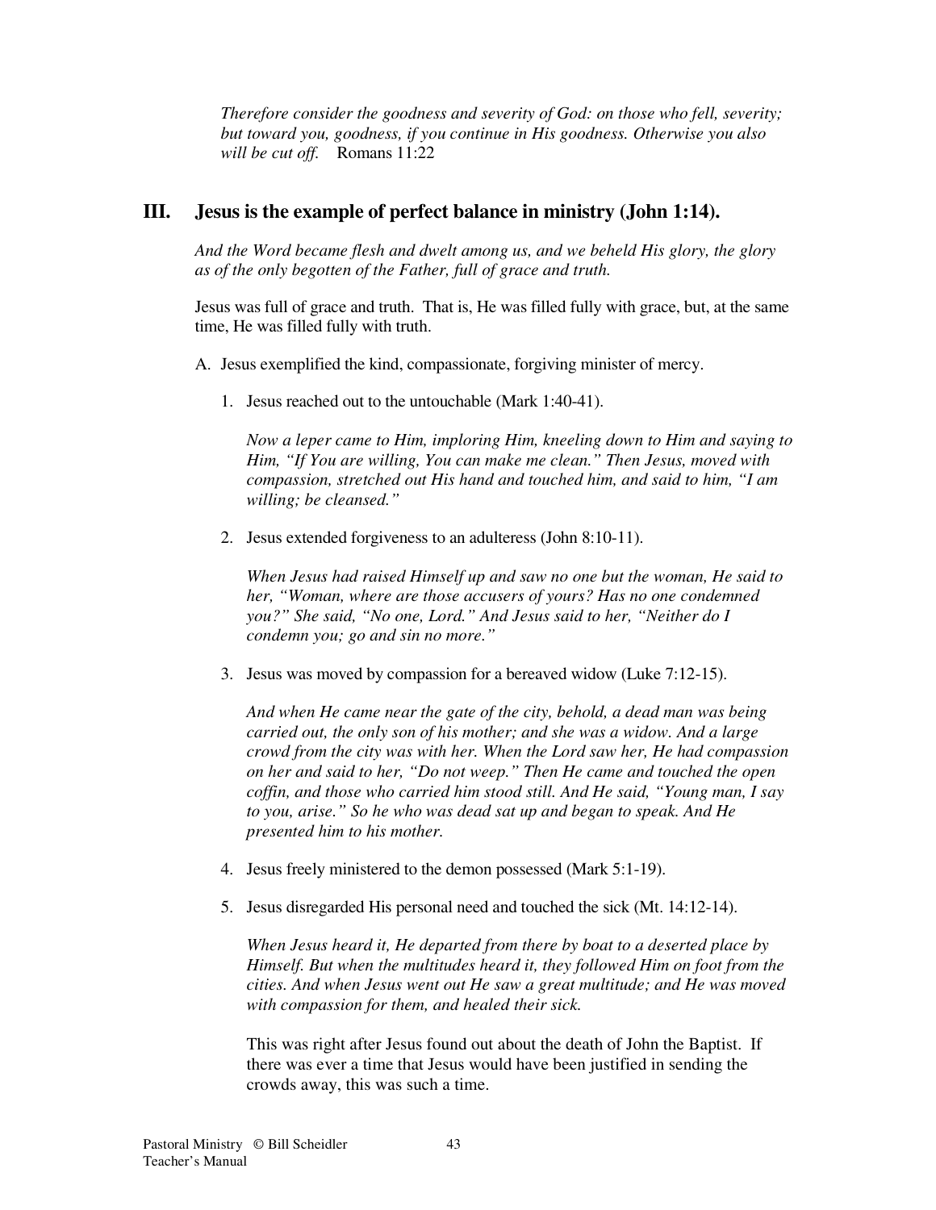*Therefore consider the goodness and severity of God: on those who fell, severity; but toward you, goodness, if you continue in His goodness. Otherwise you also will be cut off.* Romans 11:22

## III. Jesus is the example of perfect balance in ministry (John 1:14).

*And the Word became flesh and dwelt among us, and we beheld His glory, the glory as of the only begotten of the Father, full of grace and truth.*

Jesus was full of grace and truth. That is, He was filled fully with grace, but, at the same time, He was filled fully with truth.

A. Jesus exemplified the kind, compassionate, forgiving minister of mercy.

1. Jesus reached out to the untouchable (Mark 1:40-41).

   *Now a leper came to Him, imploring Him, kneeling down to Him and saying to Him, "If You are willing, You can make me clean." Then Jesus, moved with compassion, stretched out His hand and touched him, and said to him, "I am willing; be cleansed."*

2. Jesus extended forgiveness to an adulteress (John 8:10-11).

   *When Jesus had raised Himself up and saw no one but the woman, He said to her, "Woman, where are those accusers of yours? Has no one condemned you?" She said, "No one, Lord." And Jesus said to her, "Neither do I condemn you; go and sin no more."*

3. Jesus was moved by compassion for a bereaved widow (Luke 7:12-15).

   *And when He came near the gate of the city, behold, a dead man was being carried out, the only son of his mother; and she was a widow. And a large crowd from the city was with her. When the Lord saw her, He had compassion on her and said to her, "Do not weep." Then He came and touched the open coffin, and those who carried him stood still. And He said, "Young man, I say to you, arise." So he who was dead sat up and began to speak. And He presented him to his mother.*

4. Jesus freely ministered to the demon possessed (Mark 5:1-19).

5. Jesus disregarded His personal need and touched the sick (Mt. 14:12-14).

   *When Jesus heard it, He departed from there by boat to a deserted place by Himself. But when the multitudes heard it, they followed Him on foot from the cities. And when Jesus went out He saw a great multitude; and He was moved with compassion for them, and healed their sick.*

   This was right after Jesus found out about the death of John the Baptist. If there was ever a time that Jesus would have been justified in sending the crowds away, this was such a time.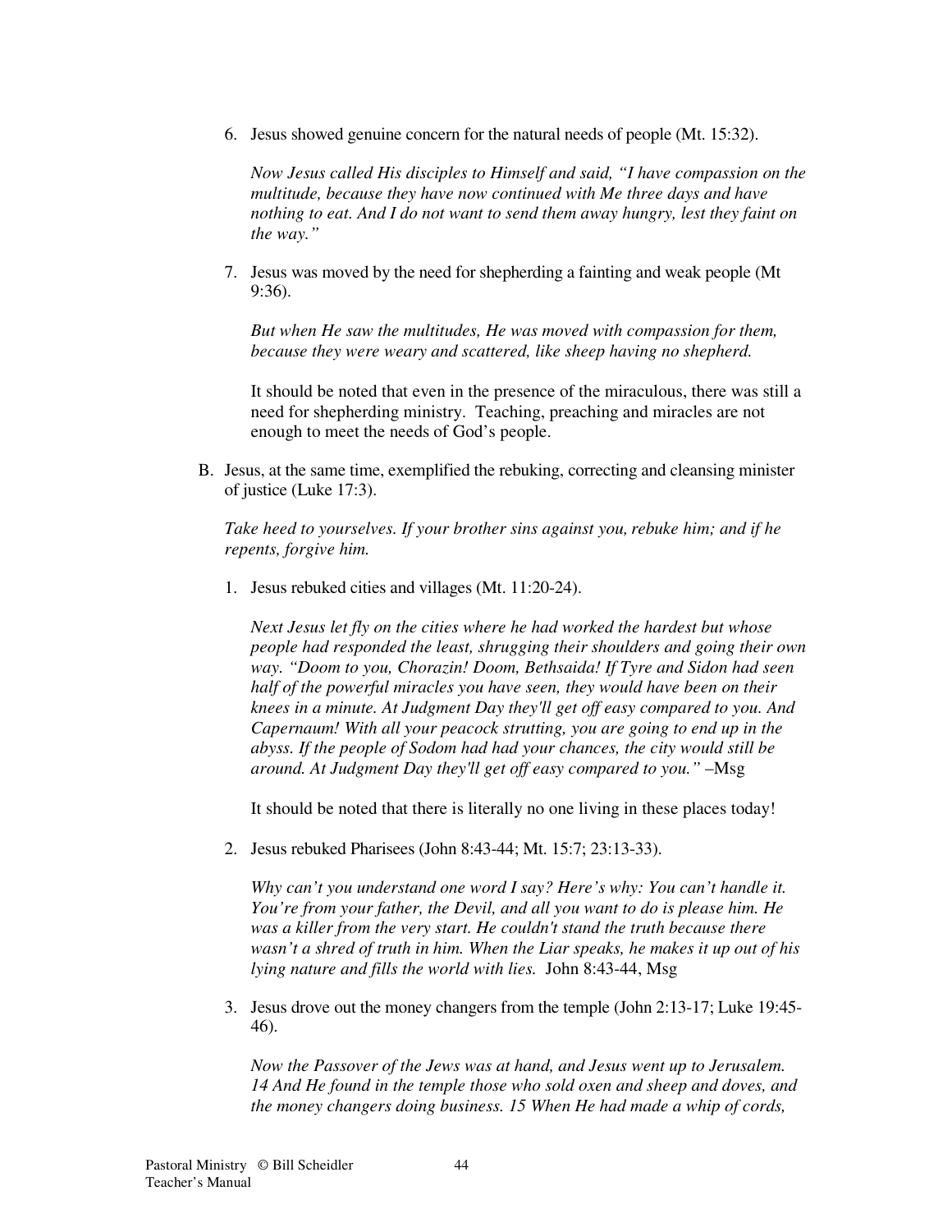6. Jesus showed genuine concern for the natural needs of people (Mt. 15:32).

   *Now Jesus called His disciples to Himself and said, "I have compassion on the multitude, because they have now continued with Me three days and have nothing to eat. And I do not want to send them away hungry, lest they faint on the way."*

7. Jesus was moved by the need for shepherding a fainting and weak people (Mt 9:36).

   *But when He saw the multitudes, He was moved with compassion for them, because they were weary and scattered, like sheep having no shepherd.*

   It should be noted that even in the presence of the miraculous, there was still a need for shepherding ministry. Teaching, preaching and miracles are not enough to meet the needs of God's people.

B. Jesus, at the same time, exemplified the rebuking, correcting and cleansing minister of justice (Luke 17:3).

   *Take heed to yourselves. If your brother sins against you, rebuke him; and if he repents, forgive him.*

1. Jesus rebuked cities and villages (Mt. 11:20-24).

   *Next Jesus let fly on the cities where he had worked the hardest but whose people had responded the least, shrugging their shoulders and going their own way. "Doom to you, Chorazin! Doom, Bethsaida! If Tyre and Sidon had seen half of the powerful miracles you have seen, they would have been on their knees in a minute. At Judgment Day they'll get off easy compared to you. And Capernaum! With all your peacock strutting, you are going to end up in the abyss. If the people of Sodom had had your chances, the city would still be around. At Judgment Day they'll get off easy compared to you."* –Msg

   It should be noted that there is literally no one living in these places today!

2. Jesus rebuked Pharisees (John 8:43-44; Mt. 15:7; 23:13-33).

   *Why can't you understand one word I say? Here's why: You can't handle it. You're from your father, the Devil, and all you want to do is please him. He was a killer from the very start. He couldn't stand the truth because there wasn't a shred of truth in him. When the Liar speaks, he makes it up out of his lying nature and fills the world with lies.* John 8:43-44, Msg

3. Jesus drove out the money changers from the temple (John 2:13-17; Luke 19:45-46).

   *Now the Passover of the Jews was at hand, and Jesus went up to Jerusalem. 14 And He found in the temple those who sold oxen and sheep and doves, and the money changers doing business. 15 When He had made a whip of cords,*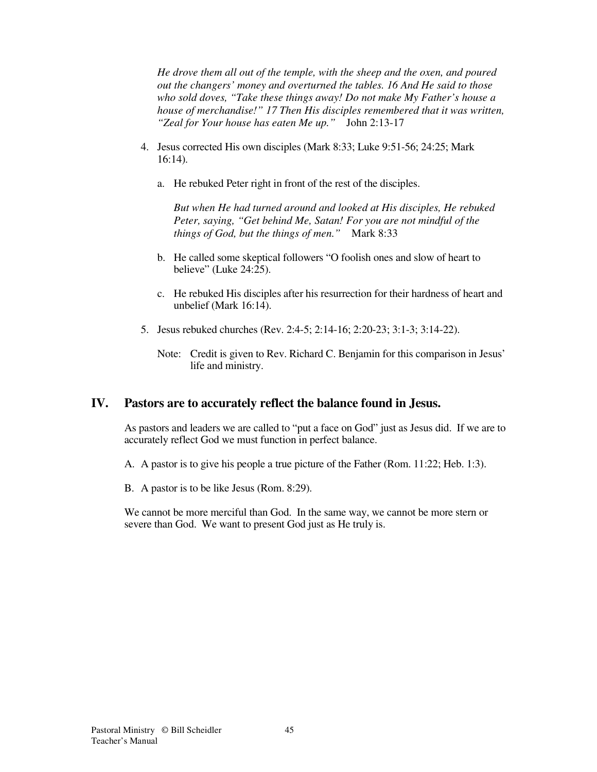*He drove them all out of the temple, with the sheep and the oxen, and poured out the changers' money and overturned the tables. 16 And He said to those who sold doves, "Take these things away! Do not make My Father's house a house of merchandise!" 17 Then His disciples remembered that it was written, "Zeal for Your house has eaten Me up."* John 2:13-17

4. Jesus corrected His own disciples (Mark 8:33; Luke 9:51-56; 24:25; Mark 16:14).

   a. He rebuked Peter right in front of the rest of the disciples.

      *But when He had turned around and looked at His disciples, He rebuked Peter, saying, "Get behind Me, Satan! For you are not mindful of the things of God, but the things of men."* Mark 8:33

   b. He called some skeptical followers "O foolish ones and slow of heart to believe" (Luke 24:25).

   c. He rebuked His disciples after his resurrection for their hardness of heart and unbelief (Mark 16:14).

5. Jesus rebuked churches (Rev. 2:4-5; 2:14-16; 2:20-23; 3:1-3; 3:14-22).

   Note: Credit is given to Rev. Richard C. Benjamin for this comparison in Jesus' life and ministry.

## IV. Pastors are to accurately reflect the balance found in Jesus.

As pastors and leaders we are called to "put a face on God" just as Jesus did. If we are to accurately reflect God we must function in perfect balance.

A. A pastor is to give his people a true picture of the Father (Rom. 11:22; Heb. 1:3).

B. A pastor is to be like Jesus (Rom. 8:29).

We cannot be more merciful than God. In the same way, we cannot be more stern or severe than God. We want to present God just as He truly is.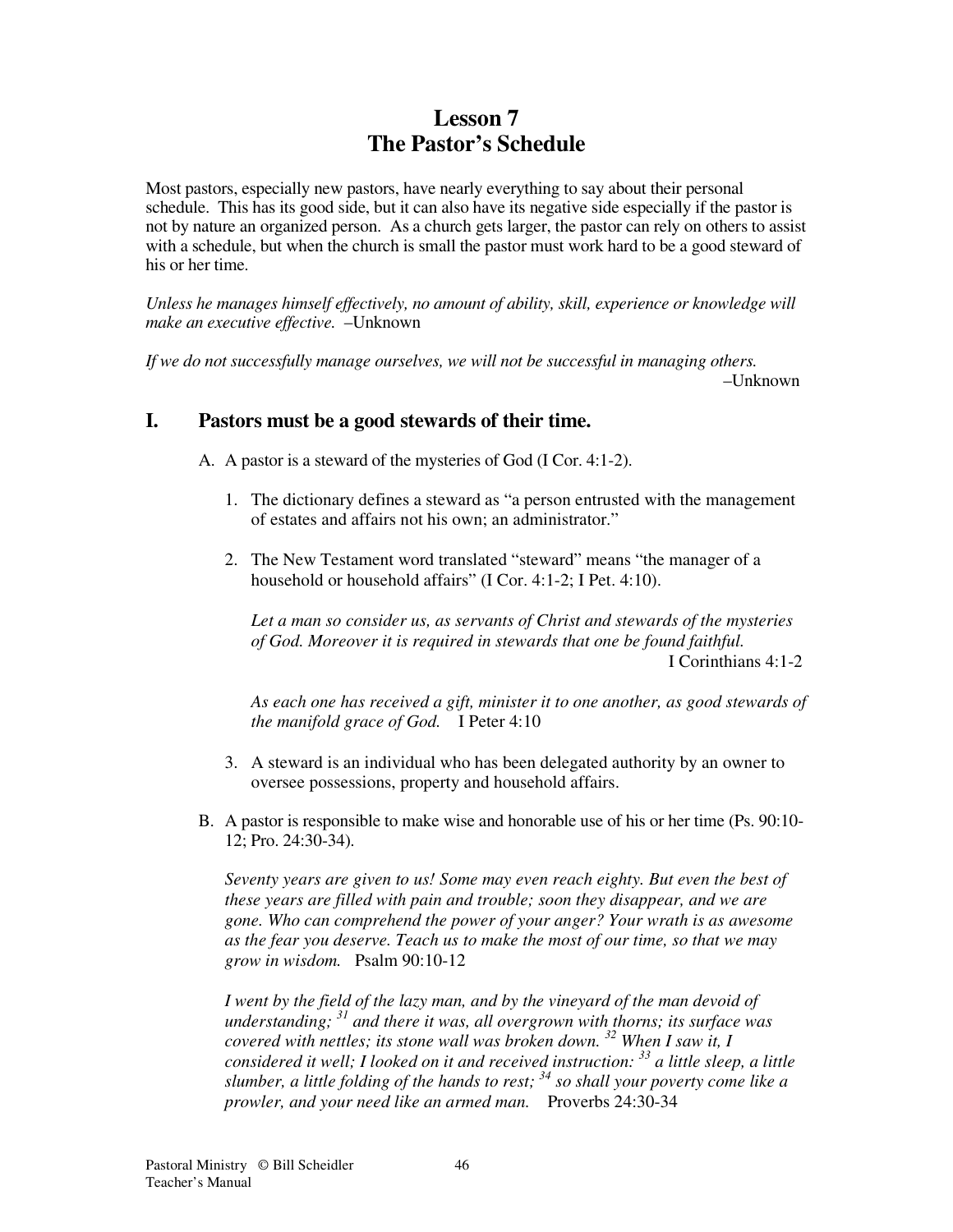# Lesson 7
# The Pastor's Schedule

Most pastors, especially new pastors, have nearly everything to say about their personal schedule. This has its good side, but it can also have its negative side especially if the pastor is not by nature an organized person. As a church gets larger, the pastor can rely on others to assist with a schedule, but when the church is small the pastor must work hard to be a good steward of his or her time.

*Unless he manages himself effectively, no amount of ability, skill, experience or knowledge will make an executive effective.* –Unknown

*If we do not successfully manage ourselves, we will not be successful in managing others.*
–Unknown

## I. Pastors must be a good stewards of their time.

A. A pastor is a steward of the mysteries of God (I Cor. 4:1-2).

1. The dictionary defines a steward as "a person entrusted with the management of estates and affairs not his own; an administrator."

2. The New Testament word translated "steward" means "the manager of a household or household affairs" (I Cor. 4:1-2; I Pet. 4:10).

   *Let a man so consider us, as servants of Christ and stewards of the mysteries of God. Moreover it is required in stewards that one be found faithful.*
   I Corinthians 4:1-2

   *As each one has received a gift, minister it to one another, as good stewards of the manifold grace of God.* I Peter 4:10

3. A steward is an individual who has been delegated authority by an owner to oversee possessions, property and household affairs.

B. A pastor is responsible to make wise and honorable use of his or her time (Ps. 90:10-12; Pro. 24:30-34).

*Seventy years are given to us! Some may even reach eighty. But even the best of these years are filled with pain and trouble; soon they disappear, and we are gone. Who can comprehend the power of your anger? Your wrath is as awesome as the fear you deserve. Teach us to make the most of our time, so that we may grow in wisdom.* Psalm 90:10-12

*I went by the field of the lazy man, and by the vineyard of the man devoid of understanding; [31] and there it was, all overgrown with thorns; its surface was covered with nettles; its stone wall was broken down. [32] When I saw it, I considered it well; I looked on it and received instruction: [33] a little sleep, a little slumber, a little folding of the hands to rest; [34] so shall your poverty come like a prowler, and your need like an armed man.* Proverbs 24:30-34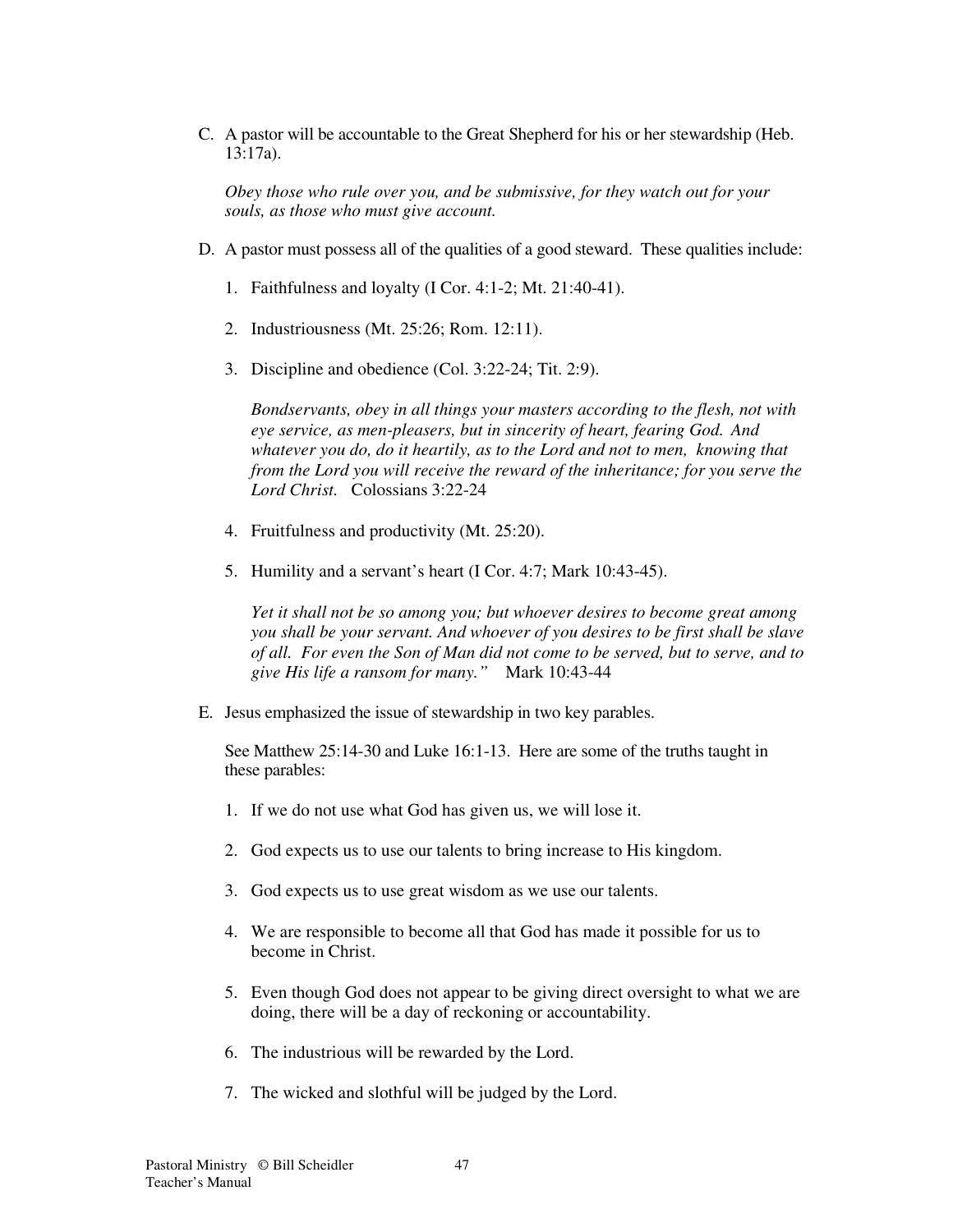C. A pastor will be accountable to the Great Shepherd for his or her stewardship (Heb. 13:17a).

*Obey those who rule over you, and be submissive, for they watch out for your souls, as those who must give account.*

D. A pastor must possess all of the qualities of a good steward. These qualities include:

1. Faithfulness and loyalty (I Cor. 4:1-2; Mt. 21:40-41).

2. Industriousness (Mt. 25:26; Rom. 12:11).

3. Discipline and obedience (Col. 3:22-24; Tit. 2:9).

   *Bondservants, obey in all things your masters according to the flesh, not with eye service, as men-pleasers, but in sincerity of heart, fearing God. And whatever you do, do it heartily, as to the Lord and not to men, knowing that from the Lord you will receive the reward of the inheritance; for you serve the Lord Christ.* Colossians 3:22-24

4. Fruitfulness and productivity (Mt. 25:20).

5. Humility and a servant's heart (I Cor. 4:7; Mark 10:43-45).

   *Yet it shall not be so among you; but whoever desires to become great among you shall be your servant. And whoever of you desires to be first shall be slave of all. For even the Son of Man did not come to be served, but to serve, and to give His life a ransom for many."* Mark 10:43-44

E. Jesus emphasized the issue of stewardship in two key parables.

See Matthew 25:14-30 and Luke 16:1-13. Here are some of the truths taught in these parables:

1. If we do not use what God has given us, we will lose it.

2. God expects us to use our talents to bring increase to His kingdom.

3. God expects us to use great wisdom as we use our talents.

4. We are responsible to become all that God has made it possible for us to become in Christ.

5. Even though God does not appear to be giving direct oversight to what we are doing, there will be a day of reckoning or accountability.

6. The industrious will be rewarded by the Lord.

7. The wicked and slothful will be judged by the Lord.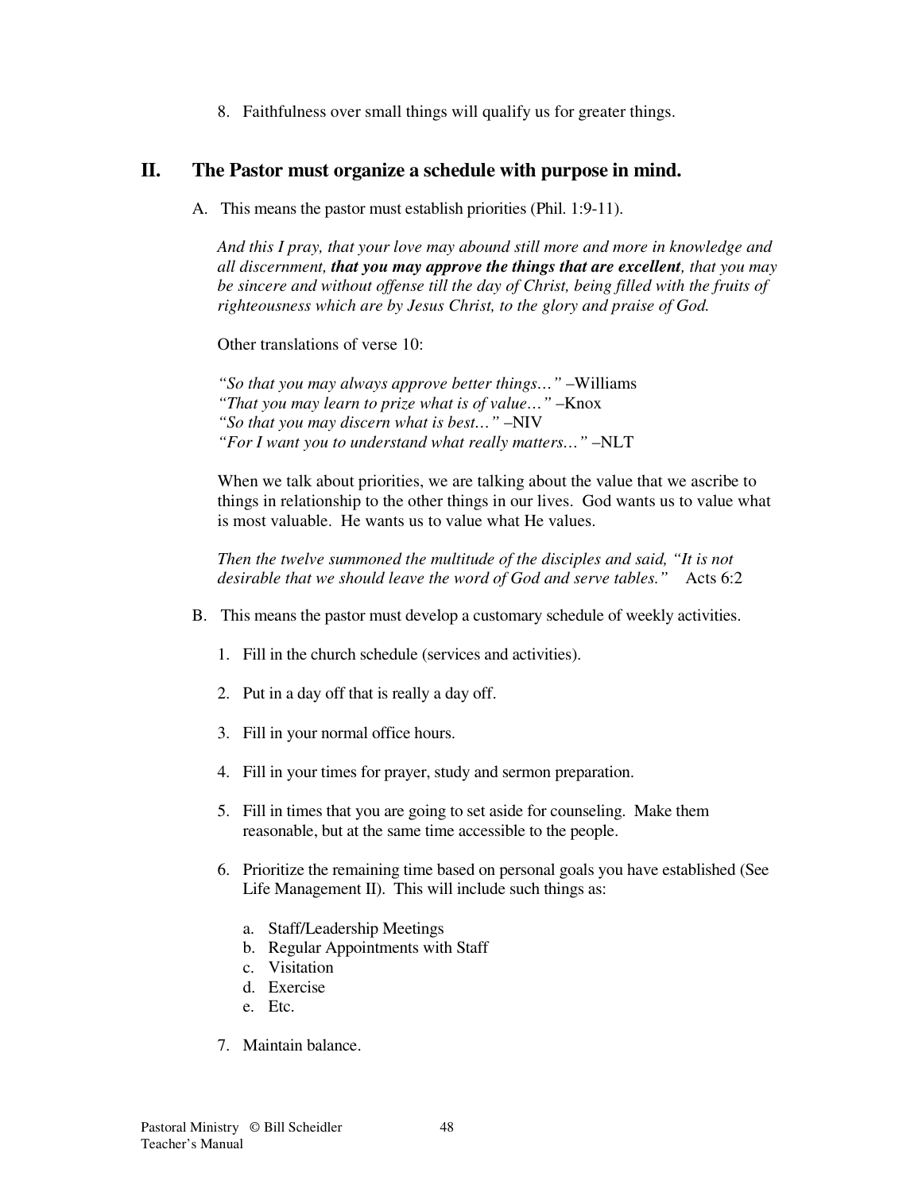8. Faithfulness over small things will qualify us for greater things.

## II. The Pastor must organize a schedule with purpose in mind.

A. This means the pastor must establish priorities (Phil. 1:9-11).

*And this I pray, that your love may abound still more and more in knowledge and all discernment, **that you may approve the things that are excellent**, that you may be sincere and without offense till the day of Christ, being filled with the fruits of righteousness which are by Jesus Christ, to the glory and praise of God.*

Other translations of verse 10:

*"So that you may always approve better things…"* –Williams
*"That you may learn to prize what is of value…"* –Knox
*"So that you may discern what is best…"* –NIV
*"For I want you to understand what really matters…"* –NLT

When we talk about priorities, we are talking about the value that we ascribe to things in relationship to the other things in our lives. God wants us to value what is most valuable. He wants us to value what He values.

*Then the twelve summoned the multitude of the disciples and said, "It is not desirable that we should leave the word of God and serve tables."* Acts 6:2

B. This means the pastor must develop a customary schedule of weekly activities.

1. Fill in the church schedule (services and activities).

2. Put in a day off that is really a day off.

3. Fill in your normal office hours.

4. Fill in your times for prayer, study and sermon preparation.

5. Fill in times that you are going to set aside for counseling. Make them reasonable, but at the same time accessible to the people.

6. Prioritize the remaining time based on personal goals you have established (See Life Management II). This will include such things as:

   a. Staff/Leadership Meetings
   b. Regular Appointments with Staff
   c. Visitation
   d. Exercise
   e. Etc.

7. Maintain balance.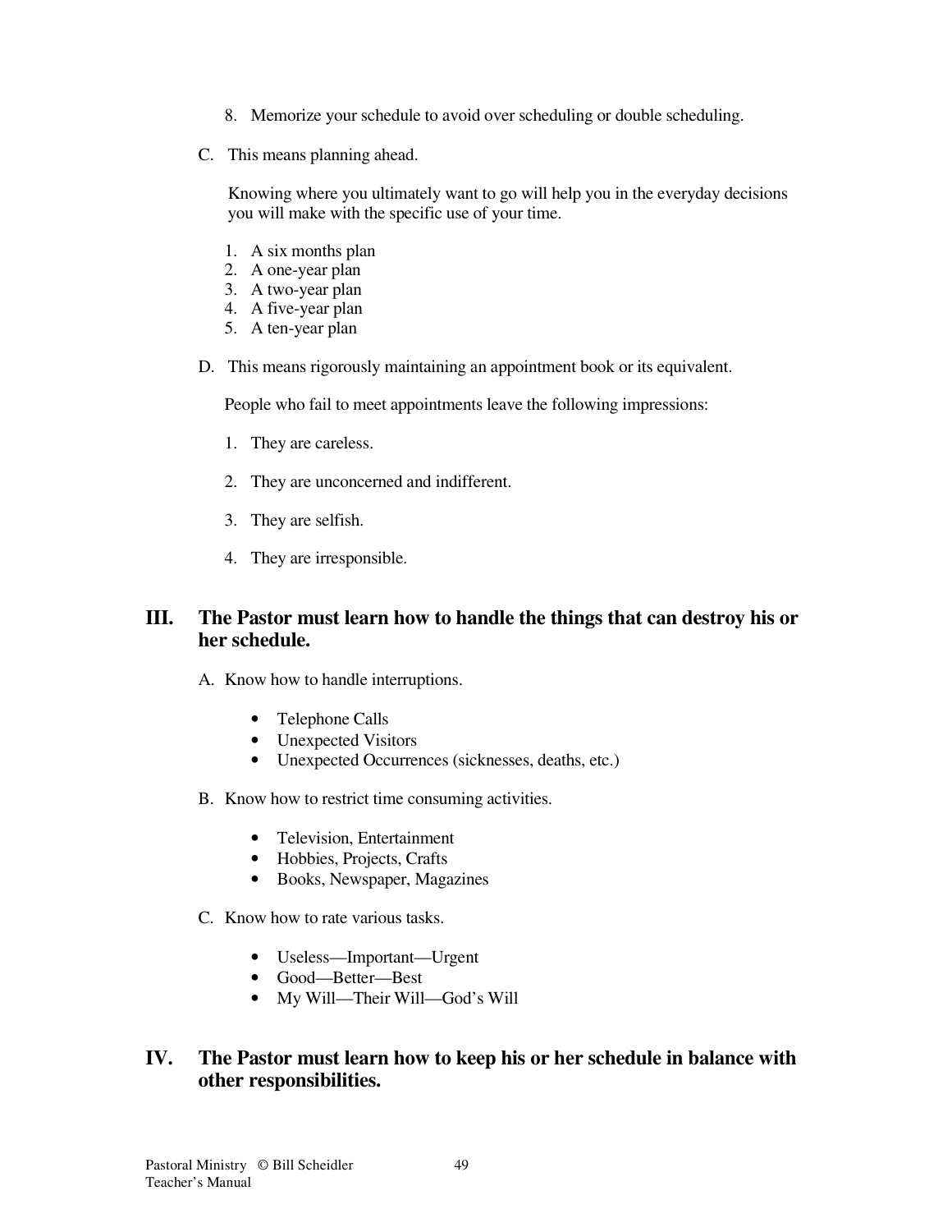8. Memorize your schedule to avoid over scheduling or double scheduling.

C. This means planning ahead.

Knowing where you ultimately want to go will help you in the everyday decisions you will make with the specific use of your time.

1. A six months plan
2. A one-year plan
3. A two-year plan
4. A five-year plan
5. A ten-year plan

D. This means rigorously maintaining an appointment book or its equivalent.

People who fail to meet appointments leave the following impressions:

1. They are careless.
2. They are unconcerned and indifferent.
3. They are selfish.
4. They are irresponsible.

## III. The Pastor must learn how to handle the things that can destroy his or her schedule.

A. Know how to handle interruptions.

- Telephone Calls
- Unexpected Visitors
- Unexpected Occurrences (sicknesses, deaths, etc.)

B. Know how to restrict time consuming activities.

- Television, Entertainment
- Hobbies, Projects, Crafts
- Books, Newspaper, Magazines

C. Know how to rate various tasks.

- Useless—Important—Urgent
- Good—Better—Best
- My Will—Their Will—God's Will

## IV. The Pastor must learn how to keep his or her schedule in balance with other responsibilities.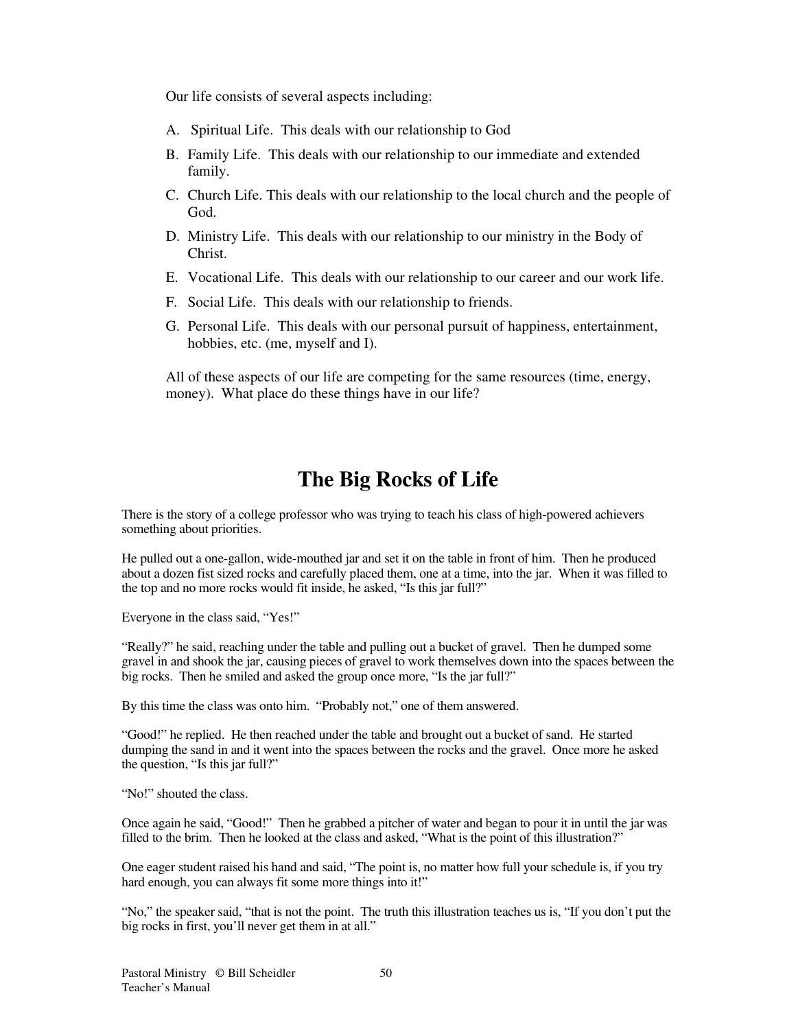Our life consists of several aspects including:

A. Spiritual Life. This deals with our relationship to God
B. Family Life. This deals with our relationship to our immediate and extended family.
C. Church Life. This deals with our relationship to the local church and the people of God.
D. Ministry Life. This deals with our relationship to our ministry in the Body of Christ.
E. Vocational Life. This deals with our relationship to our career and our work life.
F. Social Life. This deals with our relationship to friends.
G. Personal Life. This deals with our personal pursuit of happiness, entertainment, hobbies, etc. (me, myself and I).

All of these aspects of our life are competing for the same resources (time, energy, money). What place do these things have in our life?

# The Big Rocks of Life

There is the story of a college professor who was trying to teach his class of high-powered achievers something about priorities.

He pulled out a one-gallon, wide-mouthed jar and set it on the table in front of him. Then he produced about a dozen fist sized rocks and carefully placed them, one at a time, into the jar. When it was filled to the top and no more rocks would fit inside, he asked, "Is this jar full?"

Everyone in the class said, "Yes!"

"Really?" he said, reaching under the table and pulling out a bucket of gravel. Then he dumped some gravel in and shook the jar, causing pieces of gravel to work themselves down into the spaces between the big rocks. Then he smiled and asked the group once more, "Is the jar full?"

By this time the class was onto him. "Probably not," one of them answered.

"Good!" he replied. He then reached under the table and brought out a bucket of sand. He started dumping the sand in and it went into the spaces between the rocks and the gravel. Once more he asked the question, "Is this jar full?"

"No!" shouted the class.

Once again he said, "Good!" Then he grabbed a pitcher of water and began to pour it in until the jar was filled to the brim. Then he looked at the class and asked, "What is the point of this illustration?"

One eager student raised his hand and said, "The point is, no matter how full your schedule is, if you try hard enough, you can always fit some more things into it!"

"No," the speaker said, "that is not the point. The truth this illustration teaches us is, "If you don't put the big rocks in first, you'll never get them in at all."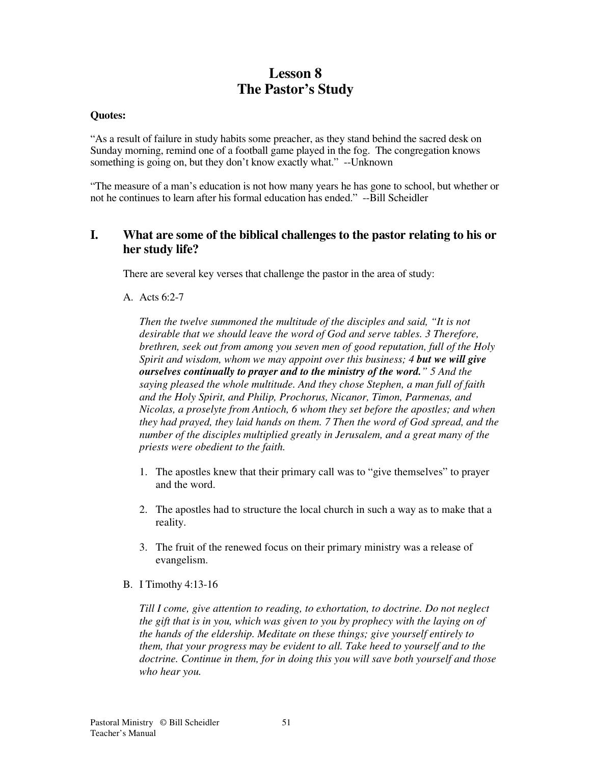# Lesson 8
# The Pastor's Study

**Quotes:**

"As a result of failure in study habits some preacher, as they stand behind the sacred desk on Sunday morning, remind one of a football game played in the fog. The congregation knows something is going on, but they don't know exactly what." --Unknown

"The measure of a man's education is not how many years he has gone to school, but whether or not he continues to learn after his formal education has ended." --Bill Scheidler

## I. What are some of the biblical challenges to the pastor relating to his or her study life?

There are several key verses that challenge the pastor in the area of study:

A. Acts 6:2-7

*Then the twelve summoned the multitude of the disciples and said, "It is not desirable that we should leave the word of God and serve tables. 3 Therefore, brethren, seek out from among you seven men of good reputation, full of the Holy Spirit and wisdom, whom we may appoint over this business; 4* ***but we will give ourselves continually to prayer and to the ministry of the word."*** *5 And the saying pleased the whole multitude. And they chose Stephen, a man full of faith and the Holy Spirit, and Philip, Prochorus, Nicanor, Timon, Parmenas, and Nicolas, a proselyte from Antioch, 6 whom they set before the apostles; and when they had prayed, they laid hands on them. 7 Then the word of God spread, and the number of the disciples multiplied greatly in Jerusalem, and a great many of the priests were obedient to the faith.*

1. The apostles knew that their primary call was to "give themselves" to prayer and the word.

2. The apostles had to structure the local church in such a way as to make that a reality.

3. The fruit of the renewed focus on their primary ministry was a release of evangelism.

B. I Timothy 4:13-16

*Till I come, give attention to reading, to exhortation, to doctrine. Do not neglect the gift that is in you, which was given to you by prophecy with the laying on of the hands of the eldership. Meditate on these things; give yourself entirely to them, that your progress may be evident to all. Take heed to yourself and to the doctrine. Continue in them, for in doing this you will save both yourself and those who hear you.*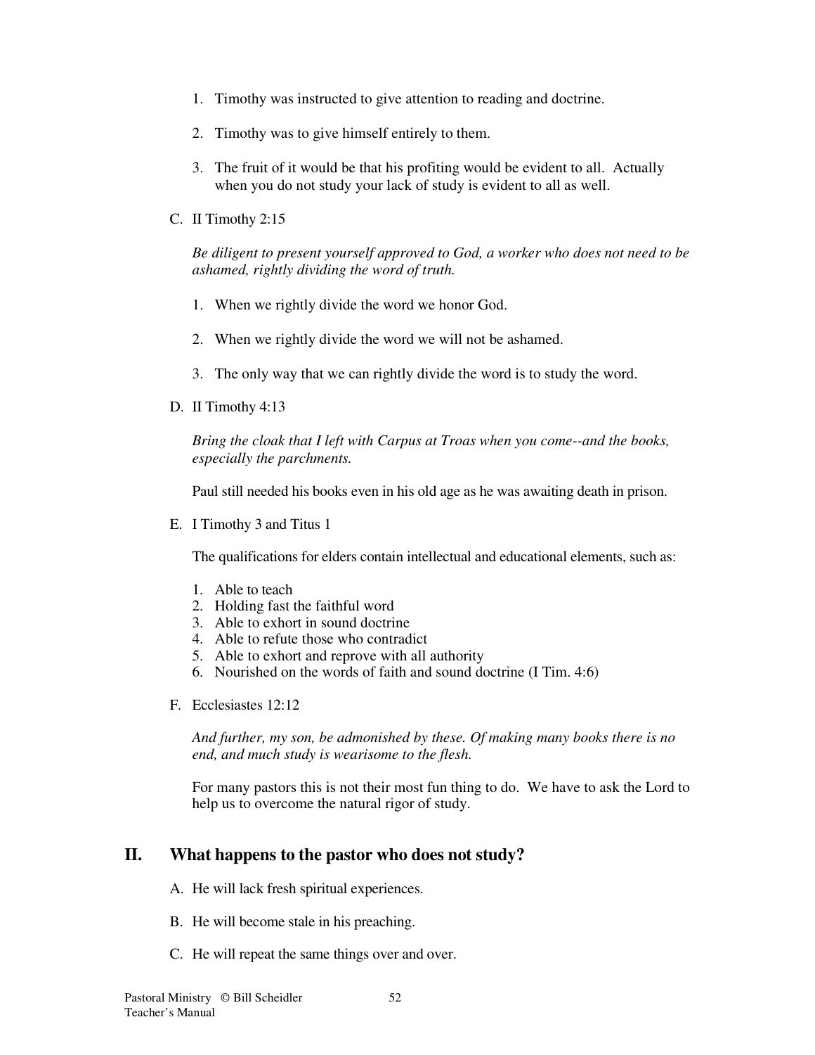1. Timothy was instructed to give attention to reading and doctrine.

2. Timothy was to give himself entirely to them.

3. The fruit of it would be that his profiting would be evident to all. Actually when you do not study your lack of study is evident to all as well.

C. II Timothy 2:15

*Be diligent to present yourself approved to God, a worker who does not need to be ashamed, rightly dividing the word of truth.*

1. When we rightly divide the word we honor God.

2. When we rightly divide the word we will not be ashamed.

3. The only way that we can rightly divide the word is to study the word.

D. II Timothy 4:13

*Bring the cloak that I left with Carpus at Troas when you come--and the books, especially the parchments.*

Paul still needed his books even in his old age as he was awaiting death in prison.

E. I Timothy 3 and Titus 1

The qualifications for elders contain intellectual and educational elements, such as:

1. Able to teach
2. Holding fast the faithful word
3. Able to exhort in sound doctrine
4. Able to refute those who contradict
5. Able to exhort and reprove with all authority
6. Nourished on the words of faith and sound doctrine (I Tim. 4:6)

F. Ecclesiastes 12:12

*And further, my son, be admonished by these. Of making many books there is no end, and much study is wearisome to the flesh.*

For many pastors this is not their most fun thing to do. We have to ask the Lord to help us to overcome the natural rigor of study.

## II. What happens to the pastor who does not study?

A. He will lack fresh spiritual experiences.

B. He will become stale in his preaching.

C. He will repeat the same things over and over.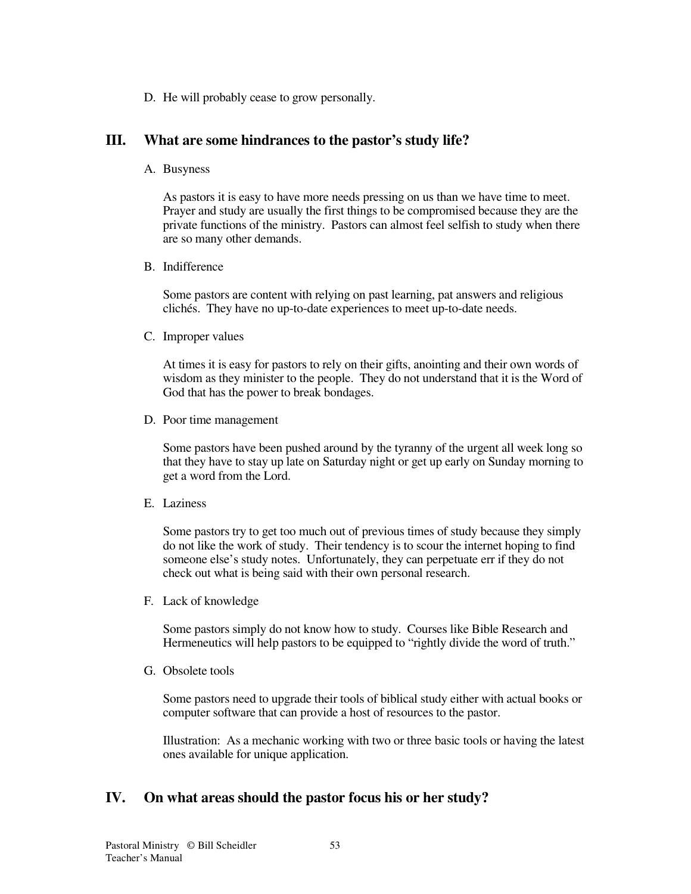D. He will probably cease to grow personally.

## III. What are some hindrances to the pastor's study life?

A. Busyness

As pastors it is easy to have more needs pressing on us than we have time to meet. Prayer and study are usually the first things to be compromised because they are the private functions of the ministry. Pastors can almost feel selfish to study when there are so many other demands.

B. Indifference

Some pastors are content with relying on past learning, pat answers and religious clichés. They have no up-to-date experiences to meet up-to-date needs.

C. Improper values

At times it is easy for pastors to rely on their gifts, anointing and their own words of wisdom as they minister to the people. They do not understand that it is the Word of God that has the power to break bondages.

D. Poor time management

Some pastors have been pushed around by the tyranny of the urgent all week long so that they have to stay up late on Saturday night or get up early on Sunday morning to get a word from the Lord.

E. Laziness

Some pastors try to get too much out of previous times of study because they simply do not like the work of study. Their tendency is to scour the internet hoping to find someone else's study notes. Unfortunately, they can perpetuate err if they do not check out what is being said with their own personal research.

F. Lack of knowledge

Some pastors simply do not know how to study. Courses like Bible Research and Hermeneutics will help pastors to be equipped to "rightly divide the word of truth."

G. Obsolete tools

Some pastors need to upgrade their tools of biblical study either with actual books or computer software that can provide a host of resources to the pastor.

Illustration: As a mechanic working with two or three basic tools or having the latest ones available for unique application.

## IV. On what areas should the pastor focus his or her study?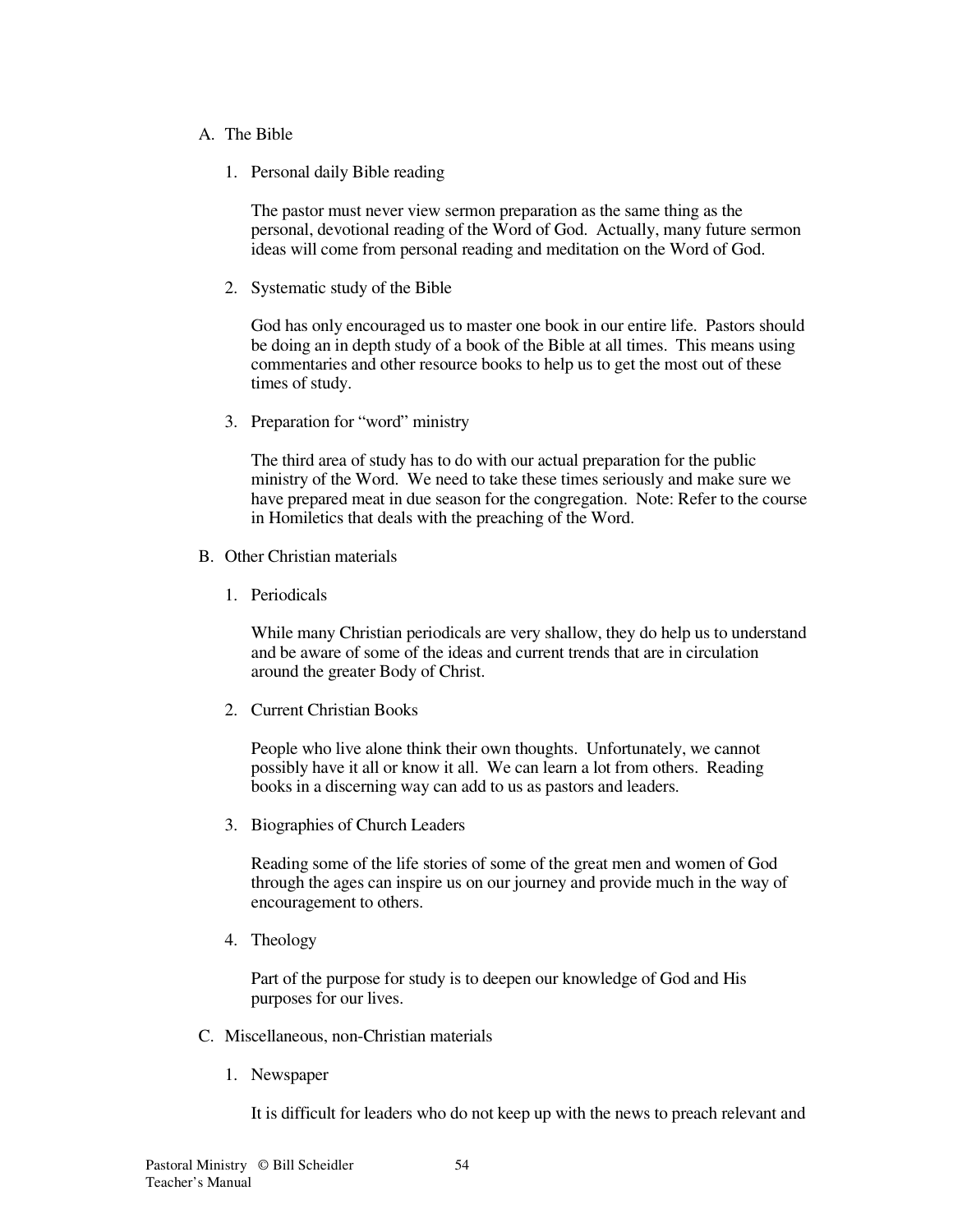A. The Bible

1. Personal daily Bible reading

   The pastor must never view sermon preparation as the same thing as the personal, devotional reading of the Word of God. Actually, many future sermon ideas will come from personal reading and meditation on the Word of God.

2. Systematic study of the Bible

   God has only encouraged us to master one book in our entire life. Pastors should be doing an in depth study of a book of the Bible at all times. This means using commentaries and other resource books to help us to get the most out of these times of study.

3. Preparation for "word" ministry

   The third area of study has to do with our actual preparation for the public ministry of the Word. We need to take these times seriously and make sure we have prepared meat in due season for the congregation. Note: Refer to the course in Homiletics that deals with the preaching of the Word.

B. Other Christian materials

1. Periodicals

   While many Christian periodicals are very shallow, they do help us to understand and be aware of some of the ideas and current trends that are in circulation around the greater Body of Christ.

2. Current Christian Books

   People who live alone think their own thoughts. Unfortunately, we cannot possibly have it all or know it all. We can learn a lot from others. Reading books in a discerning way can add to us as pastors and leaders.

3. Biographies of Church Leaders

   Reading some of the life stories of some of the great men and women of God through the ages can inspire us on our journey and provide much in the way of encouragement to others.

4. Theology

   Part of the purpose for study is to deepen our knowledge of God and His purposes for our lives.

C. Miscellaneous, non-Christian materials

1. Newspaper

   It is difficult for leaders who do not keep up with the news to preach relevant and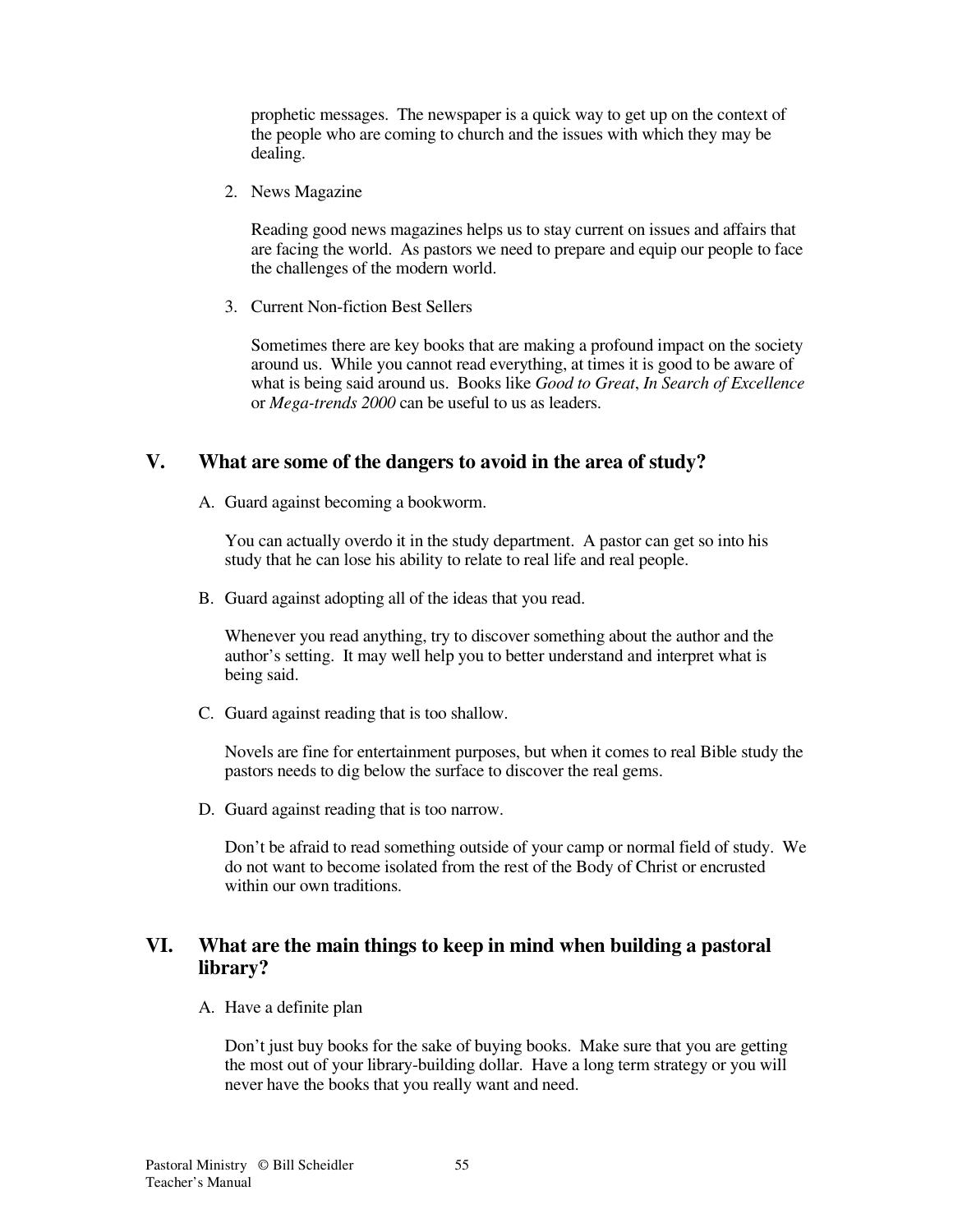prophetic messages. The newspaper is a quick way to get up on the context of the people who are coming to church and the issues with which they may be dealing.

2. News Magazine

   Reading good news magazines helps us to stay current on issues and affairs that are facing the world. As pastors we need to prepare and equip our people to face the challenges of the modern world.

3. Current Non-fiction Best Sellers

   Sometimes there are key books that are making a profound impact on the society around us. While you cannot read everything, at times it is good to be aware of what is being said around us. Books like *Good to Great*, *In Search of Excellence* or *Mega-trends 2000* can be useful to us as leaders.

## V. What are some of the dangers to avoid in the area of study?

A. Guard against becoming a bookworm.

   You can actually overdo it in the study department. A pastor can get so into his study that he can lose his ability to relate to real life and real people.

B. Guard against adopting all of the ideas that you read.

   Whenever you read anything, try to discover something about the author and the author's setting. It may well help you to better understand and interpret what is being said.

C. Guard against reading that is too shallow.

   Novels are fine for entertainment purposes, but when it comes to real Bible study the pastors needs to dig below the surface to discover the real gems.

D. Guard against reading that is too narrow.

   Don't be afraid to read something outside of your camp or normal field of study. We do not want to become isolated from the rest of the Body of Christ or encrusted within our own traditions.

## VI. What are the main things to keep in mind when building a pastoral library?

A. Have a definite plan

   Don't just buy books for the sake of buying books. Make sure that you are getting the most out of your library-building dollar. Have a long term strategy or you will never have the books that you really want and need.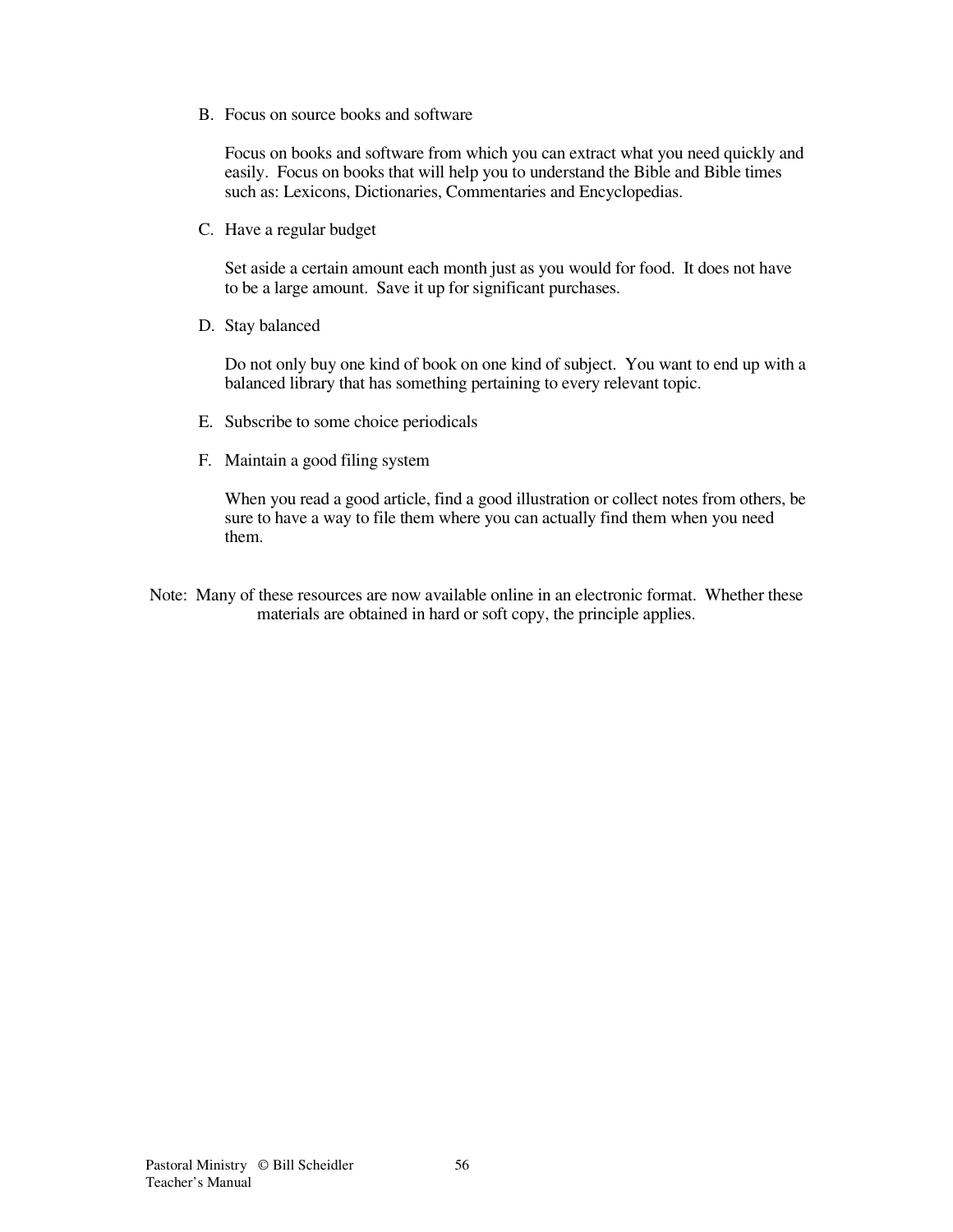B. Focus on source books and software

   Focus on books and software from which you can extract what you need quickly and easily. Focus on books that will help you to understand the Bible and Bible times such as: Lexicons, Dictionaries, Commentaries and Encyclopedias.

C. Have a regular budget

   Set aside a certain amount each month just as you would for food. It does not have to be a large amount. Save it up for significant purchases.

D. Stay balanced

   Do not only buy one kind of book on one kind of subject. You want to end up with a balanced library that has something pertaining to every relevant topic.

E. Subscribe to some choice periodicals

F. Maintain a good filing system

   When you read a good article, find a good illustration or collect notes from others, be sure to have a way to file them where you can actually find them when you need them.

Note: Many of these resources are now available online in an electronic format. Whether these materials are obtained in hard or soft copy, the principle applies.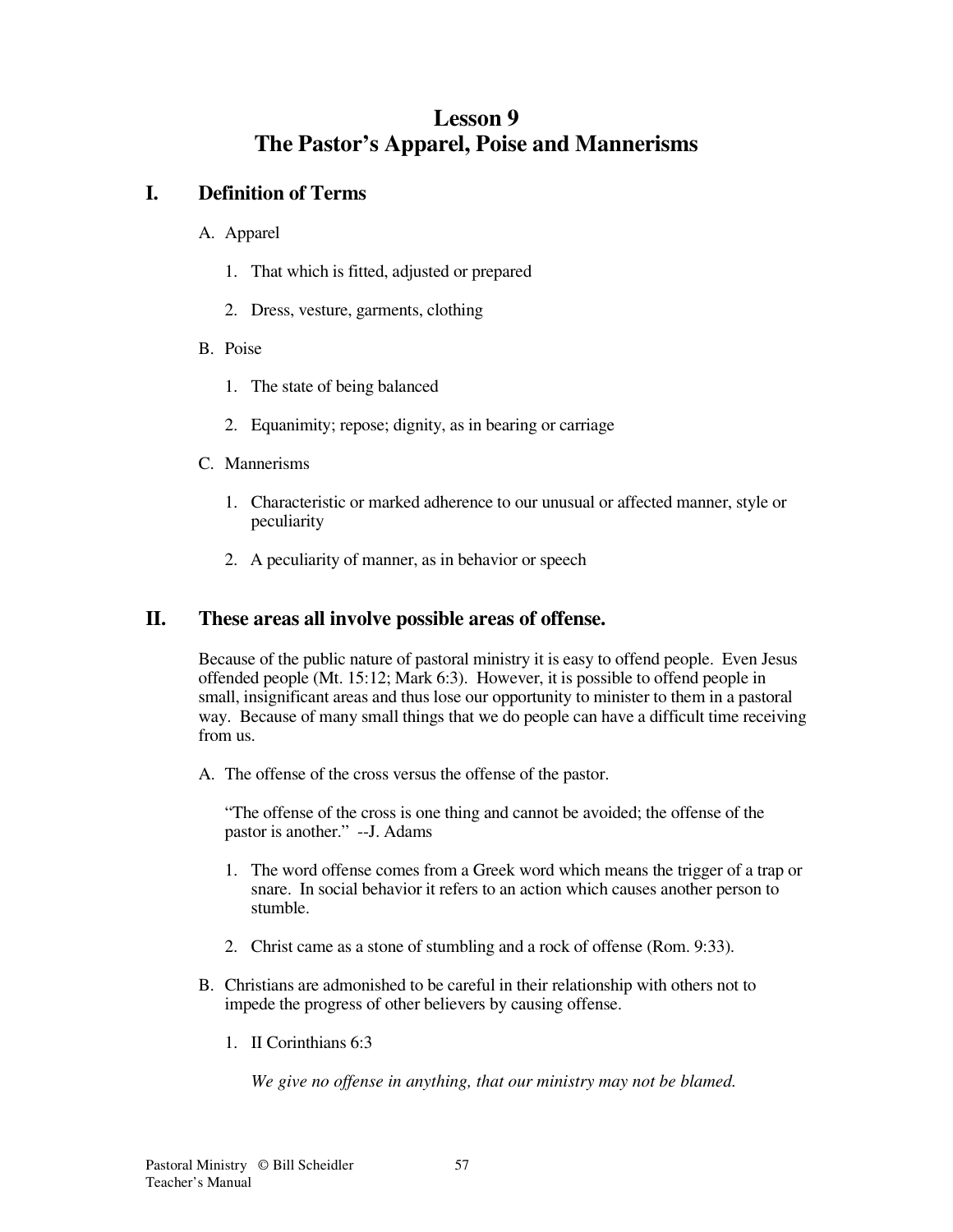# Lesson 9
# The Pastor's Apparel, Poise and Mannerisms

## I. Definition of Terms

A. Apparel

1. That which is fitted, adjusted or prepared

2. Dress, vesture, garments, clothing

B. Poise

1. The state of being balanced

2. Equanimity; repose; dignity, as in bearing or carriage

C. Mannerisms

1. Characteristic or marked adherence to our unusual or affected manner, style or peculiarity

2. A peculiarity of manner, as in behavior or speech

## II. These areas all involve possible areas of offense.

Because of the public nature of pastoral ministry it is easy to offend people. Even Jesus offended people (Mt. 15:12; Mark 6:3). However, it is possible to offend people in small, insignificant areas and thus lose our opportunity to minister to them in a pastoral way. Because of many small things that we do people can have a difficult time receiving from us.

A. The offense of the cross versus the offense of the pastor.

"The offense of the cross is one thing and cannot be avoided; the offense of the pastor is another." --J. Adams

1. The word offense comes from a Greek word which means the trigger of a trap or snare. In social behavior it refers to an action which causes another person to stumble.

2. Christ came as a stone of stumbling and a rock of offense (Rom. 9:33).

B. Christians are admonished to be careful in their relationship with others not to impede the progress of other believers by causing offense.

1. II Corinthians 6:3

*We give no offense in anything, that our ministry may not be blamed.*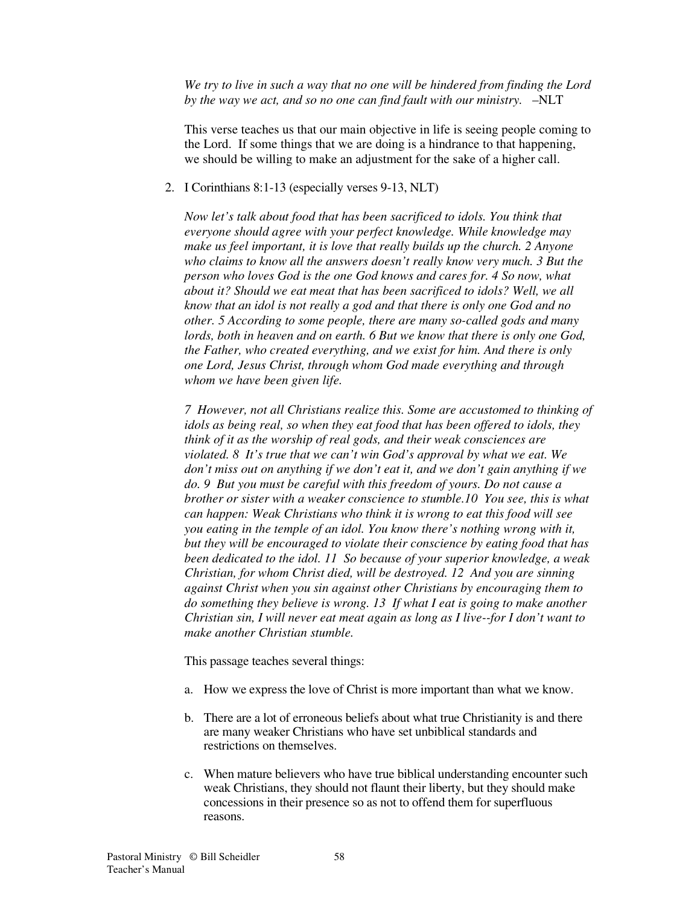*We try to live in such a way that no one will be hindered from finding the Lord by the way we act, and so no one can find fault with our ministry.* –NLT

This verse teaches us that our main objective in life is seeing people coming to the Lord. If some things that we are doing is a hindrance to that happening, we should be willing to make an adjustment for the sake of a higher call.

2. I Corinthians 8:1-13 (especially verses 9-13, NLT)

   *Now let's talk about food that has been sacrificed to idols. You think that everyone should agree with your perfect knowledge. While knowledge may make us feel important, it is love that really builds up the church. 2 Anyone who claims to know all the answers doesn't really know very much. 3 But the person who loves God is the one God knows and cares for. 4 So now, what about it? Should we eat meat that has been sacrificed to idols? Well, we all know that an idol is not really a god and that there is only one God and no other. 5 According to some people, there are many so-called gods and many lords, both in heaven and on earth. 6 But we know that there is only one God, the Father, who created everything, and we exist for him. And there is only one Lord, Jesus Christ, through whom God made everything and through whom we have been given life.*

   *7 However, not all Christians realize this. Some are accustomed to thinking of idols as being real, so when they eat food that has been offered to idols, they think of it as the worship of real gods, and their weak consciences are violated. 8 It's true that we can't win God's approval by what we eat. We don't miss out on anything if we don't eat it, and we don't gain anything if we do. 9 But you must be careful with this freedom of yours. Do not cause a brother or sister with a weaker conscience to stumble.10 You see, this is what can happen: Weak Christians who think it is wrong to eat this food will see you eating in the temple of an idol. You know there's nothing wrong with it, but they will be encouraged to violate their conscience by eating food that has been dedicated to the idol. 11 So because of your superior knowledge, a weak Christian, for whom Christ died, will be destroyed. 12 And you are sinning against Christ when you sin against other Christians by encouraging them to do something they believe is wrong. 13 If what I eat is going to make another Christian sin, I will never eat meat again as long as I live--for I don't want to make another Christian stumble.*

   This passage teaches several things:

   a. How we express the love of Christ is more important than what we know.

   b. There are a lot of erroneous beliefs about what true Christianity is and there are many weaker Christians who have set unbiblical standards and restrictions on themselves.

   c. When mature believers who have true biblical understanding encounter such weak Christians, they should not flaunt their liberty, but they should make concessions in their presence so as not to offend them for superfluous reasons.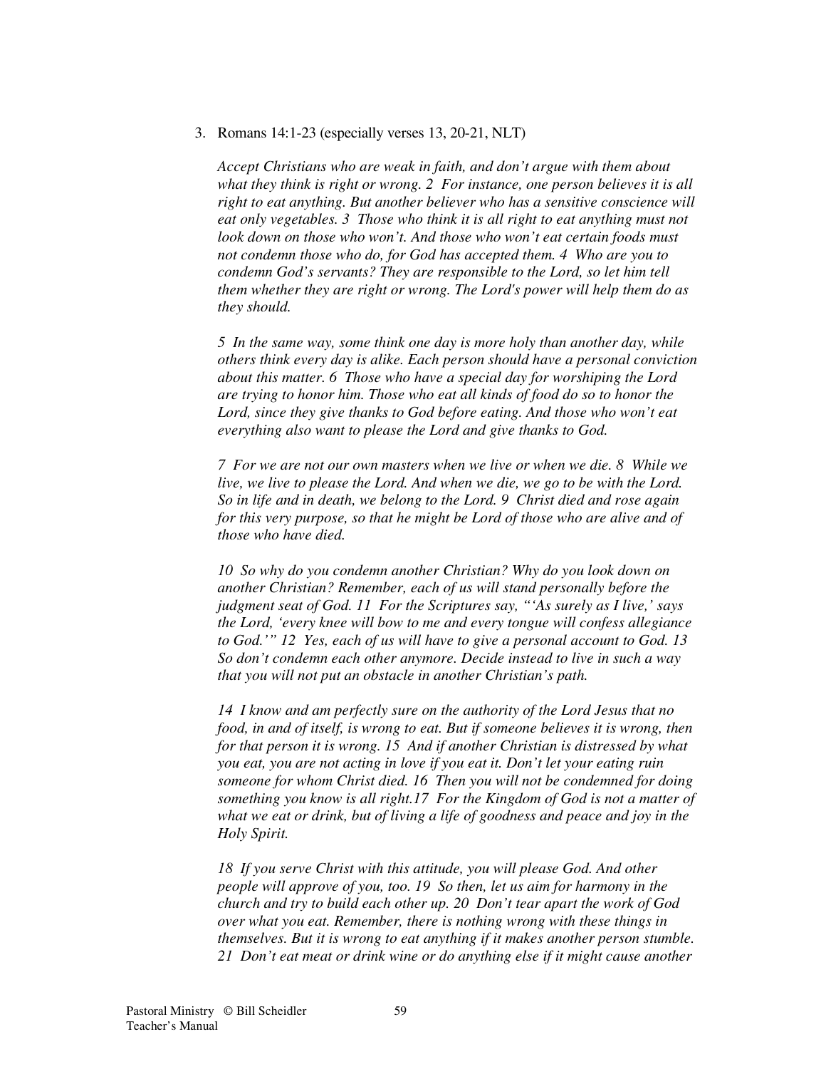3. Romans 14:1-23 (especially verses 13, 20-21, NLT)

   *Accept Christians who are weak in faith, and don't argue with them about what they think is right or wrong. 2 For instance, one person believes it is all right to eat anything. But another believer who has a sensitive conscience will eat only vegetables. 3 Those who think it is all right to eat anything must not look down on those who won't. And those who won't eat certain foods must not condemn those who do, for God has accepted them. 4 Who are you to condemn God's servants? They are responsible to the Lord, so let him tell them whether they are right or wrong. The Lord's power will help them do as they should.*

   *5 In the same way, some think one day is more holy than another day, while others think every day is alike. Each person should have a personal conviction about this matter. 6 Those who have a special day for worshiping the Lord are trying to honor him. Those who eat all kinds of food do so to honor the Lord, since they give thanks to God before eating. And those who won't eat everything also want to please the Lord and give thanks to God.*

   *7 For we are not our own masters when we live or when we die. 8 While we live, we live to please the Lord. And when we die, we go to be with the Lord. So in life and in death, we belong to the Lord. 9 Christ died and rose again for this very purpose, so that he might be Lord of those who are alive and of those who have died.*

   *10 So why do you condemn another Christian? Why do you look down on another Christian? Remember, each of us will stand personally before the judgment seat of God. 11 For the Scriptures say, "'As surely as I live,' says the Lord, 'every knee will bow to me and every tongue will confess allegiance to God.'" 12 Yes, each of us will have to give a personal account to God. 13 So don't condemn each other anymore. Decide instead to live in such a way that you will not put an obstacle in another Christian's path.*

   *14 I know and am perfectly sure on the authority of the Lord Jesus that no food, in and of itself, is wrong to eat. But if someone believes it is wrong, then for that person it is wrong. 15 And if another Christian is distressed by what you eat, you are not acting in love if you eat it. Don't let your eating ruin someone for whom Christ died. 16 Then you will not be condemned for doing something you know is all right.17 For the Kingdom of God is not a matter of what we eat or drink, but of living a life of goodness and peace and joy in the Holy Spirit.*

   *18 If you serve Christ with this attitude, you will please God. And other people will approve of you, too. 19 So then, let us aim for harmony in the church and try to build each other up. 20 Don't tear apart the work of God over what you eat. Remember, there is nothing wrong with these things in themselves. But it is wrong to eat anything if it makes another person stumble. 21 Don't eat meat or drink wine or do anything else if it might cause another*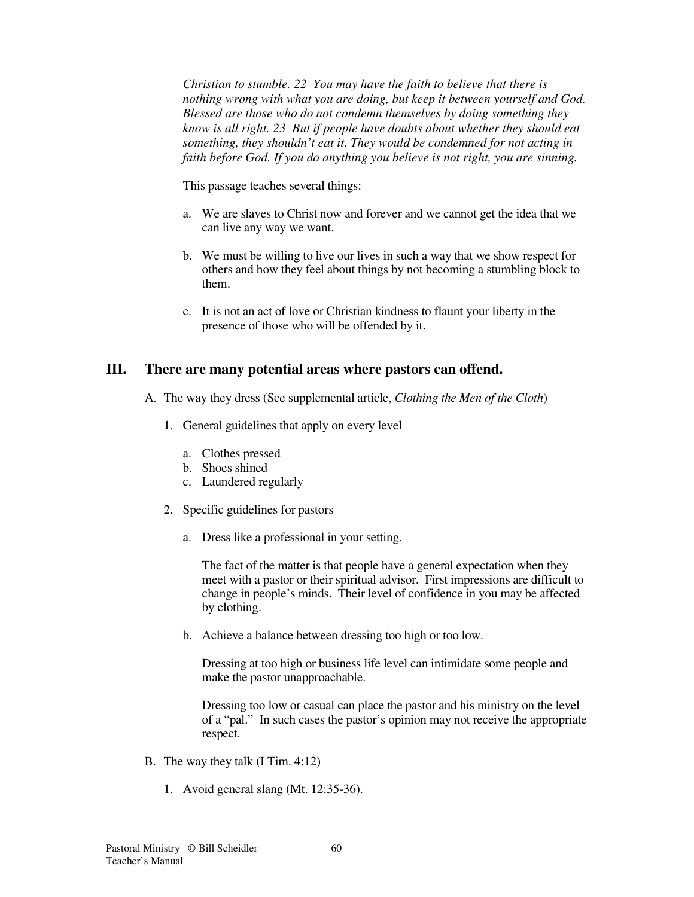*Christian to stumble. 22 You may have the faith to believe that there is nothing wrong with what you are doing, but keep it between yourself and God. Blessed are those who do not condemn themselves by doing something they know is all right. 23 But if people have doubts about whether they should eat something, they shouldn't eat it. They would be condemned for not acting in faith before God. If you do anything you believe is not right, you are sinning.*

This passage teaches several things:

a. We are slaves to Christ now and forever and we cannot get the idea that we can live any way we want.

b. We must be willing to live our lives in such a way that we show respect for others and how they feel about things by not becoming a stumbling block to them.

c. It is not an act of love or Christian kindness to flaunt your liberty in the presence of those who will be offended by it.

## III. There are many potential areas where pastors can offend.

A. The way they dress (See supplemental article, *Clothing the Men of the Cloth*)

1. General guidelines that apply on every level

   a. Clothes pressed
   b. Shoes shined
   c. Laundered regularly

2. Specific guidelines for pastors

   a. Dress like a professional in your setting.

   The fact of the matter is that people have a general expectation when they meet with a pastor or their spiritual advisor. First impressions are difficult to change in people's minds. Their level of confidence in you may be affected by clothing.

   b. Achieve a balance between dressing too high or too low.

   Dressing at too high or business life level can intimidate some people and make the pastor unapproachable.

   Dressing too low or casual can place the pastor and his ministry on the level of a "pal." In such cases the pastor's opinion may not receive the appropriate respect.

B. The way they talk (I Tim. 4:12)

1. Avoid general slang (Mt. 12:35-36).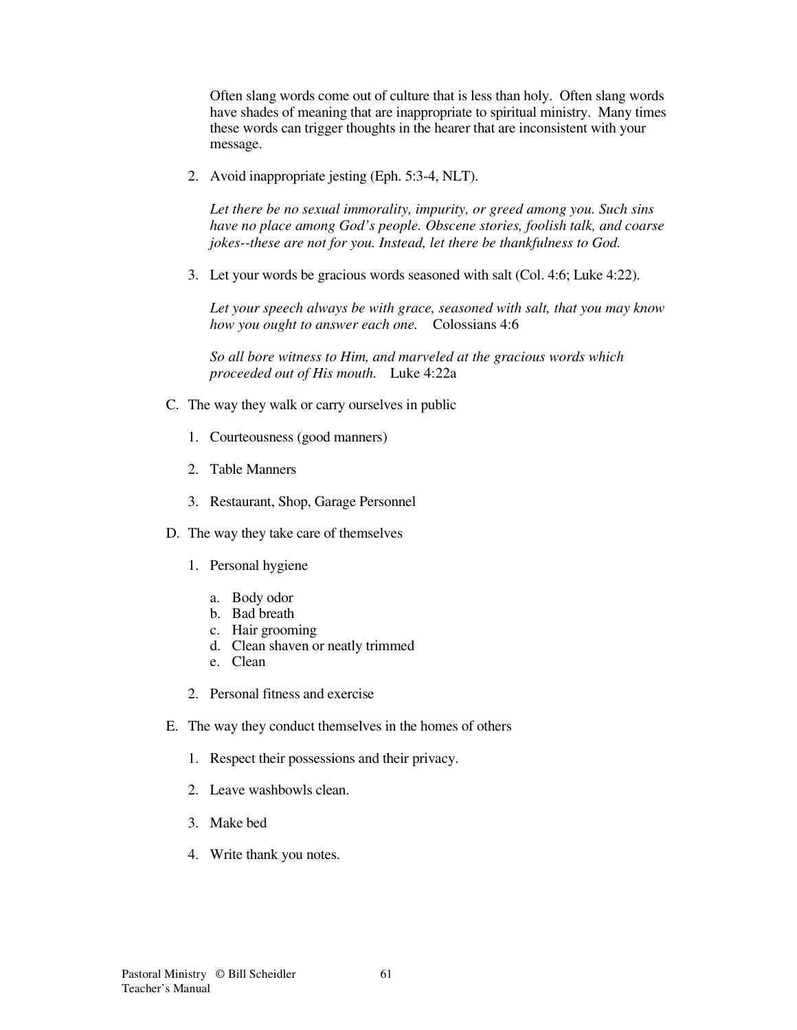Often slang words come out of culture that is less than holy. Often slang words have shades of meaning that are inappropriate to spiritual ministry. Many times these words can trigger thoughts in the hearer that are inconsistent with your message.

2. Avoid inappropriate jesting (Eph. 5:3-4, NLT).

   *Let there be no sexual immorality, impurity, or greed among you. Such sins have no place among God's people. Obscene stories, foolish talk, and coarse jokes--these are not for you. Instead, let there be thankfulness to God.*

3. Let your words be gracious words seasoned with salt (Col. 4:6; Luke 4:22).

   *Let your speech always be with grace, seasoned with salt, that you may know how you ought to answer each one.* Colossians 4:6

   *So all bore witness to Him, and marveled at the gracious words which proceeded out of His mouth.* Luke 4:22a

C. The way they walk or carry ourselves in public

1. Courteousness (good manners)

2. Table Manners

3. Restaurant, Shop, Garage Personnel

D. The way they take care of themselves

1. Personal hygiene

   a. Body odor
   b. Bad breath
   c. Hair grooming
   d. Clean shaven or neatly trimmed
   e. Clean

2. Personal fitness and exercise

E. The way they conduct themselves in the homes of others

1. Respect their possessions and their privacy.

2. Leave washbowls clean.

3. Make bed

4. Write thank you notes.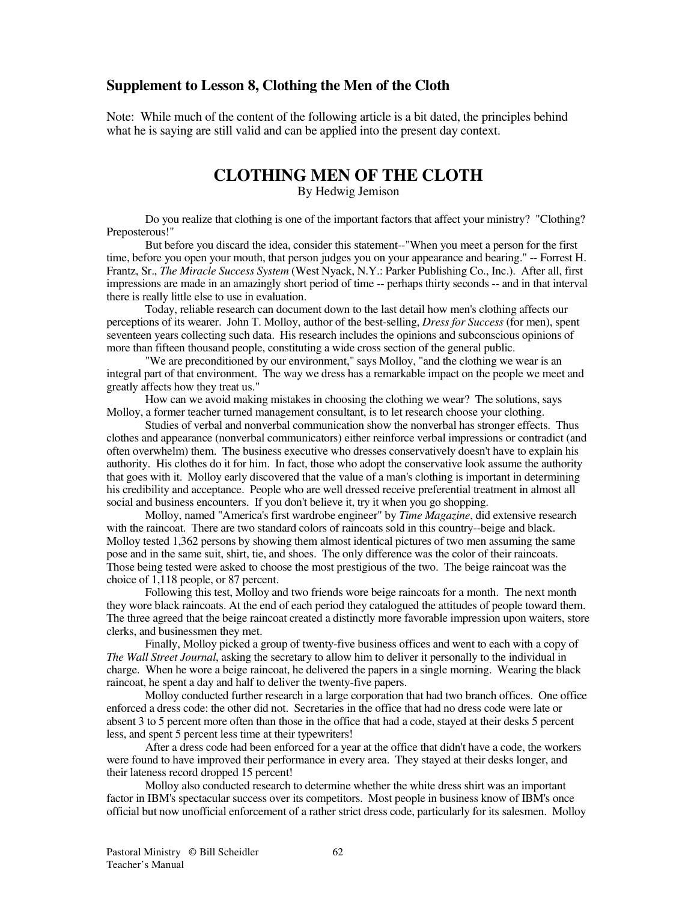## Supplement to Lesson 8, Clothing the Men of the Cloth

Note: While much of the content of the following article is a bit dated, the principles behind what he is saying are still valid and can be applied into the present day context.

# CLOTHING MEN OF THE CLOTH

By Hedwig Jemison

Do you realize that clothing is one of the important factors that affect your ministry? "Clothing? Preposterous!"

But before you discard the idea, consider this statement--"When you meet a person for the first time, before you open your mouth, that person judges you on your appearance and bearing." -- Forrest H. Frantz, Sr., *The Miracle Success System* (West Nyack, N.Y.: Parker Publishing Co., Inc.). After all, first impressions are made in an amazingly short period of time -- perhaps thirty seconds -- and in that interval there is really little else to use in evaluation.

Today, reliable research can document down to the last detail how men's clothing affects our perceptions of its wearer. John T. Molloy, author of the best-selling, *Dress for Success* (for men), spent seventeen years collecting such data. His research includes the opinions and subconscious opinions of more than fifteen thousand people, constituting a wide cross section of the general public.

"We are preconditioned by our environment," says Molloy, "and the clothing we wear is an integral part of that environment. The way we dress has a remarkable impact on the people we meet and greatly affects how they treat us."

How can we avoid making mistakes in choosing the clothing we wear? The solutions, says Molloy, a former teacher turned management consultant, is to let research choose your clothing.

Studies of verbal and nonverbal communication show the nonverbal has stronger effects. Thus clothes and appearance (nonverbal communicators) either reinforce verbal impressions or contradict (and often overwhelm) them. The business executive who dresses conservatively doesn't have to explain his authority. His clothes do it for him. In fact, those who adopt the conservative look assume the authority that goes with it. Molloy early discovered that the value of a man's clothing is important in determining his credibility and acceptance. People who are well dressed receive preferential treatment in almost all social and business encounters. If you don't believe it, try it when you go shopping.

Molloy, named "America's first wardrobe engineer" by *Time Magazine*, did extensive research with the raincoat. There are two standard colors of raincoats sold in this country--beige and black. Molloy tested 1,362 persons by showing them almost identical pictures of two men assuming the same pose and in the same suit, shirt, tie, and shoes. The only difference was the color of their raincoats. Those being tested were asked to choose the most prestigious of the two. The beige raincoat was the choice of 1,118 people, or 87 percent.

Following this test, Molloy and two friends wore beige raincoats for a month. The next month they wore black raincoats. At the end of each period they catalogued the attitudes of people toward them. The three agreed that the beige raincoat created a distinctly more favorable impression upon waiters, store clerks, and businessmen they met.

Finally, Molloy picked a group of twenty-five business offices and went to each with a copy of *The Wall Street Journal*, asking the secretary to allow him to deliver it personally to the individual in charge. When he wore a beige raincoat, he delivered the papers in a single morning. Wearing the black raincoat, he spent a day and half to deliver the twenty-five papers.

Molloy conducted further research in a large corporation that had two branch offices. One office enforced a dress code: the other did not. Secretaries in the office that had no dress code were late or absent 3 to 5 percent more often than those in the office that had a code, stayed at their desks 5 percent less, and spent 5 percent less time at their typewriters!

After a dress code had been enforced for a year at the office that didn't have a code, the workers were found to have improved their performance in every area. They stayed at their desks longer, and their lateness record dropped 15 percent!

Molloy also conducted research to determine whether the white dress shirt was an important factor in IBM's spectacular success over its competitors. Most people in business know of IBM's once official but now unofficial enforcement of a rather strict dress code, particularly for its salesmen. Molloy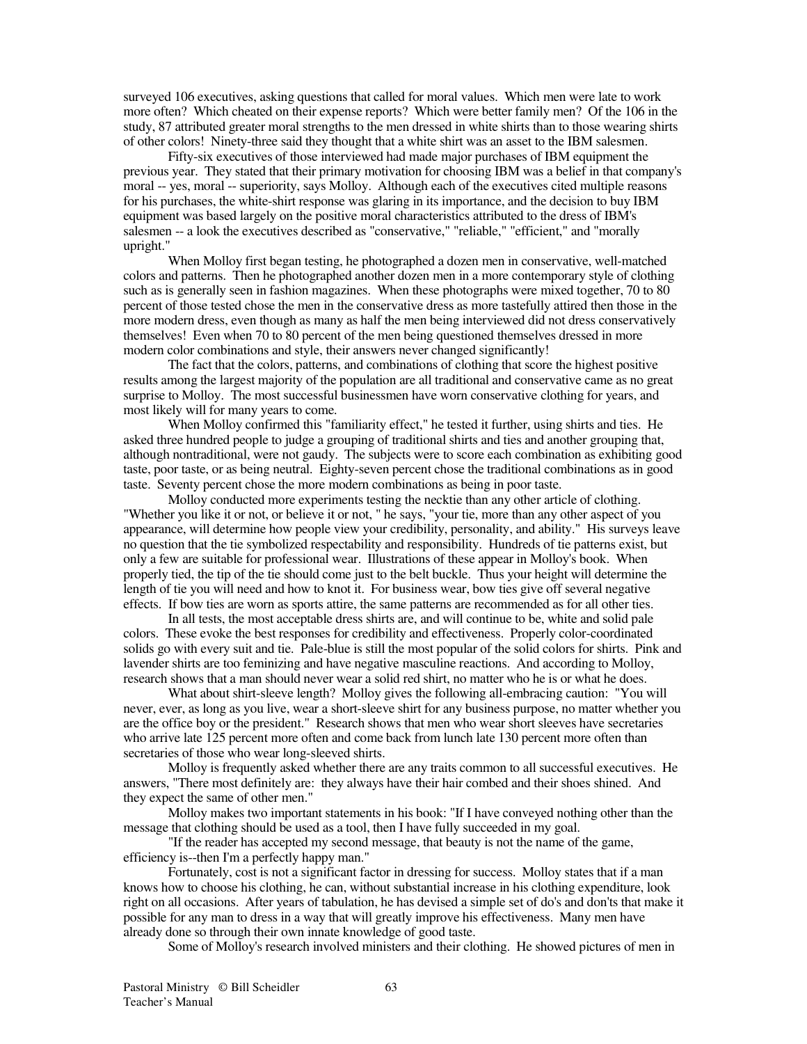surveyed 106 executives, asking questions that called for moral values. Which men were late to work more often? Which cheated on their expense reports? Which were better family men? Of the 106 in the study, 87 attributed greater moral strengths to the men dressed in white shirts than to those wearing shirts of other colors! Ninety-three said they thought that a white shirt was an asset to the IBM salesmen.

Fifty-six executives of those interviewed had made major purchases of IBM equipment the previous year. They stated that their primary motivation for choosing IBM was a belief in that company's moral -- yes, moral -- superiority, says Molloy. Although each of the executives cited multiple reasons for his purchases, the white-shirt response was glaring in its importance, and the decision to buy IBM equipment was based largely on the positive moral characteristics attributed to the dress of IBM's salesmen -- a look the executives described as "conservative," "reliable," "efficient," and "morally upright."

When Molloy first began testing, he photographed a dozen men in conservative, well-matched colors and patterns. Then he photographed another dozen men in a more contemporary style of clothing such as is generally seen in fashion magazines. When these photographs were mixed together, 70 to 80 percent of those tested chose the men in the conservative dress as more tastefully attired then those in the more modern dress, even though as many as half the men being interviewed did not dress conservatively themselves! Even when 70 to 80 percent of the men being questioned themselves dressed in more modern color combinations and style, their answers never changed significantly!

The fact that the colors, patterns, and combinations of clothing that score the highest positive results among the largest majority of the population are all traditional and conservative came as no great surprise to Molloy. The most successful businessmen have worn conservative clothing for years, and most likely will for many years to come.

When Molloy confirmed this "familiarity effect," he tested it further, using shirts and ties. He asked three hundred people to judge a grouping of traditional shirts and ties and another grouping that, although nontraditional, were not gaudy. The subjects were to score each combination as exhibiting good taste, poor taste, or as being neutral. Eighty-seven percent chose the traditional combinations as in good taste. Seventy percent chose the more modern combinations as being in poor taste.

Molloy conducted more experiments testing the necktie than any other article of clothing. "Whether you like it or not, or believe it or not, " he says, "your tie, more than any other aspect of you appearance, will determine how people view your credibility, personality, and ability." His surveys leave no question that the tie symbolized respectability and responsibility. Hundreds of tie patterns exist, but only a few are suitable for professional wear. Illustrations of these appear in Molloy's book. When properly tied, the tip of the tie should come just to the belt buckle. Thus your height will determine the length of tie you will need and how to knot it. For business wear, bow ties give off several negative effects. If bow ties are worn as sports attire, the same patterns are recommended as for all other ties.

In all tests, the most acceptable dress shirts are, and will continue to be, white and solid pale colors. These evoke the best responses for credibility and effectiveness. Properly color-coordinated solids go with every suit and tie. Pale-blue is still the most popular of the solid colors for shirts. Pink and lavender shirts are too feminizing and have negative masculine reactions. And according to Molloy, research shows that a man should never wear a solid red shirt, no matter who he is or what he does.

What about shirt-sleeve length? Molloy gives the following all-embracing caution: "You will never, ever, as long as you live, wear a short-sleeve shirt for any business purpose, no matter whether you are the office boy or the president." Research shows that men who wear short sleeves have secretaries who arrive late 125 percent more often and come back from lunch late 130 percent more often than secretaries of those who wear long-sleeved shirts.

Molloy is frequently asked whether there are any traits common to all successful executives. He answers, "There most definitely are: they always have their hair combed and their shoes shined. And they expect the same of other men."

Molloy makes two important statements in his book: "If I have conveyed nothing other than the message that clothing should be used as a tool, then I have fully succeeded in my goal.

"If the reader has accepted my second message, that beauty is not the name of the game, efficiency is--then I'm a perfectly happy man."

Fortunately, cost is not a significant factor in dressing for success. Molloy states that if a man knows how to choose his clothing, he can, without substantial increase in his clothing expenditure, look right on all occasions. After years of tabulation, he has devised a simple set of do's and don'ts that make it possible for any man to dress in a way that will greatly improve his effectiveness. Many men have already done so through their own innate knowledge of good taste.

Some of Molloy's research involved ministers and their clothing. He showed pictures of men in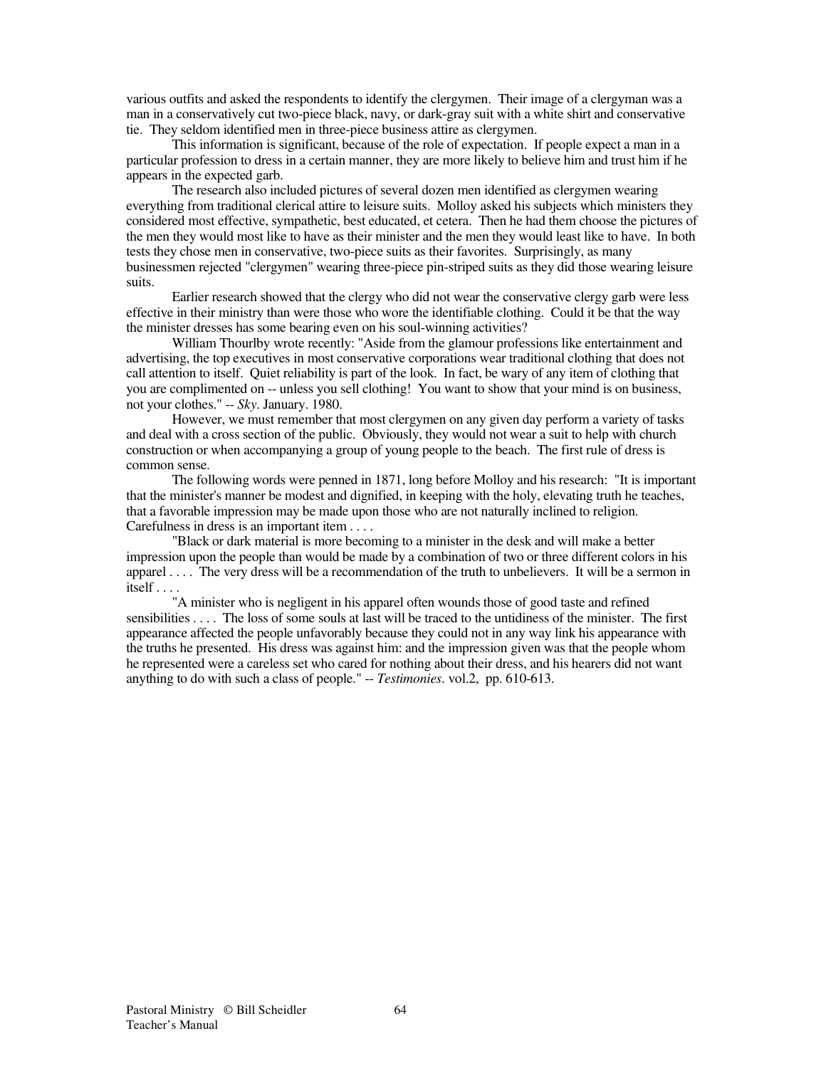various outfits and asked the respondents to identify the clergymen. Their image of a clergyman was a man in a conservatively cut two-piece black, navy, or dark-gray suit with a white shirt and conservative tie. They seldom identified men in three-piece business attire as clergymen.

This information is significant, because of the role of expectation. If people expect a man in a particular profession to dress in a certain manner, they are more likely to believe him and trust him if he appears in the expected garb.

The research also included pictures of several dozen men identified as clergymen wearing everything from traditional clerical attire to leisure suits. Molloy asked his subjects which ministers they considered most effective, sympathetic, best educated, et cetera. Then he had them choose the pictures of the men they would most like to have as their minister and the men they would least like to have. In both tests they chose men in conservative, two-piece suits as their favorites. Surprisingly, as many businessmen rejected "clergymen" wearing three-piece pin-striped suits as they did those wearing leisure suits.

Earlier research showed that the clergy who did not wear the conservative clergy garb were less effective in their ministry than were those who wore the identifiable clothing. Could it be that the way the minister dresses has some bearing even on his soul-winning activities?

William Thourlby wrote recently: "Aside from the glamour professions like entertainment and advertising, the top executives in most conservative corporations wear traditional clothing that does not call attention to itself. Quiet reliability is part of the look. In fact, be wary of any item of clothing that you are complimented on -- unless you sell clothing! You want to show that your mind is on business, not your clothes." -- *Sky*. January. 1980.

However, we must remember that most clergymen on any given day perform a variety of tasks and deal with a cross section of the public. Obviously, they would not wear a suit to help with church construction or when accompanying a group of young people to the beach. The first rule of dress is common sense.

The following words were penned in 1871, long before Molloy and his research: "It is important that the minister's manner be modest and dignified, in keeping with the holy, elevating truth he teaches, that a favorable impression may be made upon those who are not naturally inclined to religion. Carefulness in dress is an important item . . . .

"Black or dark material is more becoming to a minister in the desk and will make a better impression upon the people than would be made by a combination of two or three different colors in his apparel . . . . The very dress will be a recommendation of the truth to unbelievers. It will be a sermon in itself . . . .

"A minister who is negligent in his apparel often wounds those of good taste and refined sensibilities . . . . The loss of some souls at last will be traced to the untidiness of the minister. The first appearance affected the people unfavorably because they could not in any way link his appearance with the truths he presented. His dress was against him: and the impression given was that the people whom he represented were a careless set who cared for nothing about their dress, and his hearers did not want anything to do with such a class of people." -- *Testimonies*. vol.2, pp. 610-613.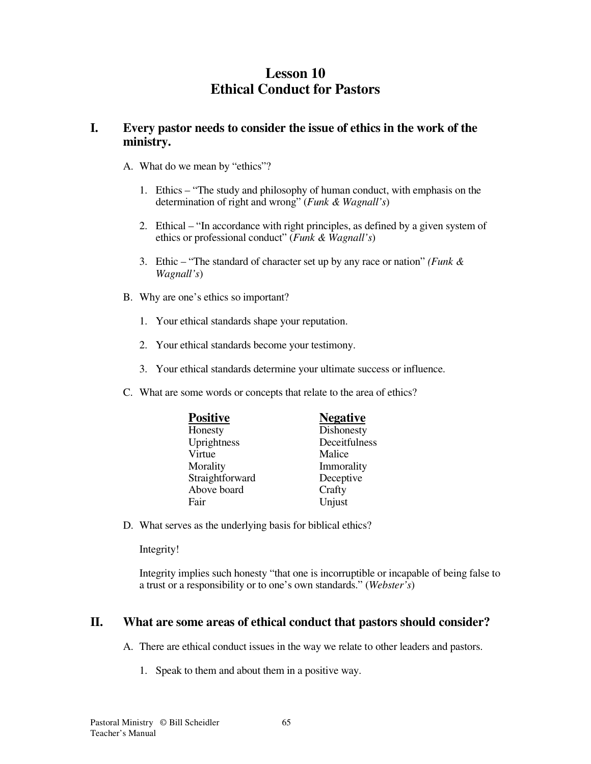# Lesson 10
# Ethical Conduct for Pastors

## I. Every pastor needs to consider the issue of ethics in the work of the ministry.

A. What do we mean by "ethics"?

1. Ethics – "The study and philosophy of human conduct, with emphasis on the determination of right and wrong" (*Funk & Wagnall's*)

2. Ethical – "In accordance with right principles, as defined by a given system of ethics or professional conduct" (*Funk & Wagnall's*)

3. Ethic – "The standard of character set up by any race or nation" *(Funk & Wagnall's*)

B. Why are one's ethics so important?

1. Your ethical standards shape your reputation.

2. Your ethical standards become your testimony.

3. Your ethical standards determine your ultimate success or influence.

C. What are some words or concepts that relate to the area of ethics?

| Positive | Negative |
| --- | --- |
| Honesty | Dishonesty |
| Uprightness | Deceitfulness |
| Virtue | Malice |
| Morality | Immorality |
| Straightforward | Deceptive |
| Above board | Crafty |
| Fair | Unjust |

D. What serves as the underlying basis for biblical ethics?

Integrity!

Integrity implies such honesty "that one is incorruptible or incapable of being false to a trust or a responsibility or to one's own standards." (*Webster's*)

## II. What are some areas of ethical conduct that pastors should consider?

A. There are ethical conduct issues in the way we relate to other leaders and pastors.

1. Speak to them and about them in a positive way.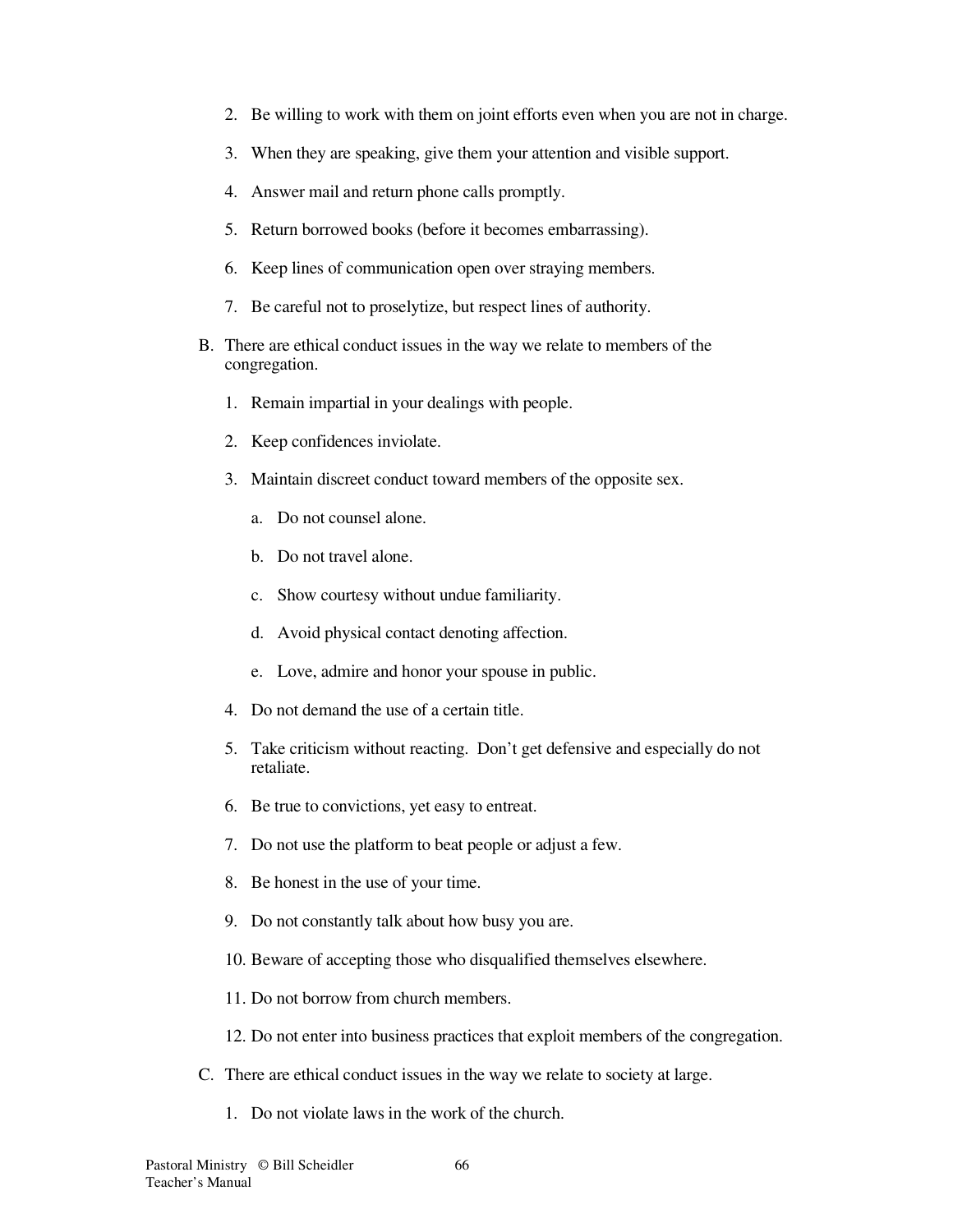2. Be willing to work with them on joint efforts even when you are not in charge.

3. When they are speaking, give them your attention and visible support.

4. Answer mail and return phone calls promptly.

5. Return borrowed books (before it becomes embarrassing).

6. Keep lines of communication open over straying members.

7. Be careful not to proselytize, but respect lines of authority.

B. There are ethical conduct issues in the way we relate to members of the congregation.

   1. Remain impartial in your dealings with people.

   2. Keep confidences inviolate.

   3. Maintain discreet conduct toward members of the opposite sex.

      a. Do not counsel alone.

      b. Do not travel alone.

      c. Show courtesy without undue familiarity.

      d. Avoid physical contact denoting affection.

      e. Love, admire and honor your spouse in public.

   4. Do not demand the use of a certain title.

   5. Take criticism without reacting. Don't get defensive and especially do not retaliate.

   6. Be true to convictions, yet easy to entreat.

   7. Do not use the platform to beat people or adjust a few.

   8. Be honest in the use of your time.

   9. Do not constantly talk about how busy you are.

   10. Beware of accepting those who disqualified themselves elsewhere.

   11. Do not borrow from church members.

   12. Do not enter into business practices that exploit members of the congregation.

C. There are ethical conduct issues in the way we relate to society at large.

   1. Do not violate laws in the work of the church.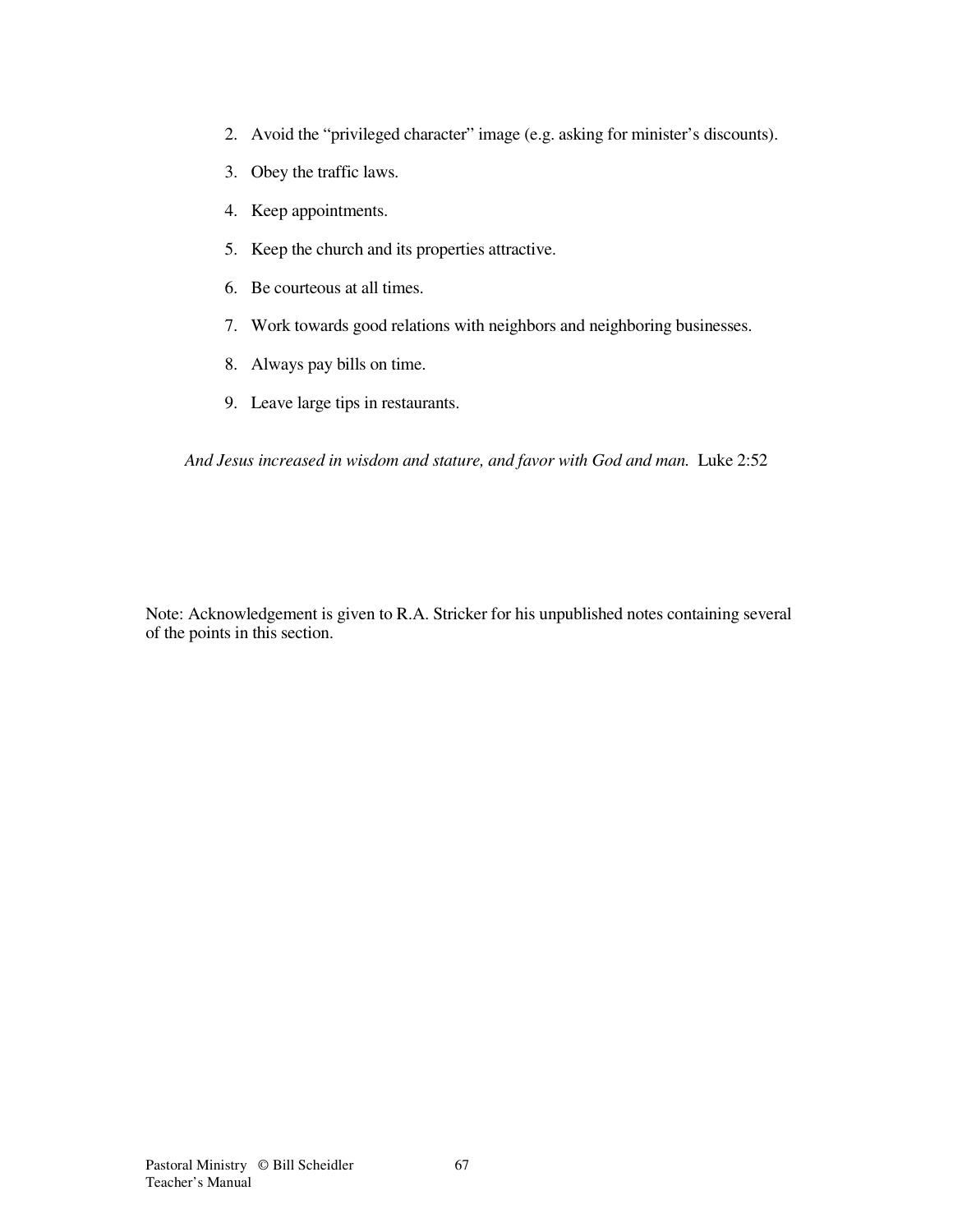2. Avoid the "privileged character" image (e.g. asking for minister's discounts).
3. Obey the traffic laws.
4. Keep appointments.
5. Keep the church and its properties attractive.
6. Be courteous at all times.
7. Work towards good relations with neighbors and neighboring businesses.
8. Always pay bills on time.
9. Leave large tips in restaurants.

*And Jesus increased in wisdom and stature, and favor with God and man.* Luke 2:52

Note: Acknowledgement is given to R.A. Stricker for his unpublished notes containing several of the points in this section.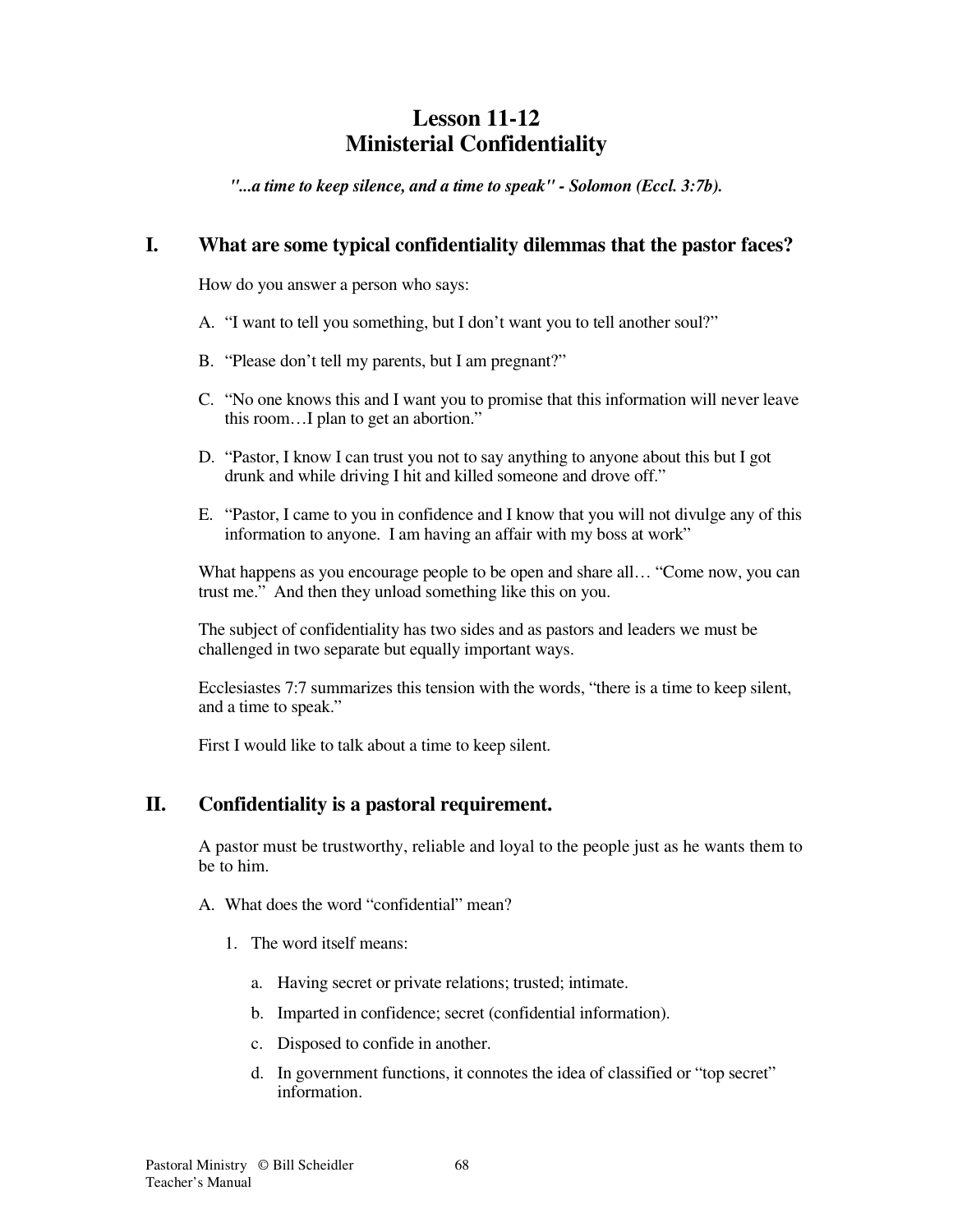# Lesson 11-12
# Ministerial Confidentiality

***"...a time to keep silence, and a time to speak" - Solomon (Eccl. 3:7b).***

## I. What are some typical confidentiality dilemmas that the pastor faces?

How do you answer a person who says:

A. "I want to tell you something, but I don't want you to tell another soul?"

B. "Please don't tell my parents, but I am pregnant?"

C. "No one knows this and I want you to promise that this information will never leave this room…I plan to get an abortion."

D. "Pastor, I know I can trust you not to say anything to anyone about this but I got drunk and while driving I hit and killed someone and drove off."

E. "Pastor, I came to you in confidence and I know that you will not divulge any of this information to anyone. I am having an affair with my boss at work"

What happens as you encourage people to be open and share all… "Come now, you can trust me." And then they unload something like this on you.

The subject of confidentiality has two sides and as pastors and leaders we must be challenged in two separate but equally important ways.

Ecclesiastes 7:7 summarizes this tension with the words, "there is a time to keep silent, and a time to speak."

First I would like to talk about a time to keep silent.

## II. Confidentiality is a pastoral requirement.

A pastor must be trustworthy, reliable and loyal to the people just as he wants them to be to him.

A. What does the word "confidential" mean?

1. The word itself means:

   a. Having secret or private relations; trusted; intimate.

   b. Imparted in confidence; secret (confidential information).

   c. Disposed to confide in another.

   d. In government functions, it connotes the idea of classified or "top secret" information.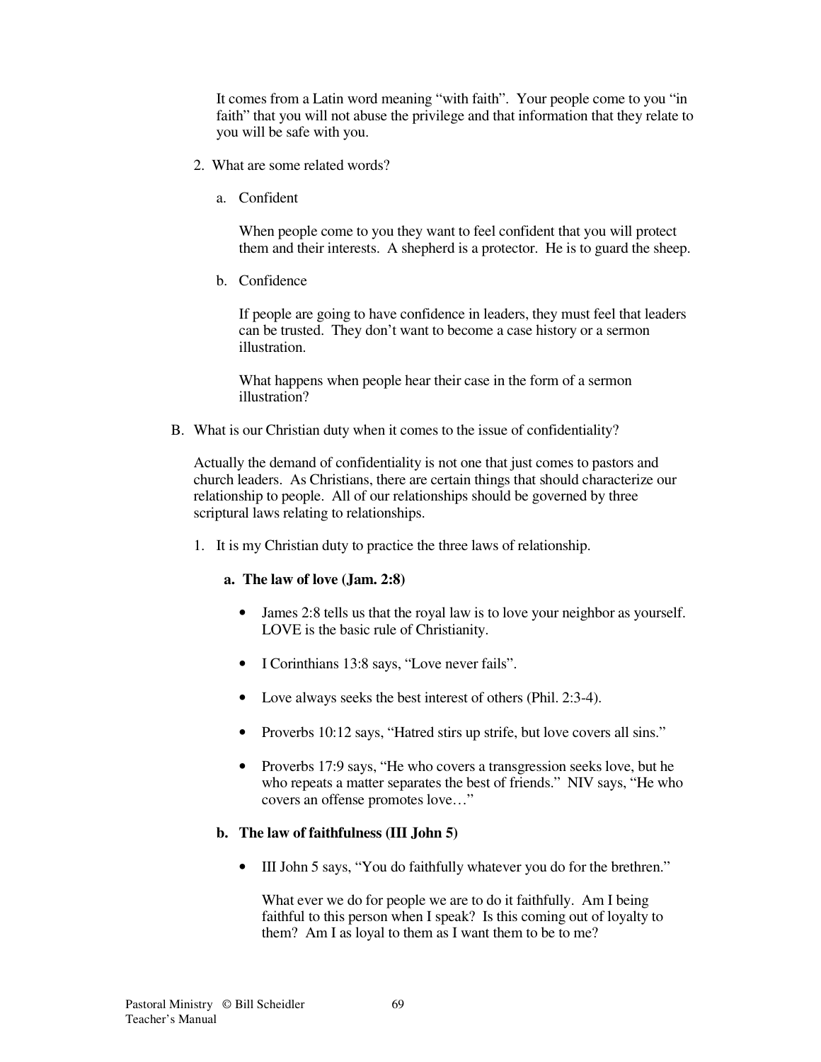It comes from a Latin word meaning "with faith". Your people come to you "in faith" that you will not abuse the privilege and that information that they relate to you will be safe with you.

2. What are some related words?

   a. Confident

      When people come to you they want to feel confident that you will protect them and their interests. A shepherd is a protector. He is to guard the sheep.

   b. Confidence

      If people are going to have confidence in leaders, they must feel that leaders can be trusted. They don't want to become a case history or a sermon illustration.

      What happens when people hear their case in the form of a sermon illustration?

B. What is our Christian duty when it comes to the issue of confidentiality?

Actually the demand of confidentiality is not one that just comes to pastors and church leaders. As Christians, there are certain things that should characterize our relationship to people. All of our relationships should be governed by three scriptural laws relating to relationships.

1. It is my Christian duty to practice the three laws of relationship.

   **a. The law of love (Jam. 2:8)**

   - James 2:8 tells us that the royal law is to love your neighbor as yourself. LOVE is the basic rule of Christianity.
   - I Corinthians 13:8 says, "Love never fails".
   - Love always seeks the best interest of others (Phil. 2:3-4).
   - Proverbs 10:12 says, "Hatred stirs up strife, but love covers all sins."
   - Proverbs 17:9 says, "He who covers a transgression seeks love, but he who repeats a matter separates the best of friends." NIV says, "He who covers an offense promotes love…"

   **b. The law of faithfulness (III John 5)**

   - III John 5 says, "You do faithfully whatever you do for the brethren."

     What ever we do for people we are to do it faithfully. Am I being faithful to this person when I speak? Is this coming out of loyalty to them? Am I as loyal to them as I want them to be to me?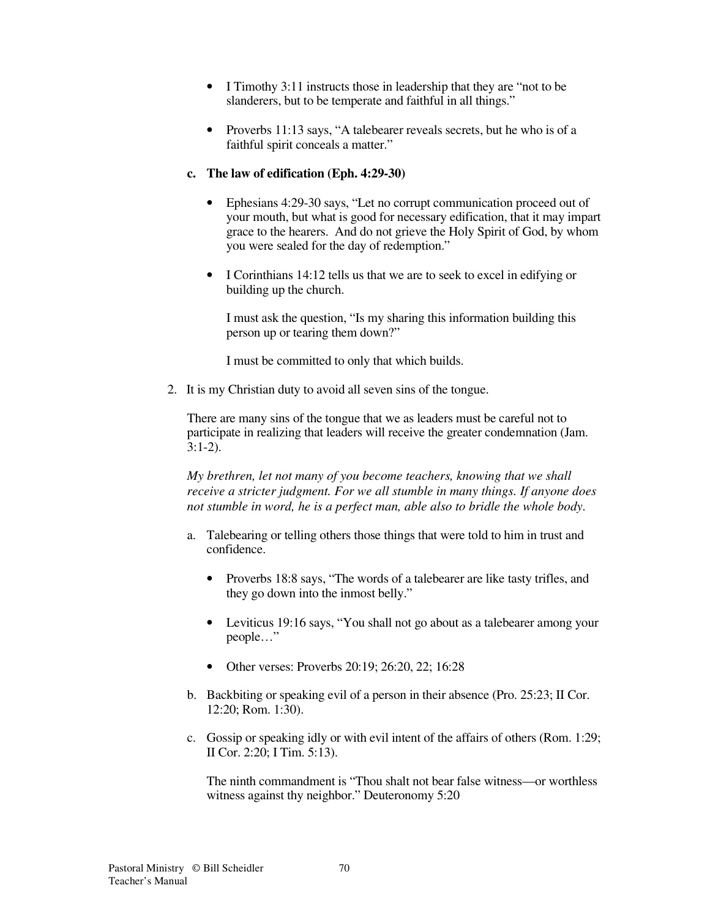- I Timothy 3:11 instructs those in leadership that they are “not to be slanderers, but to be temperate and faithful in all things.”

- Proverbs 11:13 says, “A talebearer reveals secrets, but he who is of a faithful spirit conceals a matter.”

**c. The law of edification (Eph. 4:29-30)**

- Ephesians 4:29-30 says, “Let no corrupt communication proceed out of your mouth, but what is good for necessary edification, that it may impart grace to the hearers. And do not grieve the Holy Spirit of God, by whom you were sealed for the day of redemption.”

- I Corinthians 14:12 tells us that we are to seek to excel in edifying or building up the church.

  I must ask the question, “Is my sharing this information building this person up or tearing them down?”

  I must be committed to only that which builds.

2. It is my Christian duty to avoid all seven sins of the tongue.

   There are many sins of the tongue that we as leaders must be careful not to participate in realizing that leaders will receive the greater condemnation (Jam. 3:1-2).

   *My brethren, let not many of you become teachers, knowing that we shall receive a stricter judgment. For we all stumble in many things. If anyone does not stumble in word, he is a perfect man, able also to bridle the whole body.*

   a. Talebearing or telling others those things that were told to him in trust and confidence.

      - Proverbs 18:8 says, “The words of a talebearer are like tasty trifles, and they go down into the inmost belly.”

      - Leviticus 19:16 says, “You shall not go about as a talebearer among your people…”

      - Other verses: Proverbs 20:19; 26:20, 22; 16:28

   b. Backbiting or speaking evil of a person in their absence (Pro. 25:23; II Cor. 12:20; Rom. 1:30).

   c. Gossip or speaking idly or with evil intent of the affairs of others (Rom. 1:29; II Cor. 2:20; I Tim. 5:13).

      The ninth commandment is “Thou shalt not bear false witness—or worthless witness against thy neighbor.” Deuteronomy 5:20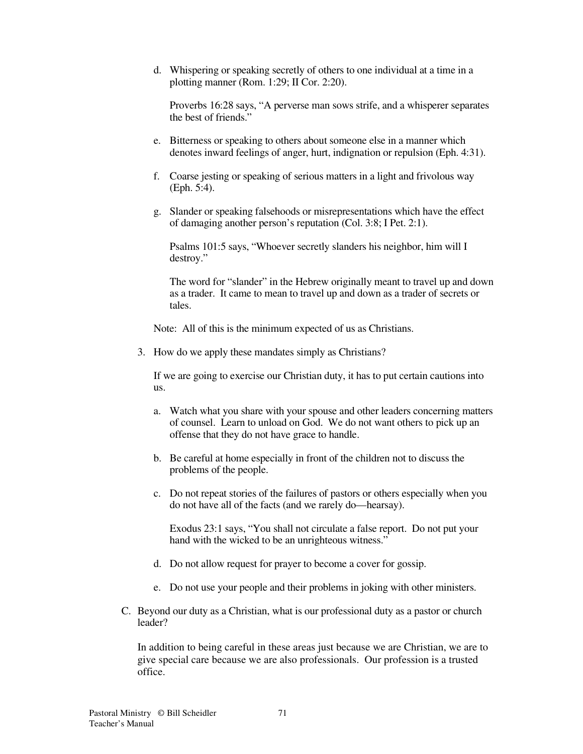d. Whispering or speaking secretly of others to one individual at a time in a plotting manner (Rom. 1:29; II Cor. 2:20).

   Proverbs 16:28 says, "A perverse man sows strife, and a whisperer separates the best of friends."

e. Bitterness or speaking to others about someone else in a manner which denotes inward feelings of anger, hurt, indignation or repulsion (Eph. 4:31).

f. Coarse jesting or speaking of serious matters in a light and frivolous way (Eph. 5:4).

g. Slander or speaking falsehoods or misrepresentations which have the effect of damaging another person's reputation (Col. 3:8; I Pet. 2:1).

   Psalms 101:5 says, "Whoever secretly slanders his neighbor, him will I destroy."

   The word for "slander" in the Hebrew originally meant to travel up and down as a trader. It came to mean to travel up and down as a trader of secrets or tales.

Note: All of this is the minimum expected of us as Christians.

3. How do we apply these mandates simply as Christians?

   If we are going to exercise our Christian duty, it has to put certain cautions into us.

   a. Watch what you share with your spouse and other leaders concerning matters of counsel. Learn to unload on God. We do not want others to pick up an offense that they do not have grace to handle.

   b. Be careful at home especially in front of the children not to discuss the problems of the people.

   c. Do not repeat stories of the failures of pastors or others especially when you do not have all of the facts (and we rarely do—hearsay).

      Exodus 23:1 says, "You shall not circulate a false report. Do not put your hand with the wicked to be an unrighteous witness."

   d. Do not allow request for prayer to become a cover for gossip.

   e. Do not use your people and their problems in joking with other ministers.

C. Beyond our duty as a Christian, what is our professional duty as a pastor or church leader?

   In addition to being careful in these areas just because we are Christian, we are to give special care because we are also professionals. Our profession is a trusted office.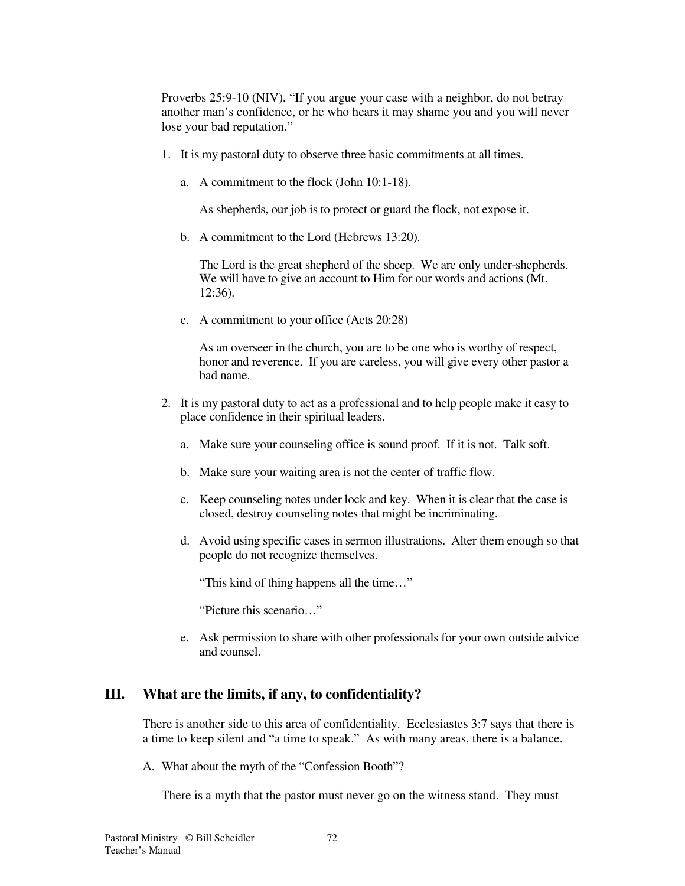Proverbs 25:9-10 (NIV), "If you argue your case with a neighbor, do not betray another man's confidence, or he who hears it may shame you and you will never lose your bad reputation."

1. It is my pastoral duty to observe three basic commitments at all times.

   a. A commitment to the flock (John 10:1-18).

      As shepherds, our job is to protect or guard the flock, not expose it.

   b. A commitment to the Lord (Hebrews 13:20).

      The Lord is the great shepherd of the sheep. We are only under-shepherds. We will have to give an account to Him for our words and actions (Mt. 12:36).

   c. A commitment to your office (Acts 20:28)

      As an overseer in the church, you are to be one who is worthy of respect, honor and reverence. If you are careless, you will give every other pastor a bad name.

2. It is my pastoral duty to act as a professional and to help people make it easy to place confidence in their spiritual leaders.

   a. Make sure your counseling office is sound proof. If it is not. Talk soft.

   b. Make sure your waiting area is not the center of traffic flow.

   c. Keep counseling notes under lock and key. When it is clear that the case is closed, destroy counseling notes that might be incriminating.

   d. Avoid using specific cases in sermon illustrations. Alter them enough so that people do not recognize themselves.

      "This kind of thing happens all the time…"

      "Picture this scenario…"

   e. Ask permission to share with other professionals for your own outside advice and counsel.

## III. What are the limits, if any, to confidentiality?

There is another side to this area of confidentiality. Ecclesiastes 3:7 says that there is a time to keep silent and "a time to speak." As with many areas, there is a balance.

A. What about the myth of the "Confession Booth"?

   There is a myth that the pastor must never go on the witness stand. They must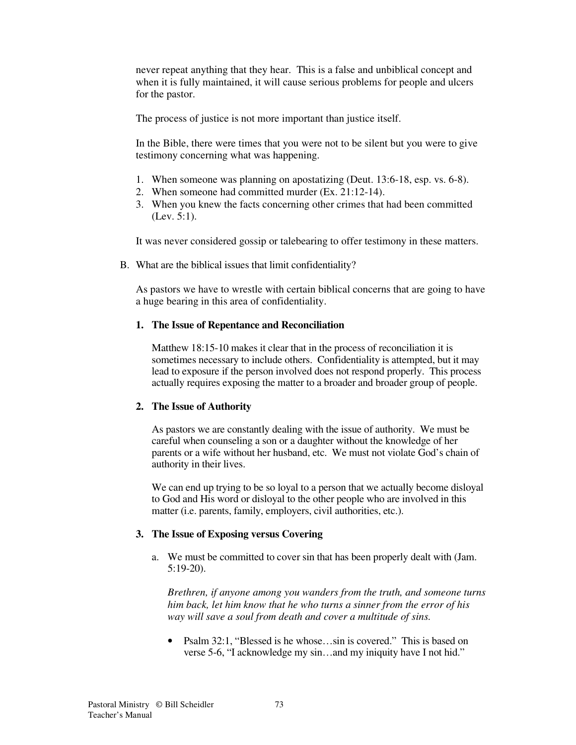never repeat anything that they hear. This is a false and unbiblical concept and when it is fully maintained, it will cause serious problems for people and ulcers for the pastor.

The process of justice is not more important than justice itself.

In the Bible, there were times that you were not to be silent but you were to give testimony concerning what was happening.

1. When someone was planning on apostatizing (Deut. 13:6-18, esp. vs. 6-8).
2. When someone had committed murder (Ex. 21:12-14).
3. When you knew the facts concerning other crimes that had been committed (Lev. 5:1).

It was never considered gossip or talebearing to offer testimony in these matters.

B. What are the biblical issues that limit confidentiality?

As pastors we have to wrestle with certain biblical concerns that are going to have a huge bearing in this area of confidentiality.

**1. The Issue of Repentance and Reconciliation**

Matthew 18:15-10 makes it clear that in the process of reconciliation it is sometimes necessary to include others. Confidentiality is attempted, but it may lead to exposure if the person involved does not respond properly. This process actually requires exposing the matter to a broader and broader group of people.

**2. The Issue of Authority**

As pastors we are constantly dealing with the issue of authority. We must be careful when counseling a son or a daughter without the knowledge of her parents or a wife without her husband, etc. We must not violate God's chain of authority in their lives.

We can end up trying to be so loyal to a person that we actually become disloyal to God and His word or disloyal to the other people who are involved in this matter (i.e. parents, family, employers, civil authorities, etc.).

**3. The Issue of Exposing versus Covering**

a. We must be committed to cover sin that has been properly dealt with (Jam. 5:19-20).

*Brethren, if anyone among you wanders from the truth, and someone turns him back, let him know that he who turns a sinner from the error of his way will save a soul from death and cover a multitude of sins.*

- Psalm 32:1, "Blessed is he whose…sin is covered." This is based on verse 5-6, "I acknowledge my sin…and my iniquity have I not hid."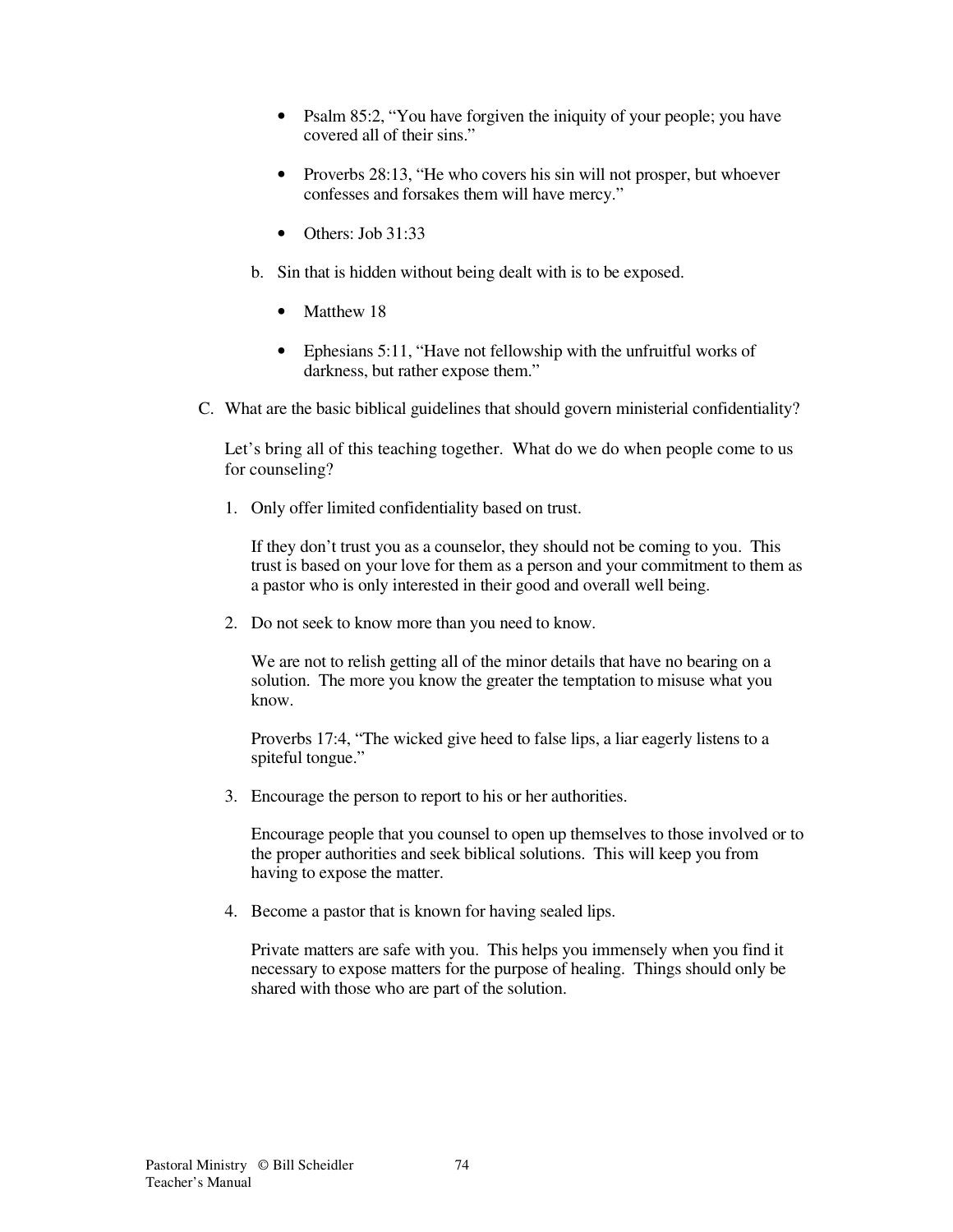- Psalm 85:2, "You have forgiven the iniquity of your people; you have covered all of their sins."

- Proverbs 28:13, "He who covers his sin will not prosper, but whoever confesses and forsakes them will have mercy."

- Others: Job 31:33

b. Sin that is hidden without being dealt with is to be exposed.

- Matthew 18

- Ephesians 5:11, "Have not fellowship with the unfruitful works of darkness, but rather expose them."

C. What are the basic biblical guidelines that should govern ministerial confidentiality?

Let's bring all of this teaching together. What do we do when people come to us for counseling?

1. Only offer limited confidentiality based on trust.

   If they don't trust you as a counselor, they should not be coming to you. This trust is based on your love for them as a person and your commitment to them as a pastor who is only interested in their good and overall well being.

2. Do not seek to know more than you need to know.

   We are not to relish getting all of the minor details that have no bearing on a solution. The more you know the greater the temptation to misuse what you know.

   Proverbs 17:4, "The wicked give heed to false lips, a liar eagerly listens to a spiteful tongue."

3. Encourage the person to report to his or her authorities.

   Encourage people that you counsel to open up themselves to those involved or to the proper authorities and seek biblical solutions. This will keep you from having to expose the matter.

4. Become a pastor that is known for having sealed lips.

   Private matters are safe with you. This helps you immensely when you find it necessary to expose matters for the purpose of healing. Things should only be shared with those who are part of the solution.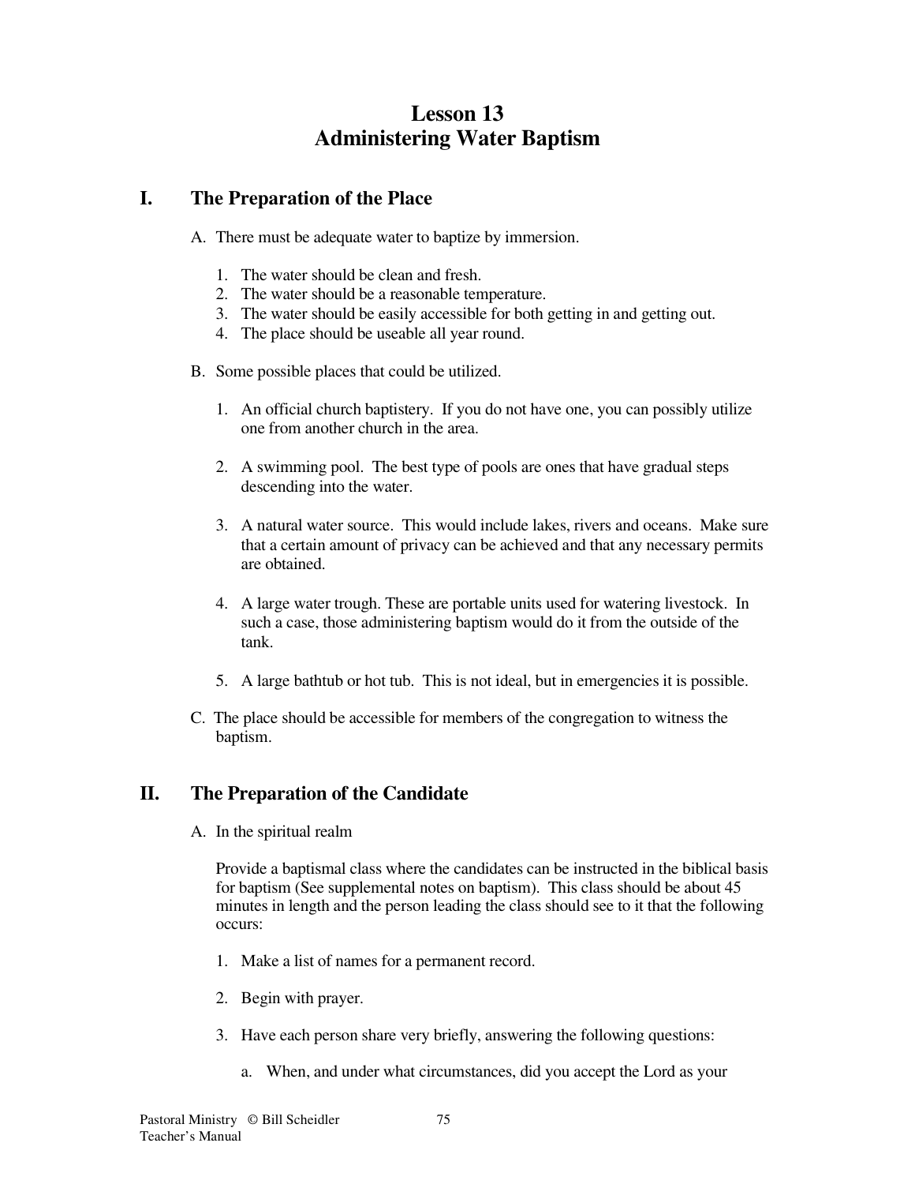# Lesson 13
# Administering Water Baptism

## I. The Preparation of the Place

A. There must be adequate water to baptize by immersion.

1. The water should be clean and fresh.
2. The water should be a reasonable temperature.
3. The water should be easily accessible for both getting in and getting out.
4. The place should be useable all year round.

B. Some possible places that could be utilized.

1. An official church baptistery. If you do not have one, you can possibly utilize one from another church in the area.

2. A swimming pool. The best type of pools are ones that have gradual steps descending into the water.

3. A natural water source. This would include lakes, rivers and oceans. Make sure that a certain amount of privacy can be achieved and that any necessary permits are obtained.

4. A large water trough. These are portable units used for watering livestock. In such a case, those administering baptism would do it from the outside of the tank.

5. A large bathtub or hot tub. This is not ideal, but in emergencies it is possible.

C. The place should be accessible for members of the congregation to witness the baptism.

## II. The Preparation of the Candidate

A. In the spiritual realm

Provide a baptismal class where the candidates can be instructed in the biblical basis for baptism (See supplemental notes on baptism). This class should be about 45 minutes in length and the person leading the class should see to it that the following occurs:

1. Make a list of names for a permanent record.

2. Begin with prayer.

3. Have each person share very briefly, answering the following questions:

   a. When, and under what circumstances, did you accept the Lord as your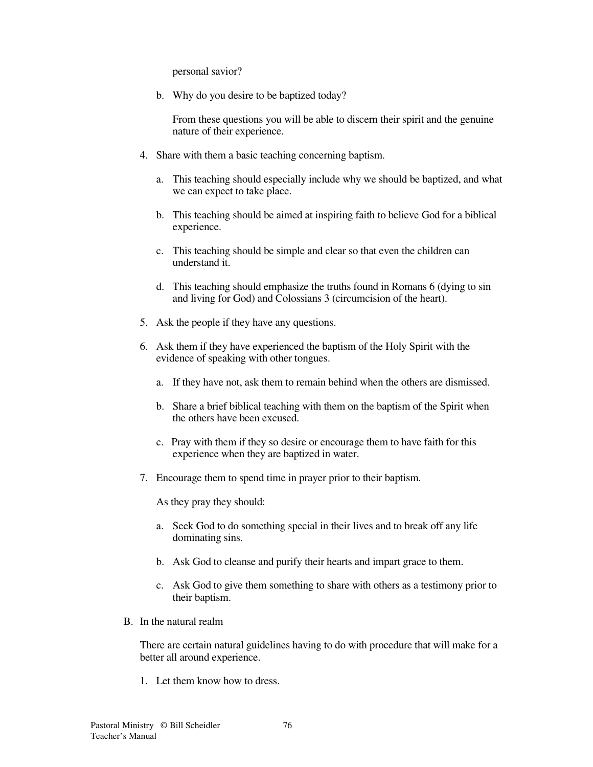personal savior?

b. Why do you desire to be baptized today?

   From these questions you will be able to discern their spirit and the genuine nature of their experience.

4. Share with them a basic teaching concerning baptism.

   a. This teaching should especially include why we should be baptized, and what we can expect to take place.

   b. This teaching should be aimed at inspiring faith to believe God for a biblical experience.

   c. This teaching should be simple and clear so that even the children can understand it.

   d. This teaching should emphasize the truths found in Romans 6 (dying to sin and living for God) and Colossians 3 (circumcision of the heart).

5. Ask the people if they have any questions.

6. Ask them if they have experienced the baptism of the Holy Spirit with the evidence of speaking with other tongues.

   a. If they have not, ask them to remain behind when the others are dismissed.

   b. Share a brief biblical teaching with them on the baptism of the Spirit when the others have been excused.

   c. Pray with them if they so desire or encourage them to have faith for this experience when they are baptized in water.

7. Encourage them to spend time in prayer prior to their baptism.

   As they pray they should:

   a. Seek God to do something special in their lives and to break off any life dominating sins.

   b. Ask God to cleanse and purify their hearts and impart grace to them.

   c. Ask God to give them something to share with others as a testimony prior to their baptism.

B. In the natural realm

   There are certain natural guidelines having to do with procedure that will make for a better all around experience.

   1. Let them know how to dress.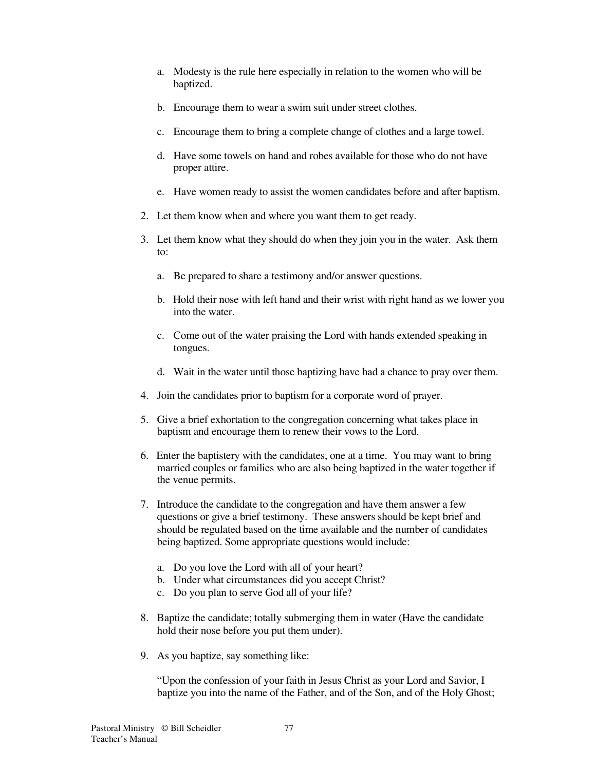a. Modesty is the rule here especially in relation to the women who will be baptized.

b. Encourage them to wear a swim suit under street clothes.

c. Encourage them to bring a complete change of clothes and a large towel.

d. Have some towels on hand and robes available for those who do not have proper attire.

e. Have women ready to assist the women candidates before and after baptism.

2. Let them know when and where you want them to get ready.

3. Let them know what they should do when they join you in the water. Ask them to:

   a. Be prepared to share a testimony and/or answer questions.

   b. Hold their nose with left hand and their wrist with right hand as we lower you into the water.

   c. Come out of the water praising the Lord with hands extended speaking in tongues.

   d. Wait in the water until those baptizing have had a chance to pray over them.

4. Join the candidates prior to baptism for a corporate word of prayer.

5. Give a brief exhortation to the congregation concerning what takes place in baptism and encourage them to renew their vows to the Lord.

6. Enter the baptistery with the candidates, one at a time. You may want to bring married couples or families who are also being baptized in the water together if the venue permits.

7. Introduce the candidate to the congregation and have them answer a few questions or give a brief testimony. These answers should be kept brief and should be regulated based on the time available and the number of candidates being baptized. Some appropriate questions would include:

   a. Do you love the Lord with all of your heart?
   b. Under what circumstances did you accept Christ?
   c. Do you plan to serve God all of your life?

8. Baptize the candidate; totally submerging them in water (Have the candidate hold their nose before you put them under).

9. As you baptize, say something like:

   "Upon the confession of your faith in Jesus Christ as your Lord and Savior, I baptize you into the name of the Father, and of the Son, and of the Holy Ghost;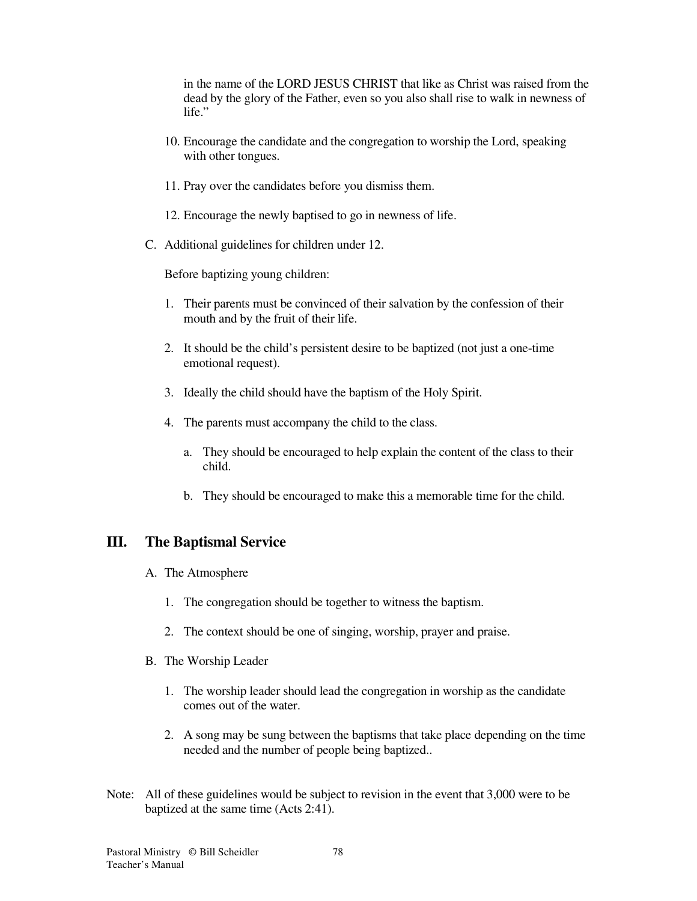in the name of the LORD JESUS CHRIST that like as Christ was raised from the dead by the glory of the Father, even so you also shall rise to walk in newness of life."

10. Encourage the candidate and the congregation to worship the Lord, speaking with other tongues.

11. Pray over the candidates before you dismiss them.

12. Encourage the newly baptised to go in newness of life.

C. Additional guidelines for children under 12.

Before baptizing young children:

1. Their parents must be convinced of their salvation by the confession of their mouth and by the fruit of their life.

2. It should be the child's persistent desire to be baptized (not just a one-time emotional request).

3. Ideally the child should have the baptism of the Holy Spirit.

4. The parents must accompany the child to the class.

   a. They should be encouraged to help explain the content of the class to their child.

   b. They should be encouraged to make this a memorable time for the child.

## III. The Baptismal Service

A. The Atmosphere

1. The congregation should be together to witness the baptism.

2. The context should be one of singing, worship, prayer and praise.

B. The Worship Leader

1. The worship leader should lead the congregation in worship as the candidate comes out of the water.

2. A song may be sung between the baptisms that take place depending on the time needed and the number of people being baptized..

Note: All of these guidelines would be subject to revision in the event that 3,000 were to be baptized at the same time (Acts 2:41).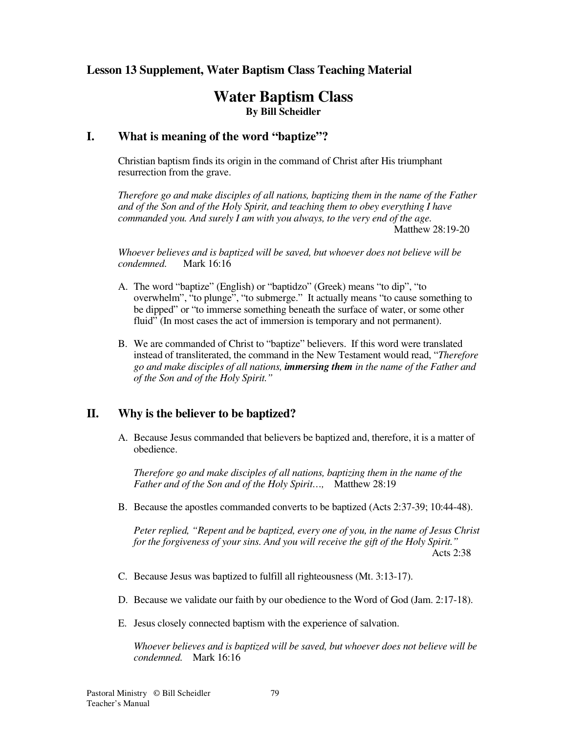### Lesson 13 Supplement, Water Baptism Class Teaching Material

# Water Baptism Class

**By Bill Scheidler**

## I. What is meaning of the word "baptize"?

Christian baptism finds its origin in the command of Christ after His triumphant resurrection from the grave.

*Therefore go and make disciples of all nations, baptizing them in the name of the Father and of the Son and of the Holy Spirit, and teaching them to obey everything I have commanded you. And surely I am with you always, to the very end of the age.* Matthew 28:19-20

*Whoever believes and is baptized will be saved, but whoever does not believe will be condemned.* Mark 16:16

A. The word "baptize" (English) or "baptidzo" (Greek) means "to dip", "to overwhelm", "to plunge", "to submerge." It actually means "to cause something to be dipped" or "to immerse something beneath the surface of water, or some other fluid" (In most cases the act of immersion is temporary and not permanent).

B. We are commanded of Christ to "baptize" believers. If this word were translated instead of transliterated, the command in the New Testament would read, "*Therefore go and make disciples of all nations, **immersing them** in the name of the Father and of the Son and of the Holy Spirit."*

## II. Why is the believer to be baptized?

A. Because Jesus commanded that believers be baptized and, therefore, it is a matter of obedience.

*Therefore go and make disciples of all nations, baptizing them in the name of the Father and of the Son and of the Holy Spirit…,* Matthew 28:19

B. Because the apostles commanded converts to be baptized (Acts 2:37-39; 10:44-48).

*Peter replied, "Repent and be baptized, every one of you, in the name of Jesus Christ for the forgiveness of your sins. And you will receive the gift of the Holy Spirit."* Acts 2:38

C. Because Jesus was baptized to fulfill all righteousness (Mt. 3:13-17).

D. Because we validate our faith by our obedience to the Word of God (Jam. 2:17-18).

E. Jesus closely connected baptism with the experience of salvation.

*Whoever believes and is baptized will be saved, but whoever does not believe will be condemned.* Mark 16:16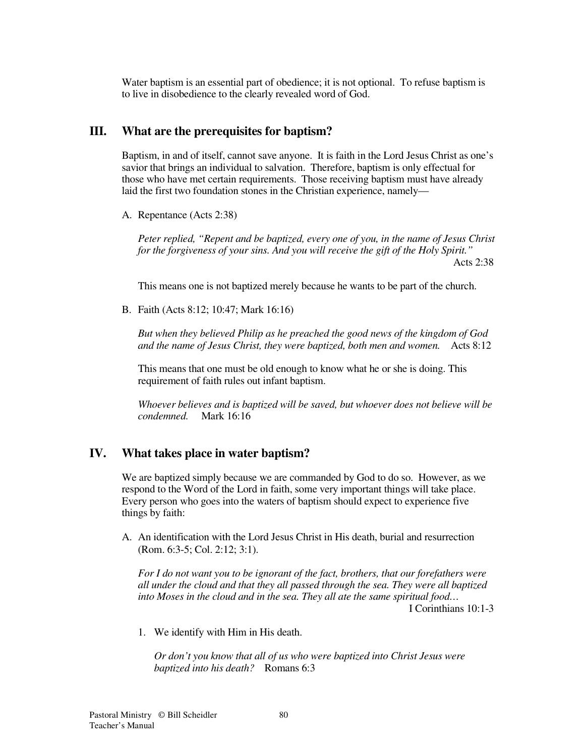Water baptism is an essential part of obedience; it is not optional. To refuse baptism is to live in disobedience to the clearly revealed word of God.

## III. What are the prerequisites for baptism?

Baptism, in and of itself, cannot save anyone. It is faith in the Lord Jesus Christ as one's savior that brings an individual to salvation. Therefore, baptism is only effectual for those who have met certain requirements. Those receiving baptism must have already laid the first two foundation stones in the Christian experience, namely—

A. Repentance (Acts 2:38)

*Peter replied, "Repent and be baptized, every one of you, in the name of Jesus Christ for the forgiveness of your sins. And you will receive the gift of the Holy Spirit."* Acts 2:38

This means one is not baptized merely because he wants to be part of the church.

B. Faith (Acts 8:12; 10:47; Mark 16:16)

*But when they believed Philip as he preached the good news of the kingdom of God and the name of Jesus Christ, they were baptized, both men and women.* Acts 8:12

This means that one must be old enough to know what he or she is doing. This requirement of faith rules out infant baptism.

*Whoever believes and is baptized will be saved, but whoever does not believe will be condemned.* Mark 16:16

## IV. What takes place in water baptism?

We are baptized simply because we are commanded by God to do so. However, as we respond to the Word of the Lord in faith, some very important things will take place. Every person who goes into the waters of baptism should expect to experience five things by faith:

A. An identification with the Lord Jesus Christ in His death, burial and resurrection (Rom. 6:3-5; Col. 2:12; 3:1).

*For I do not want you to be ignorant of the fact, brothers, that our forefathers were all under the cloud and that they all passed through the sea. They were all baptized into Moses in the cloud and in the sea. They all ate the same spiritual food…* I Corinthians 10:1-3

1. We identify with Him in His death.

*Or don't you know that all of us who were baptized into Christ Jesus were baptized into his death?* Romans 6:3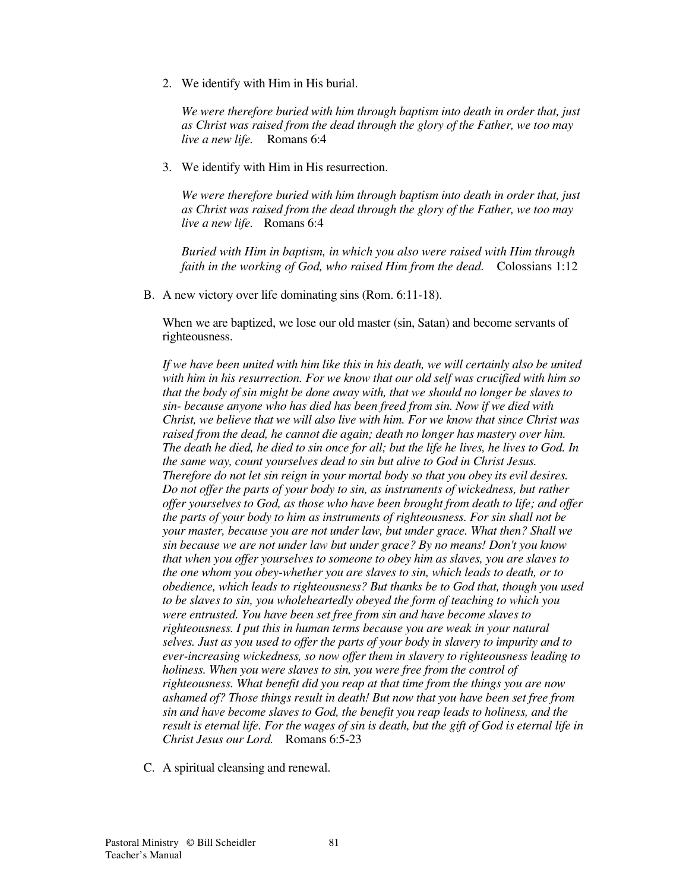2. We identify with Him in His burial.

   *We were therefore buried with him through baptism into death in order that, just as Christ was raised from the dead through the glory of the Father, we too may live a new life.* Romans 6:4

3. We identify with Him in His resurrection.

   *We were therefore buried with him through baptism into death in order that, just as Christ was raised from the dead through the glory of the Father, we too may live a new life.* Romans 6:4

   *Buried with Him in baptism, in which you also were raised with Him through faith in the working of God, who raised Him from the dead.* Colossians 1:12

B. A new victory over life dominating sins (Rom. 6:11-18).

   When we are baptized, we lose our old master (sin, Satan) and become servants of righteousness.

   *If we have been united with him like this in his death, we will certainly also be united with him in his resurrection. For we know that our old self was crucified with him so that the body of sin might be done away with, that we should no longer be slaves to sin- because anyone who has died has been freed from sin. Now if we died with Christ, we believe that we will also live with him. For we know that since Christ was raised from the dead, he cannot die again; death no longer has mastery over him. The death he died, he died to sin once for all; but the life he lives, he lives to God. In the same way, count yourselves dead to sin but alive to God in Christ Jesus. Therefore do not let sin reign in your mortal body so that you obey its evil desires. Do not offer the parts of your body to sin, as instruments of wickedness, but rather offer yourselves to God, as those who have been brought from death to life; and offer the parts of your body to him as instruments of righteousness. For sin shall not be your master, because you are not under law, but under grace. What then? Shall we sin because we are not under law but under grace? By no means! Don't you know that when you offer yourselves to someone to obey him as slaves, you are slaves to the one whom you obey-whether you are slaves to sin, which leads to death, or to obedience, which leads to righteousness? But thanks be to God that, though you used to be slaves to sin, you wholeheartedly obeyed the form of teaching to which you were entrusted. You have been set free from sin and have become slaves to righteousness. I put this in human terms because you are weak in your natural selves. Just as you used to offer the parts of your body in slavery to impurity and to ever-increasing wickedness, so now offer them in slavery to righteousness leading to holiness. When you were slaves to sin, you were free from the control of righteousness. What benefit did you reap at that time from the things you are now ashamed of? Those things result in death! But now that you have been set free from sin and have become slaves to God, the benefit you reap leads to holiness, and the result is eternal life. For the wages of sin is death, but the gift of God is eternal life in Christ Jesus our Lord.* Romans 6:5-23

C. A spiritual cleansing and renewal.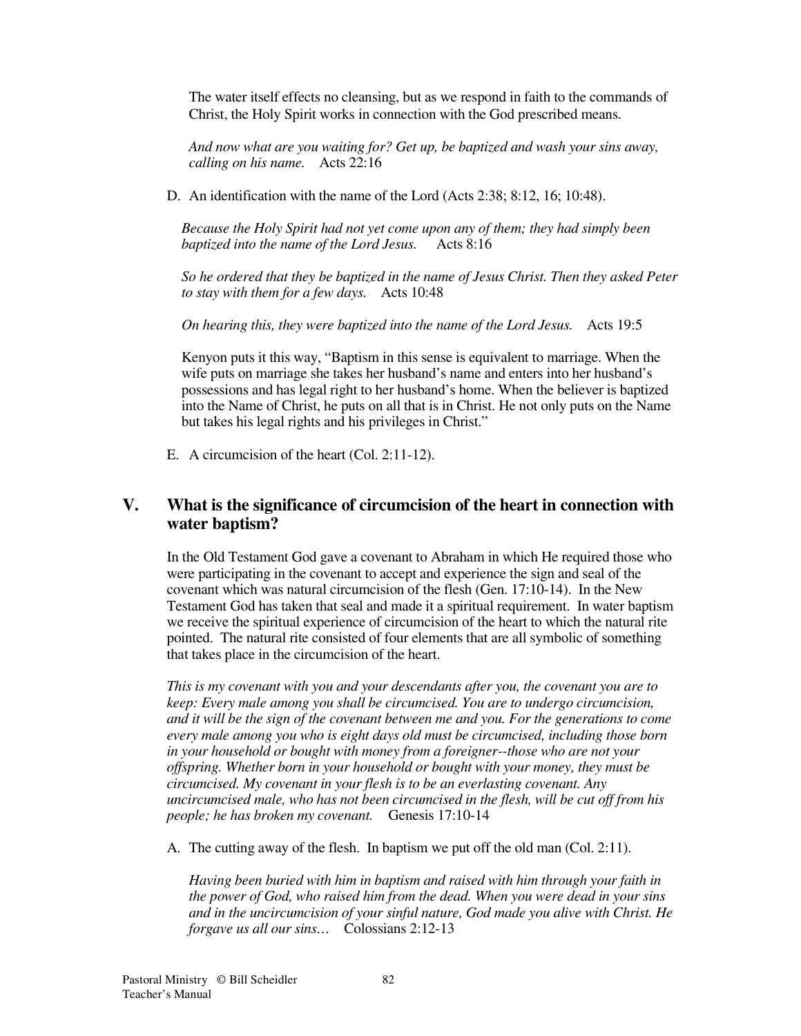The water itself effects no cleansing, but as we respond in faith to the commands of Christ, the Holy Spirit works in connection with the God prescribed means.

*And now what are you waiting for? Get up, be baptized and wash your sins away, calling on his name.* Acts 22:16

D. An identification with the name of the Lord (Acts 2:38; 8:12, 16; 10:48).

*Because the Holy Spirit had not yet come upon any of them; they had simply been baptized into the name of the Lord Jesus.* Acts 8:16

*So he ordered that they be baptized in the name of Jesus Christ. Then they asked Peter to stay with them for a few days.* Acts 10:48

*On hearing this, they were baptized into the name of the Lord Jesus.* Acts 19:5

Kenyon puts it this way, "Baptism in this sense is equivalent to marriage. When the wife puts on marriage she takes her husband's name and enters into her husband's possessions and has legal right to her husband's home. When the believer is baptized into the Name of Christ, he puts on all that is in Christ. He not only puts on the Name but takes his legal rights and his privileges in Christ."

E. A circumcision of the heart (Col. 2:11-12).

## V. What is the significance of circumcision of the heart in connection with water baptism?

In the Old Testament God gave a covenant to Abraham in which He required those who were participating in the covenant to accept and experience the sign and seal of the covenant which was natural circumcision of the flesh (Gen. 17:10-14). In the New Testament God has taken that seal and made it a spiritual requirement. In water baptism we receive the spiritual experience of circumcision of the heart to which the natural rite pointed. The natural rite consisted of four elements that are all symbolic of something that takes place in the circumcision of the heart.

*This is my covenant with you and your descendants after you, the covenant you are to keep: Every male among you shall be circumcised. You are to undergo circumcision, and it will be the sign of the covenant between me and you. For the generations to come every male among you who is eight days old must be circumcised, including those born in your household or bought with money from a foreigner--those who are not your offspring. Whether born in your household or bought with your money, they must be circumcised. My covenant in your flesh is to be an everlasting covenant. Any uncircumcised male, who has not been circumcised in the flesh, will be cut off from his people; he has broken my covenant.* Genesis 17:10-14

A. The cutting away of the flesh. In baptism we put off the old man (Col. 2:11).

*Having been buried with him in baptism and raised with him through your faith in the power of God, who raised him from the dead. When you were dead in your sins and in the uncircumcision of your sinful nature, God made you alive with Christ. He forgave us all our sins…* Colossians 2:12-13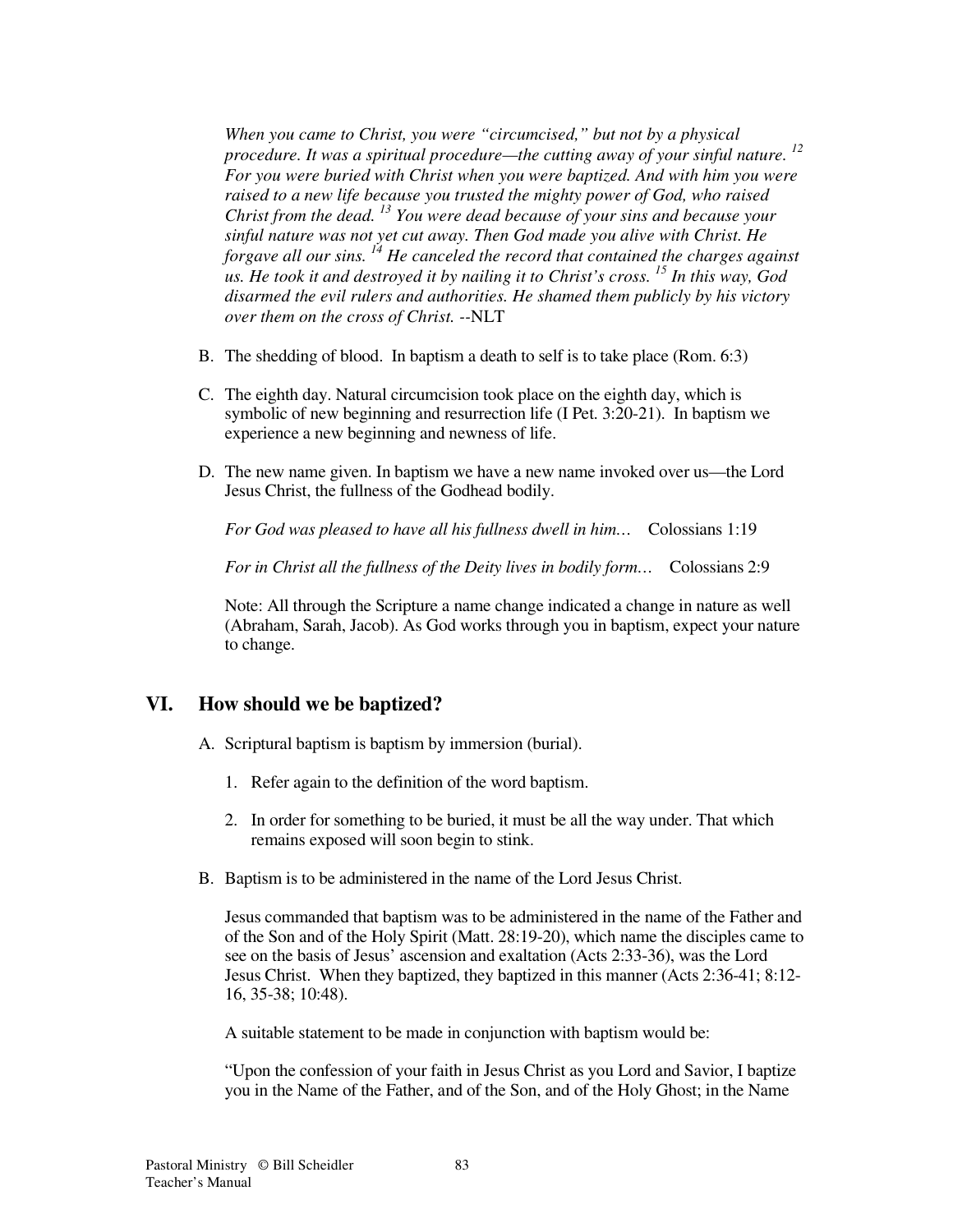*When you came to Christ, you were "circumcised," but not by a physical procedure. It was a spiritual procedure—the cutting away of your sinful nature.* [12] *For you were buried with Christ when you were baptized. And with him you were raised to a new life because you trusted the mighty power of God, who raised Christ from the dead.* [13] *You were dead because of your sins and because your sinful nature was not yet cut away. Then God made you alive with Christ. He forgave all our sins.* [14] *He canceled the record that contained the charges against us. He took it and destroyed it by nailing it to Christ's cross.* [15] *In this way, God disarmed the evil rulers and authorities. He shamed them publicly by his victory over them on the cross of Christ.* --NLT

B. The shedding of blood. In baptism a death to self is to take place (Rom. 6:3)

C. The eighth day. Natural circumcision took place on the eighth day, which is symbolic of new beginning and resurrection life (I Pet. 3:20-21). In baptism we experience a new beginning and newness of life.

D. The new name given. In baptism we have a new name invoked over us—the Lord Jesus Christ, the fullness of the Godhead bodily.

*For God was pleased to have all his fullness dwell in him…* Colossians 1:19

*For in Christ all the fullness of the Deity lives in bodily form…* Colossians 2:9

Note: All through the Scripture a name change indicated a change in nature as well (Abraham, Sarah, Jacob). As God works through you in baptism, expect your nature to change.

## VI. How should we be baptized?

A. Scriptural baptism is baptism by immersion (burial).

1. Refer again to the definition of the word baptism.
2. In order for something to be buried, it must be all the way under. That which remains exposed will soon begin to stink.

B. Baptism is to be administered in the name of the Lord Jesus Christ.

Jesus commanded that baptism was to be administered in the name of the Father and of the Son and of the Holy Spirit (Matt. 28:19-20), which name the disciples came to see on the basis of Jesus' ascension and exaltation (Acts 2:33-36), was the Lord Jesus Christ. When they baptized, they baptized in this manner (Acts 2:36-41; 8:12-16, 35-38; 10:48).

A suitable statement to be made in conjunction with baptism would be:

"Upon the confession of your faith in Jesus Christ as you Lord and Savior, I baptize you in the Name of the Father, and of the Son, and of the Holy Ghost; in the Name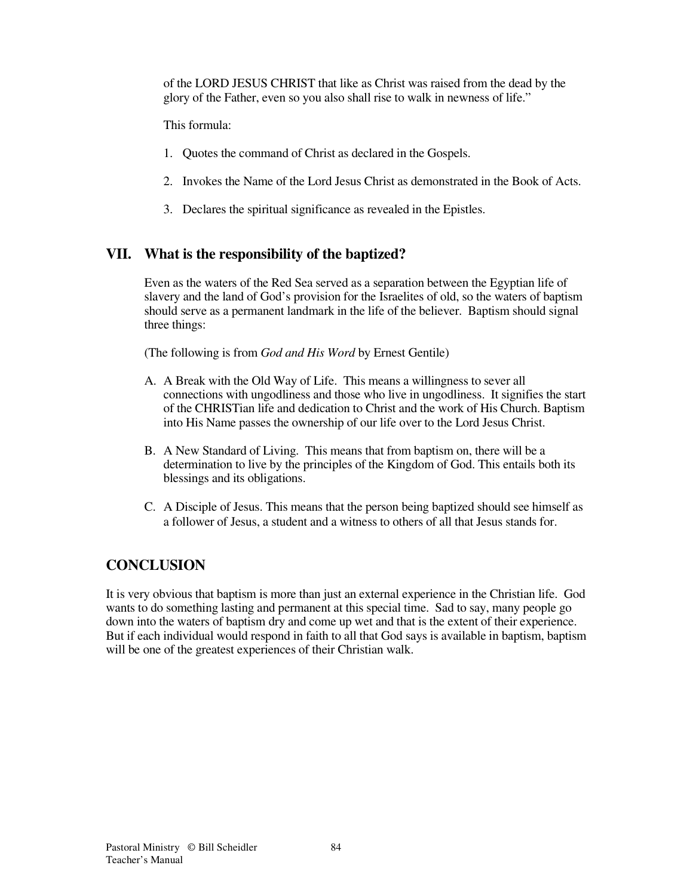of the LORD JESUS CHRIST that like as Christ was raised from the dead by the glory of the Father, even so you also shall rise to walk in newness of life."

This formula:

1. Quotes the command of Christ as declared in the Gospels.

2. Invokes the Name of the Lord Jesus Christ as demonstrated in the Book of Acts.

3. Declares the spiritual significance as revealed in the Epistles.

## VII. What is the responsibility of the baptized?

Even as the waters of the Red Sea served as a separation between the Egyptian life of slavery and the land of God's provision for the Israelites of old, so the waters of baptism should serve as a permanent landmark in the life of the believer. Baptism should signal three things:

(The following is from *God and His Word* by Ernest Gentile)

A. A Break with the Old Way of Life. This means a willingness to sever all connections with ungodliness and those who live in ungodliness. It signifies the start of the CHRISTian life and dedication to Christ and the work of His Church. Baptism into His Name passes the ownership of our life over to the Lord Jesus Christ.

B. A New Standard of Living. This means that from baptism on, there will be a determination to live by the principles of the Kingdom of God. This entails both its blessings and its obligations.

C. A Disciple of Jesus. This means that the person being baptized should see himself as a follower of Jesus, a student and a witness to others of all that Jesus stands for.

## CONCLUSION

It is very obvious that baptism is more than just an external experience in the Christian life. God wants to do something lasting and permanent at this special time. Sad to say, many people go down into the waters of baptism dry and come up wet and that is the extent of their experience. But if each individual would respond in faith to all that God says is available in baptism, baptism will be one of the greatest experiences of their Christian walk.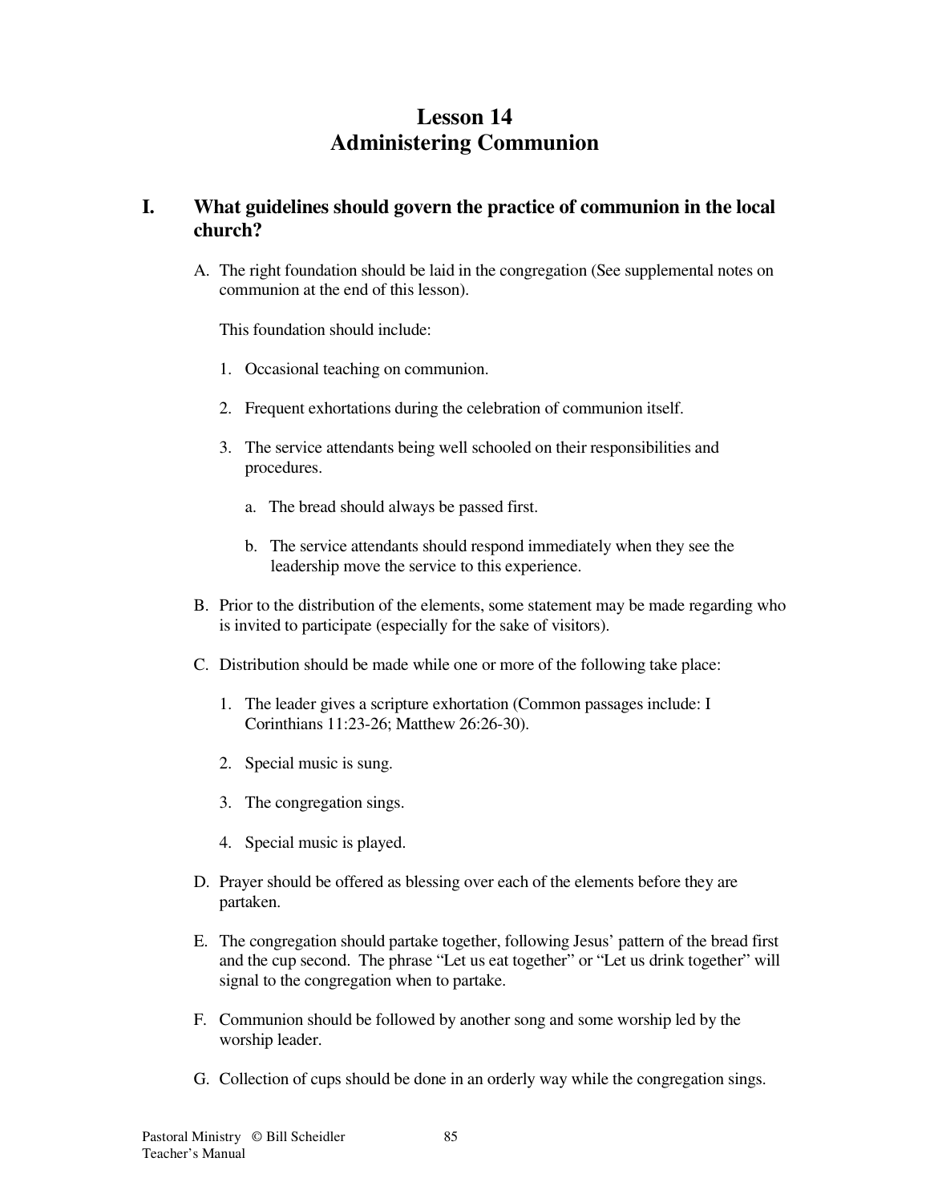# Lesson 14
# Administering Communion

## I. What guidelines should govern the practice of communion in the local church?

A. The right foundation should be laid in the congregation (See supplemental notes on communion at the end of this lesson).

   This foundation should include:

   1. Occasional teaching on communion.

   2. Frequent exhortations during the celebration of communion itself.

   3. The service attendants being well schooled on their responsibilities and procedures.

      a. The bread should always be passed first.

      b. The service attendants should respond immediately when they see the leadership move the service to this experience.

B. Prior to the distribution of the elements, some statement may be made regarding who is invited to participate (especially for the sake of visitors).

C. Distribution should be made while one or more of the following take place:

   1. The leader gives a scripture exhortation (Common passages include: I Corinthians 11:23-26; Matthew 26:26-30).

   2. Special music is sung.

   3. The congregation sings.

   4. Special music is played.

D. Prayer should be offered as blessing over each of the elements before they are partaken.

E. The congregation should partake together, following Jesus' pattern of the bread first and the cup second. The phrase "Let us eat together" or "Let us drink together" will signal to the congregation when to partake.

F. Communion should be followed by another song and some worship led by the worship leader.

G. Collection of cups should be done in an orderly way while the congregation sings.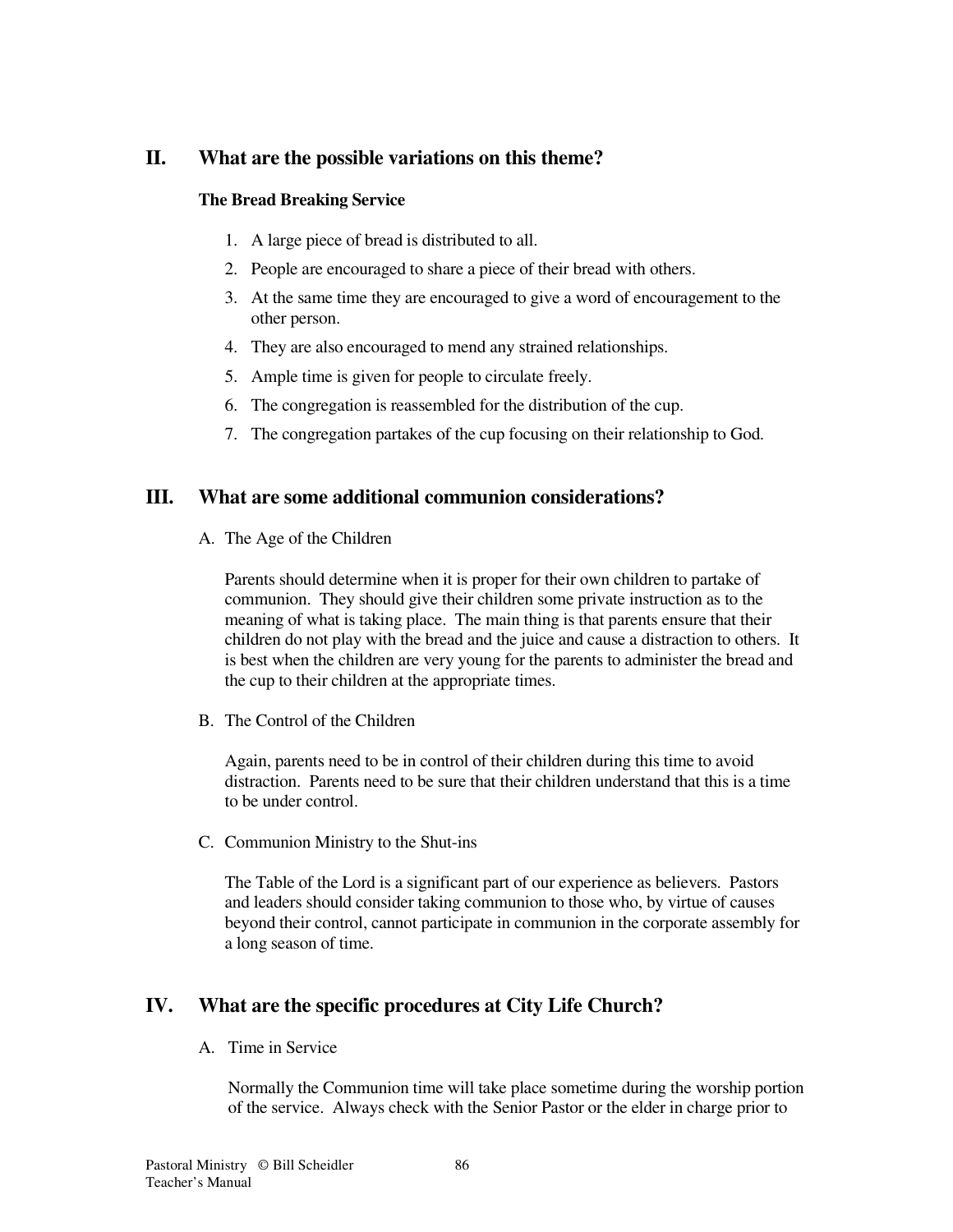## II. What are the possible variations on this theme?

**The Bread Breaking Service**

1. A large piece of bread is distributed to all.
2. People are encouraged to share a piece of their bread with others.
3. At the same time they are encouraged to give a word of encouragement to the other person.
4. They are also encouraged to mend any strained relationships.
5. Ample time is given for people to circulate freely.
6. The congregation is reassembled for the distribution of the cup.
7. The congregation partakes of the cup focusing on their relationship to God.

## III. What are some additional communion considerations?

A. The Age of the Children

Parents should determine when it is proper for their own children to partake of communion. They should give their children some private instruction as to the meaning of what is taking place. The main thing is that parents ensure that their children do not play with the bread and the juice and cause a distraction to others. It is best when the children are very young for the parents to administer the bread and the cup to their children at the appropriate times.

B. The Control of the Children

Again, parents need to be in control of their children during this time to avoid distraction. Parents need to be sure that their children understand that this is a time to be under control.

C. Communion Ministry to the Shut-ins

The Table of the Lord is a significant part of our experience as believers. Pastors and leaders should consider taking communion to those who, by virtue of causes beyond their control, cannot participate in communion in the corporate assembly for a long season of time.

## IV. What are the specific procedures at City Life Church?

A. Time in Service

Normally the Communion time will take place sometime during the worship portion of the service. Always check with the Senior Pastor or the elder in charge prior to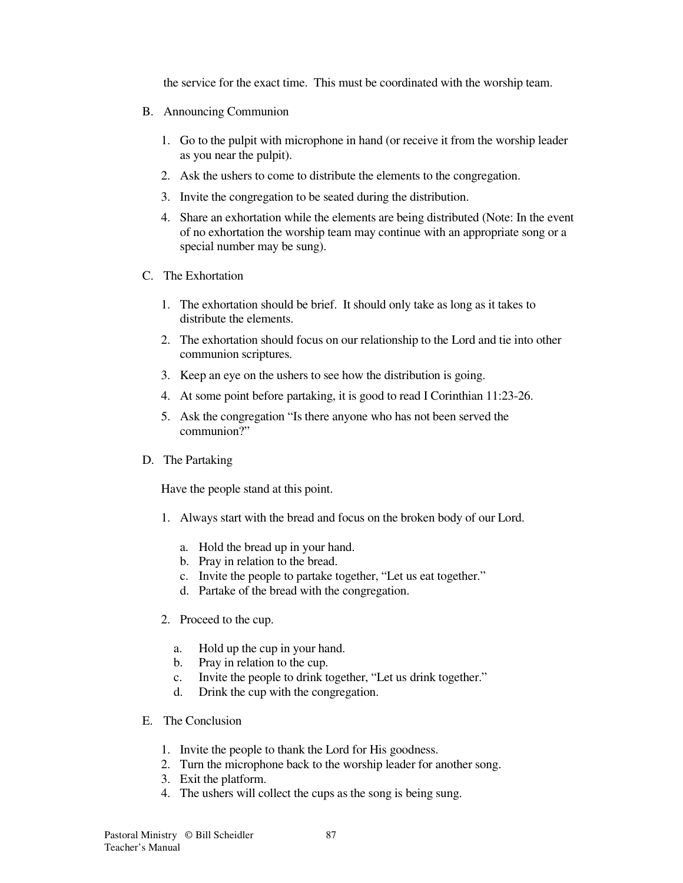the service for the exact time. This must be coordinated with the worship team.

B. Announcing Communion

1. Go to the pulpit with microphone in hand (or receive it from the worship leader as you near the pulpit).
2. Ask the ushers to come to distribute the elements to the congregation.
3. Invite the congregation to be seated during the distribution.
4. Share an exhortation while the elements are being distributed (Note: In the event of no exhortation the worship team may continue with an appropriate song or a special number may be sung).

C. The Exhortation

1. The exhortation should be brief. It should only take as long as it takes to distribute the elements.
2. The exhortation should focus on our relationship to the Lord and tie into other communion scriptures.
3. Keep an eye on the ushers to see how the distribution is going.
4. At some point before partaking, it is good to read I Corinthian 11:23-26.
5. Ask the congregation "Is there anyone who has not been served the communion?"

D. The Partaking

Have the people stand at this point.

1. Always start with the bread and focus on the broken body of our Lord.
   a. Hold the bread up in your hand.
   b. Pray in relation to the bread.
   c. Invite the people to partake together, "Let us eat together."
   d. Partake of the bread with the congregation.

2. Proceed to the cup.
   a. Hold up the cup in your hand.
   b. Pray in relation to the cup.
   c. Invite the people to drink together, "Let us drink together."
   d. Drink the cup with the congregation.

E. The Conclusion

1. Invite the people to thank the Lord for His goodness.
2. Turn the microphone back to the worship leader for another song.
3. Exit the platform.
4. The ushers will collect the cups as the song is being sung.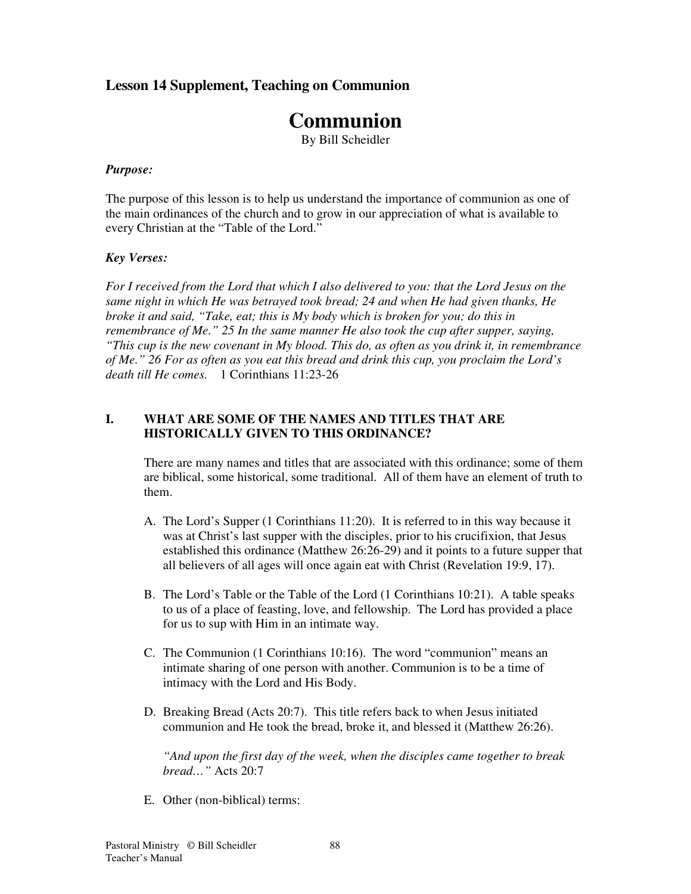**Lesson 14 Supplement, Teaching on Communion**

# Communion

By Bill Scheidler

***Purpose:***

The purpose of this lesson is to help us understand the importance of communion as one of the main ordinances of the church and to grow in our appreciation of what is available to every Christian at the "Table of the Lord."

***Key Verses:***

*For I received from the Lord that which I also delivered to you: that the Lord Jesus on the same night in which He was betrayed took bread; 24 and when He had given thanks, He broke it and said, "Take, eat; this is My body which is broken for you; do this in remembrance of Me." 25 In the same manner He also took the cup after supper, saying, "This cup is the new covenant in My blood. This do, as often as you drink it, in remembrance of Me." 26 For as often as you eat this bread and drink this cup, you proclaim the Lord's death till He comes.* 1 Corinthians 11:23-26

## I. WHAT ARE SOME OF THE NAMES AND TITLES THAT ARE HISTORICALLY GIVEN TO THIS ORDINANCE?

There are many names and titles that are associated with this ordinance; some of them are biblical, some historical, some traditional. All of them have an element of truth to them.

A. The Lord's Supper (1 Corinthians 11:20). It is referred to in this way because it was at Christ's last supper with the disciples, prior to his crucifixion, that Jesus established this ordinance (Matthew 26:26-29) and it points to a future supper that all believers of all ages will once again eat with Christ (Revelation 19:9, 17).

B. The Lord's Table or the Table of the Lord (1 Corinthians 10:21). A table speaks to us of a place of feasting, love, and fellowship. The Lord has provided a place for us to sup with Him in an intimate way.

C. The Communion (1 Corinthians 10:16). The word "communion" means an intimate sharing of one person with another. Communion is to be a time of intimacy with the Lord and His Body.

D. Breaking Bread (Acts 20:7). This title refers back to when Jesus initiated communion and He took the bread, broke it, and blessed it (Matthew 26:26).

*"And upon the first day of the week, when the disciples came together to break bread…"* Acts 20:7

E. Other (non-biblical) terms: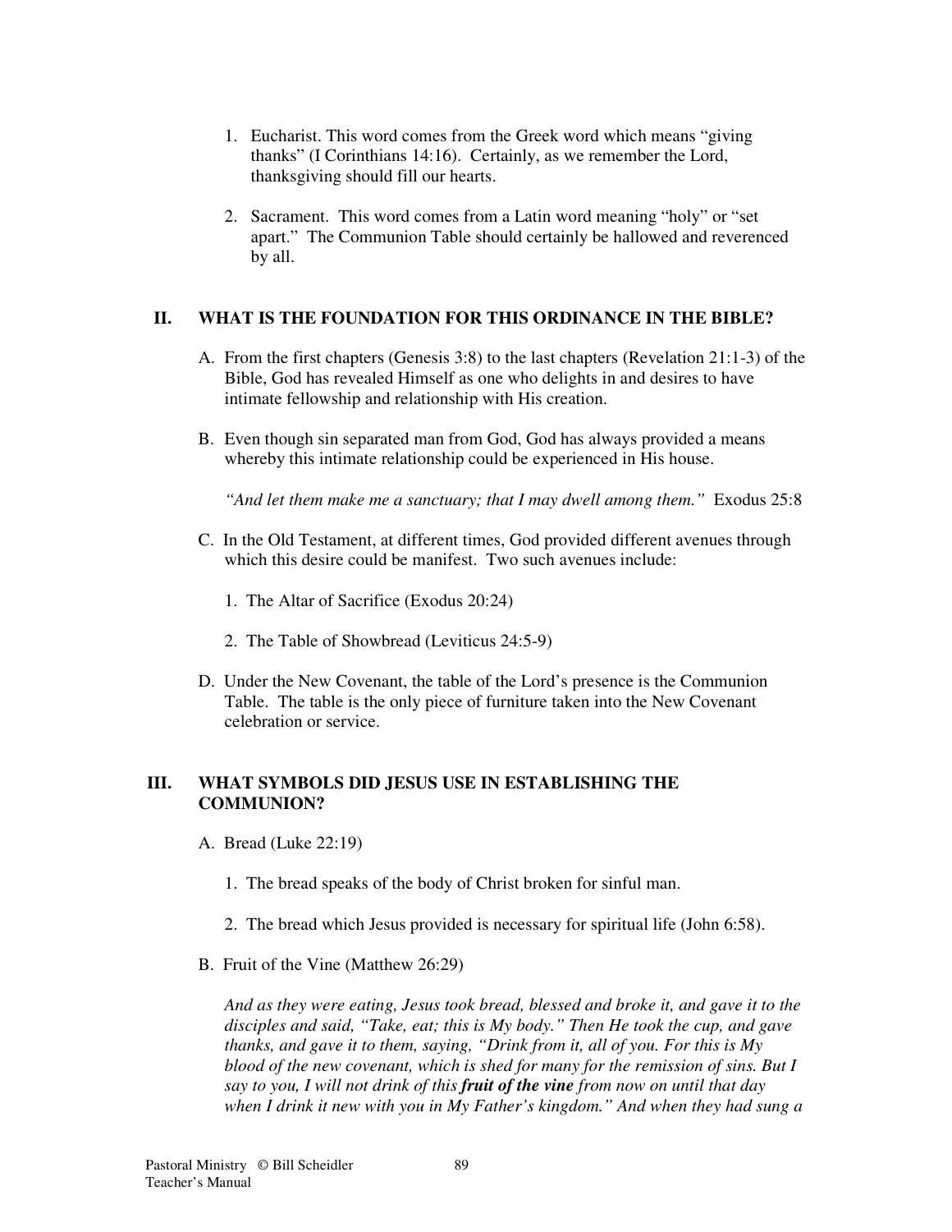1. Eucharist. This word comes from the Greek word which means "giving thanks" (I Corinthians 14:16). Certainly, as we remember the Lord, thanksgiving should fill our hearts.

2. Sacrament. This word comes from a Latin word meaning "holy" or "set apart." The Communion Table should certainly be hallowed and reverenced by all.

## II. WHAT IS THE FOUNDATION FOR THIS ORDINANCE IN THE BIBLE?

A. From the first chapters (Genesis 3:8) to the last chapters (Revelation 21:1-3) of the Bible, God has revealed Himself as one who delights in and desires to have intimate fellowship and relationship with His creation.

B. Even though sin separated man from God, God has always provided a means whereby this intimate relationship could be experienced in His house.

*"And let them make me a sanctuary; that I may dwell among them."* Exodus 25:8

C. In the Old Testament, at different times, God provided different avenues through which this desire could be manifest. Two such avenues include:

1. The Altar of Sacrifice (Exodus 20:24)

2. The Table of Showbread (Leviticus 24:5-9)

D. Under the New Covenant, the table of the Lord's presence is the Communion Table. The table is the only piece of furniture taken into the New Covenant celebration or service.

## III. WHAT SYMBOLS DID JESUS USE IN ESTABLISHING THE COMMUNION?

A. Bread (Luke 22:19)

1. The bread speaks of the body of Christ broken for sinful man.

2. The bread which Jesus provided is necessary for spiritual life (John 6:58).

B. Fruit of the Vine (Matthew 26:29)

*And as they were eating, Jesus took bread, blessed and broke it, and gave it to the disciples and said, "Take, eat; this is My body." Then He took the cup, and gave thanks, and gave it to them, saying, "Drink from it, all of you. For this is My blood of the new covenant, which is shed for many for the remission of sins. But I say to you, I will not drink of this* ***fruit of the vine*** *from now on until that day when I drink it new with you in My Father's kingdom." And when they had sung a*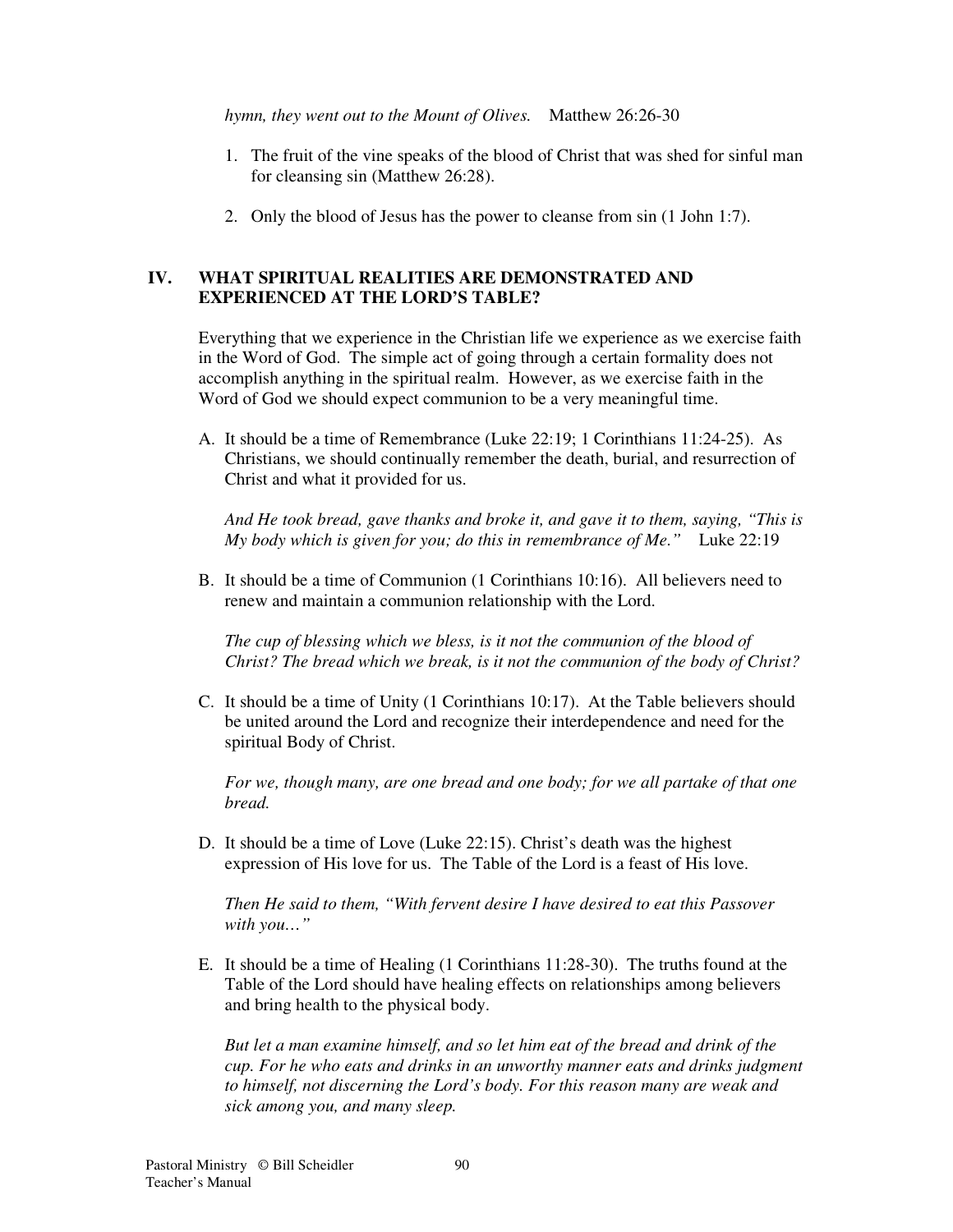*hymn, they went out to the Mount of Olives.* Matthew 26:26-30

1. The fruit of the vine speaks of the blood of Christ that was shed for sinful man for cleansing sin (Matthew 26:28).
2. Only the blood of Jesus has the power to cleanse from sin (1 John 1:7).

## IV. WHAT SPIRITUAL REALITIES ARE DEMONSTRATED AND EXPERIENCED AT THE LORD'S TABLE?

Everything that we experience in the Christian life we experience as we exercise faith in the Word of God. The simple act of going through a certain formality does not accomplish anything in the spiritual realm. However, as we exercise faith in the Word of God we should expect communion to be a very meaningful time.

A. It should be a time of Remembrance (Luke 22:19; 1 Corinthians 11:24-25). As Christians, we should continually remember the death, burial, and resurrection of Christ and what it provided for us.

   *And He took bread, gave thanks and broke it, and gave it to them, saying, "This is My body which is given for you; do this in remembrance of Me."* Luke 22:19

B. It should be a time of Communion (1 Corinthians 10:16). All believers need to renew and maintain a communion relationship with the Lord.

   *The cup of blessing which we bless, is it not the communion of the blood of Christ? The bread which we break, is it not the communion of the body of Christ?*

C. It should be a time of Unity (1 Corinthians 10:17). At the Table believers should be united around the Lord and recognize their interdependence and need for the spiritual Body of Christ.

   *For we, though many, are one bread and one body; for we all partake of that one bread.*

D. It should be a time of Love (Luke 22:15). Christ's death was the highest expression of His love for us. The Table of the Lord is a feast of His love.

   *Then He said to them, "With fervent desire I have desired to eat this Passover with you…"*

E. It should be a time of Healing (1 Corinthians 11:28-30). The truths found at the Table of the Lord should have healing effects on relationships among believers and bring health to the physical body.

   *But let a man examine himself, and so let him eat of the bread and drink of the cup. For he who eats and drinks in an unworthy manner eats and drinks judgment to himself, not discerning the Lord's body. For this reason many are weak and sick among you, and many sleep.*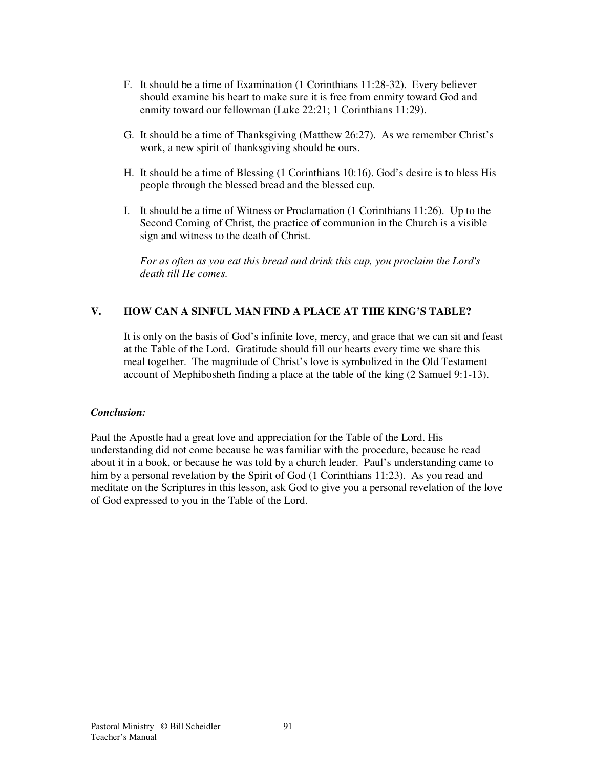F. It should be a time of Examination (1 Corinthians 11:28-32). Every believer should examine his heart to make sure it is free from enmity toward God and enmity toward our fellowman (Luke 22:21; 1 Corinthians 11:29).

G. It should be a time of Thanksgiving (Matthew 26:27). As we remember Christ's work, a new spirit of thanksgiving should be ours.

H. It should be a time of Blessing (1 Corinthians 10:16). God's desire is to bless His people through the blessed bread and the blessed cup.

I. It should be a time of Witness or Proclamation (1 Corinthians 11:26). Up to the Second Coming of Christ, the practice of communion in the Church is a visible sign and witness to the death of Christ.

*For as often as you eat this bread and drink this cup, you proclaim the Lord's death till He comes.*

## V. HOW CAN A SINFUL MAN FIND A PLACE AT THE KING'S TABLE?

It is only on the basis of God's infinite love, mercy, and grace that we can sit and feast at the Table of the Lord. Gratitude should fill our hearts every time we share this meal together. The magnitude of Christ's love is symbolized in the Old Testament account of Mephibosheth finding a place at the table of the king (2 Samuel 9:1-13).

***Conclusion:***

Paul the Apostle had a great love and appreciation for the Table of the Lord. His understanding did not come because he was familiar with the procedure, because he read about it in a book, or because he was told by a church leader. Paul's understanding came to him by a personal revelation by the Spirit of God (1 Corinthians 11:23). As you read and meditate on the Scriptures in this lesson, ask God to give you a personal revelation of the love of God expressed to you in the Table of the Lord.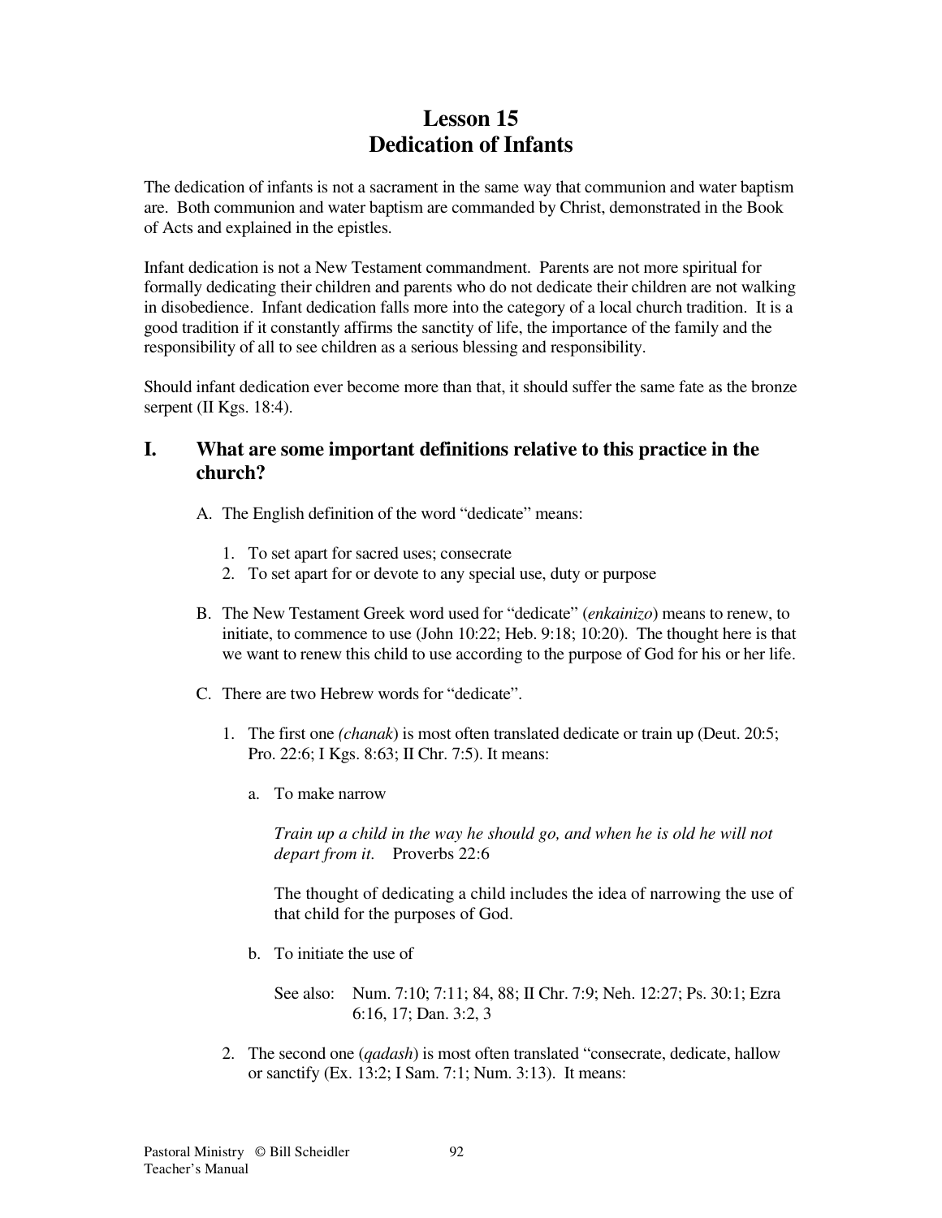# Lesson 15
# Dedication of Infants

The dedication of infants is not a sacrament in the same way that communion and water baptism are. Both communion and water baptism are commanded by Christ, demonstrated in the Book of Acts and explained in the epistles.

Infant dedication is not a New Testament commandment. Parents are not more spiritual for formally dedicating their children and parents who do not dedicate their children are not walking in disobedience. Infant dedication falls more into the category of a local church tradition. It is a good tradition if it constantly affirms the sanctity of life, the importance of the family and the responsibility of all to see children as a serious blessing and responsibility.

Should infant dedication ever become more than that, it should suffer the same fate as the bronze serpent (II Kgs. 18:4).

## I. What are some important definitions relative to this practice in the church?

A. The English definition of the word "dedicate" means:

1. To set apart for sacred uses; consecrate
2. To set apart for or devote to any special use, duty or purpose

B. The New Testament Greek word used for "dedicate" (*enkainizo*) means to renew, to initiate, to commence to use (John 10:22; Heb. 9:18; 10:20). The thought here is that we want to renew this child to use according to the purpose of God for his or her life.

C. There are two Hebrew words for "dedicate".

1. The first one *(chanak*) is most often translated dedicate or train up (Deut. 20:5; Pro. 22:6; I Kgs. 8:63; II Chr. 7:5). It means:

   a. To make narrow

   *Train up a child in the way he should go, and when he is old he will not depart from it.* Proverbs 22:6

   The thought of dedicating a child includes the idea of narrowing the use of that child for the purposes of God.

   b. To initiate the use of

   See also: Num. 7:10; 7:11; 84, 88; II Chr. 7:9; Neh. 12:27; Ps. 30:1; Ezra 6:16, 17; Dan. 3:2, 3

2. The second one (*qadash*) is most often translated "consecrate, dedicate, hallow or sanctify (Ex. 13:2; I Sam. 7:1; Num. 3:13). It means: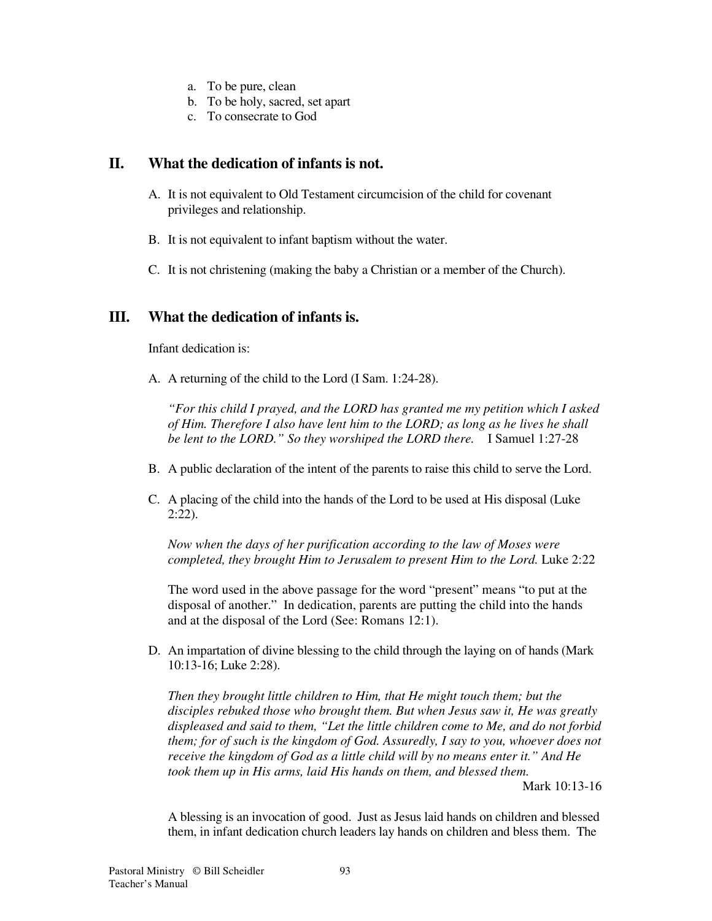a. To be pure, clean
b. To be holy, sacred, set apart
c. To consecrate to God

## II. What the dedication of infants is not.

A. It is not equivalent to Old Testament circumcision of the child for covenant privileges and relationship.

B. It is not equivalent to infant baptism without the water.

C. It is not christening (making the baby a Christian or a member of the Church).

## III. What the dedication of infants is.

Infant dedication is:

A. A returning of the child to the Lord (I Sam. 1:24-28).

*"For this child I prayed, and the LORD has granted me my petition which I asked of Him. Therefore I also have lent him to the LORD; as long as he lives he shall be lent to the LORD." So they worshiped the LORD there.* I Samuel 1:27-28

B. A public declaration of the intent of the parents to raise this child to serve the Lord.

C. A placing of the child into the hands of the Lord to be used at His disposal (Luke 2:22).

*Now when the days of her purification according to the law of Moses were completed, they brought Him to Jerusalem to present Him to the Lord.* Luke 2:22

The word used in the above passage for the word "present" means "to put at the disposal of another." In dedication, parents are putting the child into the hands and at the disposal of the Lord (See: Romans 12:1).

D. An impartation of divine blessing to the child through the laying on of hands (Mark 10:13-16; Luke 2:28).

*Then they brought little children to Him, that He might touch them; but the disciples rebuked those who brought them. But when Jesus saw it, He was greatly displeased and said to them, "Let the little children come to Me, and do not forbid them; for of such is the kingdom of God. Assuredly, I say to you, whoever does not receive the kingdom of God as a little child will by no means enter it." And He took them up in His arms, laid His hands on them, and blessed them.*
Mark 10:13-16

A blessing is an invocation of good. Just as Jesus laid hands on children and blessed them, in infant dedication church leaders lay hands on children and bless them. The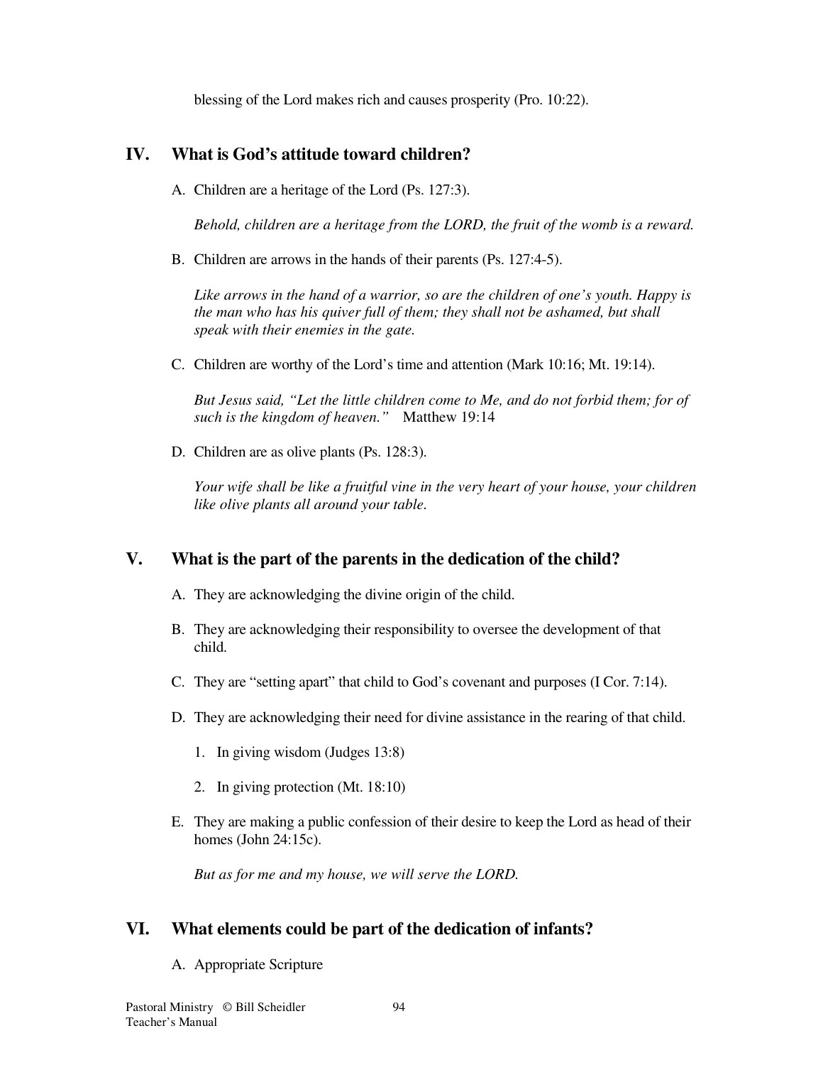blessing of the Lord makes rich and causes prosperity (Pro. 10:22).

## IV. What is God's attitude toward children?

A. Children are a heritage of the Lord (Ps. 127:3).

*Behold, children are a heritage from the LORD, the fruit of the womb is a reward.*

B. Children are arrows in the hands of their parents (Ps. 127:4-5).

*Like arrows in the hand of a warrior, so are the children of one's youth. Happy is the man who has his quiver full of them; they shall not be ashamed, but shall speak with their enemies in the gate.*

C. Children are worthy of the Lord's time and attention (Mark 10:16; Mt. 19:14).

*But Jesus said, "Let the little children come to Me, and do not forbid them; for of such is the kingdom of heaven."* Matthew 19:14

D. Children are as olive plants (Ps. 128:3).

*Your wife shall be like a fruitful vine in the very heart of your house, your children like olive plants all around your table.*

## V. What is the part of the parents in the dedication of the child?

A. They are acknowledging the divine origin of the child.

B. They are acknowledging their responsibility to oversee the development of that child.

C. They are "setting apart" that child to God's covenant and purposes (I Cor. 7:14).

D. They are acknowledging their need for divine assistance in the rearing of that child.

1. In giving wisdom (Judges 13:8)
2. In giving protection (Mt. 18:10)

E. They are making a public confession of their desire to keep the Lord as head of their homes (John 24:15c).

*But as for me and my house, we will serve the LORD.*

## VI. What elements could be part of the dedication of infants?

A. Appropriate Scripture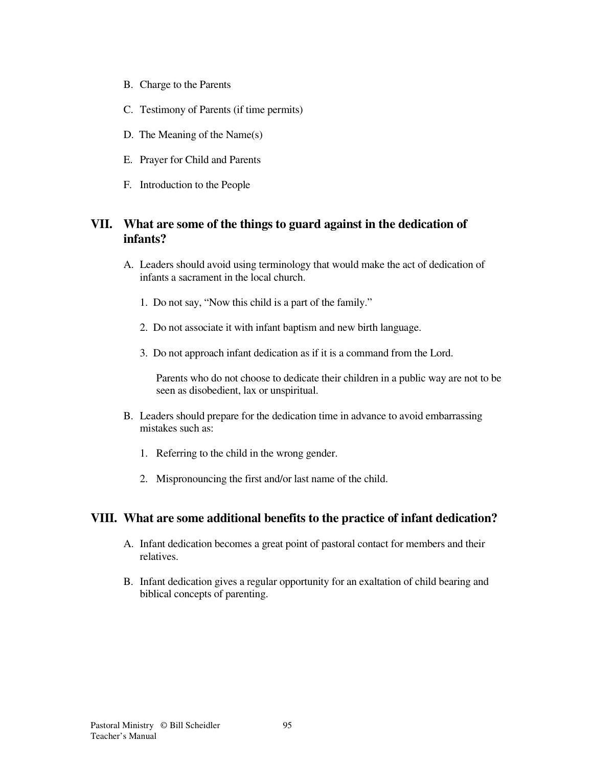B. Charge to the Parents

C. Testimony of Parents (if time permits)

D. The Meaning of the Name(s)

E. Prayer for Child and Parents

F. Introduction to the People

## VII. What are some of the things to guard against in the dedication of infants?

A. Leaders should avoid using terminology that would make the act of dedication of infants a sacrament in the local church.

1. Do not say, "Now this child is a part of the family."

2. Do not associate it with infant baptism and new birth language.

3. Do not approach infant dedication as if it is a command from the Lord.

   Parents who do not choose to dedicate their children in a public way are not to be seen as disobedient, lax or unspiritual.

B. Leaders should prepare for the dedication time in advance to avoid embarrassing mistakes such as:

1. Referring to the child in the wrong gender.

2. Mispronouncing the first and/or last name of the child.

## VIII. What are some additional benefits to the practice of infant dedication?

A. Infant dedication becomes a great point of pastoral contact for members and their relatives.

B. Infant dedication gives a regular opportunity for an exaltation of child bearing and biblical concepts of parenting.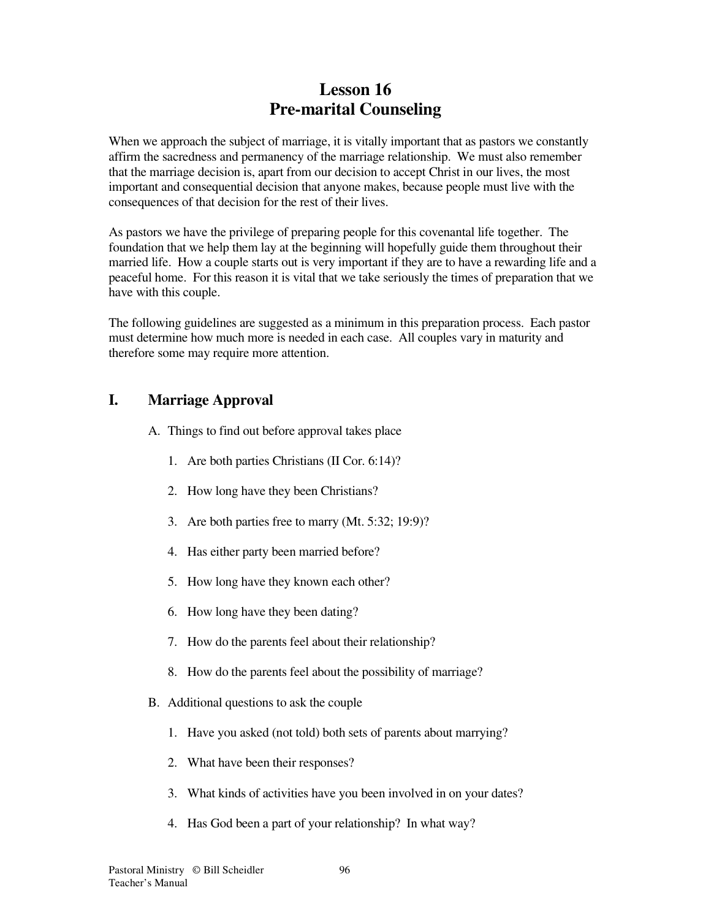# Lesson 16
# Pre-marital Counseling

When we approach the subject of marriage, it is vitally important that as pastors we constantly affirm the sacredness and permanency of the marriage relationship. We must also remember that the marriage decision is, apart from our decision to accept Christ in our lives, the most important and consequential decision that anyone makes, because people must live with the consequences of that decision for the rest of their lives.

As pastors we have the privilege of preparing people for this covenantal life together. The foundation that we help them lay at the beginning will hopefully guide them throughout their married life. How a couple starts out is very important if they are to have a rewarding life and a peaceful home. For this reason it is vital that we take seriously the times of preparation that we have with this couple.

The following guidelines are suggested as a minimum in this preparation process. Each pastor must determine how much more is needed in each case. All couples vary in maturity and therefore some may require more attention.

## I. Marriage Approval

A. Things to find out before approval takes place

1. Are both parties Christians (II Cor. 6:14)?
2. How long have they been Christians?
3. Are both parties free to marry (Mt. 5:32; 19:9)?
4. Has either party been married before?
5. How long have they known each other?
6. How long have they been dating?
7. How do the parents feel about their relationship?
8. How do the parents feel about the possibility of marriage?

B. Additional questions to ask the couple

1. Have you asked (not told) both sets of parents about marrying?
2. What have been their responses?
3. What kinds of activities have you been involved in on your dates?
4. Has God been a part of your relationship? In what way?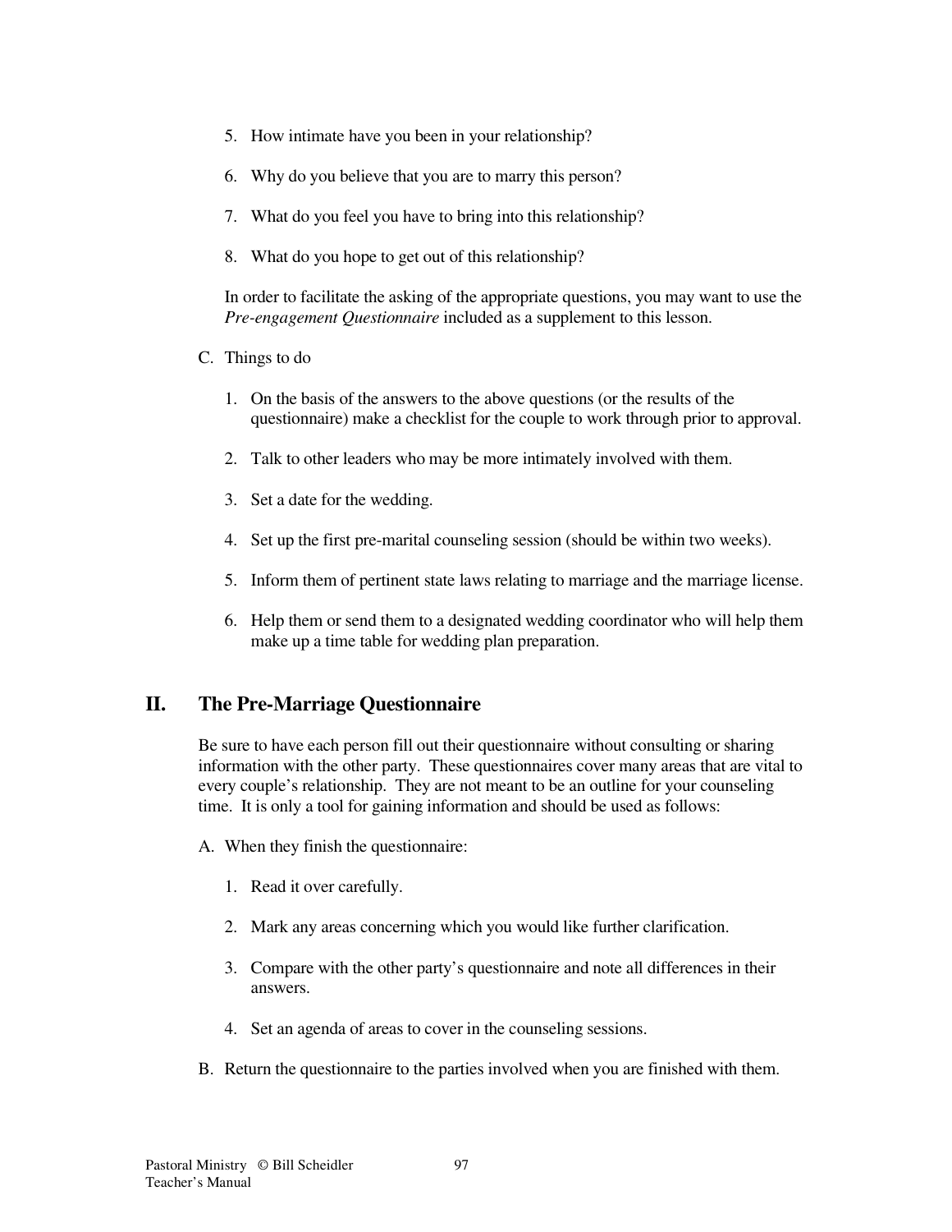5. How intimate have you been in your relationship?

6. Why do you believe that you are to marry this person?

7. What do you feel you have to bring into this relationship?

8. What do you hope to get out of this relationship?

In order to facilitate the asking of the appropriate questions, you may want to use the *Pre-engagement Questionnaire* included as a supplement to this lesson.

C. Things to do

1. On the basis of the answers to the above questions (or the results of the questionnaire) make a checklist for the couple to work through prior to approval.

2. Talk to other leaders who may be more intimately involved with them.

3. Set a date for the wedding.

4. Set up the first pre-marital counseling session (should be within two weeks).

5. Inform them of pertinent state laws relating to marriage and the marriage license.

6. Help them or send them to a designated wedding coordinator who will help them make up a time table for wedding plan preparation.

## II. The Pre-Marriage Questionnaire

Be sure to have each person fill out their questionnaire without consulting or sharing information with the other party. These questionnaires cover many areas that are vital to every couple's relationship. They are not meant to be an outline for your counseling time. It is only a tool for gaining information and should be used as follows:

A. When they finish the questionnaire:

1. Read it over carefully.

2. Mark any areas concerning which you would like further clarification.

3. Compare with the other party's questionnaire and note all differences in their answers.

4. Set an agenda of areas to cover in the counseling sessions.

B. Return the questionnaire to the parties involved when you are finished with them.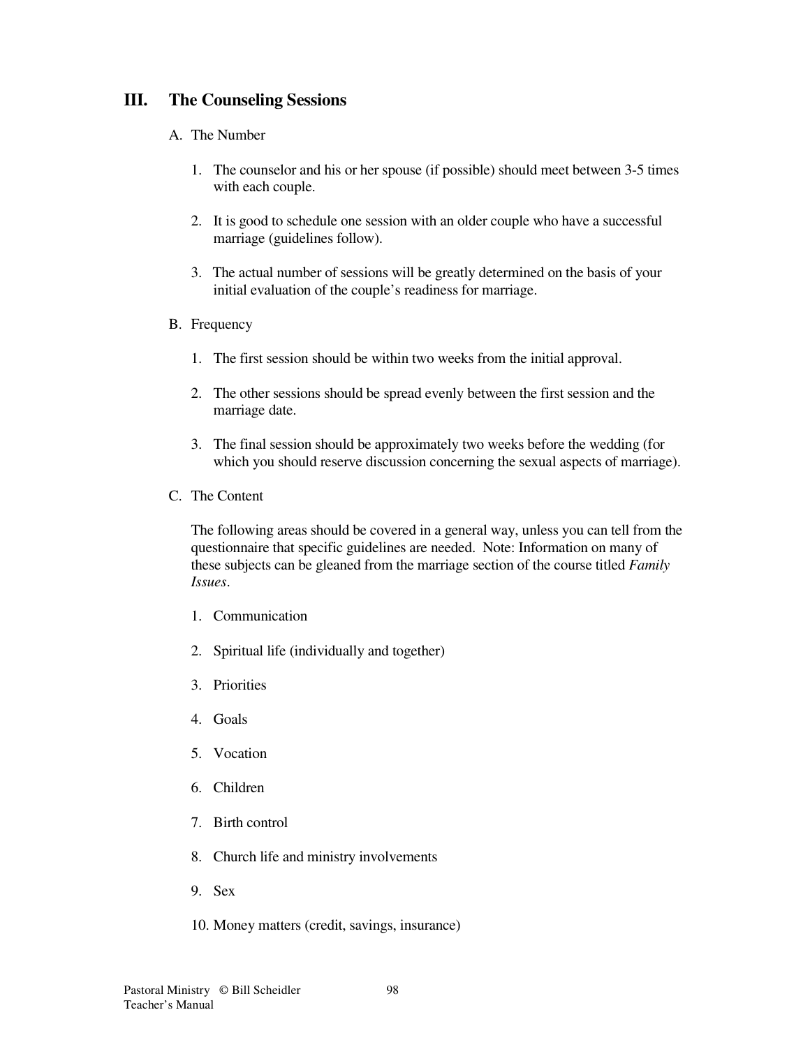## III. The Counseling Sessions

A. The Number

1. The counselor and his or her spouse (if possible) should meet between 3-5 times with each couple.

2. It is good to schedule one session with an older couple who have a successful marriage (guidelines follow).

3. The actual number of sessions will be greatly determined on the basis of your initial evaluation of the couple's readiness for marriage.

B. Frequency

1. The first session should be within two weeks from the initial approval.

2. The other sessions should be spread evenly between the first session and the marriage date.

3. The final session should be approximately two weeks before the wedding (for which you should reserve discussion concerning the sexual aspects of marriage).

C. The Content

The following areas should be covered in a general way, unless you can tell from the questionnaire that specific guidelines are needed. Note: Information on many of these subjects can be gleaned from the marriage section of the course titled *Family Issues*.

1. Communication

2. Spiritual life (individually and together)

3. Priorities

4. Goals

5. Vocation

6. Children

7. Birth control

8. Church life and ministry involvements

9. Sex

10. Money matters (credit, savings, insurance)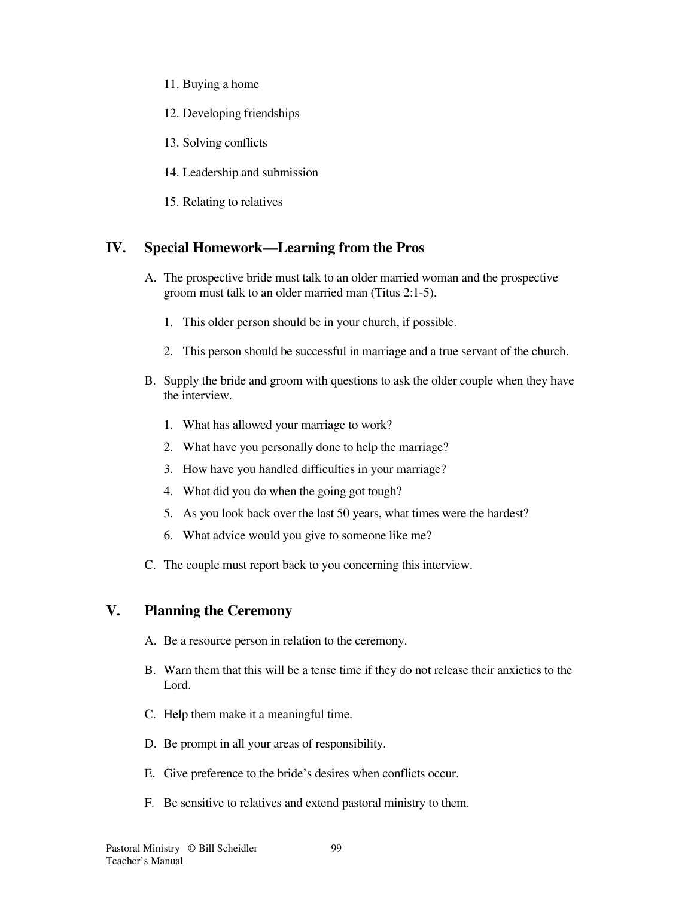11. Buying a home

12. Developing friendships

13. Solving conflicts

14. Leadership and submission

15. Relating to relatives

## IV. Special Homework—Learning from the Pros

A. The prospective bride must talk to an older married woman and the prospective groom must talk to an older married man (Titus 2:1-5).

   1. This older person should be in your church, if possible.

   2. This person should be successful in marriage and a true servant of the church.

B. Supply the bride and groom with questions to ask the older couple when they have the interview.

   1. What has allowed your marriage to work?
   2. What have you personally done to help the marriage?
   3. How have you handled difficulties in your marriage?
   4. What did you do when the going got tough?
   5. As you look back over the last 50 years, what times were the hardest?
   6. What advice would you give to someone like me?

C. The couple must report back to you concerning this interview.

## V. Planning the Ceremony

A. Be a resource person in relation to the ceremony.

B. Warn them that this will be a tense time if they do not release their anxieties to the Lord.

C. Help them make it a meaningful time.

D. Be prompt in all your areas of responsibility.

E. Give preference to the bride's desires when conflicts occur.

F. Be sensitive to relatives and extend pastoral ministry to them.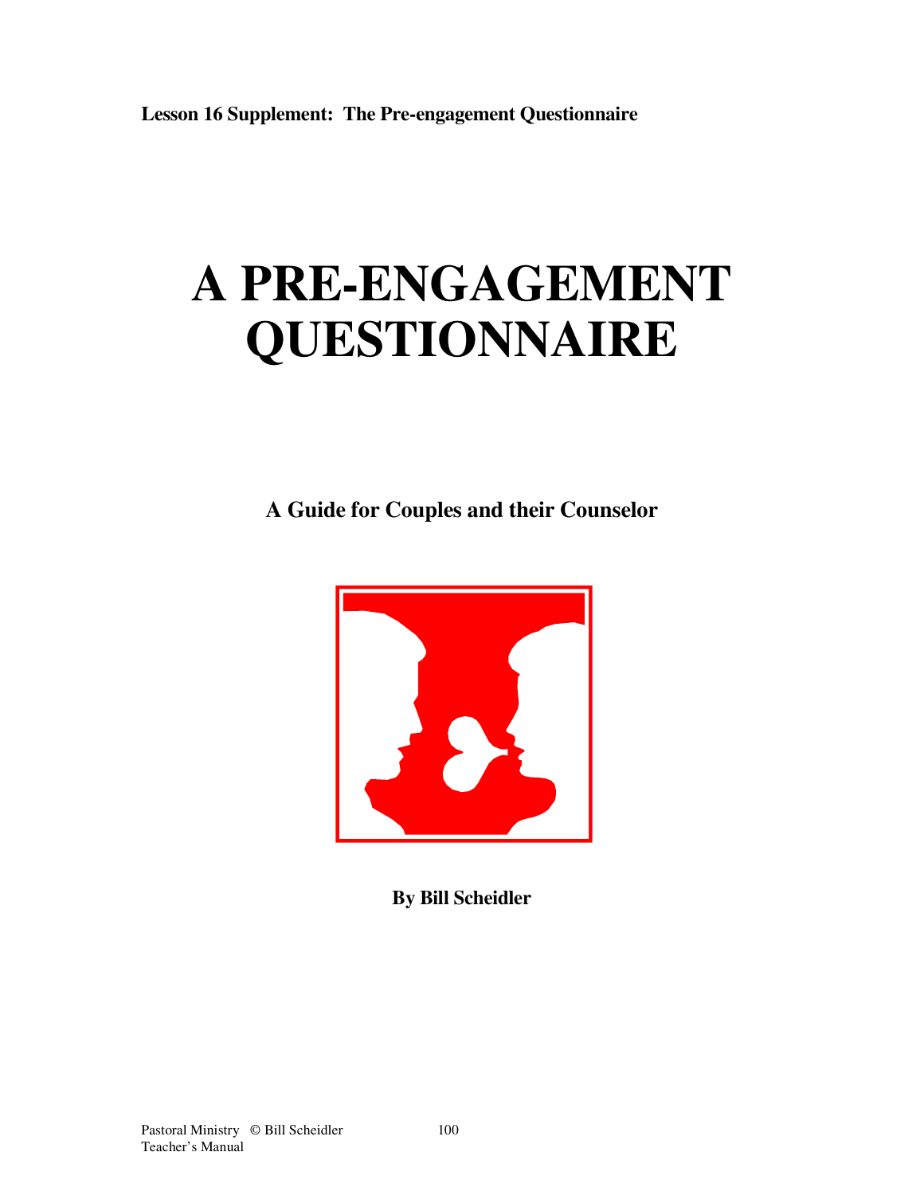**Lesson 16 Supplement: The Pre-engagement Questionnaire**

# A PRE-ENGAGEMENT QUESTIONNAIRE

**A Guide for Couples and their Counselor**

**By Bill Scheidler**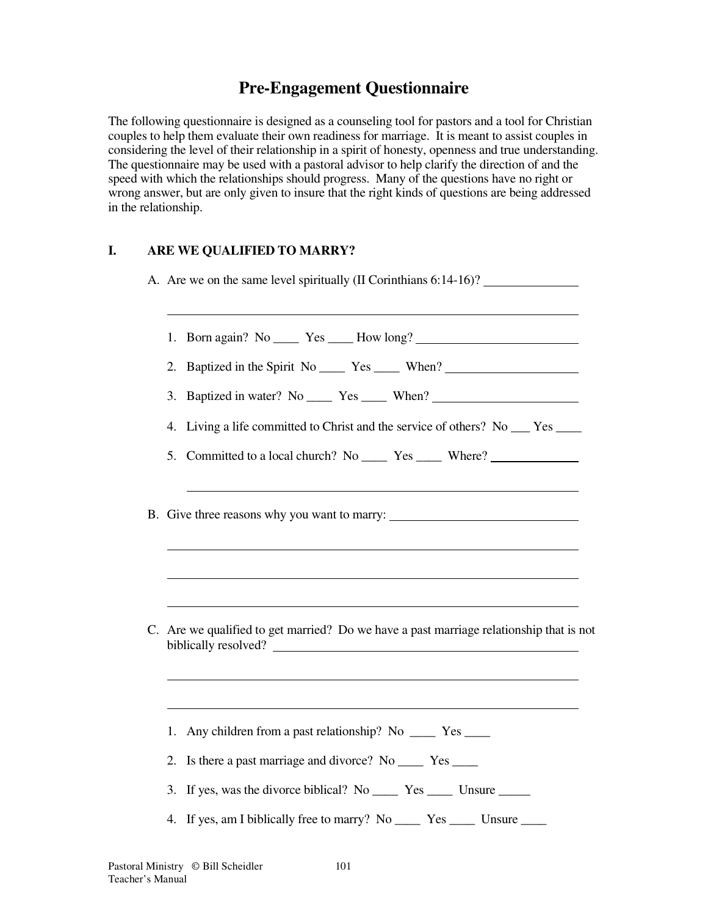# Pre-Engagement Questionnaire

The following questionnaire is designed as a counseling tool for pastors and a tool for Christian couples to help them evaluate their own readiness for marriage. It is meant to assist couples in considering the level of their relationship in a spirit of honesty, openness and true understanding. The questionnaire may be used with a pastoral advisor to help clarify the direction of and the speed with which the relationships should progress. Many of the questions have no right or wrong answer, but are only given to insure that the right kinds of questions are being addressed in the relationship.

## I. ARE WE QUALIFIED TO MARRY?

A. Are we on the same level spiritually (II Corinthians 6:14-16)? _______________

_______________________________________________________________

1. Born again? No ____ Yes ____ How long? ___________________________
2. Baptized in the Spirit No ____ Yes ____ When? ______________________
3. Baptized in water? No ____ Yes ____ When? ________________________
4. Living a life committed to Christ and the service of others? No ___ Yes ____
5. Committed to a local church? No ____ Yes ____ Where? _______________

   _____________________________________________________________

B. Give three reasons why you want to marry: _______________________________

_______________________________________________________________

_______________________________________________________________

_______________________________________________________________

C. Are we qualified to get married? Do we have a past marriage relationship that is not biblically resolved? _____________________________________________________

_______________________________________________________________

_______________________________________________________________

1. Any children from a past relationship? No ____ Yes ____
2. Is there a past marriage and divorce? No ____ Yes ____
3. If yes, was the divorce biblical? No ____ Yes ____ Unsure _____
4. If yes, am I biblically free to marry? No ____ Yes ____ Unsure ____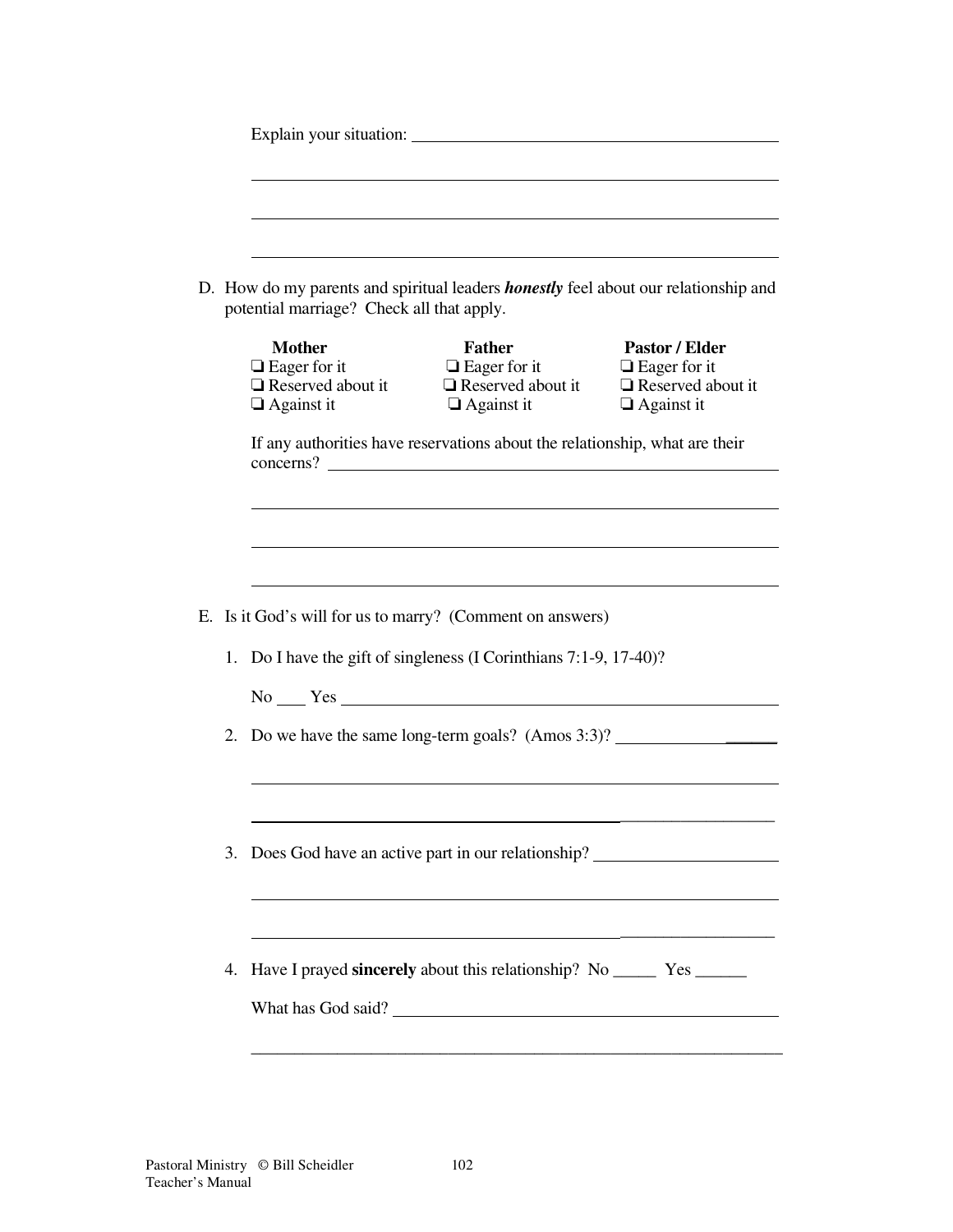Explain your situation: ____________________________________________

________________________________________________________________

________________________________________________________________

________________________________________________________________

D. How do my parents and spiritual leaders ***honestly*** feel about our relationship and potential marriage? Check all that apply.

| **Mother** | **Father** | **Pastor / Elder** |
|---|---|---|
| ❏ Eager for it | ❏ Eager for it | ❏ Eager for it |
| ❏ Reserved about it | ❏ Reserved about it | ❏ Reserved about it |
| ❏ Against it | ❏ Against it | ❏ Against it |

If any authorities have reservations about the relationship, what are their concerns? ____________________________________________

________________________________________________________________

________________________________________________________________

________________________________________________________________

E. Is it God's will for us to marry? (Comment on answers)

1. Do I have the gift of singleness (I Corinthians 7:1-9, 17-40)?

   No ____ Yes ____________________________________________

2. Do we have the same long-term goals? (Amos 3:3)? ____________________

   ________________________________________________________________

   ________________________________________________________________

3. Does God have an active part in our relationship? ____________________

   ________________________________________________________________

   ________________________________________________________________

4. Have I prayed **sincerely** about this relationship? No _____ Yes ______

   What has God said? ____________________________________________

   ________________________________________________________________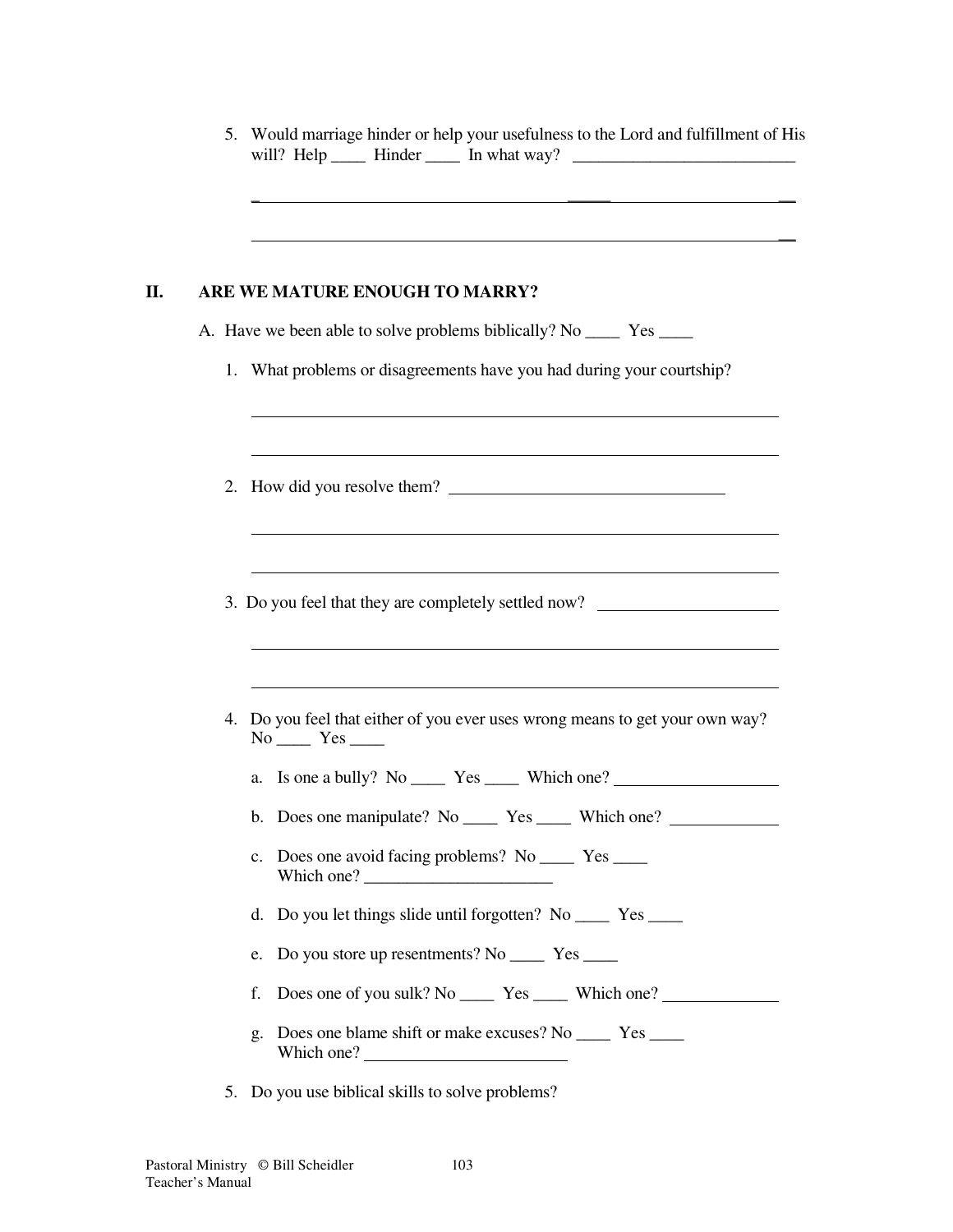5. Would marriage hinder or help your usefulness to the Lord and fulfillment of His will? Help ____ Hinder ____ In what way? ___________________________

_______________________________________________________________________

_______________________________________________________________________

## II. ARE WE MATURE ENOUGH TO MARRY?

A. Have we been able to solve problems biblically? No ____ Yes ____

1. What problems or disagreements have you had during your courtship?

_______________________________________________________________________

_______________________________________________________________________

2. How did you resolve them? _________________________________

_______________________________________________________________________

_______________________________________________________________________

3. Do you feel that they are completely settled now? _____________________

_______________________________________________________________________

_______________________________________________________________________

4. Do you feel that either of you ever uses wrong means to get your own way? No ____ Yes ____

   a. Is one a bully? No ____ Yes ____ Which one? ___________________

   b. Does one manipulate? No ____ Yes ____ Which one? ____________

   c. Does one avoid facing problems? No ____ Yes ____ Which one? ______________________

   d. Do you let things slide until forgotten? No ____ Yes ____

   e. Do you store up resentments? No ____ Yes ____

   f. Does one of you sulk? No ____ Yes ____ Which one? _____________

   g. Does one blame shift or make excuses? No ____ Yes ____ Which one? ________________________

5. Do you use biblical skills to solve problems?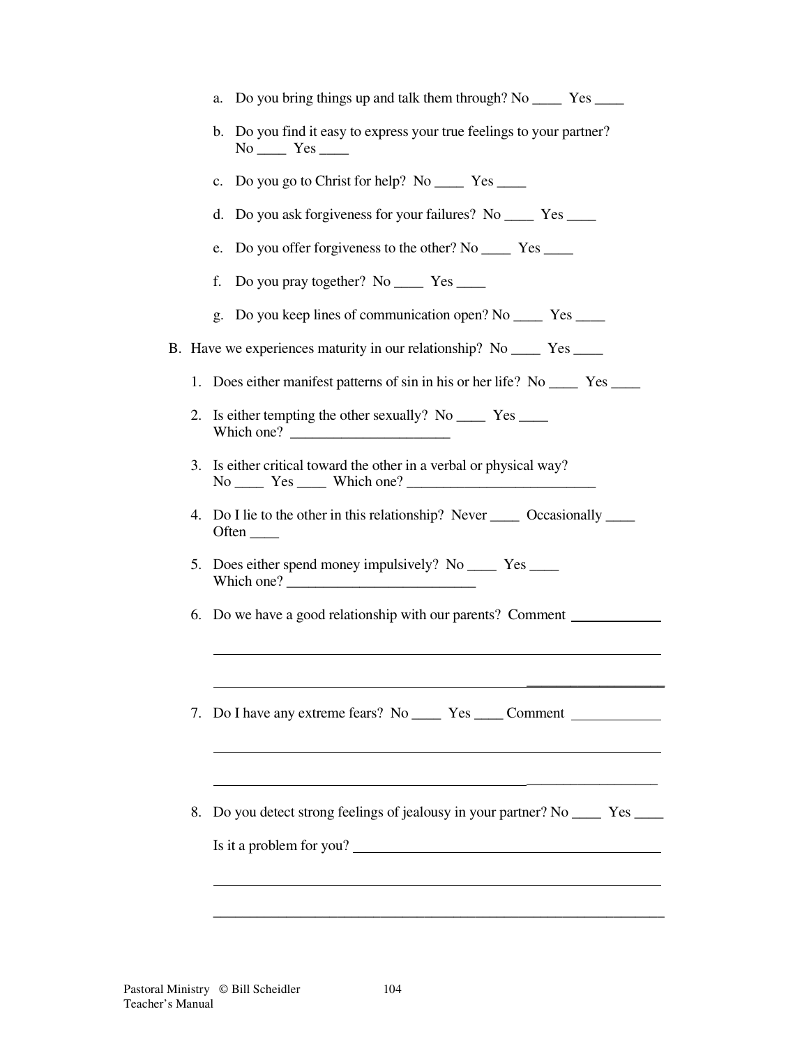a. Do you bring things up and talk them through? No ____ Yes ____

b. Do you find it easy to express your true feelings to your partner? No ____ Yes ____

c. Do you go to Christ for help? No ____ Yes ____

d. Do you ask forgiveness for your failures? No ____ Yes ____

e. Do you offer forgiveness to the other? No ____ Yes ____

f. Do you pray together? No ____ Yes ____

g. Do you keep lines of communication open? No ____ Yes ____

B. Have we experiences maturity in our relationship? No ____ Yes ____

1. Does either manifest patterns of sin in his or her life? No ____ Yes ____

2. Is either tempting the other sexually? No ____ Yes ____ Which one? ______________________

3. Is either critical toward the other in a verbal or physical way? No ____ Yes ____ Which one? __________________________

4. Do I lie to the other in this relationship? Never ____ Occasionally ____ Often ____

5. Does either spend money impulsively? No ____ Yes ____ Which one? __________________________

6. Do we have a good relationship with our parents? Comment ____________

_______________________________________________________________

_______________________________________________________________

7. Do I have any extreme fears? No ____ Yes ____ Comment ____________

_______________________________________________________________

_______________________________________________________________

8. Do you detect strong feelings of jealousy in your partner? No ____ Yes ____

Is it a problem for you? __________________________________________

_______________________________________________________________

_______________________________________________________________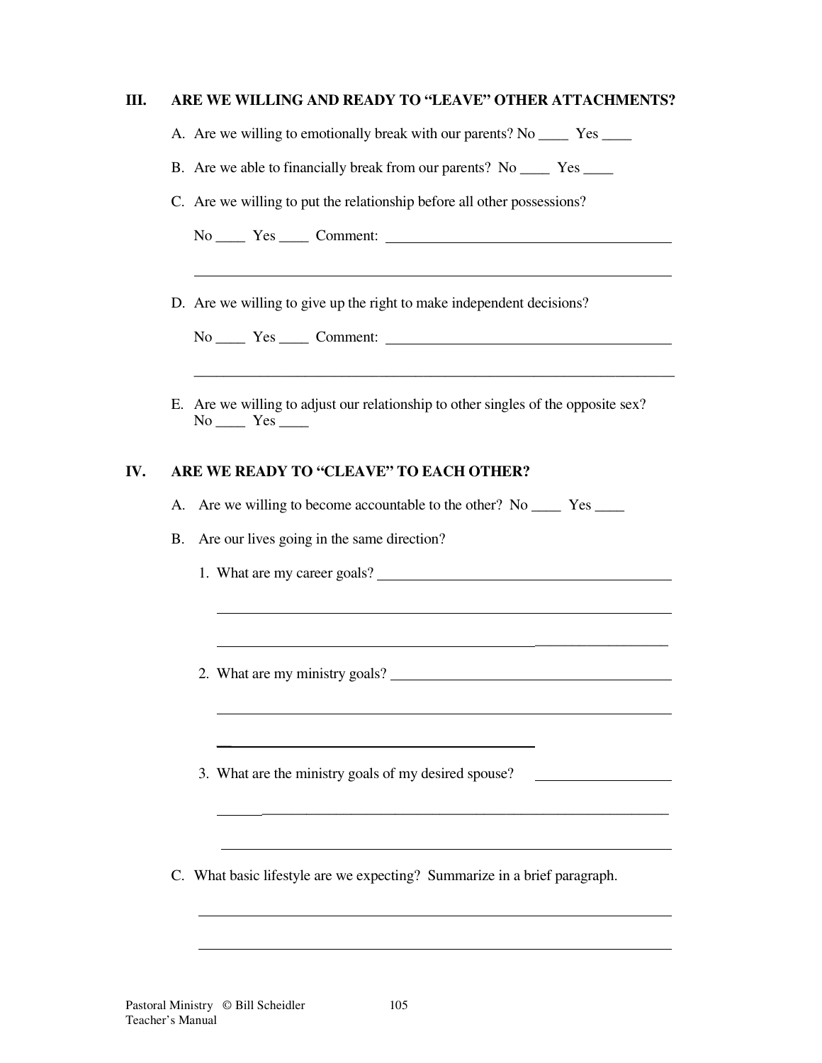## III. ARE WE WILLING AND READY TO "LEAVE" OTHER ATTACHMENTS?

A. Are we willing to emotionally break with our parents? No ____ Yes ____

B. Are we able to financially break from our parents? No ____ Yes ____

C. Are we willing to put the relationship before all other possessions?

No ____ Yes ____ Comment: ________________________________________

________________________________________________________________

D. Are we willing to give up the right to make independent decisions?

No ____ Yes ____ Comment: ________________________________________

________________________________________________________________

E. Are we willing to adjust our relationship to other singles of the opposite sex? No ____ Yes ____

## IV. ARE WE READY TO "CLEAVE" TO EACH OTHER?

A. Are we willing to become accountable to the other? No ____ Yes ____

B. Are our lives going in the same direction?

1. What are my career goals? ________________________________________

   ________________________________________________________________

   ________________________________________________________________

2. What are my ministry goals? ________________________________________

   ________________________________________________________________

   ________________________________________________________________

3. What are the ministry goals of my desired spouse? ____________________

   ________________________________________________________________

   ________________________________________________________________

C. What basic lifestyle are we expecting? Summarize in a brief paragraph.

________________________________________________________________

________________________________________________________________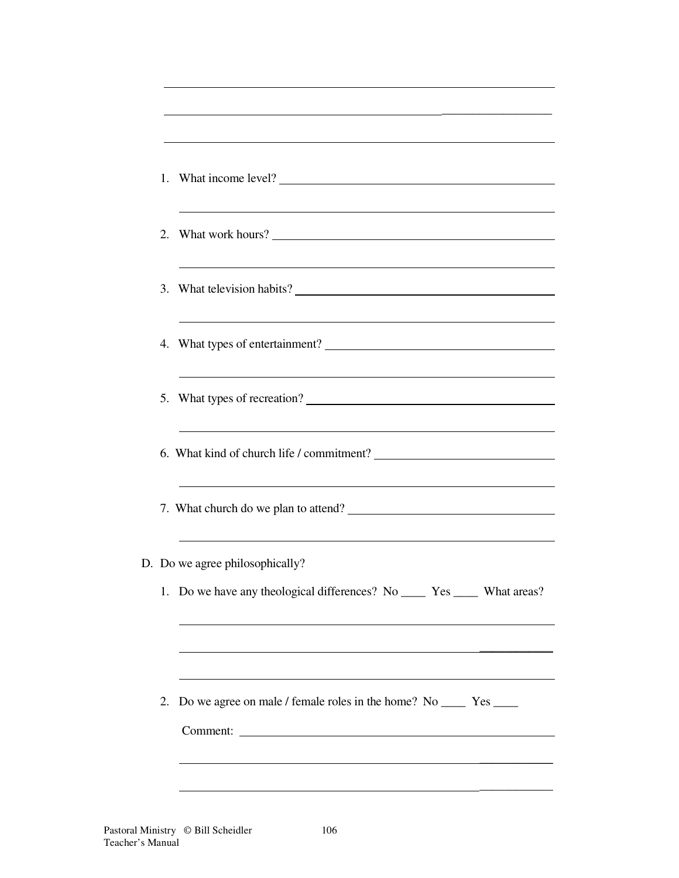1. What income level?

2. What work hours?

3. What television habits?

4. What types of entertainment?

5. What types of recreation?

6. What kind of church life / commitment?

7. What church do we plan to attend?

D. Do we agree philosophically?

1. Do we have any theological differences? No ____ Yes ____ What areas?

2. Do we agree on male / female roles in the home? No ____ Yes ____

   Comment: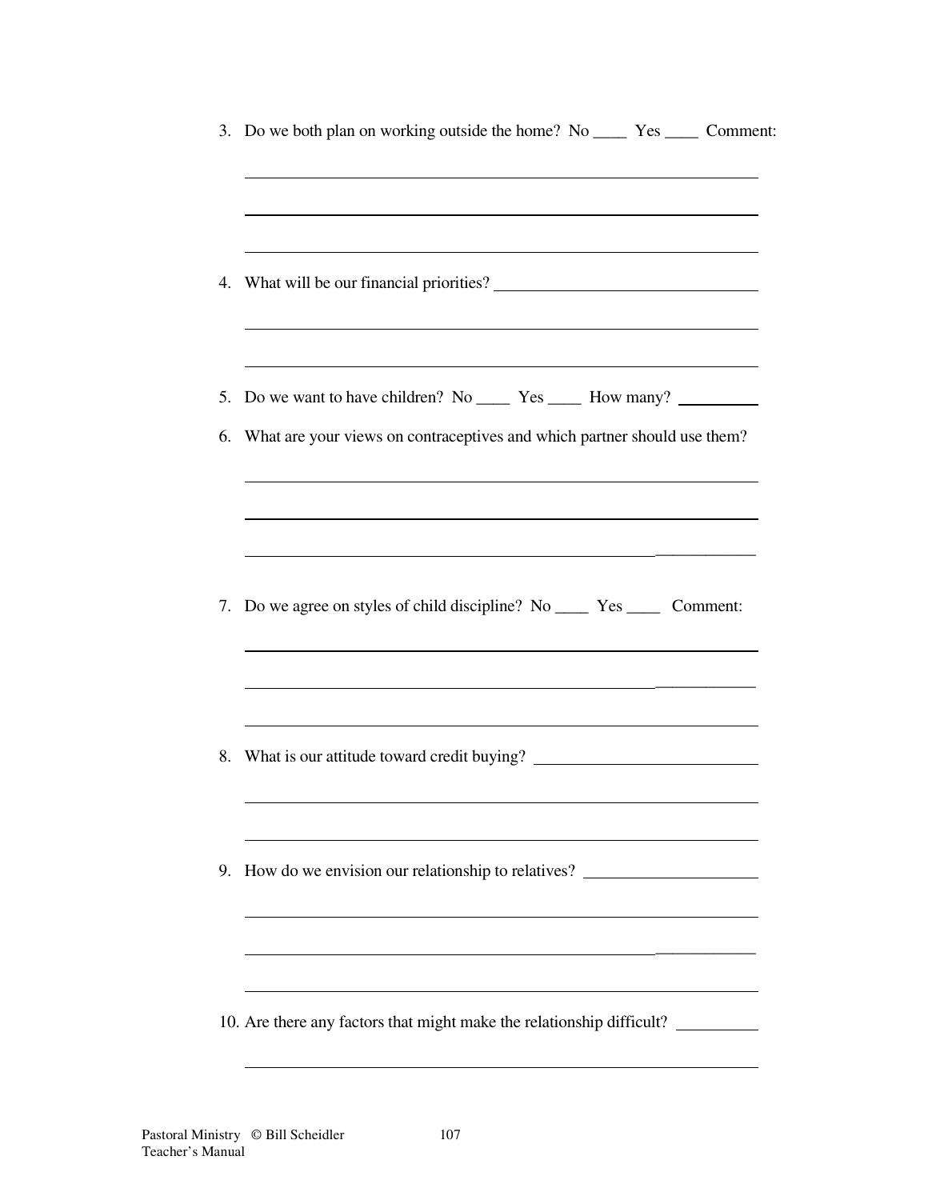3. Do we both plan on working outside the home? No ____ Yes ____ Comment:

_______________________________________________

_______________________________________________

_______________________________________________

4. What will be our financial priorities? _______________________

_______________________________________________

_______________________________________________

5. Do we want to have children? No ____ Yes ____ How many? ________

6. What are your views on contraceptives and which partner should use them?

_______________________________________________

_______________________________________________

_______________________________________________

7. Do we agree on styles of child discipline? No ____ Yes ____ Comment:

_______________________________________________

_______________________________________________

_______________________________________________

8. What is our attitude toward credit buying? ____________________

_______________________________________________

_______________________________________________

9. How do we envision our relationship to relatives? ________________

_______________________________________________

_______________________________________________

_______________________________________________

10. Are there any factors that might make the relationship difficult? ________

_______________________________________________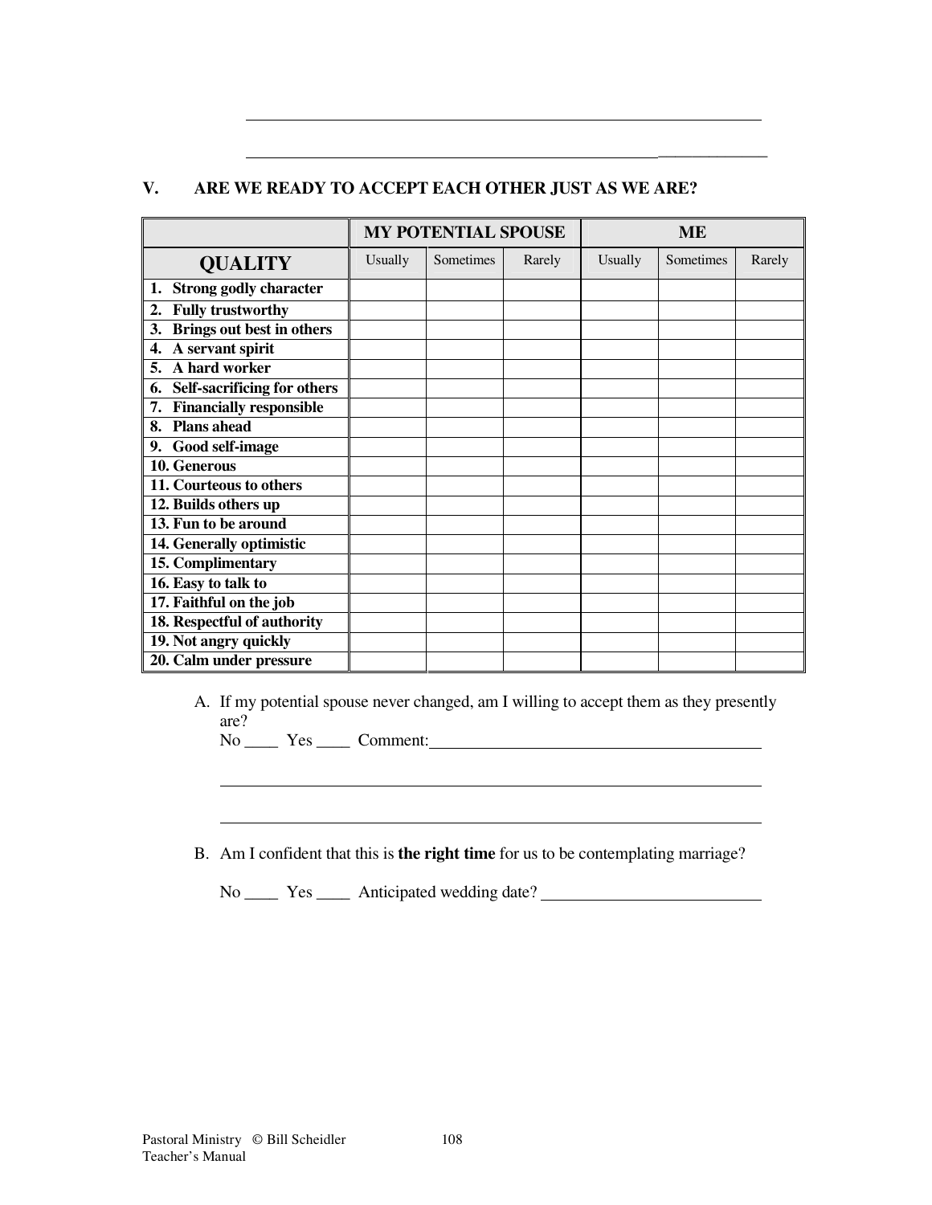\_\_\_\_\_\_\_\_\_\_\_\_\_\_\_\_\_\_\_\_\_\_\_\_\_\_\_\_\_\_\_\_\_\_\_\_\_\_\_\_\_\_\_\_\_\_\_\_\_\_\_\_\_\_\_\_\_\_

\_\_\_\_\_\_\_\_\_\_\_\_\_\_\_\_\_\_\_\_\_\_\_\_\_\_\_\_\_\_\_\_\_\_\_\_\_\_\_\_\_\_\_\_\_\_\_\_\_\_\_\_\_\_\_\_\_\_

## V. ARE WE READY TO ACCEPT EACH OTHER JUST AS WE ARE?

| | MY POTENTIAL SPOUSE | | | ME | | |
|---|---|---|---|---|---|---|
| **QUALITY** | Usually | Sometimes | Rarely | Usually | Sometimes | Rarely |
| **1. Strong godly character** | | | | | | |
| **2. Fully trustworthy** | | | | | | |
| **3. Brings out best in others** | | | | | | |
| **4. A servant spirit** | | | | | | |
| **5. A hard worker** | | | | | | |
| **6. Self-sacrificing for others** | | | | | | |
| **7. Financially responsible** | | | | | | |
| **8. Plans ahead** | | | | | | |
| **9. Good self-image** | | | | | | |
| **10. Generous** | | | | | | |
| **11. Courteous to others** | | | | | | |
| **12. Builds others up** | | | | | | |
| **13. Fun to be around** | | | | | | |
| **14. Generally optimistic** | | | | | | |
| **15. Complimentary** | | | | | | |
| **16. Easy to talk to** | | | | | | |
| **17. Faithful on the job** | | | | | | |
| **18. Respectful of authority** | | | | | | |
| **19. Not angry quickly** | | | | | | |
| **20. Calm under pressure** | | | | | | |

A. If my potential spouse never changed, am I willing to accept them as they presently are?

No \_\_\_\_ Yes \_\_\_\_ Comment: \_\_\_\_\_\_\_\_\_\_\_\_\_\_\_\_\_\_\_\_\_\_\_\_\_\_\_\_\_\_\_\_\_\_\_\_\_\_\_\_

\_\_\_\_\_\_\_\_\_\_\_\_\_\_\_\_\_\_\_\_\_\_\_\_\_\_\_\_\_\_\_\_\_\_\_\_\_\_\_\_\_\_\_\_\_\_\_\_\_\_\_\_\_\_\_\_\_\_

\_\_\_\_\_\_\_\_\_\_\_\_\_\_\_\_\_\_\_\_\_\_\_\_\_\_\_\_\_\_\_\_\_\_\_\_\_\_\_\_\_\_\_\_\_\_\_\_\_\_\_\_\_\_\_\_\_\_

B. Am I confident that this is **the right time** for us to be contemplating marriage?

No \_\_\_\_ Yes \_\_\_\_ Anticipated wedding date? \_\_\_\_\_\_\_\_\_\_\_\_\_\_\_\_\_\_\_\_\_\_\_\_\_\_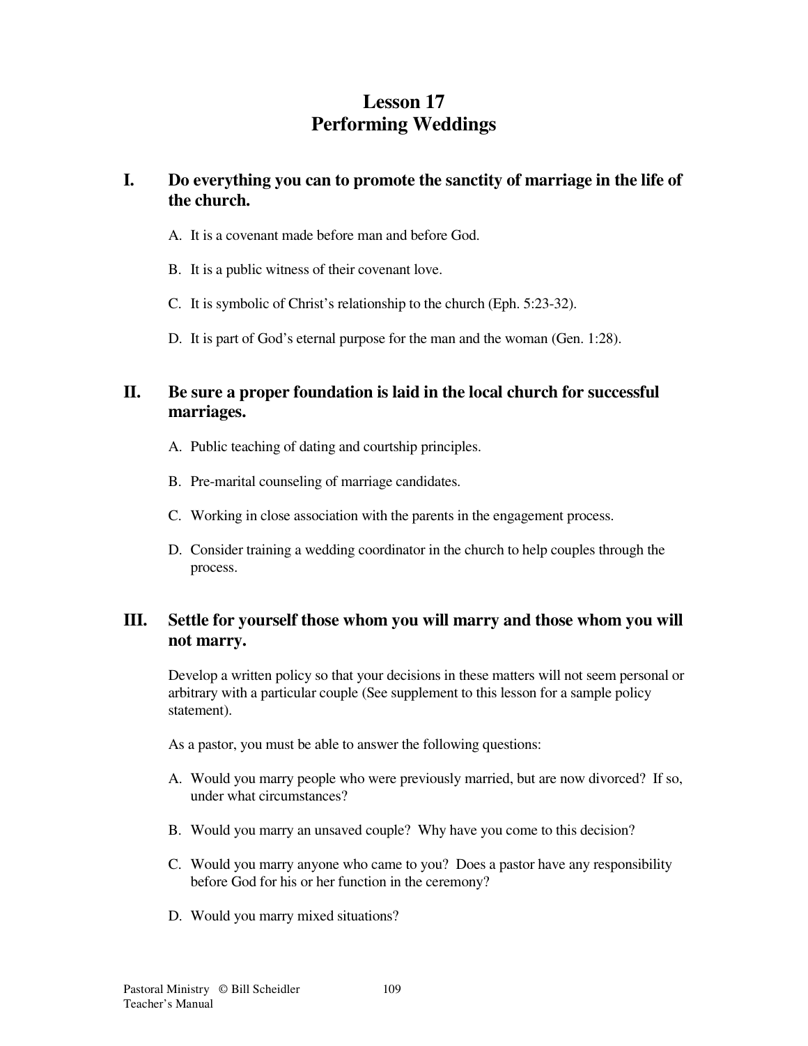# Lesson 17
# Performing Weddings

## I. Do everything you can to promote the sanctity of marriage in the life of the church.

A. It is a covenant made before man and before God.

B. It is a public witness of their covenant love.

C. It is symbolic of Christ's relationship to the church (Eph. 5:23-32).

D. It is part of God's eternal purpose for the man and the woman (Gen. 1:28).

## II. Be sure a proper foundation is laid in the local church for successful marriages.

A. Public teaching of dating and courtship principles.

B. Pre-marital counseling of marriage candidates.

C. Working in close association with the parents in the engagement process.

D. Consider training a wedding coordinator in the church to help couples through the process.

## III. Settle for yourself those whom you will marry and those whom you will not marry.

Develop a written policy so that your decisions in these matters will not seem personal or arbitrary with a particular couple (See supplement to this lesson for a sample policy statement).

As a pastor, you must be able to answer the following questions:

A. Would you marry people who were previously married, but are now divorced? If so, under what circumstances?

B. Would you marry an unsaved couple? Why have you come to this decision?

C. Would you marry anyone who came to you? Does a pastor have any responsibility before God for his or her function in the ceremony?

D. Would you marry mixed situations?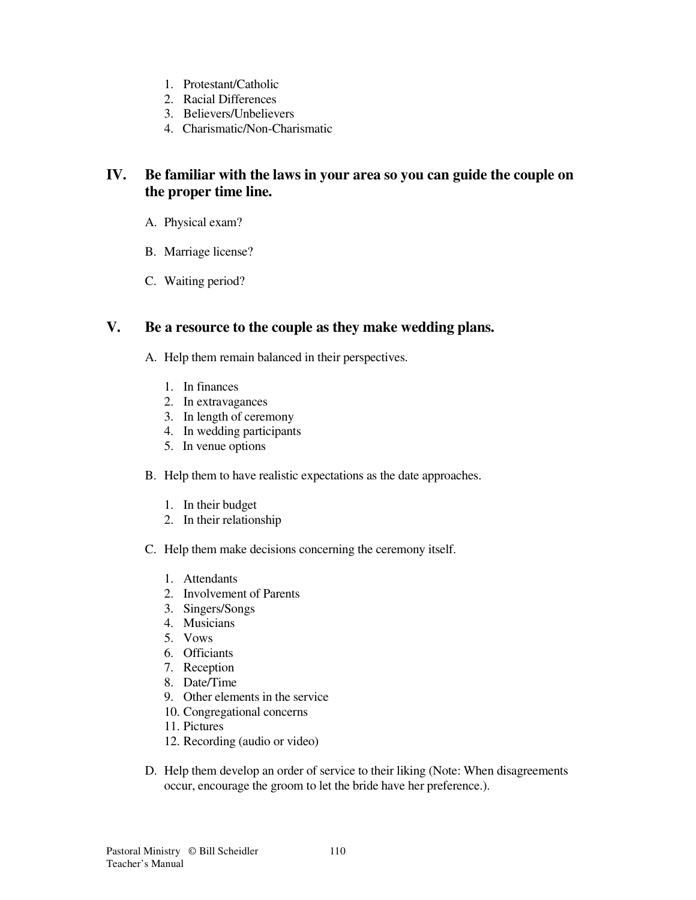1. Protestant/Catholic
2. Racial Differences
3. Believers/Unbelievers
4. Charismatic/Non-Charismatic

## IV. Be familiar with the laws in your area so you can guide the couple on the proper time line.

A. Physical exam?

B. Marriage license?

C. Waiting period?

## V. Be a resource to the couple as they make wedding plans.

A. Help them remain balanced in their perspectives.

1. In finances
2. In extravagances
3. In length of ceremony
4. In wedding participants
5. In venue options

B. Help them to have realistic expectations as the date approaches.

1. In their budget
2. In their relationship

C. Help them make decisions concerning the ceremony itself.

1. Attendants
2. Involvement of Parents
3. Singers/Songs
4. Musicians
5. Vows
6. Officiants
7. Reception
8. Date/Time
9. Other elements in the service
10. Congregational concerns
11. Pictures
12. Recording (audio or video)

D. Help them develop an order of service to their liking (Note: When disagreements occur, encourage the groom to let the bride have her preference.).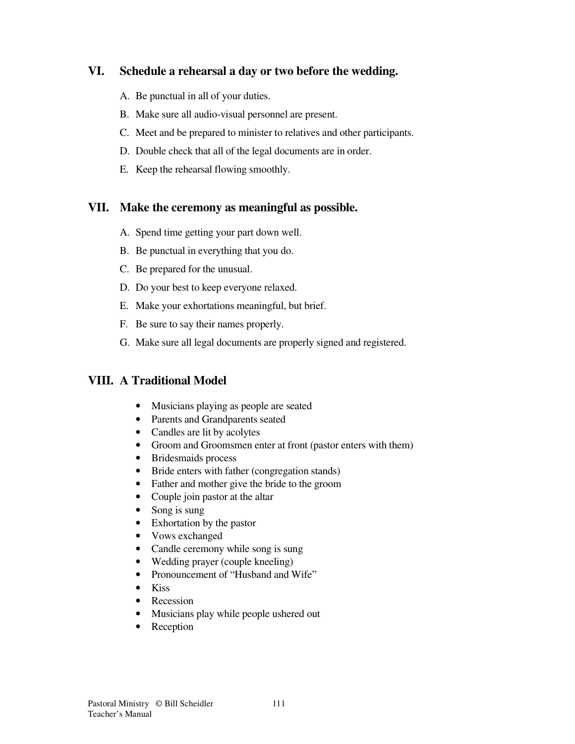## VI. Schedule a rehearsal a day or two before the wedding.

A. Be punctual in all of your duties.

B. Make sure all audio-visual personnel are present.

C. Meet and be prepared to minister to relatives and other participants.

D. Double check that all of the legal documents are in order.

E. Keep the rehearsal flowing smoothly.

## VII. Make the ceremony as meaningful as possible.

A. Spend time getting your part down well.

B. Be punctual in everything that you do.

C. Be prepared for the unusual.

D. Do your best to keep everyone relaxed.

E. Make your exhortations meaningful, but brief.

F. Be sure to say their names properly.

G. Make sure all legal documents are properly signed and registered.

## VIII. A Traditional Model

- Musicians playing as people are seated
- Parents and Grandparents seated
- Candles are lit by acolytes
- Groom and Groomsmen enter at front (pastor enters with them)
- Bridesmaids process
- Bride enters with father (congregation stands)
- Father and mother give the bride to the groom
- Couple join pastor at the altar
- Song is sung
- Exhortation by the pastor
- Vows exchanged
- Candle ceremony while song is sung
- Wedding prayer (couple kneeling)
- Pronouncement of "Husband and Wife"
- Kiss
- Recession
- Musicians play while people ushered out
- Reception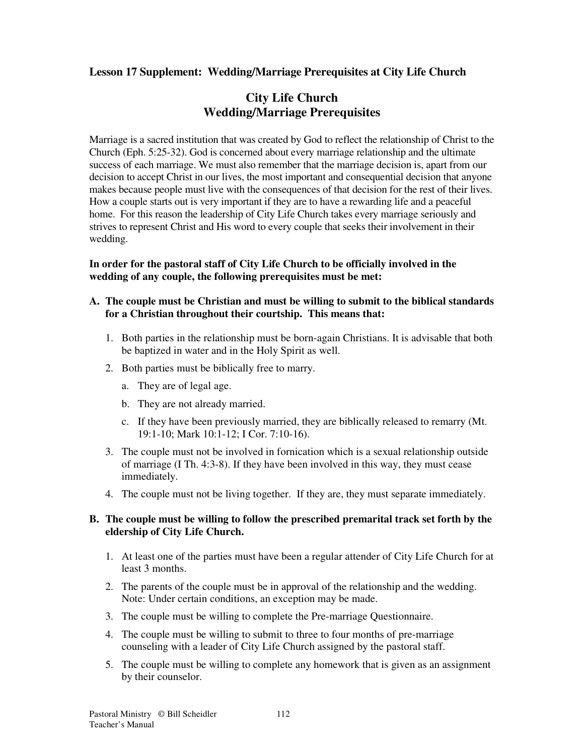**Lesson 17 Supplement: Wedding/Marriage Prerequisites at City Life Church**

# City Life Church
# Wedding/Marriage Prerequisites

Marriage is a sacred institution that was created by God to reflect the relationship of Christ to the Church (Eph. 5:25-32). God is concerned about every marriage relationship and the ultimate success of each marriage. We must also remember that the marriage decision is, apart from our decision to accept Christ in our lives, the most important and consequential decision that anyone makes because people must live with the consequences of that decision for the rest of their lives. How a couple starts out is very important if they are to have a rewarding life and a peaceful home. For this reason the leadership of City Life Church takes every marriage seriously and strives to represent Christ and His word to every couple that seeks their involvement in their wedding.

**In order for the pastoral staff of City Life Church to be officially involved in the wedding of any couple, the following prerequisites must be met:**

**A. The couple must be Christian and must be willing to submit to the biblical standards for a Christian throughout their courtship. This means that:**

1. Both parties in the relationship must be born-again Christians. It is advisable that both be baptized in water and in the Holy Spirit as well.
2. Both parties must be biblically free to marry.
   a. They are of legal age.
   b. They are not already married.
   c. If they have been previously married, they are biblically released to remarry (Mt. 19:1-10; Mark 10:1-12; I Cor. 7:10-16).
3. The couple must not be involved in fornication which is a sexual relationship outside of marriage (I Th. 4:3-8). If they have been involved in this way, they must cease immediately.
4. The couple must not be living together. If they are, they must separate immediately.

**B. The couple must be willing to follow the prescribed premarital track set forth by the eldership of City Life Church.**

1. At least one of the parties must have been a regular attender of City Life Church for at least 3 months.
2. The parents of the couple must be in approval of the relationship and the wedding. Note: Under certain conditions, an exception may be made.
3. The couple must be willing to complete the Pre-marriage Questionnaire.
4. The couple must be willing to submit to three to four months of pre-marriage counseling with a leader of City Life Church assigned by the pastoral staff.
5. The couple must be willing to complete any homework that is given as an assignment by their counselor.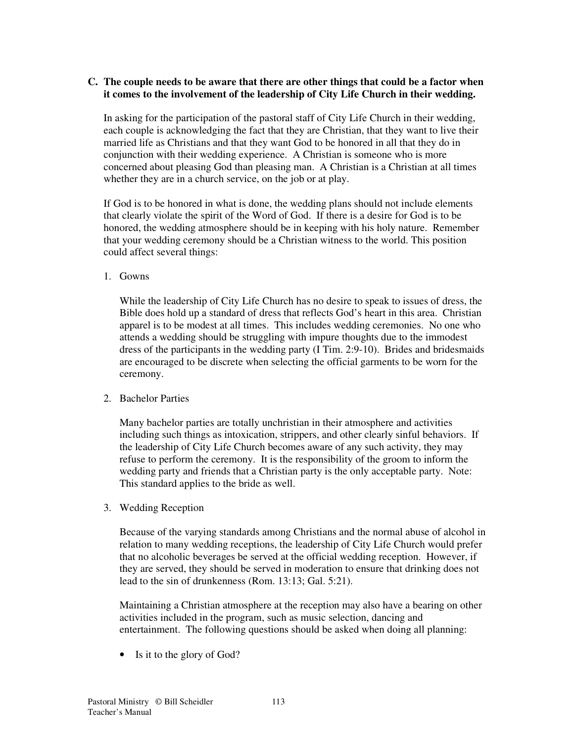**C. The couple needs to be aware that there are other things that could be a factor when it comes to the involvement of the leadership of City Life Church in their wedding.**

In asking for the participation of the pastoral staff of City Life Church in their wedding, each couple is acknowledging the fact that they are Christian, that they want to live their married life as Christians and that they want God to be honored in all that they do in conjunction with their wedding experience. A Christian is someone who is more concerned about pleasing God than pleasing man. A Christian is a Christian at all times whether they are in a church service, on the job or at play.

If God is to be honored in what is done, the wedding plans should not include elements that clearly violate the spirit of the Word of God. If there is a desire for God is to be honored, the wedding atmosphere should be in keeping with his holy nature. Remember that your wedding ceremony should be a Christian witness to the world. This position could affect several things:

1. Gowns

   While the leadership of City Life Church has no desire to speak to issues of dress, the Bible does hold up a standard of dress that reflects God's heart in this area. Christian apparel is to be modest at all times. This includes wedding ceremonies. No one who attends a wedding should be struggling with impure thoughts due to the immodest dress of the participants in the wedding party (I Tim. 2:9-10). Brides and bridesmaids are encouraged to be discrete when selecting the official garments to be worn for the ceremony.

2. Bachelor Parties

   Many bachelor parties are totally unchristian in their atmosphere and activities including such things as intoxication, strippers, and other clearly sinful behaviors. If the leadership of City Life Church becomes aware of any such activity, they may refuse to perform the ceremony. It is the responsibility of the groom to inform the wedding party and friends that a Christian party is the only acceptable party. Note: This standard applies to the bride as well.

3. Wedding Reception

   Because of the varying standards among Christians and the normal abuse of alcohol in relation to many wedding receptions, the leadership of City Life Church would prefer that no alcoholic beverages be served at the official wedding reception. However, if they are served, they should be served in moderation to ensure that drinking does not lead to the sin of drunkenness (Rom. 13:13; Gal. 5:21).

   Maintaining a Christian atmosphere at the reception may also have a bearing on other activities included in the program, such as music selection, dancing and entertainment. The following questions should be asked when doing all planning:

   - Is it to the glory of God?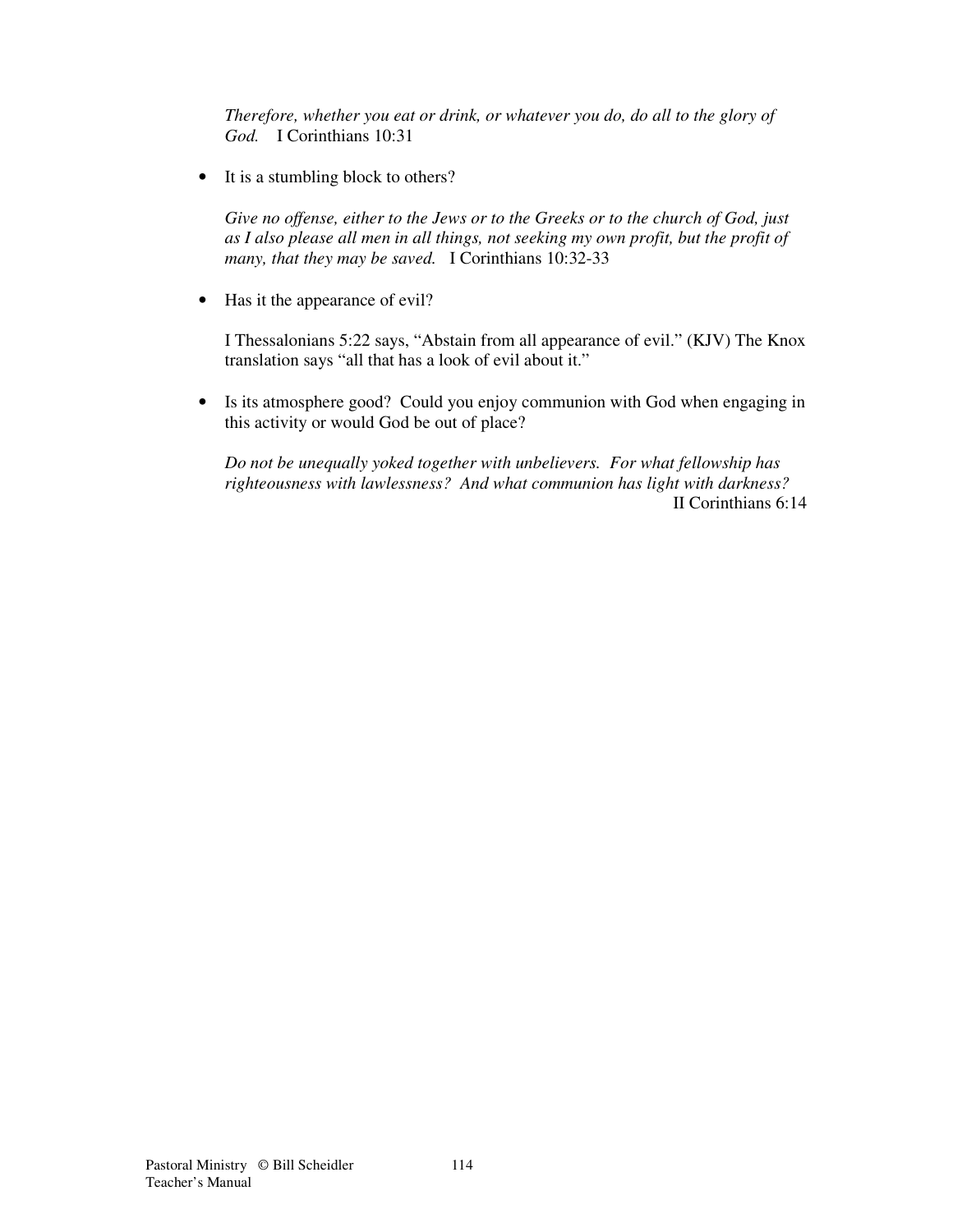*Therefore, whether you eat or drink, or whatever you do, do all to the glory of God.* I Corinthians 10:31

- It is a stumbling block to others?

  *Give no offense, either to the Jews or to the Greeks or to the church of God, just as I also please all men in all things, not seeking my own profit, but the profit of many, that they may be saved.* I Corinthians 10:32-33

- Has it the appearance of evil?

  I Thessalonians 5:22 says, "Abstain from all appearance of evil." (KJV) The Knox translation says "all that has a look of evil about it."

- Is its atmosphere good? Could you enjoy communion with God when engaging in this activity or would God be out of place?

  *Do not be unequally yoked together with unbelievers. For what fellowship has righteousness with lawlessness? And what communion has light with darkness?* II Corinthians 6:14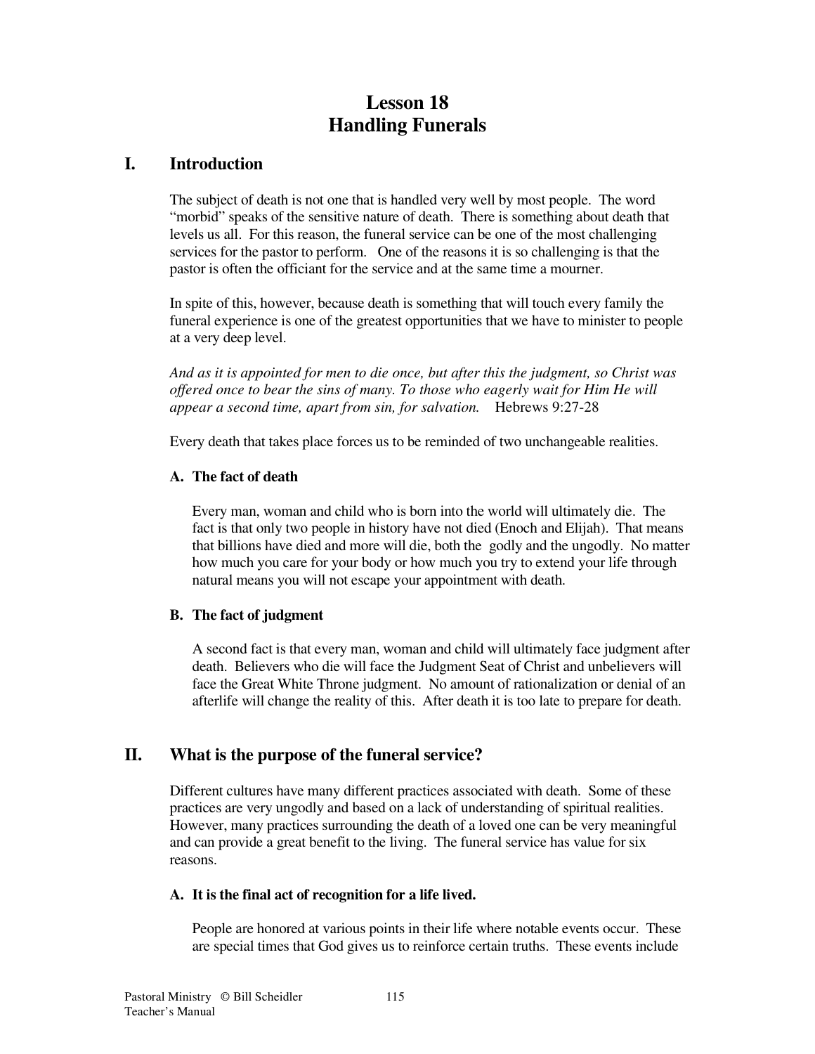# Lesson 18
# Handling Funerals

## I. Introduction

The subject of death is not one that is handled very well by most people. The word "morbid" speaks of the sensitive nature of death. There is something about death that levels us all. For this reason, the funeral service can be one of the most challenging services for the pastor to perform. One of the reasons it is so challenging is that the pastor is often the officiant for the service and at the same time a mourner.

In spite of this, however, because death is something that will touch every family the funeral experience is one of the greatest opportunities that we have to minister to people at a very deep level.

*And as it is appointed for men to die once, but after this the judgment, so Christ was offered once to bear the sins of many. To those who eagerly wait for Him He will appear a second time, apart from sin, for salvation.* Hebrews 9:27-28

Every death that takes place forces us to be reminded of two unchangeable realities.

### A. The fact of death

Every man, woman and child who is born into the world will ultimately die. The fact is that only two people in history have not died (Enoch and Elijah). That means that billions have died and more will die, both the godly and the ungodly. No matter how much you care for your body or how much you try to extend your life through natural means you will not escape your appointment with death.

### B. The fact of judgment

A second fact is that every man, woman and child will ultimately face judgment after death. Believers who die will face the Judgment Seat of Christ and unbelievers will face the Great White Throne judgment. No amount of rationalization or denial of an afterlife will change the reality of this. After death it is too late to prepare for death.

## II. What is the purpose of the funeral service?

Different cultures have many different practices associated with death. Some of these practices are very ungodly and based on a lack of understanding of spiritual realities. However, many practices surrounding the death of a loved one can be very meaningful and can provide a great benefit to the living. The funeral service has value for six reasons.

### A. It is the final act of recognition for a life lived.

People are honored at various points in their life where notable events occur. These are special times that God gives us to reinforce certain truths. These events include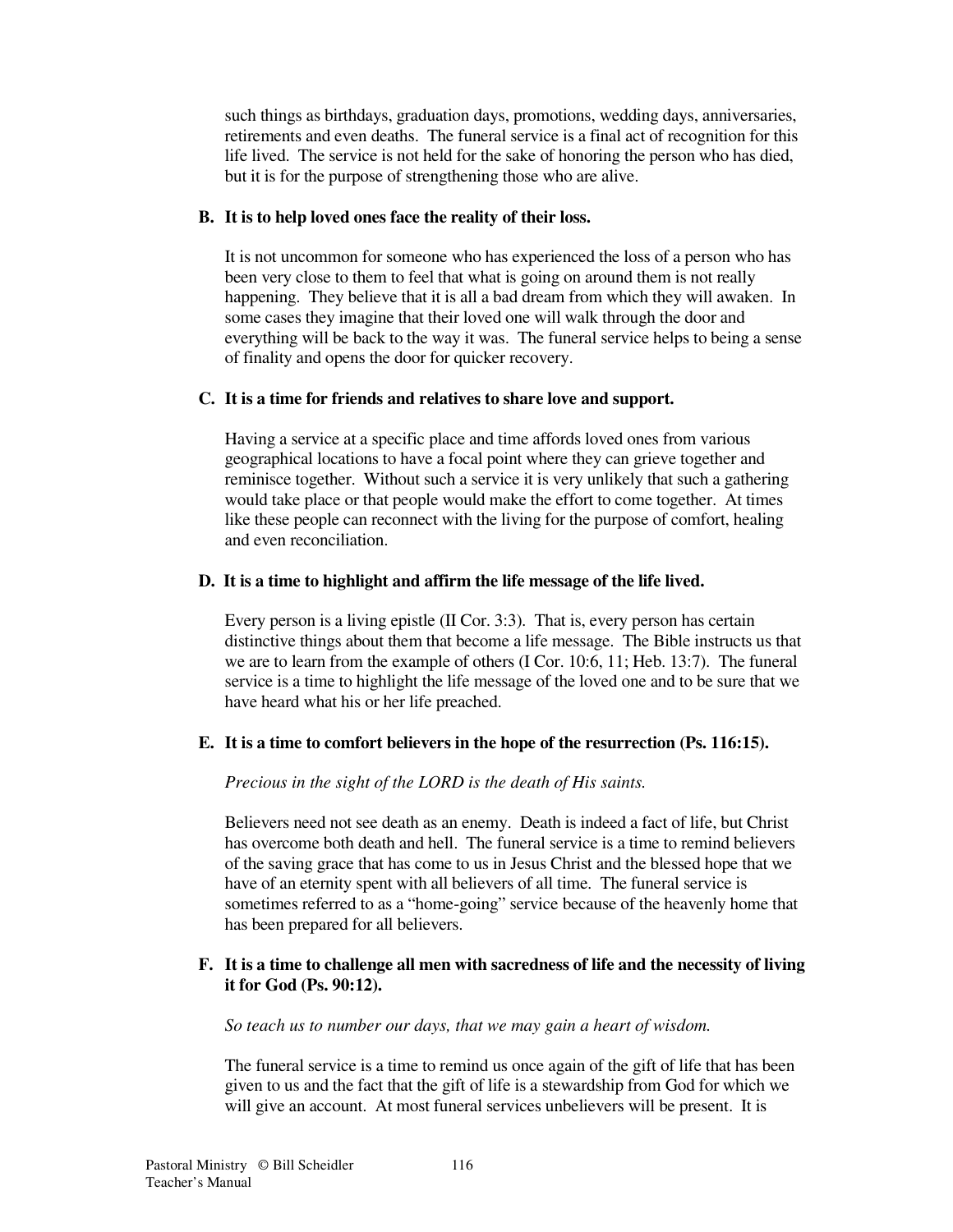such things as birthdays, graduation days, promotions, wedding days, anniversaries, retirements and even deaths. The funeral service is a final act of recognition for this life lived. The service is not held for the sake of honoring the person who has died, but it is for the purpose of strengthening those who are alive.

**B. It is to help loved ones face the reality of their loss.**

It is not uncommon for someone who has experienced the loss of a person who has been very close to them to feel that what is going on around them is not really happening. They believe that it is all a bad dream from which they will awaken. In some cases they imagine that their loved one will walk through the door and everything will be back to the way it was. The funeral service helps to being a sense of finality and opens the door for quicker recovery.

**C. It is a time for friends and relatives to share love and support.**

Having a service at a specific place and time affords loved ones from various geographical locations to have a focal point where they can grieve together and reminisce together. Without such a service it is very unlikely that such a gathering would take place or that people would make the effort to come together. At times like these people can reconnect with the living for the purpose of comfort, healing and even reconciliation.

**D. It is a time to highlight and affirm the life message of the life lived.**

Every person is a living epistle (II Cor. 3:3). That is, every person has certain distinctive things about them that become a life message. The Bible instructs us that we are to learn from the example of others (I Cor. 10:6, 11; Heb. 13:7). The funeral service is a time to highlight the life message of the loved one and to be sure that we have heard what his or her life preached.

**E. It is a time to comfort believers in the hope of the resurrection (Ps. 116:15).**

*Precious in the sight of the LORD is the death of His saints.*

Believers need not see death as an enemy. Death is indeed a fact of life, but Christ has overcome both death and hell. The funeral service is a time to remind believers of the saving grace that has come to us in Jesus Christ and the blessed hope that we have of an eternity spent with all believers of all time. The funeral service is sometimes referred to as a "home-going" service because of the heavenly home that has been prepared for all believers.

**F. It is a time to challenge all men with sacredness of life and the necessity of living it for God (Ps. 90:12).**

*So teach us to number our days, that we may gain a heart of wisdom.*

The funeral service is a time to remind us once again of the gift of life that has been given to us and the fact that the gift of life is a stewardship from God for which we will give an account. At most funeral services unbelievers will be present. It is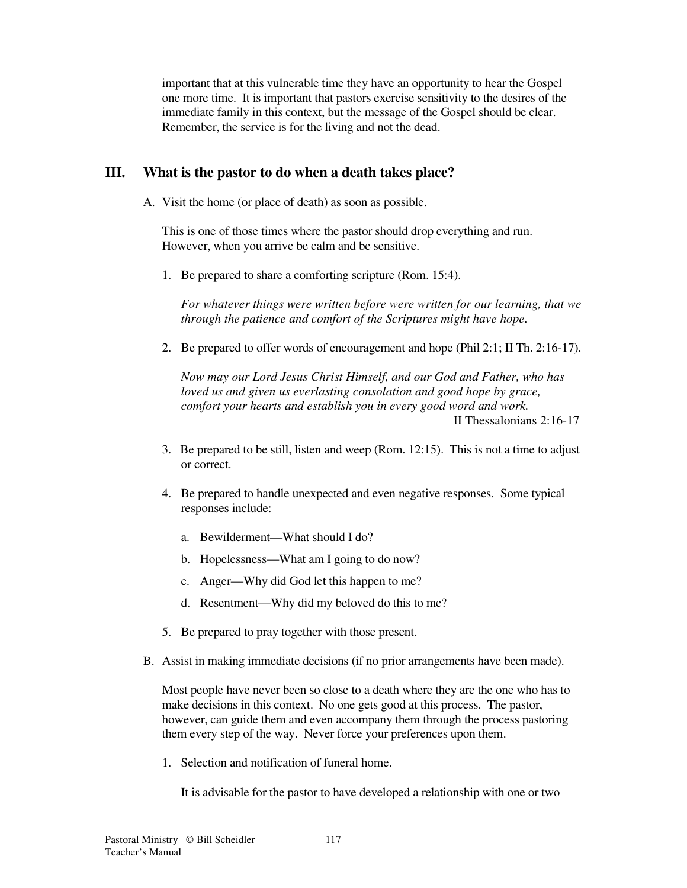important that at this vulnerable time they have an opportunity to hear the Gospel one more time. It is important that pastors exercise sensitivity to the desires of the immediate family in this context, but the message of the Gospel should be clear. Remember, the service is for the living and not the dead.

## III. What is the pastor to do when a death takes place?

A. Visit the home (or place of death) as soon as possible.

This is one of those times where the pastor should drop everything and run. However, when you arrive be calm and be sensitive.

1. Be prepared to share a comforting scripture (Rom. 15:4).

   *For whatever things were written before were written for our learning, that we through the patience and comfort of the Scriptures might have hope.*

2. Be prepared to offer words of encouragement and hope (Phil 2:1; II Th. 2:16-17).

   *Now may our Lord Jesus Christ Himself, and our God and Father, who has loved us and given us everlasting consolation and good hope by grace, comfort your hearts and establish you in every good word and work.*

   II Thessalonians 2:16-17

3. Be prepared to be still, listen and weep (Rom. 12:15). This is not a time to adjust or correct.

4. Be prepared to handle unexpected and even negative responses. Some typical responses include:

   a. Bewilderment—What should I do?

   b. Hopelessness—What am I going to do now?

   c. Anger—Why did God let this happen to me?

   d. Resentment—Why did my beloved do this to me?

5. Be prepared to pray together with those present.

B. Assist in making immediate decisions (if no prior arrangements have been made).

Most people have never been so close to a death where they are the one who has to make decisions in this context. No one gets good at this process. The pastor, however, can guide them and even accompany them through the process pastoring them every step of the way. Never force your preferences upon them.

1. Selection and notification of funeral home.

   It is advisable for the pastor to have developed a relationship with one or two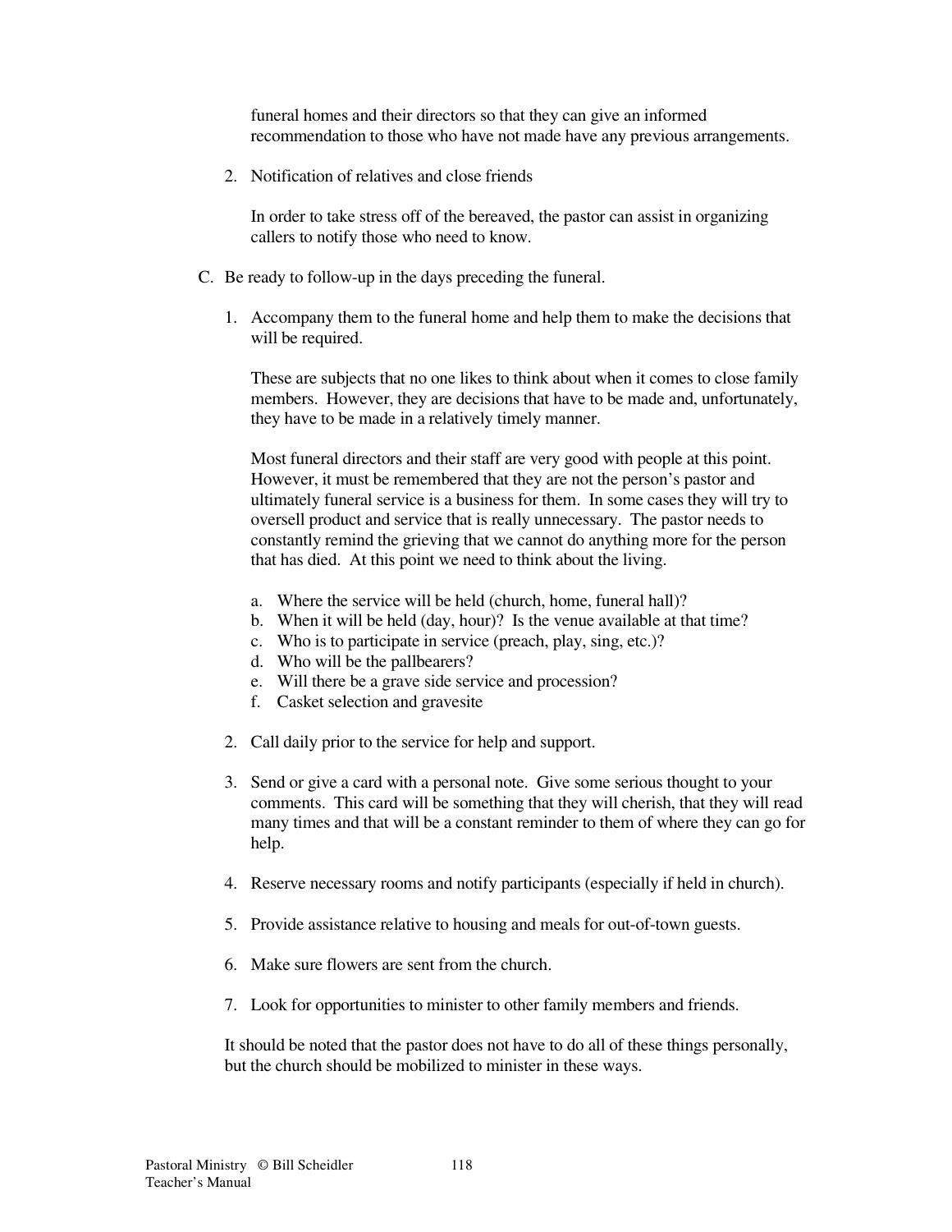funeral homes and their directors so that they can give an informed recommendation to those who have not made have any previous arrangements.

2. Notification of relatives and close friends

   In order to take stress off of the bereaved, the pastor can assist in organizing callers to notify those who need to know.

C. Be ready to follow-up in the days preceding the funeral.

1. Accompany them to the funeral home and help them to make the decisions that will be required.

   These are subjects that no one likes to think about when it comes to close family members. However, they are decisions that have to be made and, unfortunately, they have to be made in a relatively timely manner.

   Most funeral directors and their staff are very good with people at this point. However, it must be remembered that they are not the person's pastor and ultimately funeral service is a business for them. In some cases they will try to oversell product and service that is really unnecessary. The pastor needs to constantly remind the grieving that we cannot do anything more for the person that has died. At this point we need to think about the living.

   a. Where the service will be held (church, home, funeral hall)?
   b. When it will be held (day, hour)? Is the venue available at that time?
   c. Who is to participate in service (preach, play, sing, etc.)?
   d. Who will be the pallbearers?
   e. Will there be a grave side service and procession?
   f. Casket selection and gravesite

2. Call daily prior to the service for help and support.

3. Send or give a card with a personal note. Give some serious thought to your comments. This card will be something that they will cherish, that they will read many times and that will be a constant reminder to them of where they can go for help.

4. Reserve necessary rooms and notify participants (especially if held in church).

5. Provide assistance relative to housing and meals for out-of-town guests.

6. Make sure flowers are sent from the church.

7. Look for opportunities to minister to other family members and friends.

It should be noted that the pastor does not have to do all of these things personally, but the church should be mobilized to minister in these ways.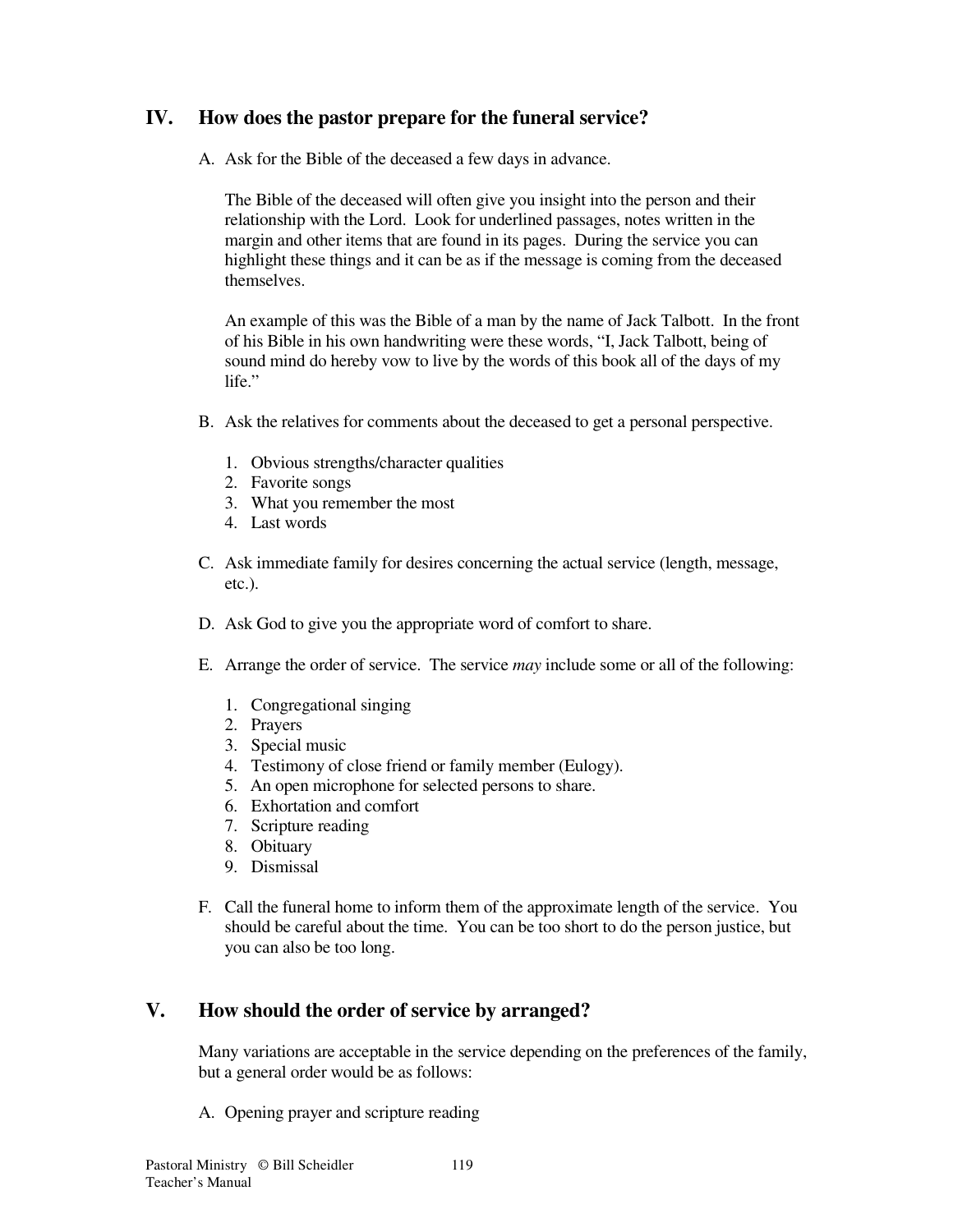## IV. How does the pastor prepare for the funeral service?

A. Ask for the Bible of the deceased a few days in advance.

The Bible of the deceased will often give you insight into the person and their relationship with the Lord. Look for underlined passages, notes written in the margin and other items that are found in its pages. During the service you can highlight these things and it can be as if the message is coming from the deceased themselves.

An example of this was the Bible of a man by the name of Jack Talbott. In the front of his Bible in his own handwriting were these words, "I, Jack Talbott, being of sound mind do hereby vow to live by the words of this book all of the days of my life."

B. Ask the relatives for comments about the deceased to get a personal perspective.

1. Obvious strengths/character qualities
2. Favorite songs
3. What you remember the most
4. Last words

C. Ask immediate family for desires concerning the actual service (length, message, etc.).

D. Ask God to give you the appropriate word of comfort to share.

E. Arrange the order of service. The service *may* include some or all of the following:

1. Congregational singing
2. Prayers
3. Special music
4. Testimony of close friend or family member (Eulogy).
5. An open microphone for selected persons to share.
6. Exhortation and comfort
7. Scripture reading
8. Obituary
9. Dismissal

F. Call the funeral home to inform them of the approximate length of the service. You should be careful about the time. You can be too short to do the person justice, but you can also be too long.

## V. How should the order of service by arranged?

Many variations are acceptable in the service depending on the preferences of the family, but a general order would be as follows:

A. Opening prayer and scripture reading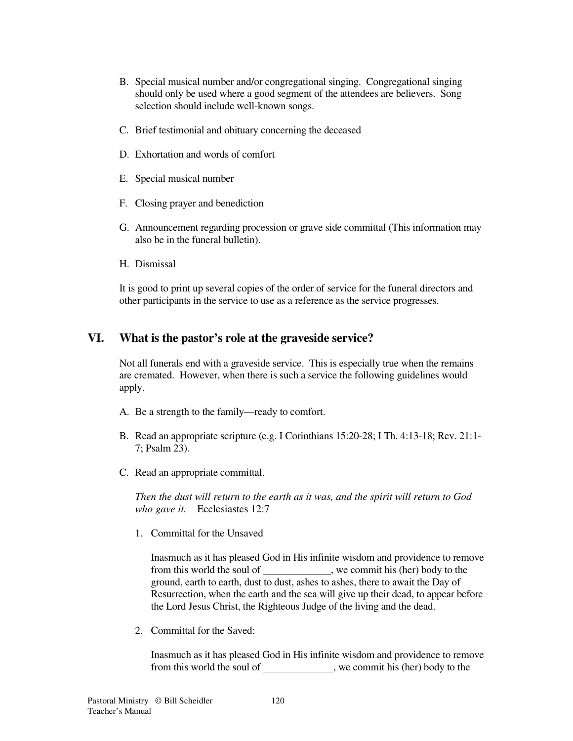B. Special musical number and/or congregational singing. Congregational singing should only be used where a good segment of the attendees are believers. Song selection should include well-known songs.

C. Brief testimonial and obituary concerning the deceased

D. Exhortation and words of comfort

E. Special musical number

F. Closing prayer and benediction

G. Announcement regarding procession or grave side committal (This information may also be in the funeral bulletin).

H. Dismissal

It is good to print up several copies of the order of service for the funeral directors and other participants in the service to use as a reference as the service progresses.

## VI. What is the pastor's role at the graveside service?

Not all funerals end with a graveside service. This is especially true when the remains are cremated. However, when there is such a service the following guidelines would apply.

A. Be a strength to the family—ready to comfort.

B. Read an appropriate scripture (e.g. I Corinthians 15:20-28; I Th. 4:13-18; Rev. 21:1-7; Psalm 23).

C. Read an appropriate committal.

*Then the dust will return to the earth as it was, and the spirit will return to God who gave it.* Ecclesiastes 12:7

1. Committal for the Unsaved

   Inasmuch as it has pleased God in His infinite wisdom and providence to remove from this world the soul of _____________, we commit his (her) body to the ground, earth to earth, dust to dust, ashes to ashes, there to await the Day of Resurrection, when the earth and the sea will give up their dead, to appear before the Lord Jesus Christ, the Righteous Judge of the living and the dead.

2. Committal for the Saved:

   Inasmuch as it has pleased God in His infinite wisdom and providence to remove from this world the soul of _____________, we commit his (her) body to the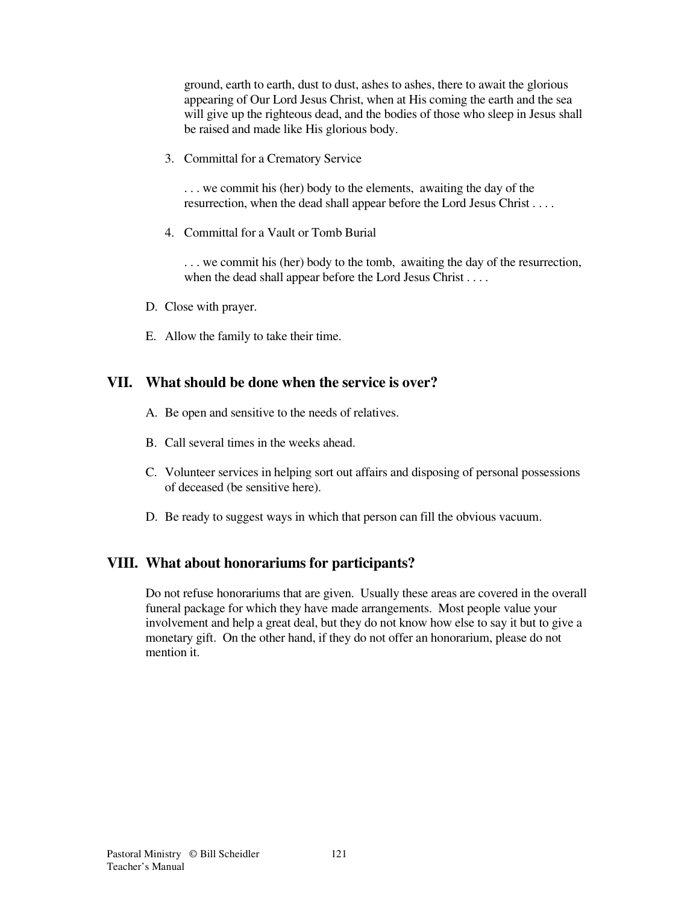ground, earth to earth, dust to dust, ashes to ashes, there to await the glorious appearing of Our Lord Jesus Christ, when at His coming the earth and the sea will give up the righteous dead, and the bodies of those who sleep in Jesus shall be raised and made like His glorious body.

3. Committal for a Crematory Service

   . . . we commit his (her) body to the elements, awaiting the day of the resurrection, when the dead shall appear before the Lord Jesus Christ . . . .

4. Committal for a Vault or Tomb Burial

   . . . we commit his (her) body to the tomb, awaiting the day of the resurrection, when the dead shall appear before the Lord Jesus Christ . . . .

D. Close with prayer.

E. Allow the family to take their time.

## VII. What should be done when the service is over?

A. Be open and sensitive to the needs of relatives.

B. Call several times in the weeks ahead.

C. Volunteer services in helping sort out affairs and disposing of personal possessions of deceased (be sensitive here).

D. Be ready to suggest ways in which that person can fill the obvious vacuum.

## VIII. What about honorariums for participants?

Do not refuse honorariums that are given. Usually these areas are covered in the overall funeral package for which they have made arrangements. Most people value your involvement and help a great deal, but they do not know how else to say it but to give a monetary gift. On the other hand, if they do not offer an honorarium, please do not mention it.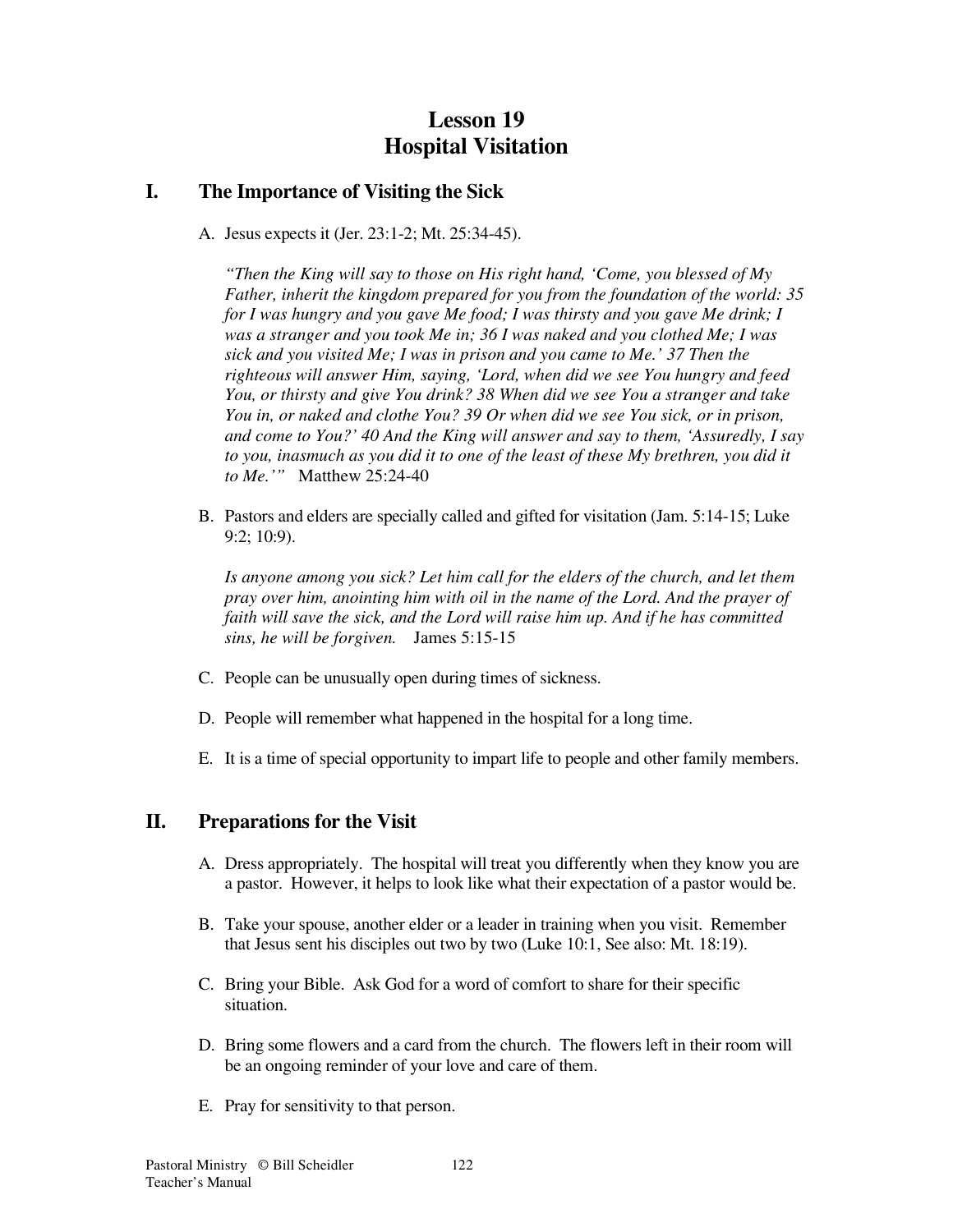# Lesson 19
# Hospital Visitation

## I. The Importance of Visiting the Sick

A. Jesus expects it (Jer. 23:1-2; Mt. 25:34-45).

> *"Then the King will say to those on His right hand, 'Come, you blessed of My Father, inherit the kingdom prepared for you from the foundation of the world: 35 for I was hungry and you gave Me food; I was thirsty and you gave Me drink; I was a stranger and you took Me in; 36 I was naked and you clothed Me; I was sick and you visited Me; I was in prison and you came to Me.' 37 Then the righteous will answer Him, saying, 'Lord, when did we see You hungry and feed You, or thirsty and give You drink? 38 When did we see You a stranger and take You in, or naked and clothe You? 39 Or when did we see You sick, or in prison, and come to You?' 40 And the King will answer and say to them, 'Assuredly, I say to you, inasmuch as you did it to one of the least of these My brethren, you did it to Me.'"* Matthew 25:24-40

B. Pastors and elders are specially called and gifted for visitation (Jam. 5:14-15; Luke 9:2; 10:9).

> *Is anyone among you sick? Let him call for the elders of the church, and let them pray over him, anointing him with oil in the name of the Lord. And the prayer of faith will save the sick, and the Lord will raise him up. And if he has committed sins, he will be forgiven.* James 5:15-15

C. People can be unusually open during times of sickness.

D. People will remember what happened in the hospital for a long time.

E. It is a time of special opportunity to impart life to people and other family members.

## II. Preparations for the Visit

A. Dress appropriately. The hospital will treat you differently when they know you are a pastor. However, it helps to look like what their expectation of a pastor would be.

B. Take your spouse, another elder or a leader in training when you visit. Remember that Jesus sent his disciples out two by two (Luke 10:1, See also: Mt. 18:19).

C. Bring your Bible. Ask God for a word of comfort to share for their specific situation.

D. Bring some flowers and a card from the church. The flowers left in their room will be an ongoing reminder of your love and care of them.

E. Pray for sensitivity to that person.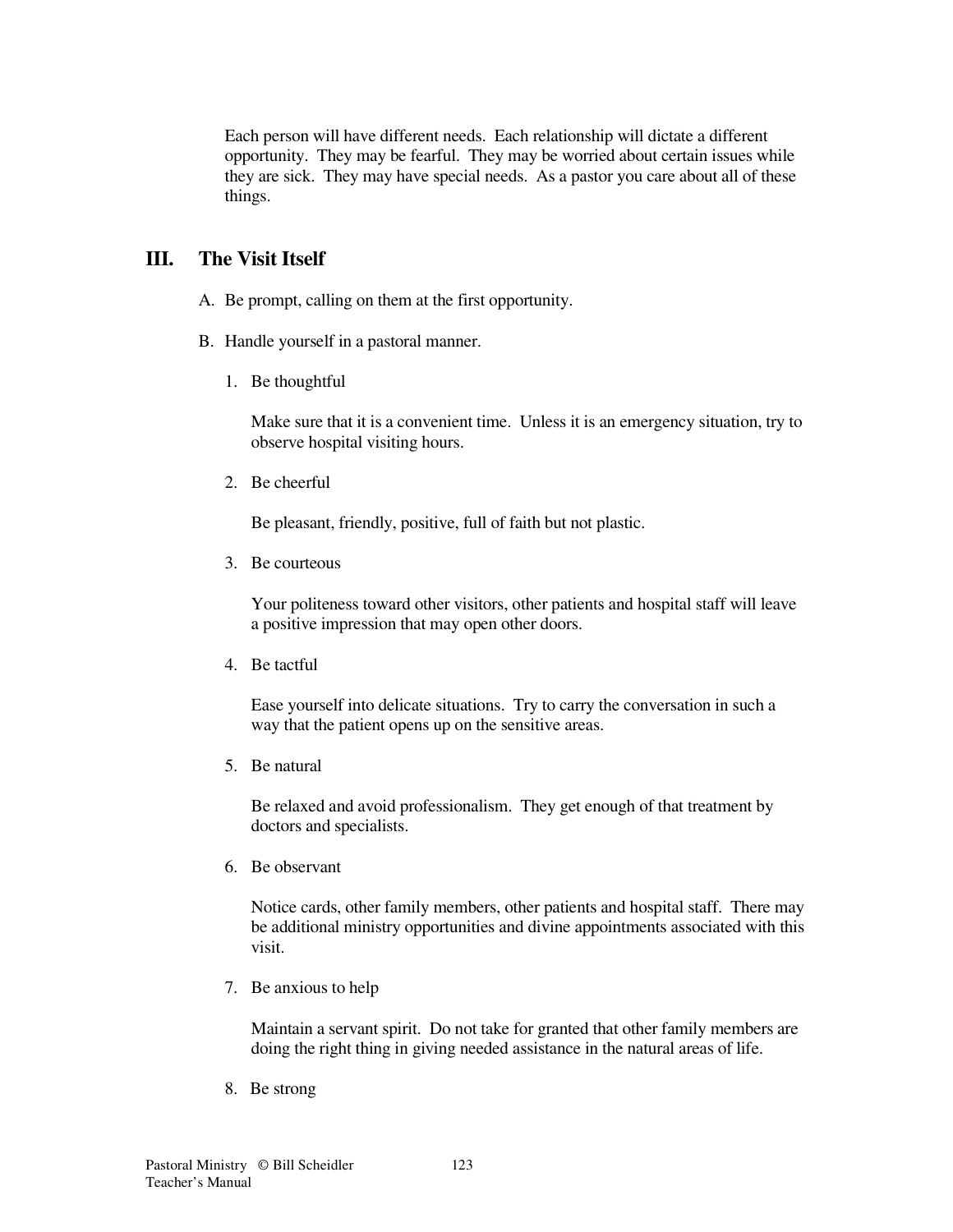Each person will have different needs. Each relationship will dictate a different opportunity. They may be fearful. They may be worried about certain issues while they are sick. They may have special needs. As a pastor you care about all of these things.

## III. The Visit Itself

A. Be prompt, calling on them at the first opportunity.

B. Handle yourself in a pastoral manner.

1. Be thoughtful

   Make sure that it is a convenient time. Unless it is an emergency situation, try to observe hospital visiting hours.

2. Be cheerful

   Be pleasant, friendly, positive, full of faith but not plastic.

3. Be courteous

   Your politeness toward other visitors, other patients and hospital staff will leave a positive impression that may open other doors.

4. Be tactful

   Ease yourself into delicate situations. Try to carry the conversation in such a way that the patient opens up on the sensitive areas.

5. Be natural

   Be relaxed and avoid professionalism. They get enough of that treatment by doctors and specialists.

6. Be observant

   Notice cards, other family members, other patients and hospital staff. There may be additional ministry opportunities and divine appointments associated with this visit.

7. Be anxious to help

   Maintain a servant spirit. Do not take for granted that other family members are doing the right thing in giving needed assistance in the natural areas of life.

8. Be strong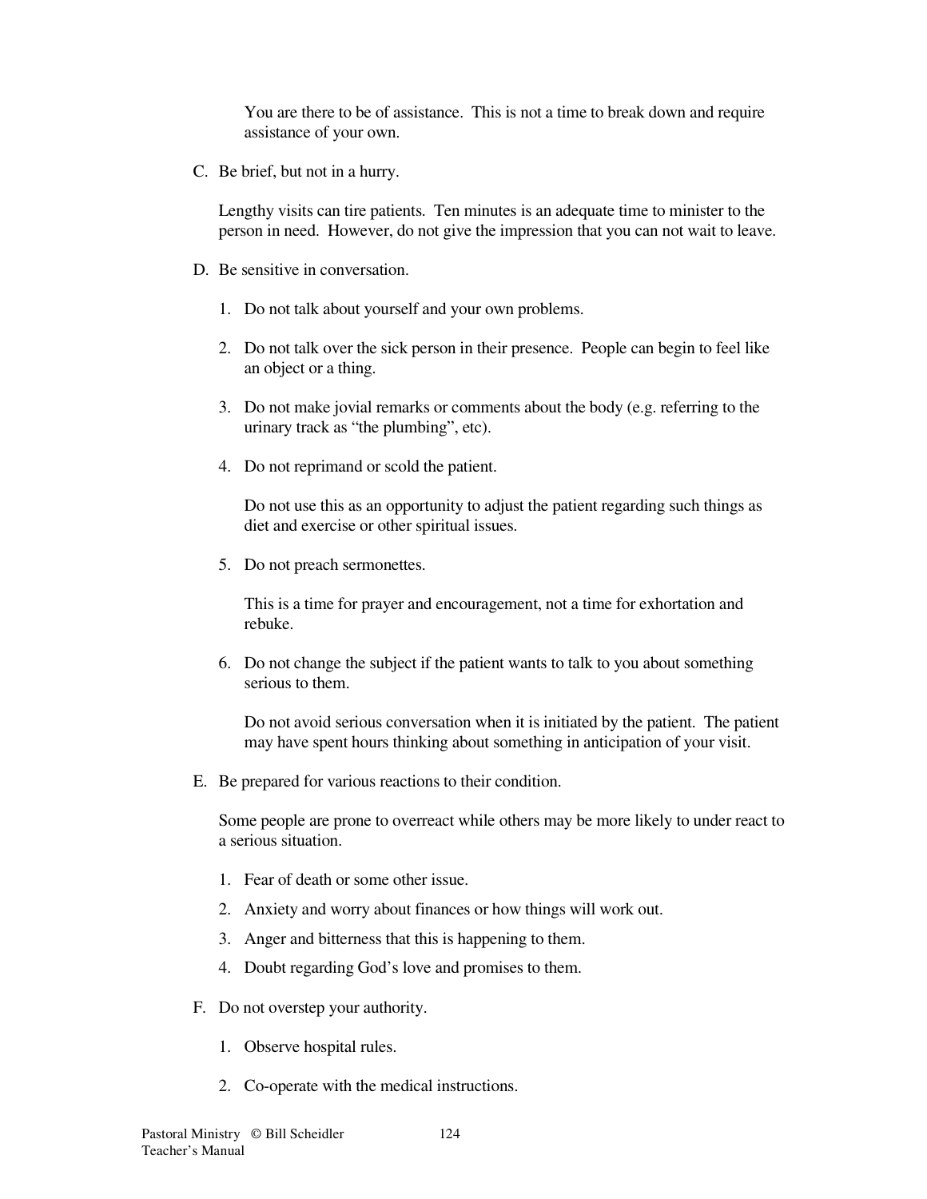You are there to be of assistance. This is not a time to break down and require assistance of your own.

C. Be brief, but not in a hurry.

   Lengthy visits can tire patients. Ten minutes is an adequate time to minister to the person in need. However, do not give the impression that you can not wait to leave.

D. Be sensitive in conversation.

   1. Do not talk about yourself and your own problems.

   2. Do not talk over the sick person in their presence. People can begin to feel like an object or a thing.

   3. Do not make jovial remarks or comments about the body (e.g. referring to the urinary track as "the plumbing", etc).

   4. Do not reprimand or scold the patient.

      Do not use this as an opportunity to adjust the patient regarding such things as diet and exercise or other spiritual issues.

   5. Do not preach sermonettes.

      This is a time for prayer and encouragement, not a time for exhortation and rebuke.

   6. Do not change the subject if the patient wants to talk to you about something serious to them.

      Do not avoid serious conversation when it is initiated by the patient. The patient may have spent hours thinking about something in anticipation of your visit.

E. Be prepared for various reactions to their condition.

   Some people are prone to overreact while others may be more likely to under react to a serious situation.

   1. Fear of death or some other issue.
   2. Anxiety and worry about finances or how things will work out.
   3. Anger and bitterness that this is happening to them.
   4. Doubt regarding God's love and promises to them.

F. Do not overstep your authority.

   1. Observe hospital rules.

   2. Co-operate with the medical instructions.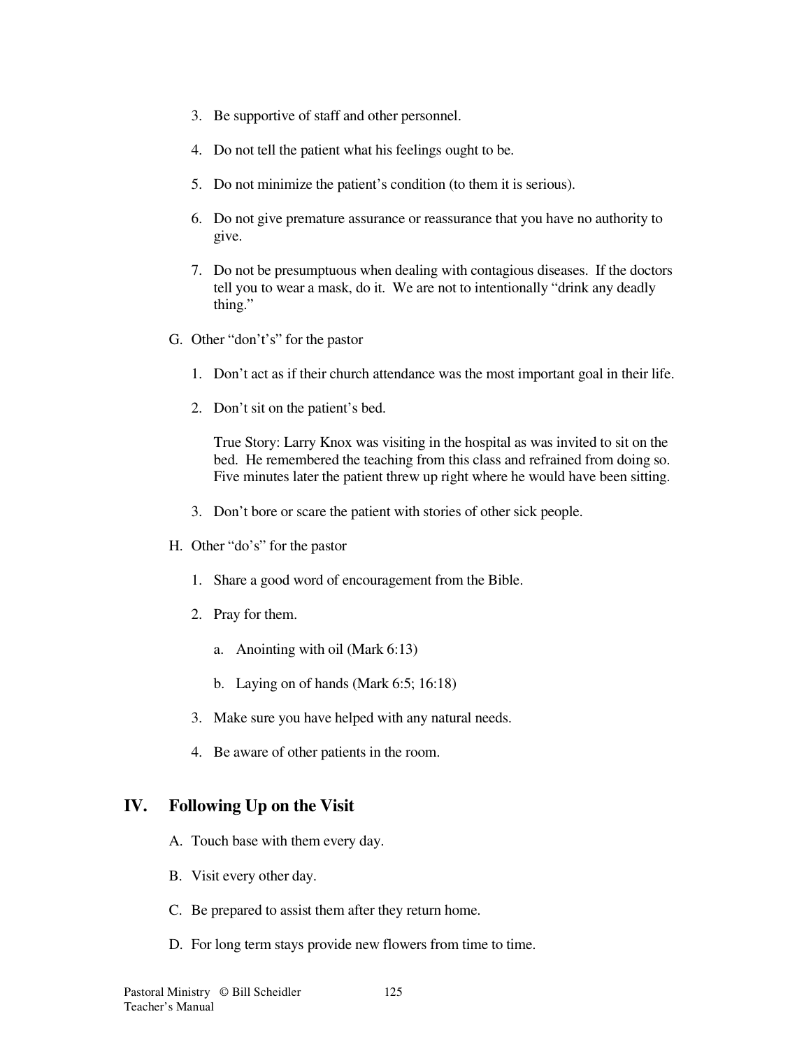3. Be supportive of staff and other personnel.

4. Do not tell the patient what his feelings ought to be.

5. Do not minimize the patient's condition (to them it is serious).

6. Do not give premature assurance or reassurance that you have no authority to give.

7. Do not be presumptuous when dealing with contagious diseases. If the doctors tell you to wear a mask, do it. We are not to intentionally "drink any deadly thing."

G. Other "don't's" for the pastor

1. Don't act as if their church attendance was the most important goal in their life.

2. Don't sit on the patient's bed.

   True Story: Larry Knox was visiting in the hospital as was invited to sit on the bed. He remembered the teaching from this class and refrained from doing so. Five minutes later the patient threw up right where he would have been sitting.

3. Don't bore or scare the patient with stories of other sick people.

H. Other "do's" for the pastor

1. Share a good word of encouragement from the Bible.

2. Pray for them.

   a. Anointing with oil (Mark 6:13)

   b. Laying on of hands (Mark 6:5; 16:18)

3. Make sure you have helped with any natural needs.

4. Be aware of other patients in the room.

## IV. Following Up on the Visit

A. Touch base with them every day.

B. Visit every other day.

C. Be prepared to assist them after they return home.

D. For long term stays provide new flowers from time to time.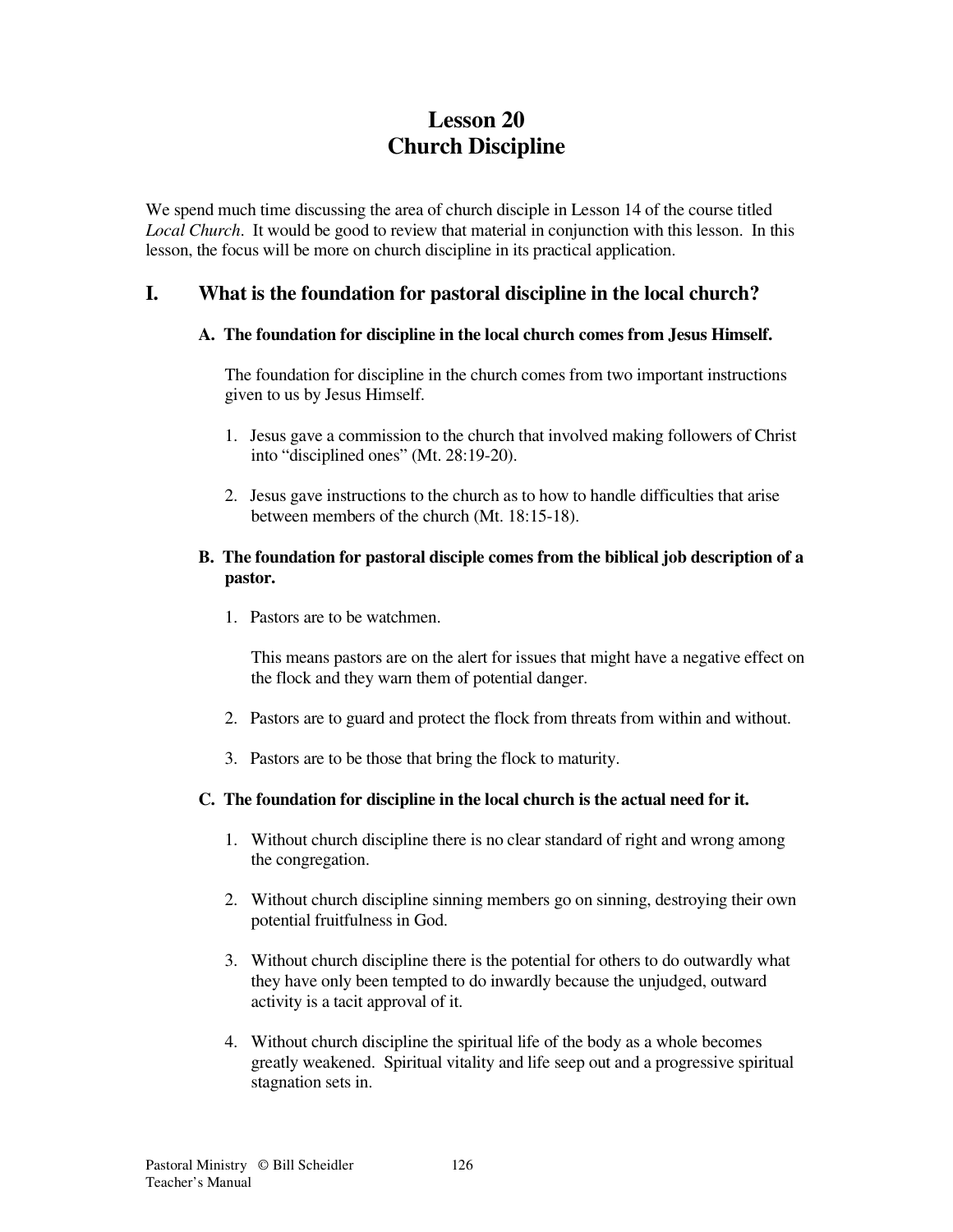# Lesson 20
# Church Discipline

We spend much time discussing the area of church disciple in Lesson 14 of the course titled *Local Church*. It would be good to review that material in conjunction with this lesson. In this lesson, the focus will be more on church discipline in its practical application.

## I. What is the foundation for pastoral discipline in the local church?

### A. The foundation for discipline in the local church comes from Jesus Himself.

The foundation for discipline in the church comes from two important instructions given to us by Jesus Himself.

1. Jesus gave a commission to the church that involved making followers of Christ into "disciplined ones" (Mt. 28:19-20).
2. Jesus gave instructions to the church as to how to handle difficulties that arise between members of the church (Mt. 18:15-18).

### B. The foundation for pastoral disciple comes from the biblical job description of a pastor.

1. Pastors are to be watchmen.

   This means pastors are on the alert for issues that might have a negative effect on the flock and they warn them of potential danger.

2. Pastors are to guard and protect the flock from threats from within and without.
3. Pastors are to be those that bring the flock to maturity.

### C. The foundation for discipline in the local church is the actual need for it.

1. Without church discipline there is no clear standard of right and wrong among the congregation.
2. Without church discipline sinning members go on sinning, destroying their own potential fruitfulness in God.
3. Without church discipline there is the potential for others to do outwardly what they have only been tempted to do inwardly because the unjudged, outward activity is a tacit approval of it.
4. Without church discipline the spiritual life of the body as a whole becomes greatly weakened. Spiritual vitality and life seep out and a progressive spiritual stagnation sets in.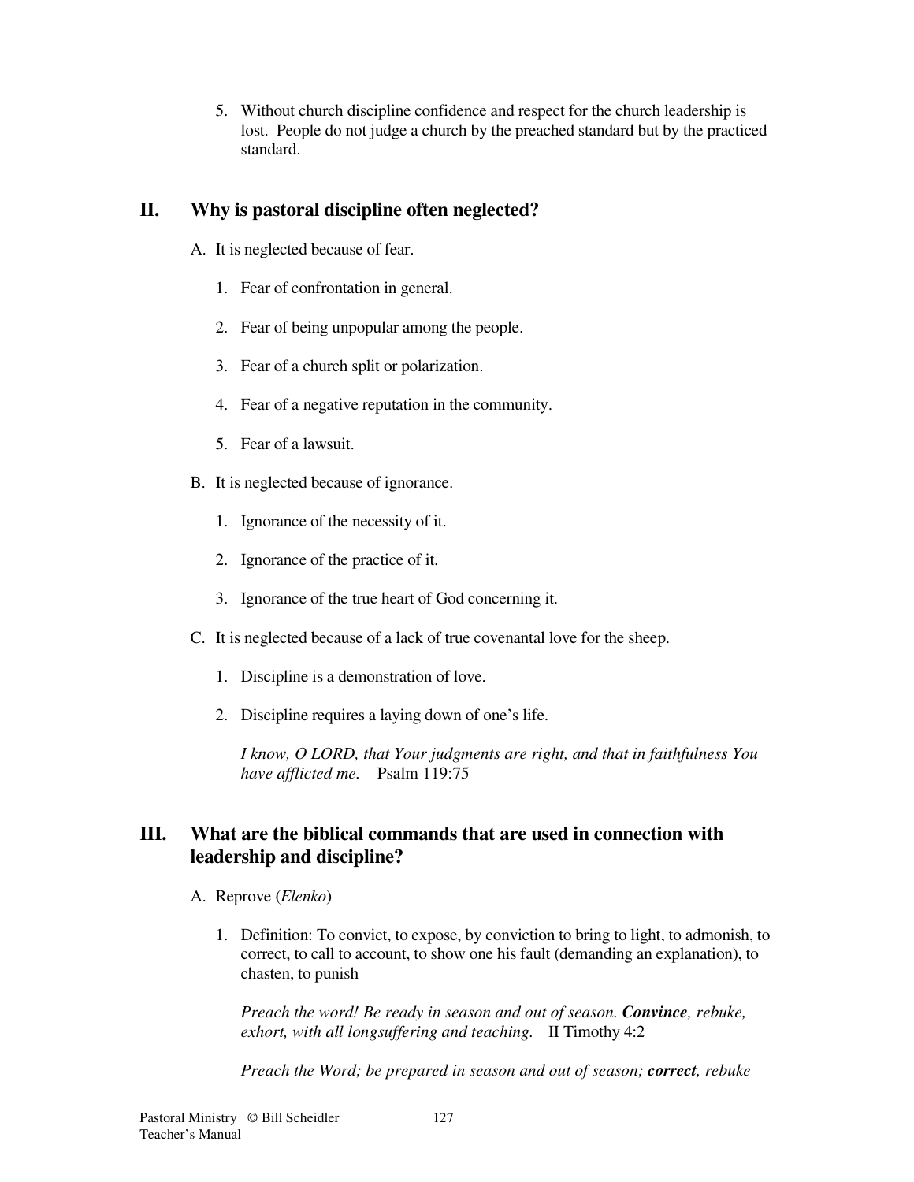5. Without church discipline confidence and respect for the church leadership is lost. People do not judge a church by the preached standard but by the practiced standard.

## II. Why is pastoral discipline often neglected?

A. It is neglected because of fear.

1. Fear of confrontation in general.

2. Fear of being unpopular among the people.

3. Fear of a church split or polarization.

4. Fear of a negative reputation in the community.

5. Fear of a lawsuit.

B. It is neglected because of ignorance.

1. Ignorance of the necessity of it.

2. Ignorance of the practice of it.

3. Ignorance of the true heart of God concerning it.

C. It is neglected because of a lack of true covenantal love for the sheep.

1. Discipline is a demonstration of love.

2. Discipline requires a laying down of one's life.

   *I know, O LORD, that Your judgments are right, and that in faithfulness You have afflicted me.* Psalm 119:75

## III. What are the biblical commands that are used in connection with leadership and discipline?

A. Reprove (*Elenko*)

1. Definition: To convict, to expose, by conviction to bring to light, to admonish, to correct, to call to account, to show one his fault (demanding an explanation), to chasten, to punish

   *Preach the word! Be ready in season and out of season.* ***Convince****, rebuke, exhort, with all longsuffering and teaching.* II Timothy 4:2

   *Preach the Word; be prepared in season and out of season;* ***correct****, rebuke*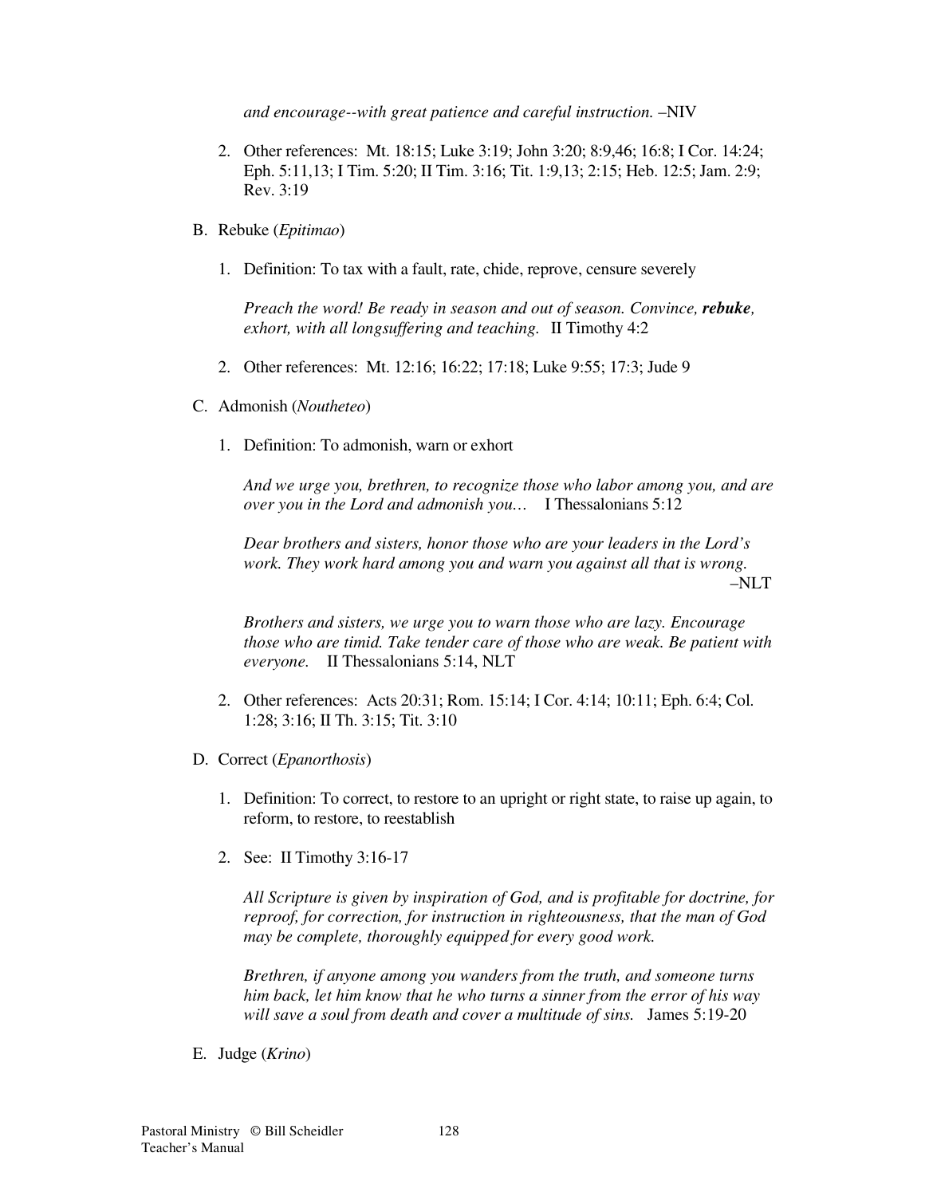*and encourage--with great patience and careful instruction.* –NIV

2. Other references: Mt. 18:15; Luke 3:19; John 3:20; 8:9,46; 16:8; I Cor. 14:24; Eph. 5:11,13; I Tim. 5:20; II Tim. 3:16; Tit. 1:9,13; 2:15; Heb. 12:5; Jam. 2:9; Rev. 3:19

B. Rebuke (*Epitimao*)

1. Definition: To tax with a fault, rate, chide, reprove, censure severely

   *Preach the word! Be ready in season and out of season. Convince,* ***rebuke****, exhort, with all longsuffering and teaching.* II Timothy 4:2

2. Other references: Mt. 12:16; 16:22; 17:18; Luke 9:55; 17:3; Jude 9

C. Admonish (*Noutheteo*)

1. Definition: To admonish, warn or exhort

   *And we urge you, brethren, to recognize those who labor among you, and are over you in the Lord and admonish you…* I Thessalonians 5:12

   *Dear brothers and sisters, honor those who are your leaders in the Lord's work. They work hard among you and warn you against all that is wrong.* –NLT

   *Brothers and sisters, we urge you to warn those who are lazy. Encourage those who are timid. Take tender care of those who are weak. Be patient with everyone.* II Thessalonians 5:14, NLT

2. Other references: Acts 20:31; Rom. 15:14; I Cor. 4:14; 10:11; Eph. 6:4; Col. 1:28; 3:16; II Th. 3:15; Tit. 3:10

D. Correct (*Epanorthosis*)

1. Definition: To correct, to restore to an upright or right state, to raise up again, to reform, to restore, to reestablish

2. See: II Timothy 3:16-17

   *All Scripture is given by inspiration of God, and is profitable for doctrine, for reproof, for correction, for instruction in righteousness, that the man of God may be complete, thoroughly equipped for every good work.*

   *Brethren, if anyone among you wanders from the truth, and someone turns him back, let him know that he who turns a sinner from the error of his way will save a soul from death and cover a multitude of sins.* James 5:19-20

E. Judge (*Krino*)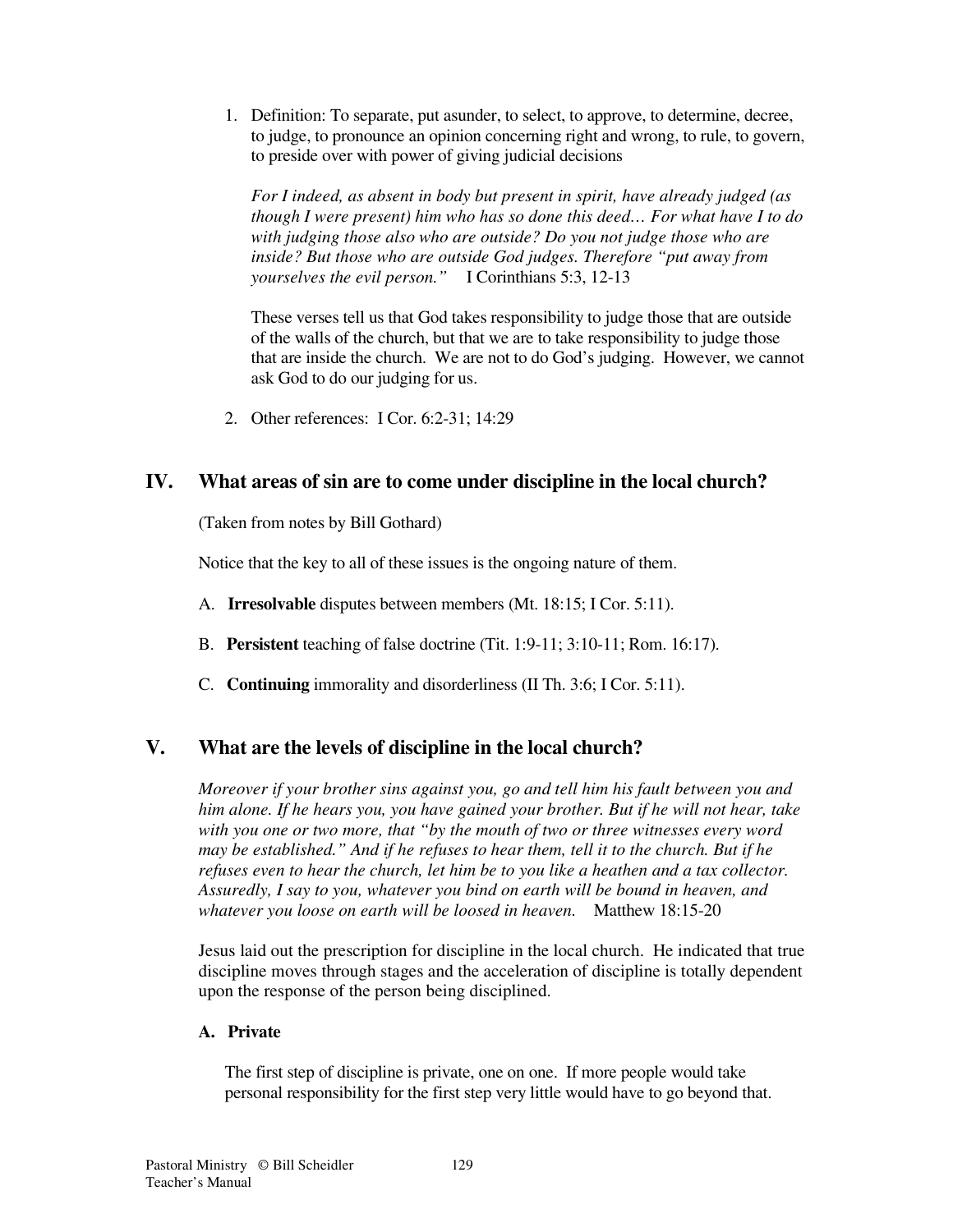1. Definition: To separate, put asunder, to select, to approve, to determine, decree, to judge, to pronounce an opinion concerning right and wrong, to rule, to govern, to preside over with power of giving judicial decisions

   *For I indeed, as absent in body but present in spirit, have already judged (as though I were present) him who has so done this deed… For what have I to do with judging those also who are outside? Do you not judge those who are inside? But those who are outside God judges. Therefore "put away from yourselves the evil person."* I Corinthians 5:3, 12-13

   These verses tell us that God takes responsibility to judge those that are outside of the walls of the church, but that we are to take responsibility to judge those that are inside the church. We are not to do God's judging. However, we cannot ask God to do our judging for us.

2. Other references: I Cor. 6:2-31; 14:29

## IV. What areas of sin are to come under discipline in the local church?

(Taken from notes by Bill Gothard)

Notice that the key to all of these issues is the ongoing nature of them.

A. **Irresolvable** disputes between members (Mt. 18:15; I Cor. 5:11).

B. **Persistent** teaching of false doctrine (Tit. 1:9-11; 3:10-11; Rom. 16:17).

C. **Continuing** immorality and disorderliness (II Th. 3:6; I Cor. 5:11).

## V. What are the levels of discipline in the local church?

*Moreover if your brother sins against you, go and tell him his fault between you and him alone. If he hears you, you have gained your brother. But if he will not hear, take with you one or two more, that "by the mouth of two or three witnesses every word may be established." And if he refuses to hear them, tell it to the church. But if he refuses even to hear the church, let him be to you like a heathen and a tax collector. Assuredly, I say to you, whatever you bind on earth will be bound in heaven, and whatever you loose on earth will be loosed in heaven.* Matthew 18:15-20

Jesus laid out the prescription for discipline in the local church. He indicated that true discipline moves through stages and the acceleration of discipline is totally dependent upon the response of the person being disciplined.

### A. Private

The first step of discipline is private, one on one. If more people would take personal responsibility for the first step very little would have to go beyond that.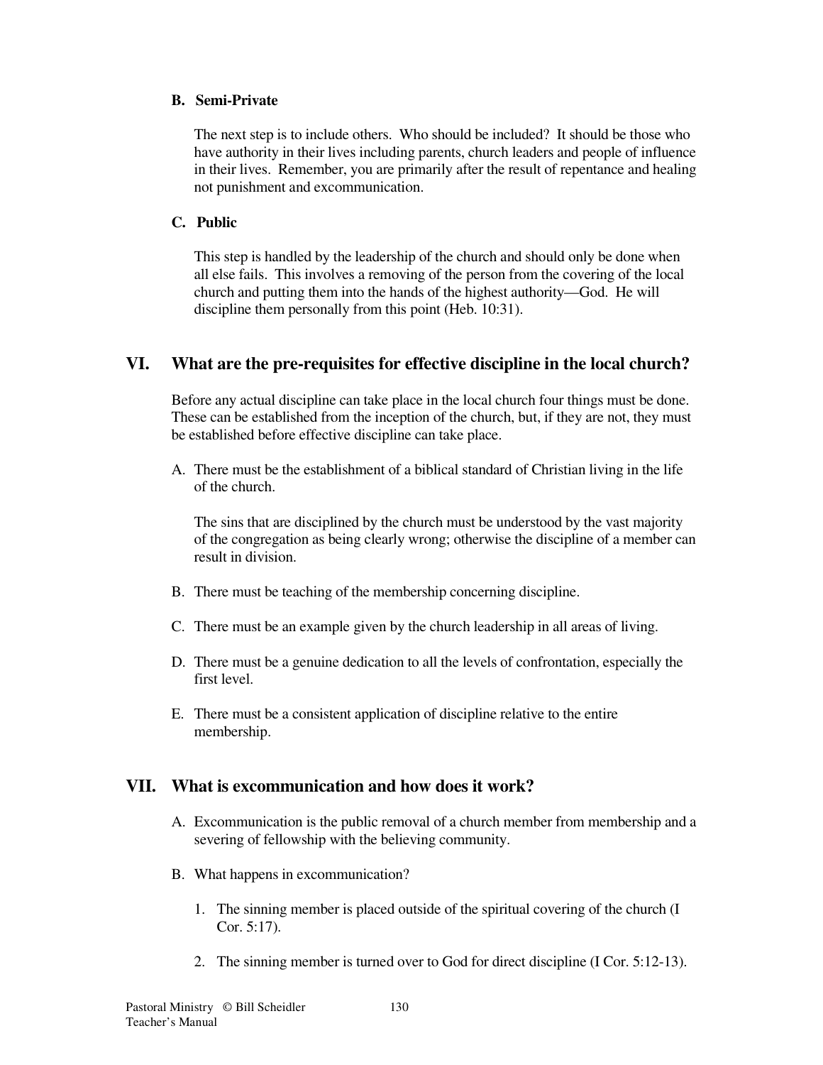### B. Semi-Private

The next step is to include others. Who should be included? It should be those who have authority in their lives including parents, church leaders and people of influence in their lives. Remember, you are primarily after the result of repentance and healing not punishment and excommunication.

### C. Public

This step is handled by the leadership of the church and should only be done when all else fails. This involves a removing of the person from the covering of the local church and putting them into the hands of the highest authority—God. He will discipline them personally from this point (Heb. 10:31).

## VI. What are the pre-requisites for effective discipline in the local church?

Before any actual discipline can take place in the local church four things must be done. These can be established from the inception of the church, but, if they are not, they must be established before effective discipline can take place.

A. There must be the establishment of a biblical standard of Christian living in the life of the church.

   The sins that are disciplined by the church must be understood by the vast majority of the congregation as being clearly wrong; otherwise the discipline of a member can result in division.

B. There must be teaching of the membership concerning discipline.

C. There must be an example given by the church leadership in all areas of living.

D. There must be a genuine dedication to all the levels of confrontation, especially the first level.

E. There must be a consistent application of discipline relative to the entire membership.

## VII. What is excommunication and how does it work?

A. Excommunication is the public removal of a church member from membership and a severing of fellowship with the believing community.

B. What happens in excommunication?

   1. The sinning member is placed outside of the spiritual covering of the church (I Cor. 5:17).

   2. The sinning member is turned over to God for direct discipline (I Cor. 5:12-13).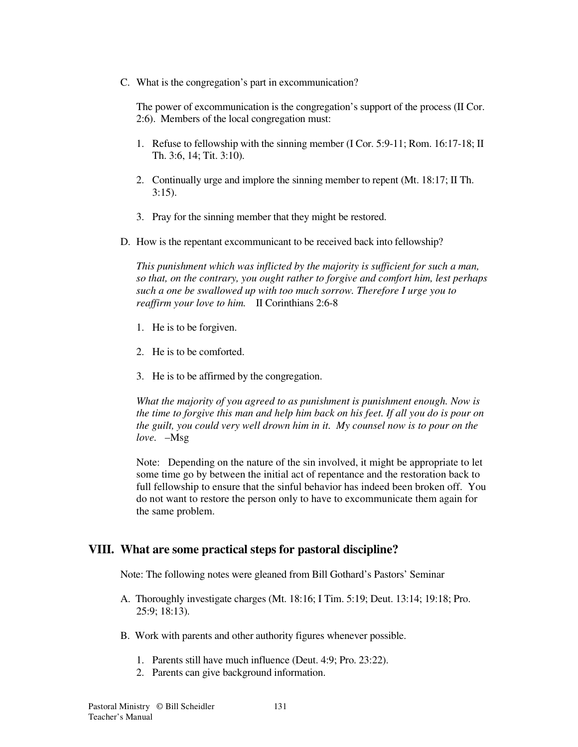C. What is the congregation's part in excommunication?

The power of excommunication is the congregation's support of the process (II Cor. 2:6). Members of the local congregation must:

1. Refuse to fellowship with the sinning member (I Cor. 5:9-11; Rom. 16:17-18; II Th. 3:6, 14; Tit. 3:10).

2. Continually urge and implore the sinning member to repent (Mt. 18:17; II Th. 3:15).

3. Pray for the sinning member that they might be restored.

D. How is the repentant excommunicant to be received back into fellowship?

*This punishment which was inflicted by the majority is sufficient for such a man, so that, on the contrary, you ought rather to forgive and comfort him, lest perhaps such a one be swallowed up with too much sorrow. Therefore I urge you to reaffirm your love to him.* II Corinthians 2:6-8

1. He is to be forgiven.

2. He is to be comforted.

3. He is to be affirmed by the congregation.

*What the majority of you agreed to as punishment is punishment enough. Now is the time to forgive this man and help him back on his feet. If all you do is pour on the guilt, you could very well drown him in it. My counsel now is to pour on the love.* –Msg

Note: Depending on the nature of the sin involved, it might be appropriate to let some time go by between the initial act of repentance and the restoration back to full fellowship to ensure that the sinful behavior has indeed been broken off. You do not want to restore the person only to have to excommunicate them again for the same problem.

## VIII. What are some practical steps for pastoral discipline?

Note: The following notes were gleaned from Bill Gothard's Pastors' Seminar

A. Thoroughly investigate charges (Mt. 18:16; I Tim. 5:19; Deut. 13:14; 19:18; Pro. 25:9; 18:13).

B. Work with parents and other authority figures whenever possible.

1. Parents still have much influence (Deut. 4:9; Pro. 23:22).
2. Parents can give background information.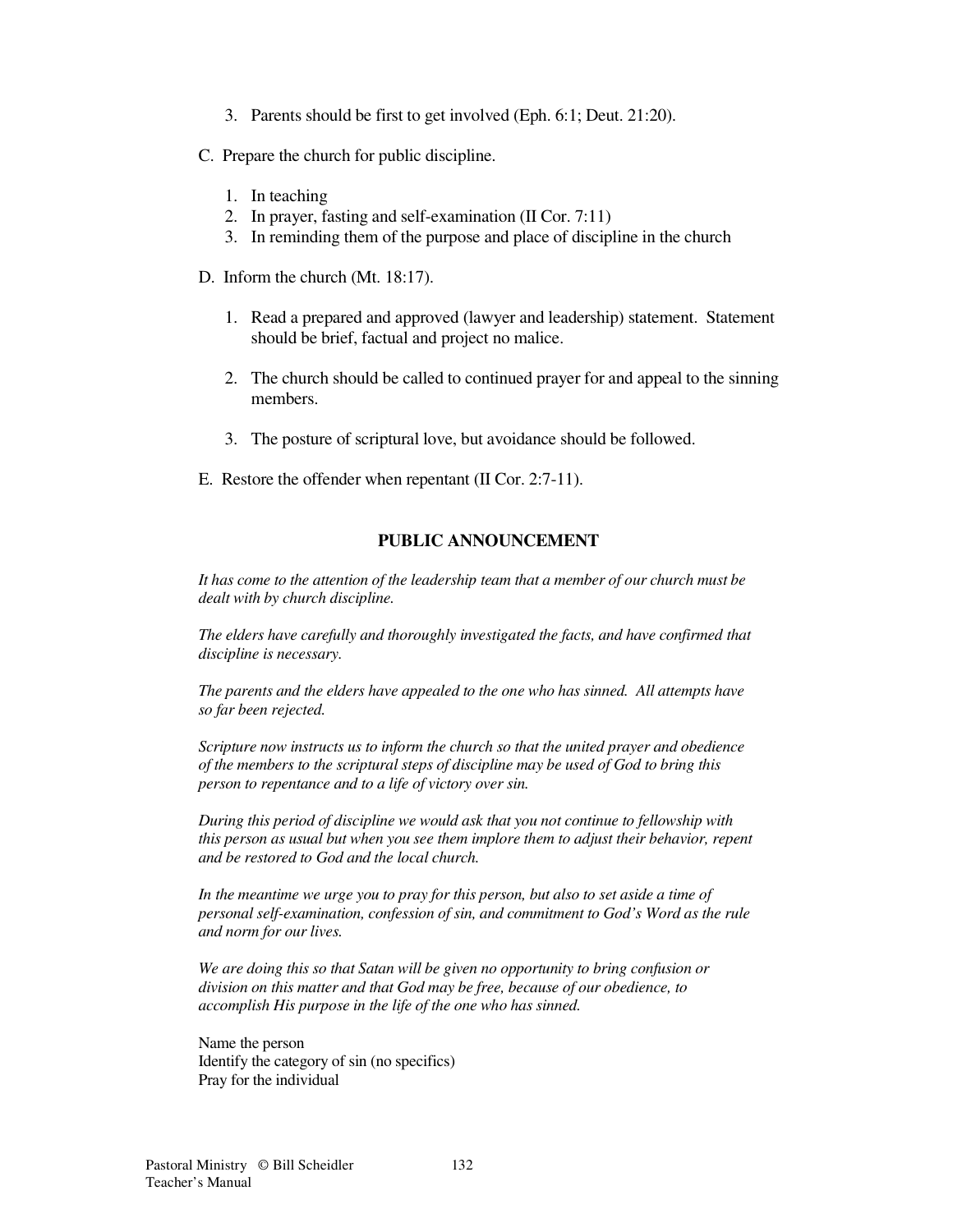3. Parents should be first to get involved (Eph. 6:1; Deut. 21:20).

C. Prepare the church for public discipline.

1. In teaching
2. In prayer, fasting and self-examination (II Cor. 7:11)
3. In reminding them of the purpose and place of discipline in the church

D. Inform the church (Mt. 18:17).

1. Read a prepared and approved (lawyer and leadership) statement. Statement should be brief, factual and project no malice.

2. The church should be called to continued prayer for and appeal to the sinning members.

3. The posture of scriptural love, but avoidance should be followed.

E. Restore the offender when repentant (II Cor. 2:7-11).

## PUBLIC ANNOUNCEMENT

*It has come to the attention of the leadership team that a member of our church must be dealt with by church discipline.*

*The elders have carefully and thoroughly investigated the facts, and have confirmed that discipline is necessary.*

*The parents and the elders have appealed to the one who has sinned. All attempts have so far been rejected.*

*Scripture now instructs us to inform the church so that the united prayer and obedience of the members to the scriptural steps of discipline may be used of God to bring this person to repentance and to a life of victory over sin.*

*During this period of discipline we would ask that you not continue to fellowship with this person as usual but when you see them implore them to adjust their behavior, repent and be restored to God and the local church.*

*In the meantime we urge you to pray for this person, but also to set aside a time of personal self-examination, confession of sin, and commitment to God's Word as the rule and norm for our lives.*

*We are doing this so that Satan will be given no opportunity to bring confusion or division on this matter and that God may be free, because of our obedience, to accomplish His purpose in the life of the one who has sinned.*

Name the person
Identify the category of sin (no specifics)
Pray for the individual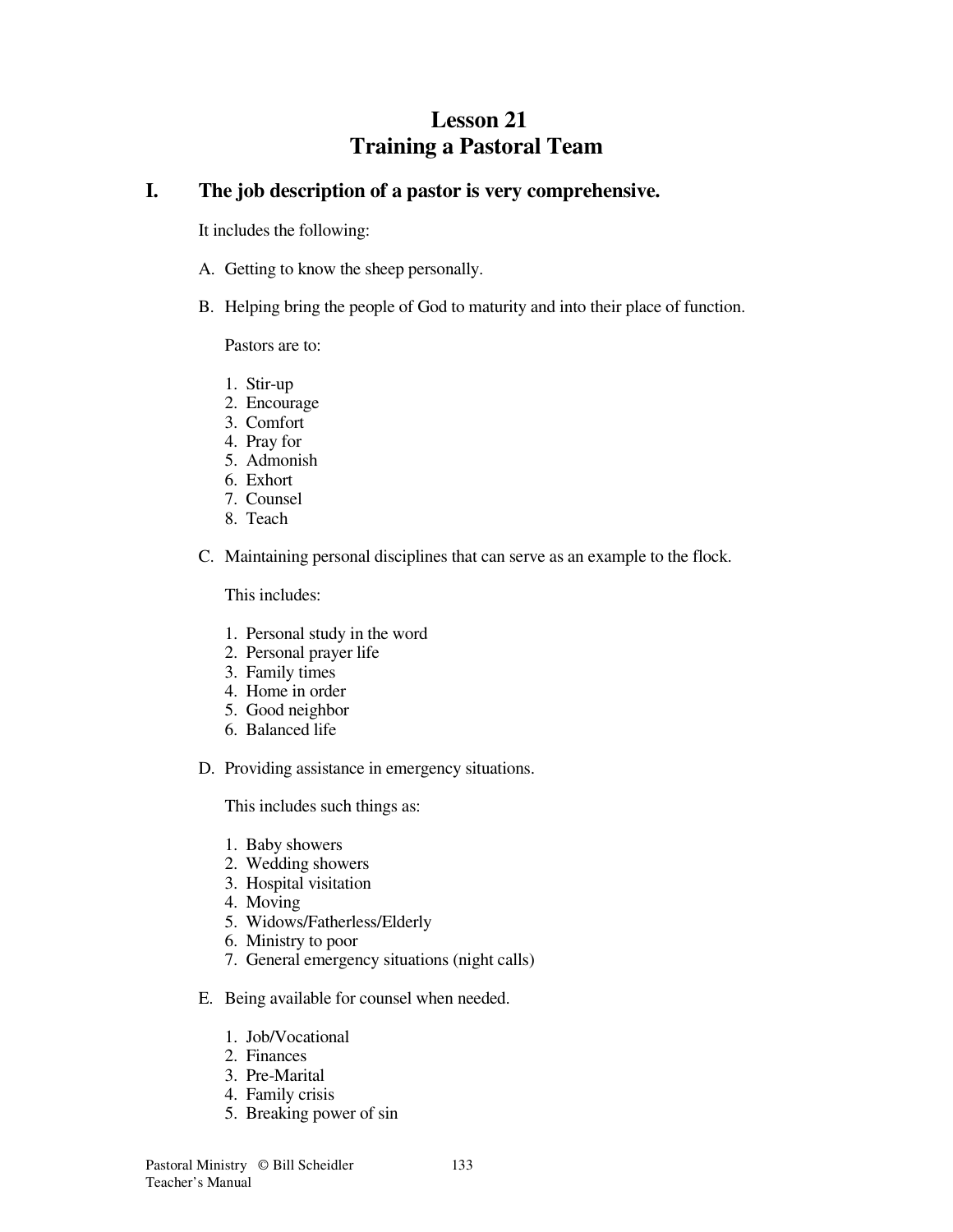# Lesson 21
# Training a Pastoral Team

## I. The job description of a pastor is very comprehensive.

It includes the following:

A. Getting to know the sheep personally.

B. Helping bring the people of God to maturity and into their place of function.

Pastors are to:

1. Stir-up
2. Encourage
3. Comfort
4. Pray for
5. Admonish
6. Exhort
7. Counsel
8. Teach

C. Maintaining personal disciplines that can serve as an example to the flock.

This includes:

1. Personal study in the word
2. Personal prayer life
3. Family times
4. Home in order
5. Good neighbor
6. Balanced life

D. Providing assistance in emergency situations.

This includes such things as:

1. Baby showers
2. Wedding showers
3. Hospital visitation
4. Moving
5. Widows/Fatherless/Elderly
6. Ministry to poor
7. General emergency situations (night calls)

E. Being available for counsel when needed.

1. Job/Vocational
2. Finances
3. Pre-Marital
4. Family crisis
5. Breaking power of sin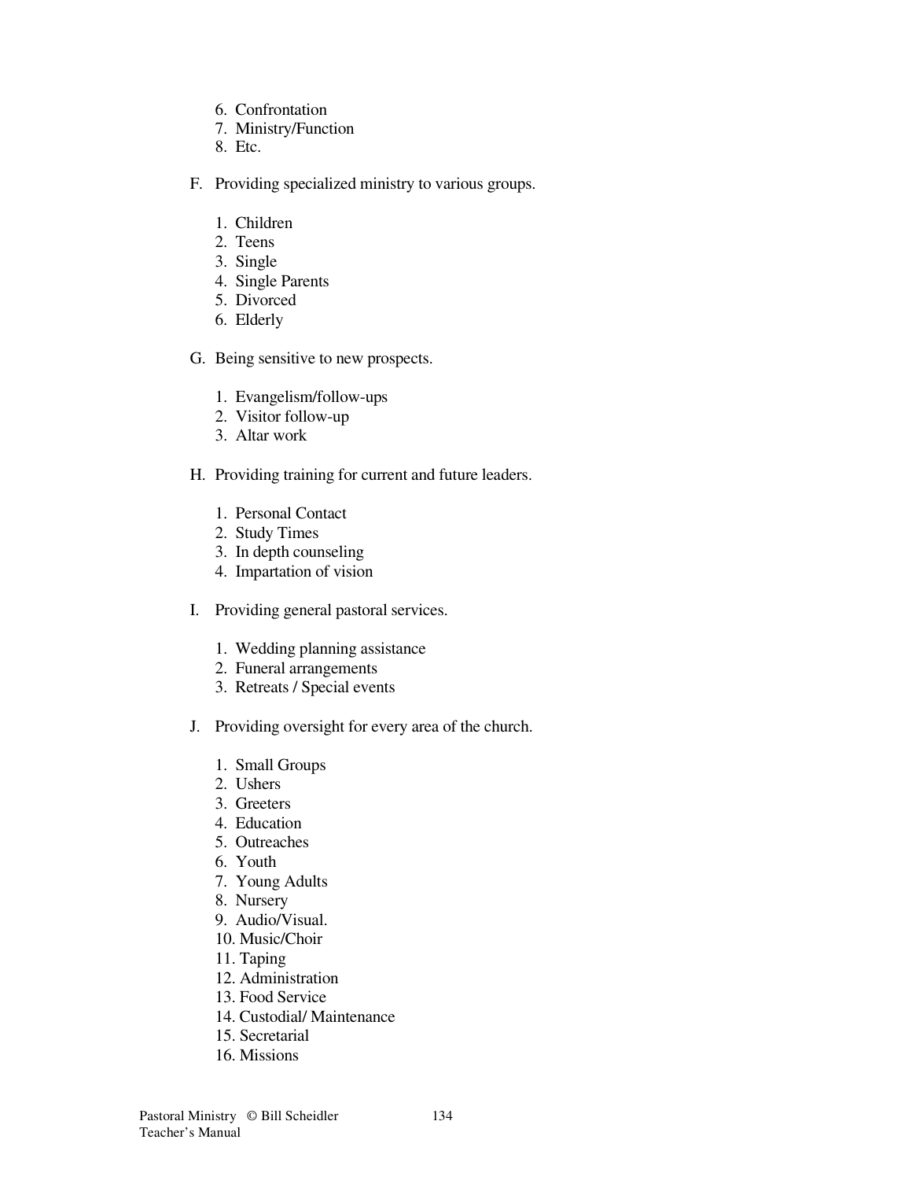6. Confrontation
7. Ministry/Function
8. Etc.

F. Providing specialized ministry to various groups.

1. Children
2. Teens
3. Single
4. Single Parents
5. Divorced
6. Elderly

G. Being sensitive to new prospects.

1. Evangelism/follow-ups
2. Visitor follow-up
3. Altar work

H. Providing training for current and future leaders.

1. Personal Contact
2. Study Times
3. In depth counseling
4. Impartation of vision

I. Providing general pastoral services.

1. Wedding planning assistance
2. Funeral arrangements
3. Retreats / Special events

J. Providing oversight for every area of the church.

1. Small Groups
2. Ushers
3. Greeters
4. Education
5. Outreaches
6. Youth
7. Young Adults
8. Nursery
9. Audio/Visual.
10. Music/Choir
11. Taping
12. Administration
13. Food Service
14. Custodial/ Maintenance
15. Secretarial
16. Missions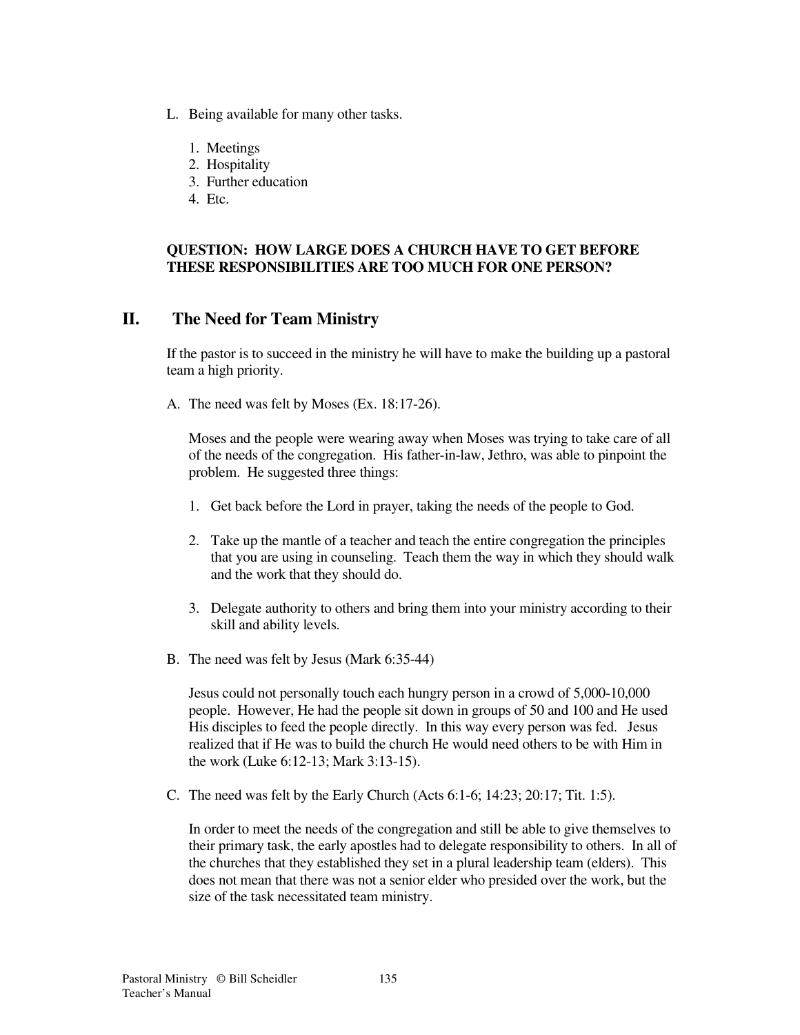L. Being available for many other tasks.

   1. Meetings
   2. Hospitality
   3. Further education
   4. Etc.

**QUESTION: HOW LARGE DOES A CHURCH HAVE TO GET BEFORE THESE RESPONSIBILITIES ARE TOO MUCH FOR ONE PERSON?**

## II. The Need for Team Ministry

If the pastor is to succeed in the ministry he will have to make the building up a pastoral team a high priority.

A. The need was felt by Moses (Ex. 18:17-26).

   Moses and the people were wearing away when Moses was trying to take care of all of the needs of the congregation. His father-in-law, Jethro, was able to pinpoint the problem. He suggested three things:

   1. Get back before the Lord in prayer, taking the needs of the people to God.

   2. Take up the mantle of a teacher and teach the entire congregation the principles that you are using in counseling. Teach them the way in which they should walk and the work that they should do.

   3. Delegate authority to others and bring them into your ministry according to their skill and ability levels.

B. The need was felt by Jesus (Mark 6:35-44)

   Jesus could not personally touch each hungry person in a crowd of 5,000-10,000 people. However, He had the people sit down in groups of 50 and 100 and He used His disciples to feed the people directly. In this way every person was fed. Jesus realized that if He was to build the church He would need others to be with Him in the work (Luke 6:12-13; Mark 3:13-15).

C. The need was felt by the Early Church (Acts 6:1-6; 14:23; 20:17; Tit. 1:5).

   In order to meet the needs of the congregation and still be able to give themselves to their primary task, the early apostles had to delegate responsibility to others. In all of the churches that they established they set in a plural leadership team (elders). This does not mean that there was not a senior elder who presided over the work, but the size of the task necessitated team ministry.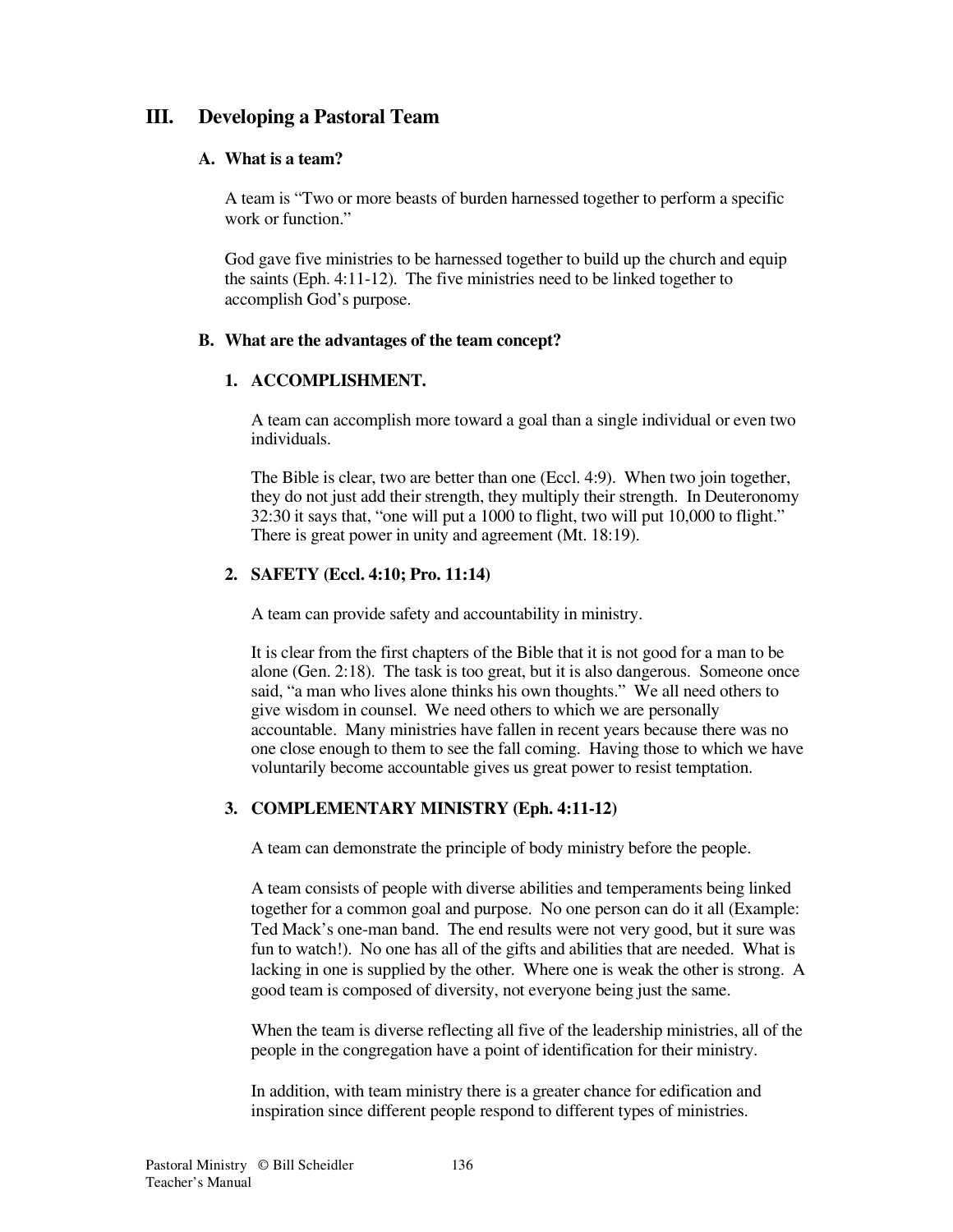## III. Developing a Pastoral Team

### A. What is a team?

A team is "Two or more beasts of burden harnessed together to perform a specific work or function."

God gave five ministries to be harnessed together to build up the church and equip the saints (Eph. 4:11-12). The five ministries need to be linked together to accomplish God's purpose.

### B. What are the advantages of the team concept?

#### 1. ACCOMPLISHMENT.

A team can accomplish more toward a goal than a single individual or even two individuals.

The Bible is clear, two are better than one (Eccl. 4:9). When two join together, they do not just add their strength, they multiply their strength. In Deuteronomy 32:30 it says that, "one will put a 1000 to flight, two will put 10,000 to flight." There is great power in unity and agreement (Mt. 18:19).

#### 2. SAFETY (Eccl. 4:10; Pro. 11:14)

A team can provide safety and accountability in ministry.

It is clear from the first chapters of the Bible that it is not good for a man to be alone (Gen. 2:18). The task is too great, but it is also dangerous. Someone once said, "a man who lives alone thinks his own thoughts." We all need others to give wisdom in counsel. We need others to which we are personally accountable. Many ministries have fallen in recent years because there was no one close enough to them to see the fall coming. Having those to which we have voluntarily become accountable gives us great power to resist temptation.

#### 3. COMPLEMENTARY MINISTRY (Eph. 4:11-12)

A team can demonstrate the principle of body ministry before the people.

A team consists of people with diverse abilities and temperaments being linked together for a common goal and purpose. No one person can do it all (Example: Ted Mack's one-man band. The end results were not very good, but it sure was fun to watch!). No one has all of the gifts and abilities that are needed. What is lacking in one is supplied by the other. Where one is weak the other is strong. A good team is composed of diversity, not everyone being just the same.

When the team is diverse reflecting all five of the leadership ministries, all of the people in the congregation have a point of identification for their ministry.

In addition, with team ministry there is a greater chance for edification and inspiration since different people respond to different types of ministries.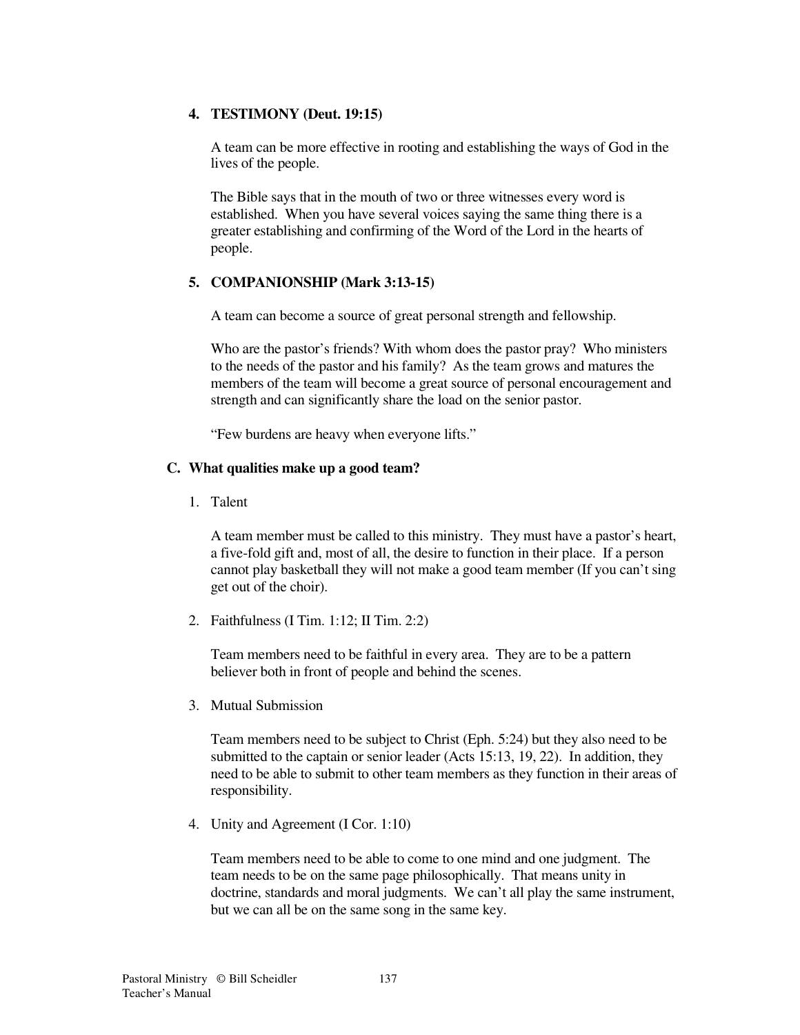4. **TESTIMONY (Deut. 19:15)**

   A team can be more effective in rooting and establishing the ways of God in the lives of the people.

   The Bible says that in the mouth of two or three witnesses every word is established. When you have several voices saying the same thing there is a greater establishing and confirming of the Word of the Lord in the hearts of people.

5. **COMPANIONSHIP (Mark 3:13-15)**

   A team can become a source of great personal strength and fellowship.

   Who are the pastor's friends? With whom does the pastor pray? Who ministers to the needs of the pastor and his family? As the team grows and matures the members of the team will become a great source of personal encouragement and strength and can significantly share the load on the senior pastor.

   "Few burdens are heavy when everyone lifts."

### C. What qualities make up a good team?

1. Talent

   A team member must be called to this ministry. They must have a pastor's heart, a five-fold gift and, most of all, the desire to function in their place. If a person cannot play basketball they will not make a good team member (If you can't sing get out of the choir).

2. Faithfulness (I Tim. 1:12; II Tim. 2:2)

   Team members need to be faithful in every area. They are to be a pattern believer both in front of people and behind the scenes.

3. Mutual Submission

   Team members need to be subject to Christ (Eph. 5:24) but they also need to be submitted to the captain or senior leader (Acts 15:13, 19, 22). In addition, they need to be able to submit to other team members as they function in their areas of responsibility.

4. Unity and Agreement (I Cor. 1:10)

   Team members need to be able to come to one mind and one judgment. The team needs to be on the same page philosophically. That means unity in doctrine, standards and moral judgments. We can't all play the same instrument, but we can all be on the same song in the same key.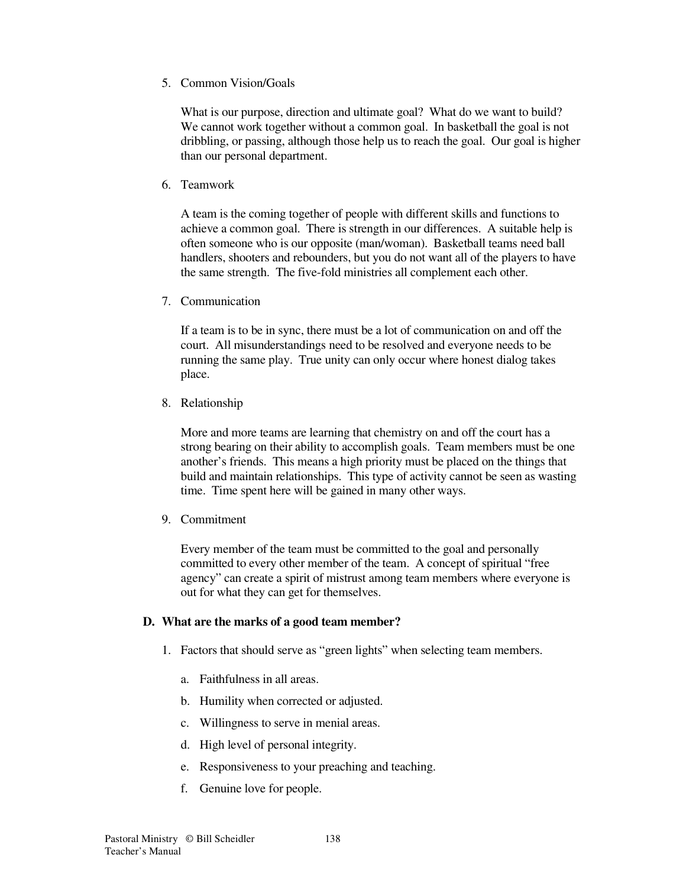5. Common Vision/Goals

   What is our purpose, direction and ultimate goal? What do we want to build? We cannot work together without a common goal. In basketball the goal is not dribbling, or passing, although those help us to reach the goal. Our goal is higher than our personal department.

6. Teamwork

   A team is the coming together of people with different skills and functions to achieve a common goal. There is strength in our differences. A suitable help is often someone who is our opposite (man/woman). Basketball teams need ball handlers, shooters and rebounders, but you do not want all of the players to have the same strength. The five-fold ministries all complement each other.

7. Communication

   If a team is to be in sync, there must be a lot of communication on and off the court. All misunderstandings need to be resolved and everyone needs to be running the same play. True unity can only occur where honest dialog takes place.

8. Relationship

   More and more teams are learning that chemistry on and off the court has a strong bearing on their ability to accomplish goals. Team members must be one another's friends. This means a high priority must be placed on the things that build and maintain relationships. This type of activity cannot be seen as wasting time. Time spent here will be gained in many other ways.

9. Commitment

   Every member of the team must be committed to the goal and personally committed to every other member of the team. A concept of spiritual "free agency" can create a spirit of mistrust among team members where everyone is out for what they can get for themselves.

**D. What are the marks of a good team member?**

1. Factors that should serve as "green lights" when selecting team members.

   a. Faithfulness in all areas.

   b. Humility when corrected or adjusted.

   c. Willingness to serve in menial areas.

   d. High level of personal integrity.

   e. Responsiveness to your preaching and teaching.

   f. Genuine love for people.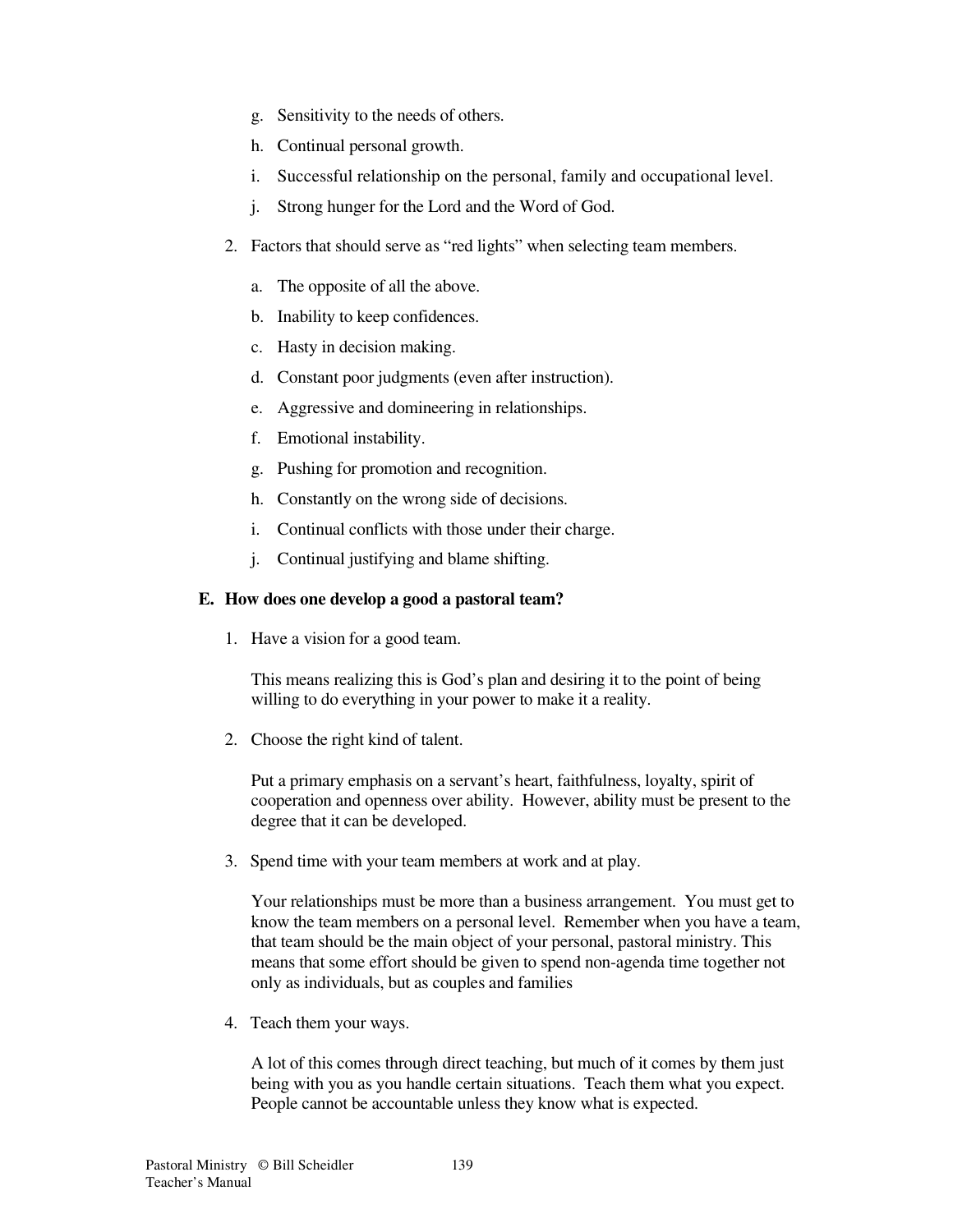g. Sensitivity to the needs of others.

h. Continual personal growth.

i. Successful relationship on the personal, family and occupational level.

j. Strong hunger for the Lord and the Word of God.

2. Factors that should serve as “red lights” when selecting team members.

   a. The opposite of all the above.

   b. Inability to keep confidences.

   c. Hasty in decision making.

   d. Constant poor judgments (even after instruction).

   e. Aggressive and domineering in relationships.

   f. Emotional instability.

   g. Pushing for promotion and recognition.

   h. Constantly on the wrong side of decisions.

   i. Continual conflicts with those under their charge.

   j. Continual justifying and blame shifting.

**E. How does one develop a good a pastoral team?**

1. Have a vision for a good team.

   This means realizing this is God’s plan and desiring it to the point of being willing to do everything in your power to make it a reality.

2. Choose the right kind of talent.

   Put a primary emphasis on a servant’s heart, faithfulness, loyalty, spirit of cooperation and openness over ability. However, ability must be present to the degree that it can be developed.

3. Spend time with your team members at work and at play.

   Your relationships must be more than a business arrangement. You must get to know the team members on a personal level. Remember when you have a team, that team should be the main object of your personal, pastoral ministry. This means that some effort should be given to spend non-agenda time together not only as individuals, but as couples and families

4. Teach them your ways.

   A lot of this comes through direct teaching, but much of it comes by them just being with you as you handle certain situations. Teach them what you expect. People cannot be accountable unless they know what is expected.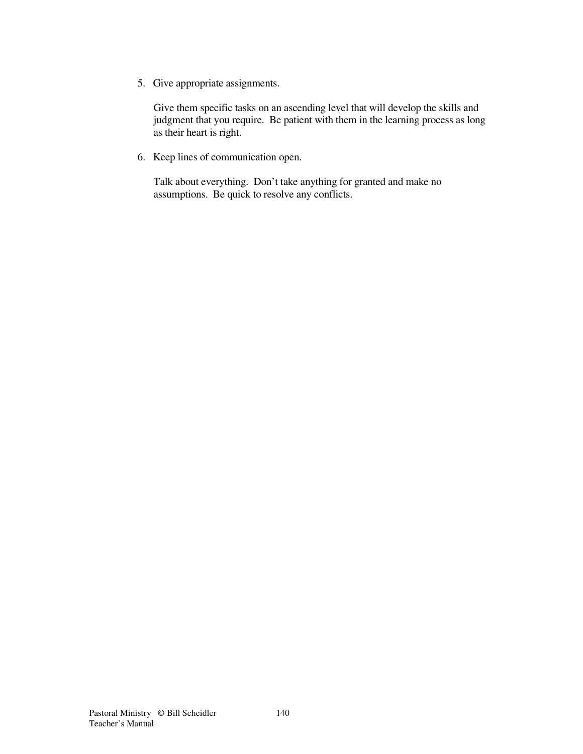5. Give appropriate assignments.

   Give them specific tasks on an ascending level that will develop the skills and judgment that you require. Be patient with them in the learning process as long as their heart is right.

6. Keep lines of communication open.

   Talk about everything. Don't take anything for granted and make no assumptions. Be quick to resolve any conflicts.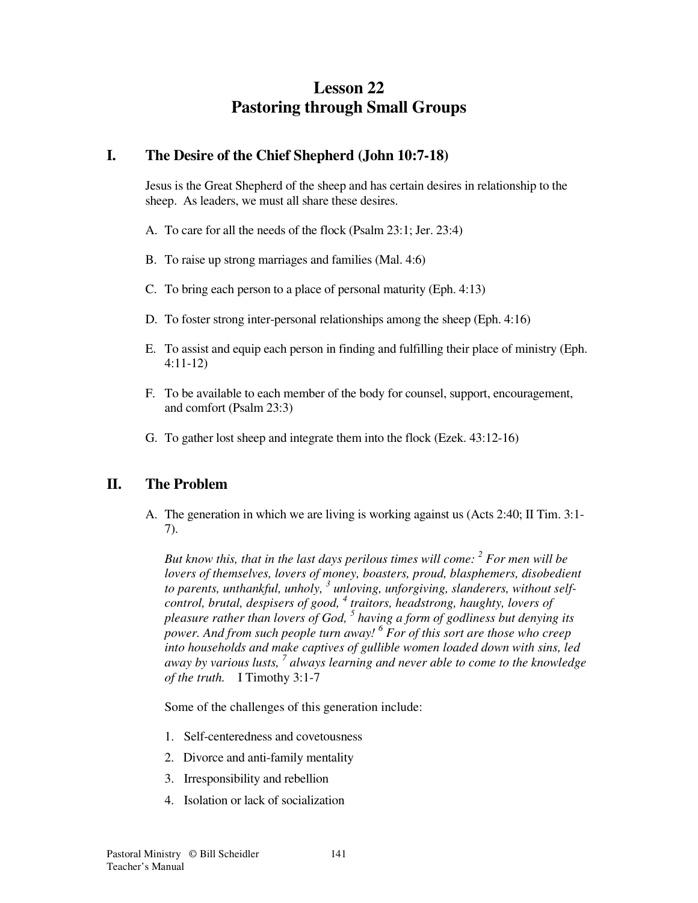# Lesson 22
# Pastoring through Small Groups

## I. The Desire of the Chief Shepherd (John 10:7-18)

Jesus is the Great Shepherd of the sheep and has certain desires in relationship to the sheep. As leaders, we must all share these desires.

A. To care for all the needs of the flock (Psalm 23:1; Jer. 23:4)

B. To raise up strong marriages and families (Mal. 4:6)

C. To bring each person to a place of personal maturity (Eph. 4:13)

D. To foster strong inter-personal relationships among the sheep (Eph. 4:16)

E. To assist and equip each person in finding and fulfilling their place of ministry (Eph. 4:11-12)

F. To be available to each member of the body for counsel, support, encouragement, and comfort (Psalm 23:3)

G. To gather lost sheep and integrate them into the flock (Ezek. 43:12-16)

## II. The Problem

A. The generation in which we are living is working against us (Acts 2:40; II Tim. 3:1-7).

*But know this, that in the last days perilous times will come: [2] For men will be lovers of themselves, lovers of money, boasters, proud, blasphemers, disobedient to parents, unthankful, unholy, [3] unloving, unforgiving, slanderers, without self-control, brutal, despisers of good, [4] traitors, headstrong, haughty, lovers of pleasure rather than lovers of God, [5] having a form of godliness but denying its power. And from such people turn away! [6] For of this sort are those who creep into households and make captives of gullible women loaded down with sins, led away by various lusts, [7] always learning and never able to come to the knowledge of the truth.* I Timothy 3:1-7

Some of the challenges of this generation include:

1. Self-centeredness and covetousness
2. Divorce and anti-family mentality
3. Irresponsibility and rebellion
4. Isolation or lack of socialization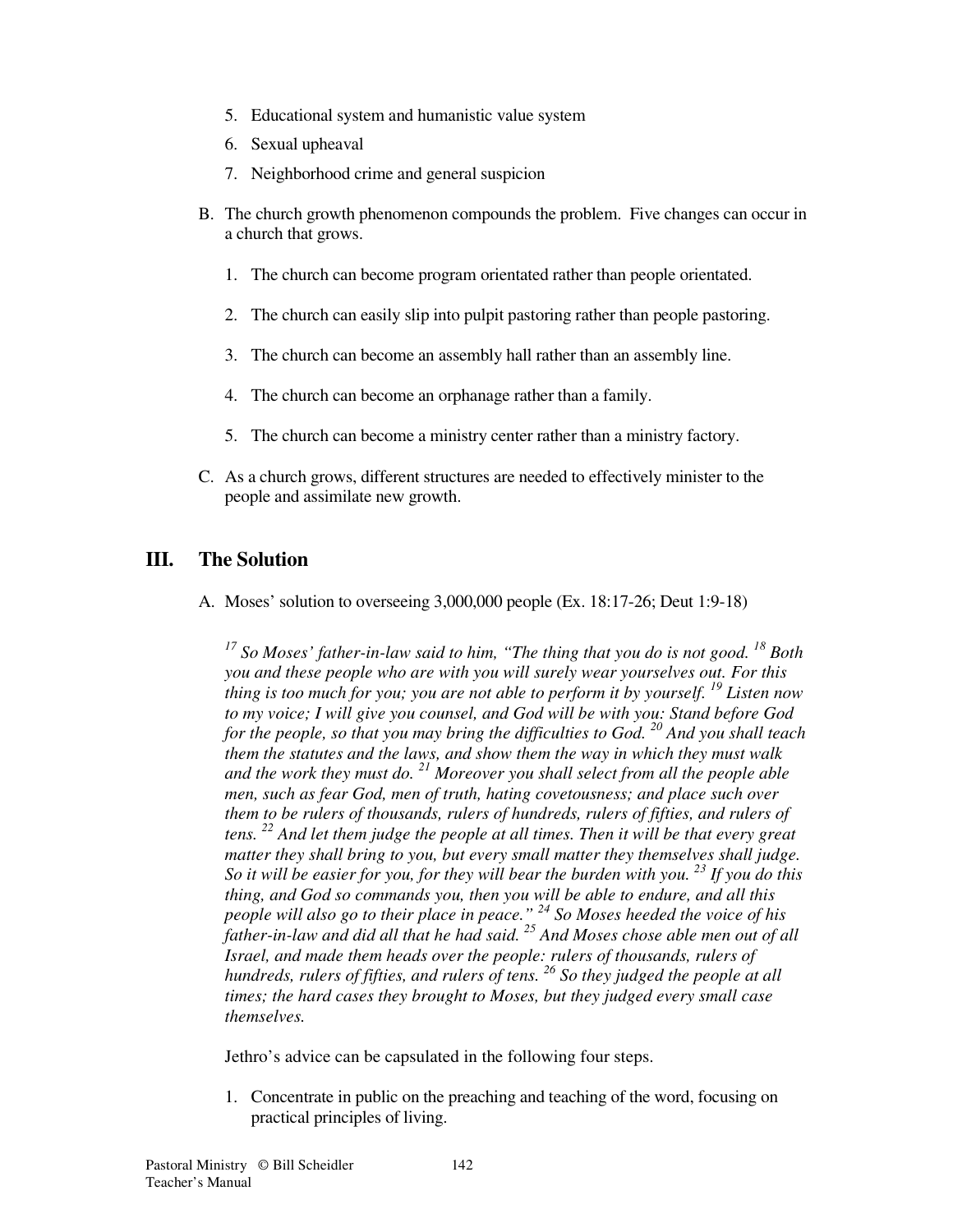5. Educational system and humanistic value system
6. Sexual upheaval
7. Neighborhood crime and general suspicion

B. The church growth phenomenon compounds the problem. Five changes can occur in a church that grows.

   1. The church can become program orientated rather than people orientated.

   2. The church can easily slip into pulpit pastoring rather than people pastoring.

   3. The church can become an assembly hall rather than an assembly line.

   4. The church can become an orphanage rather than a family.

   5. The church can become a ministry center rather than a ministry factory.

C. As a church grows, different structures are needed to effectively minister to the people and assimilate new growth.

## III. The Solution

A. Moses' solution to overseeing 3,000,000 people (Ex. 18:17-26; Deut 1:9-18)

*[17] So Moses' father-in-law said to him, "The thing that you do is not good. [18] Both you and these people who are with you will surely wear yourselves out. For this thing is too much for you; you are not able to perform it by yourself. [19] Listen now to my voice; I will give you counsel, and God will be with you: Stand before God for the people, so that you may bring the difficulties to God. [20] And you shall teach them the statutes and the laws, and show them the way in which they must walk and the work they must do. [21] Moreover you shall select from all the people able men, such as fear God, men of truth, hating covetousness; and place such over them to be rulers of thousands, rulers of hundreds, rulers of fifties, and rulers of tens. [22] And let them judge the people at all times. Then it will be that every great matter they shall bring to you, but every small matter they themselves shall judge. So it will be easier for you, for they will bear the burden with you. [23] If you do this thing, and God so commands you, then you will be able to endure, and all this people will also go to their place in peace." [24] So Moses heeded the voice of his father-in-law and did all that he had said. [25] And Moses chose able men out of all Israel, and made them heads over the people: rulers of thousands, rulers of hundreds, rulers of fifties, and rulers of tens. [26] So they judged the people at all times; the hard cases they brought to Moses, but they judged every small case themselves.*

Jethro's advice can be capsulated in the following four steps.

1. Concentrate in public on the preaching and teaching of the word, focusing on practical principles of living.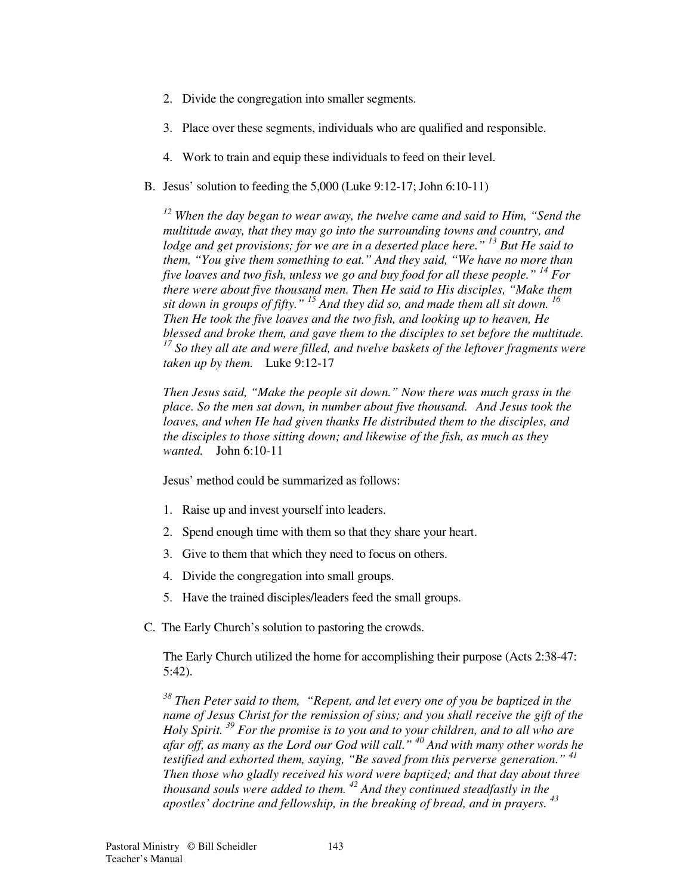2. Divide the congregation into smaller segments.

3. Place over these segments, individuals who are qualified and responsible.

4. Work to train and equip these individuals to feed on their level.

B. Jesus' solution to feeding the 5,000 (Luke 9:12-17; John 6:10-11)

*[12] When the day began to wear away, the twelve came and said to Him, "Send the multitude away, that they may go into the surrounding towns and country, and lodge and get provisions; for we are in a deserted place here." [13] But He said to them, "You give them something to eat." And they said, "We have no more than five loaves and two fish, unless we go and buy food for all these people." [14] For there were about five thousand men. Then He said to His disciples, "Make them sit down in groups of fifty." [15] And they did so, and made them all sit down. [16] Then He took the five loaves and the two fish, and looking up to heaven, He blessed and broke them, and gave them to the disciples to set before the multitude. [17] So they all ate and were filled, and twelve baskets of the leftover fragments were taken up by them.* Luke 9:12-17

*Then Jesus said, "Make the people sit down." Now there was much grass in the place. So the men sat down, in number about five thousand. And Jesus took the loaves, and when He had given thanks He distributed them to the disciples, and the disciples to those sitting down; and likewise of the fish, as much as they wanted.* John 6:10-11

Jesus' method could be summarized as follows:

1. Raise up and invest yourself into leaders.
2. Spend enough time with them so that they share your heart.
3. Give to them that which they need to focus on others.
4. Divide the congregation into small groups.
5. Have the trained disciples/leaders feed the small groups.

C. The Early Church's solution to pastoring the crowds.

The Early Church utilized the home for accomplishing their purpose (Acts 2:38-47: 5:42).

*[38] Then Peter said to them, "Repent, and let every one of you be baptized in the name of Jesus Christ for the remission of sins; and you shall receive the gift of the Holy Spirit. [39] For the promise is to you and to your children, and to all who are afar off, as many as the Lord our God will call." [40] And with many other words he testified and exhorted them, saying, "Be saved from this perverse generation." [41] Then those who gladly received his word were baptized; and that day about three thousand souls were added to them. [42] And they continued steadfastly in the apostles' doctrine and fellowship, in the breaking of bread, and in prayers. [43]*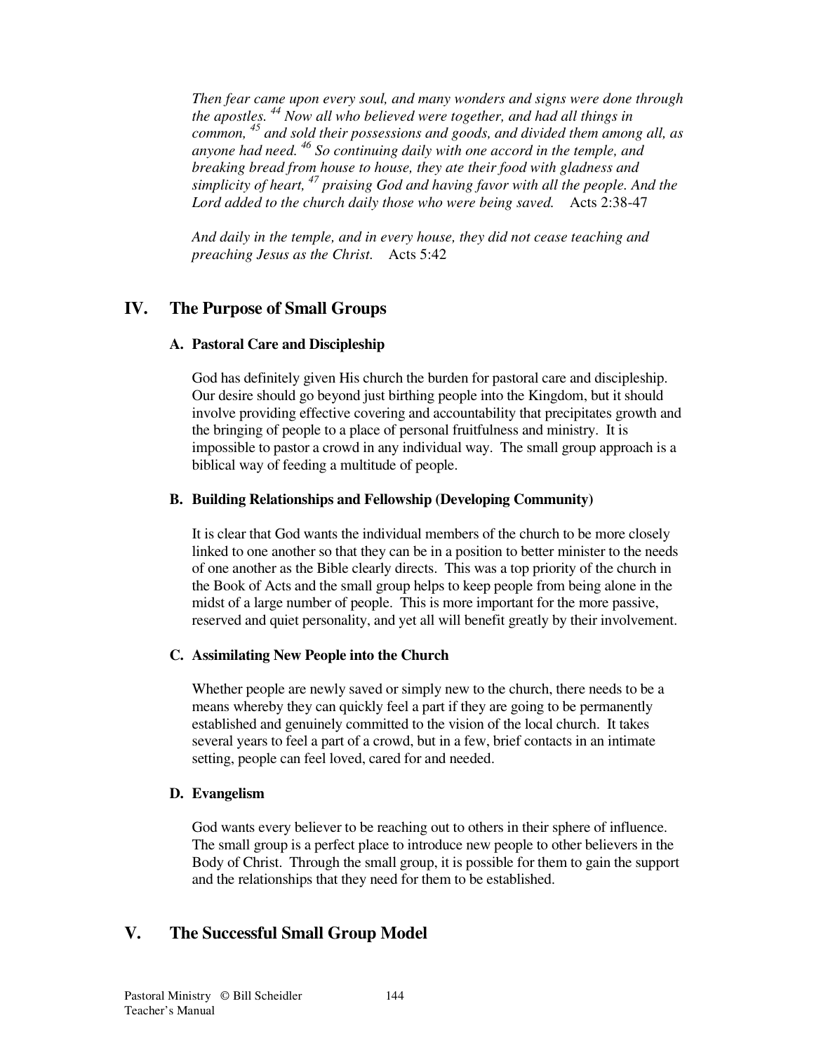*Then fear came upon every soul, and many wonders and signs were done through the apostles. [44] Now all who believed were together, and had all things in common, [45] and sold their possessions and goods, and divided them among all, as anyone had need. [46] So continuing daily with one accord in the temple, and breaking bread from house to house, they ate their food with gladness and simplicity of heart, [47] praising God and having favor with all the people. And the Lord added to the church daily those who were being saved.* Acts 2:38-47

*And daily in the temple, and in every house, they did not cease teaching and preaching Jesus as the Christ.* Acts 5:42

## IV. The Purpose of Small Groups

### A. Pastoral Care and Discipleship

God has definitely given His church the burden for pastoral care and discipleship. Our desire should go beyond just birthing people into the Kingdom, but it should involve providing effective covering and accountability that precipitates growth and the bringing of people to a place of personal fruitfulness and ministry. It is impossible to pastor a crowd in any individual way. The small group approach is a biblical way of feeding a multitude of people.

### B. Building Relationships and Fellowship (Developing Community)

It is clear that God wants the individual members of the church to be more closely linked to one another so that they can be in a position to better minister to the needs of one another as the Bible clearly directs. This was a top priority of the church in the Book of Acts and the small group helps to keep people from being alone in the midst of a large number of people. This is more important for the more passive, reserved and quiet personality, and yet all will benefit greatly by their involvement.

### C. Assimilating New People into the Church

Whether people are newly saved or simply new to the church, there needs to be a means whereby they can quickly feel a part if they are going to be permanently established and genuinely committed to the vision of the local church. It takes several years to feel a part of a crowd, but in a few, brief contacts in an intimate setting, people can feel loved, cared for and needed.

### D. Evangelism

God wants every believer to be reaching out to others in their sphere of influence. The small group is a perfect place to introduce new people to other believers in the Body of Christ. Through the small group, it is possible for them to gain the support and the relationships that they need for them to be established.

## V. The Successful Small Group Model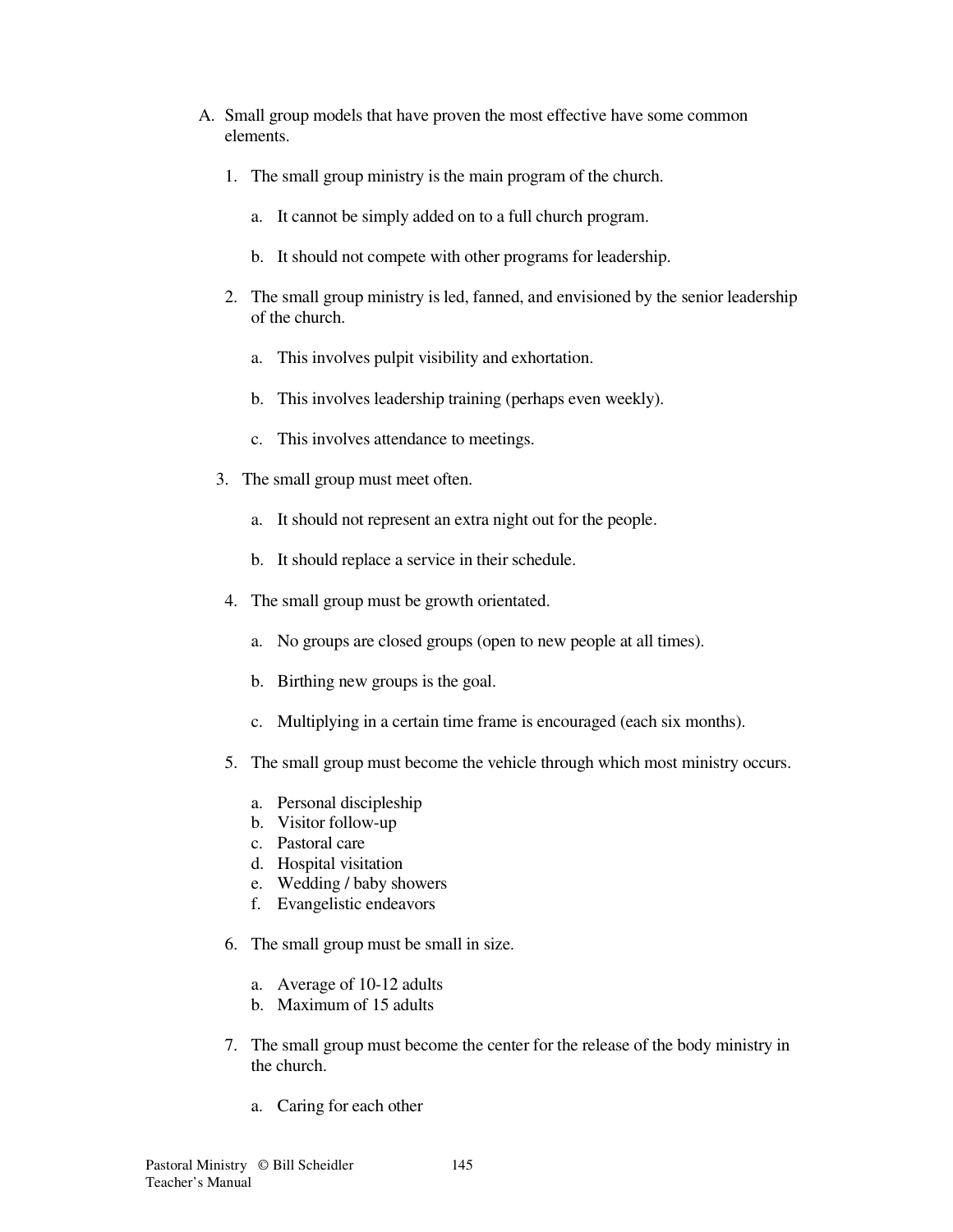A. Small group models that have proven the most effective have some common elements.

   1. The small group ministry is the main program of the church.

      a. It cannot be simply added on to a full church program.

      b. It should not compete with other programs for leadership.

   2. The small group ministry is led, fanned, and envisioned by the senior leadership of the church.

      a. This involves pulpit visibility and exhortation.

      b. This involves leadership training (perhaps even weekly).

      c. This involves attendance to meetings.

   3. The small group must meet often.

      a. It should not represent an extra night out for the people.

      b. It should replace a service in their schedule.

   4. The small group must be growth orientated.

      a. No groups are closed groups (open to new people at all times).

      b. Birthing new groups is the goal.

      c. Multiplying in a certain time frame is encouraged (each six months).

   5. The small group must become the vehicle through which most ministry occurs.

      a. Personal discipleship
      b. Visitor follow-up
      c. Pastoral care
      d. Hospital visitation
      e. Wedding / baby showers
      f. Evangelistic endeavors

   6. The small group must be small in size.

      a. Average of 10-12 adults
      b. Maximum of 15 adults

   7. The small group must become the center for the release of the body ministry in the church.

      a. Caring for each other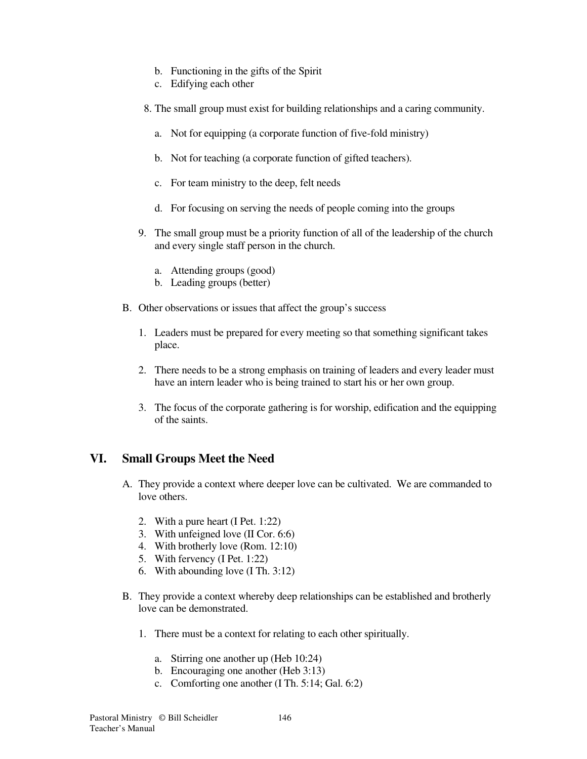b. Functioning in the gifts of the Spirit
c. Edifying each other

8. The small group must exist for building relationships and a caring community.

   a. Not for equipping (a corporate function of five-fold ministry)

   b. Not for teaching (a corporate function of gifted teachers).

   c. For team ministry to the deep, felt needs

   d. For focusing on serving the needs of people coming into the groups

9. The small group must be a priority function of all of the leadership of the church and every single staff person in the church.

   a. Attending groups (good)
   b. Leading groups (better)

B. Other observations or issues that affect the group's success

1. Leaders must be prepared for every meeting so that something significant takes place.

2. There needs to be a strong emphasis on training of leaders and every leader must have an intern leader who is being trained to start his or her own group.

3. The focus of the corporate gathering is for worship, edification and the equipping of the saints.

## VI. Small Groups Meet the Need

A. They provide a context where deeper love can be cultivated. We are commanded to love others.

2. With a pure heart (I Pet. 1:22)
3. With unfeigned love (II Cor. 6:6)
4. With brotherly love (Rom. 12:10)
5. With fervency (I Pet. 1:22)
6. With abounding love (I Th. 3:12)

B. They provide a context whereby deep relationships can be established and brotherly love can be demonstrated.

1. There must be a context for relating to each other spiritually.

   a. Stirring one another up (Heb 10:24)
   b. Encouraging one another (Heb 3:13)
   c. Comforting one another (I Th. 5:14; Gal. 6:2)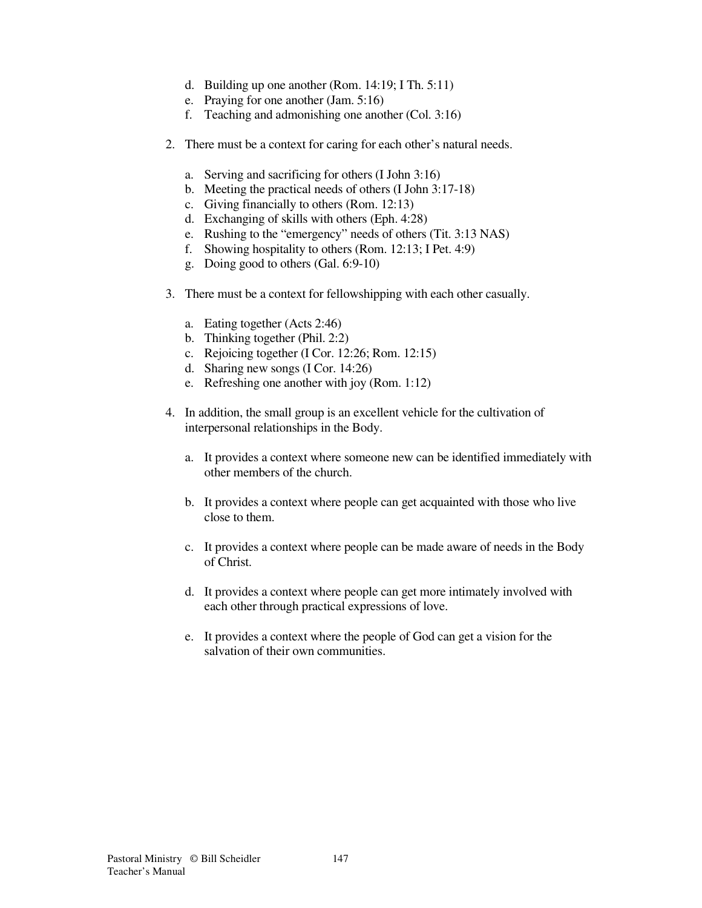d. Building up one another (Rom. 14:19; I Th. 5:11)
   e. Praying for one another (Jam. 5:16)
   f. Teaching and admonishing one another (Col. 3:16)

2. There must be a context for caring for each other's natural needs.

   a. Serving and sacrificing for others (I John 3:16)
   b. Meeting the practical needs of others (I John 3:17-18)
   c. Giving financially to others (Rom. 12:13)
   d. Exchanging of skills with others (Eph. 4:28)
   e. Rushing to the "emergency" needs of others (Tit. 3:13 NAS)
   f. Showing hospitality to others (Rom. 12:13; I Pet. 4:9)
   g. Doing good to others (Gal. 6:9-10)

3. There must be a context for fellowshipping with each other casually.

   a. Eating together (Acts 2:46)
   b. Thinking together (Phil. 2:2)
   c. Rejoicing together (I Cor. 12:26; Rom. 12:15)
   d. Sharing new songs (I Cor. 14:26)
   e. Refreshing one another with joy (Rom. 1:12)

4. In addition, the small group is an excellent vehicle for the cultivation of interpersonal relationships in the Body.

   a. It provides a context where someone new can be identified immediately with other members of the church.

   b. It provides a context where people can get acquainted with those who live close to them.

   c. It provides a context where people can be made aware of needs in the Body of Christ.

   d. It provides a context where people can get more intimately involved with each other through practical expressions of love.

   e. It provides a context where the people of God can get a vision for the salvation of their own communities.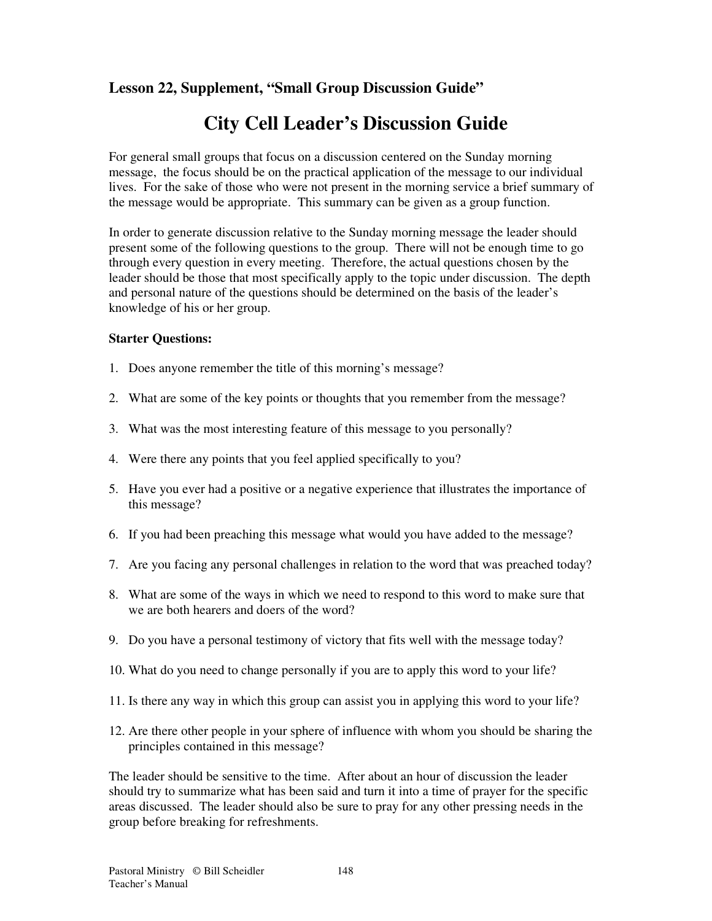**Lesson 22, Supplement, "Small Group Discussion Guide"**

# City Cell Leader's Discussion Guide

For general small groups that focus on a discussion centered on the Sunday morning message, the focus should be on the practical application of the message to our individual lives. For the sake of those who were not present in the morning service a brief summary of the message would be appropriate. This summary can be given as a group function.

In order to generate discussion relative to the Sunday morning message the leader should present some of the following questions to the group. There will not be enough time to go through every question in every meeting. Therefore, the actual questions chosen by the leader should be those that most specifically apply to the topic under discussion. The depth and personal nature of the questions should be determined on the basis of the leader's knowledge of his or her group.

**Starter Questions:**

1. Does anyone remember the title of this morning's message?
2. What are some of the key points or thoughts that you remember from the message?
3. What was the most interesting feature of this message to you personally?
4. Were there any points that you feel applied specifically to you?
5. Have you ever had a positive or a negative experience that illustrates the importance of this message?
6. If you had been preaching this message what would you have added to the message?
7. Are you facing any personal challenges in relation to the word that was preached today?
8. What are some of the ways in which we need to respond to this word to make sure that we are both hearers and doers of the word?
9. Do you have a personal testimony of victory that fits well with the message today?
10. What do you need to change personally if you are to apply this word to your life?
11. Is there any way in which this group can assist you in applying this word to your life?
12. Are there other people in your sphere of influence with whom you should be sharing the principles contained in this message?

The leader should be sensitive to the time. After about an hour of discussion the leader should try to summarize what has been said and turn it into a time of prayer for the specific areas discussed. The leader should also be sure to pray for any other pressing needs in the group before breaking for refreshments.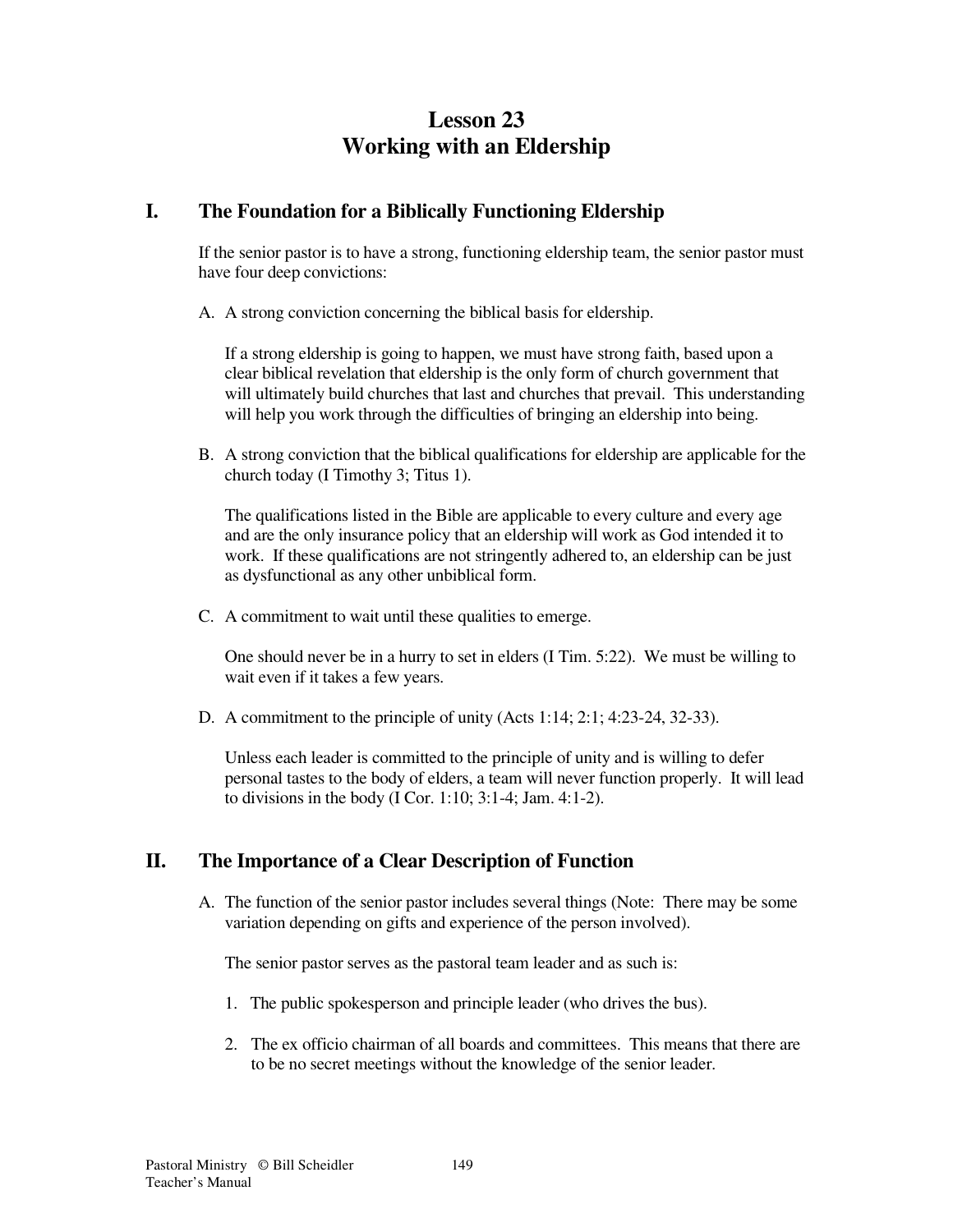# Lesson 23
# Working with an Eldership

## I. The Foundation for a Biblically Functioning Eldership

If the senior pastor is to have a strong, functioning eldership team, the senior pastor must have four deep convictions:

A. A strong conviction concerning the biblical basis for eldership.

If a strong eldership is going to happen, we must have strong faith, based upon a clear biblical revelation that eldership is the only form of church government that will ultimately build churches that last and churches that prevail. This understanding will help you work through the difficulties of bringing an eldership into being.

B. A strong conviction that the biblical qualifications for eldership are applicable for the church today (I Timothy 3; Titus 1).

The qualifications listed in the Bible are applicable to every culture and every age and are the only insurance policy that an eldership will work as God intended it to work. If these qualifications are not stringently adhered to, an eldership can be just as dysfunctional as any other unbiblical form.

C. A commitment to wait until these qualities to emerge.

One should never be in a hurry to set in elders (I Tim. 5:22). We must be willing to wait even if it takes a few years.

D. A commitment to the principle of unity (Acts 1:14; 2:1; 4:23-24, 32-33).

Unless each leader is committed to the principle of unity and is willing to defer personal tastes to the body of elders, a team will never function properly. It will lead to divisions in the body (I Cor. 1:10; 3:1-4; Jam. 4:1-2).

## II. The Importance of a Clear Description of Function

A. The function of the senior pastor includes several things (Note: There may be some variation depending on gifts and experience of the person involved).

The senior pastor serves as the pastoral team leader and as such is:

1. The public spokesperson and principle leader (who drives the bus).

2. The ex officio chairman of all boards and committees. This means that there are to be no secret meetings without the knowledge of the senior leader.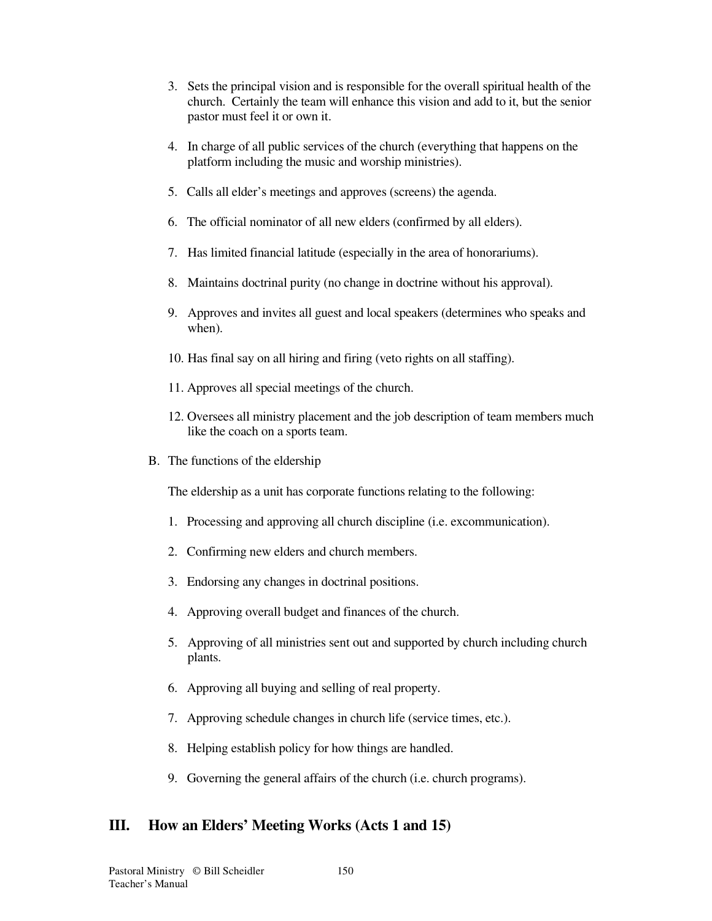3. Sets the principal vision and is responsible for the overall spiritual health of the church. Certainly the team will enhance this vision and add to it, but the senior pastor must feel it or own it.

4. In charge of all public services of the church (everything that happens on the platform including the music and worship ministries).

5. Calls all elder's meetings and approves (screens) the agenda.

6. The official nominator of all new elders (confirmed by all elders).

7. Has limited financial latitude (especially in the area of honorariums).

8. Maintains doctrinal purity (no change in doctrine without his approval).

9. Approves and invites all guest and local speakers (determines who speaks and when).

10. Has final say on all hiring and firing (veto rights on all staffing).

11. Approves all special meetings of the church.

12. Oversees all ministry placement and the job description of team members much like the coach on a sports team.

B. The functions of the eldership

The eldership as a unit has corporate functions relating to the following:

1. Processing and approving all church discipline (i.e. excommunication).

2. Confirming new elders and church members.

3. Endorsing any changes in doctrinal positions.

4. Approving overall budget and finances of the church.

5. Approving of all ministries sent out and supported by church including church plants.

6. Approving all buying and selling of real property.

7. Approving schedule changes in church life (service times, etc.).

8. Helping establish policy for how things are handled.

9. Governing the general affairs of the church (i.e. church programs).

## III. How an Elders' Meeting Works (Acts 1 and 15)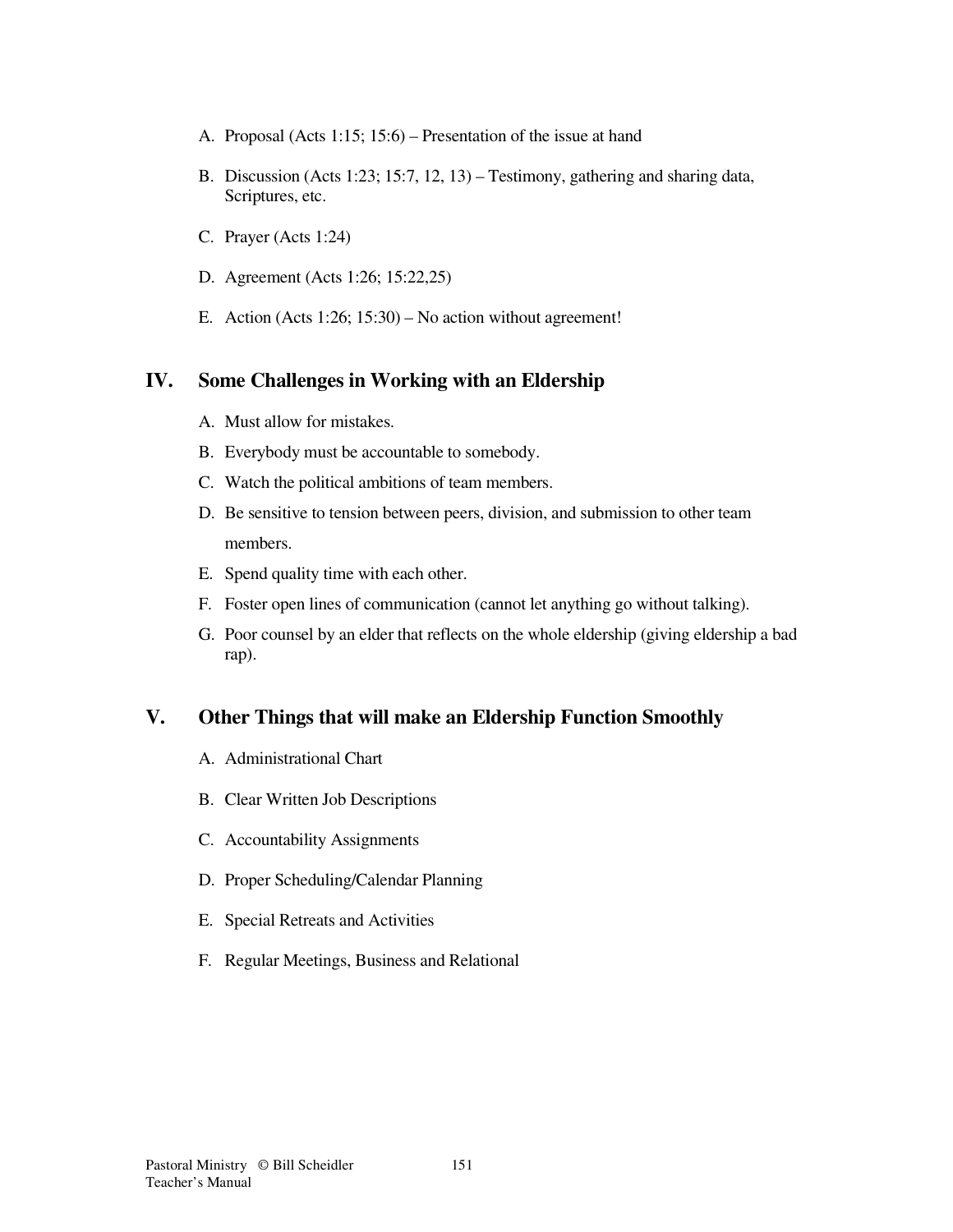A. Proposal (Acts 1:15; 15:6) – Presentation of the issue at hand

B. Discussion (Acts 1:23; 15:7, 12, 13) – Testimony, gathering and sharing data, Scriptures, etc.

C. Prayer (Acts 1:24)

D. Agreement (Acts 1:26; 15:22,25)

E. Action (Acts 1:26; 15:30) – No action without agreement!

## IV. Some Challenges in Working with an Eldership

A. Must allow for mistakes.

B. Everybody must be accountable to somebody.

C. Watch the political ambitions of team members.

D. Be sensitive to tension between peers, division, and submission to other team members.

E. Spend quality time with each other.

F. Foster open lines of communication (cannot let anything go without talking).

G. Poor counsel by an elder that reflects on the whole eldership (giving eldership a bad rap).

## V. Other Things that will make an Eldership Function Smoothly

A. Administrational Chart

B. Clear Written Job Descriptions

C. Accountability Assignments

D. Proper Scheduling/Calendar Planning

E. Special Retreats and Activities

F. Regular Meetings, Business and Relational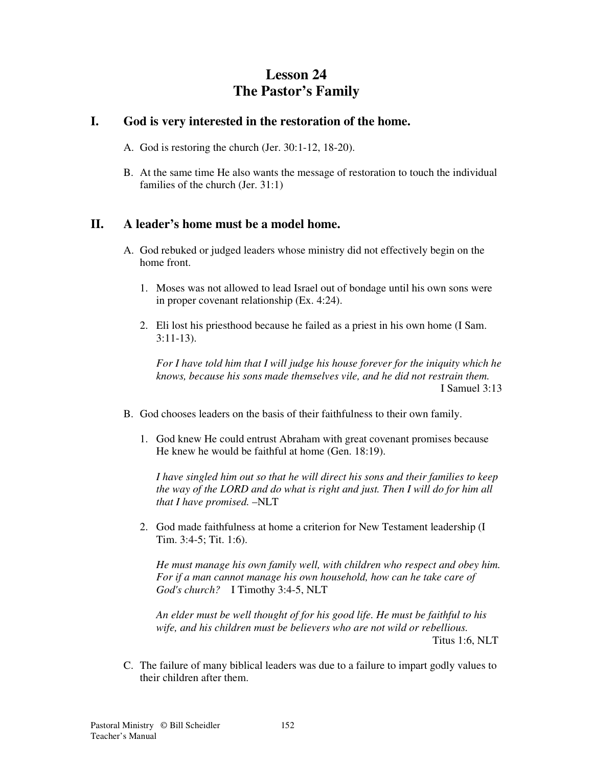# Lesson 24
# The Pastor's Family

## I. God is very interested in the restoration of the home.

A. God is restoring the church (Jer. 30:1-12, 18-20).

B. At the same time He also wants the message of restoration to touch the individual families of the church (Jer. 31:1)

## II. A leader's home must be a model home.

A. God rebuked or judged leaders whose ministry did not effectively begin on the home front.

1. Moses was not allowed to lead Israel out of bondage until his own sons were in proper covenant relationship (Ex. 4:24).

2. Eli lost his priesthood because he failed as a priest in his own home (I Sam. 3:11-13).

   *For I have told him that I will judge his house forever for the iniquity which he knows, because his sons made themselves vile, and he did not restrain them.*
   I Samuel 3:13

B. God chooses leaders on the basis of their faithfulness to their own family.

1. God knew He could entrust Abraham with great covenant promises because He knew he would be faithful at home (Gen. 18:19).

   *I have singled him out so that he will direct his sons and their families to keep the way of the LORD and do what is right and just. Then I will do for him all that I have promised.* –NLT

2. God made faithfulness at home a criterion for New Testament leadership (I Tim. 3:4-5; Tit. 1:6).

   *He must manage his own family well, with children who respect and obey him. For if a man cannot manage his own household, how can he take care of God's church?* I Timothy 3:4-5, NLT

   *An elder must be well thought of for his good life. He must be faithful to his wife, and his children must be believers who are not wild or rebellious.*
   Titus 1:6, NLT

C. The failure of many biblical leaders was due to a failure to impart godly values to their children after them.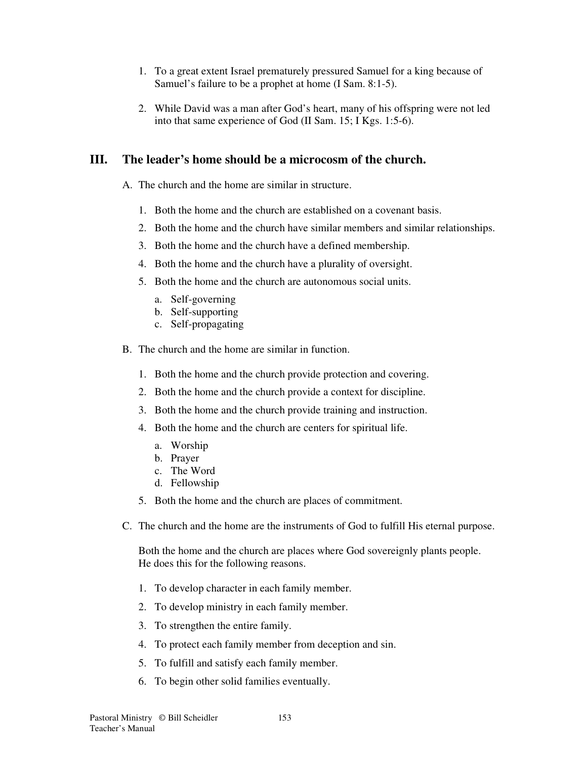1. To a great extent Israel prematurely pressured Samuel for a king because of Samuel's failure to be a prophet at home (I Sam. 8:1-5).

2. While David was a man after God's heart, many of his offspring were not led into that same experience of God (II Sam. 15; I Kgs. 1:5-6).

## III. The leader's home should be a microcosm of the church.

A. The church and the home are similar in structure.

1. Both the home and the church are established on a covenant basis.
2. Both the home and the church have similar members and similar relationships.
3. Both the home and the church have a defined membership.
4. Both the home and the church have a plurality of oversight.
5. Both the home and the church are autonomous social units.
   a. Self-governing
   b. Self-supporting
   c. Self-propagating

B. The church and the home are similar in function.

1. Both the home and the church provide protection and covering.
2. Both the home and the church provide a context for discipline.
3. Both the home and the church provide training and instruction.
4. Both the home and the church are centers for spiritual life.
   a. Worship
   b. Prayer
   c. The Word
   d. Fellowship
5. Both the home and the church are places of commitment.

C. The church and the home are the instruments of God to fulfill His eternal purpose.

Both the home and the church are places where God sovereignly plants people. He does this for the following reasons.

1. To develop character in each family member.
2. To develop ministry in each family member.
3. To strengthen the entire family.
4. To protect each family member from deception and sin.
5. To fulfill and satisfy each family member.
6. To begin other solid families eventually.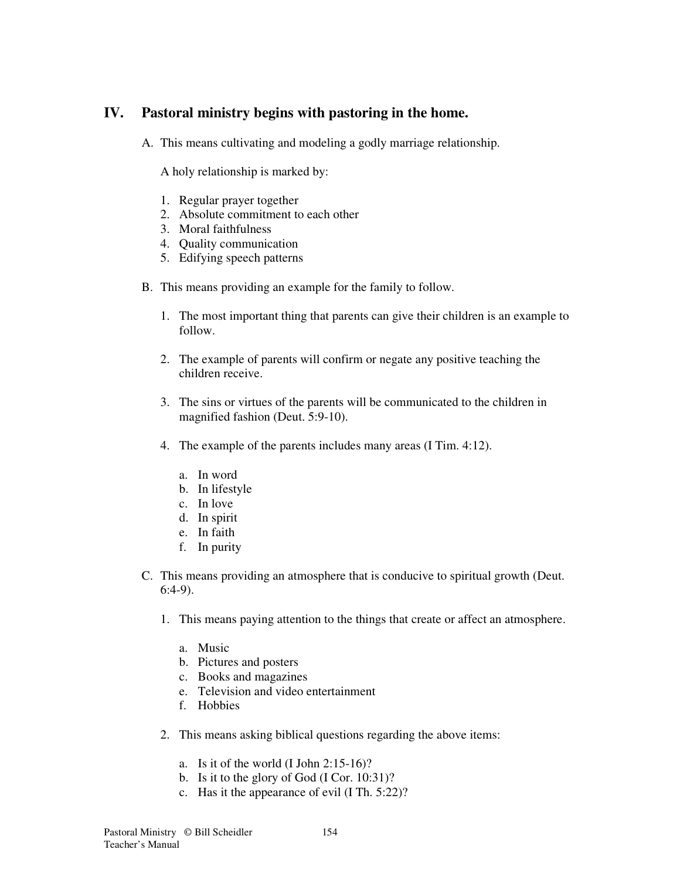## IV. Pastoral ministry begins with pastoring in the home.

A. This means cultivating and modeling a godly marriage relationship.

   A holy relationship is marked by:

   1. Regular prayer together
   2. Absolute commitment to each other
   3. Moral faithfulness
   4. Quality communication
   5. Edifying speech patterns

B. This means providing an example for the family to follow.

   1. The most important thing that parents can give their children is an example to follow.

   2. The example of parents will confirm or negate any positive teaching the children receive.

   3. The sins or virtues of the parents will be communicated to the children in magnified fashion (Deut. 5:9-10).

   4. The example of the parents includes many areas (I Tim. 4:12).

      a. In word
      b. In lifestyle
      c. In love
      d. In spirit
      e. In faith
      f. In purity

C. This means providing an atmosphere that is conducive to spiritual growth (Deut. 6:4-9).

   1. This means paying attention to the things that create or affect an atmosphere.

      a. Music
      b. Pictures and posters
      c. Books and magazines
      e. Television and video entertainment
      f. Hobbies

   2. This means asking biblical questions regarding the above items:

      a. Is it of the world (I John 2:15-16)?
      b. Is it to the glory of God (I Cor. 10:31)?
      c. Has it the appearance of evil (I Th. 5:22)?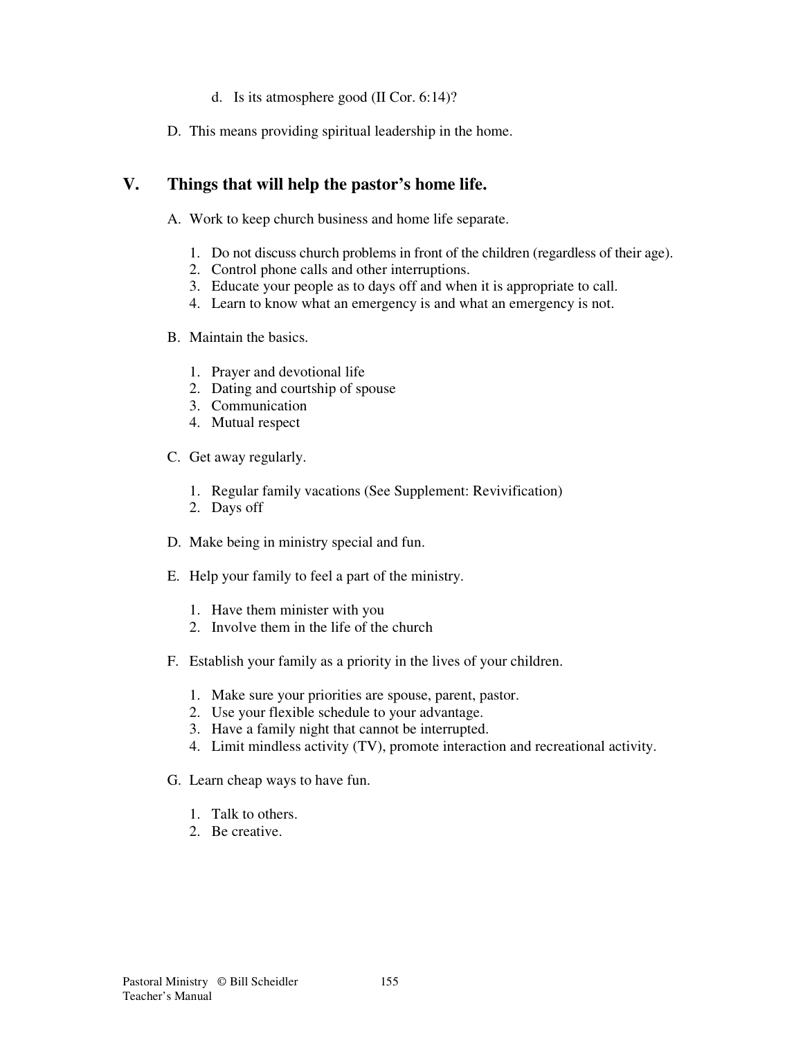d. Is its atmosphere good (II Cor. 6:14)?

D. This means providing spiritual leadership in the home.

## V. Things that will help the pastor's home life.

A. Work to keep church business and home life separate.

1. Do not discuss church problems in front of the children (regardless of their age).
2. Control phone calls and other interruptions.
3. Educate your people as to days off and when it is appropriate to call.
4. Learn to know what an emergency is and what an emergency is not.

B. Maintain the basics.

1. Prayer and devotional life
2. Dating and courtship of spouse
3. Communication
4. Mutual respect

C. Get away regularly.

1. Regular family vacations (See Supplement: Revivification)
2. Days off

D. Make being in ministry special and fun.

E. Help your family to feel a part of the ministry.

1. Have them minister with you
2. Involve them in the life of the church

F. Establish your family as a priority in the lives of your children.

1. Make sure your priorities are spouse, parent, pastor.
2. Use your flexible schedule to your advantage.
3. Have a family night that cannot be interrupted.
4. Limit mindless activity (TV), promote interaction and recreational activity.

G. Learn cheap ways to have fun.

1. Talk to others.
2. Be creative.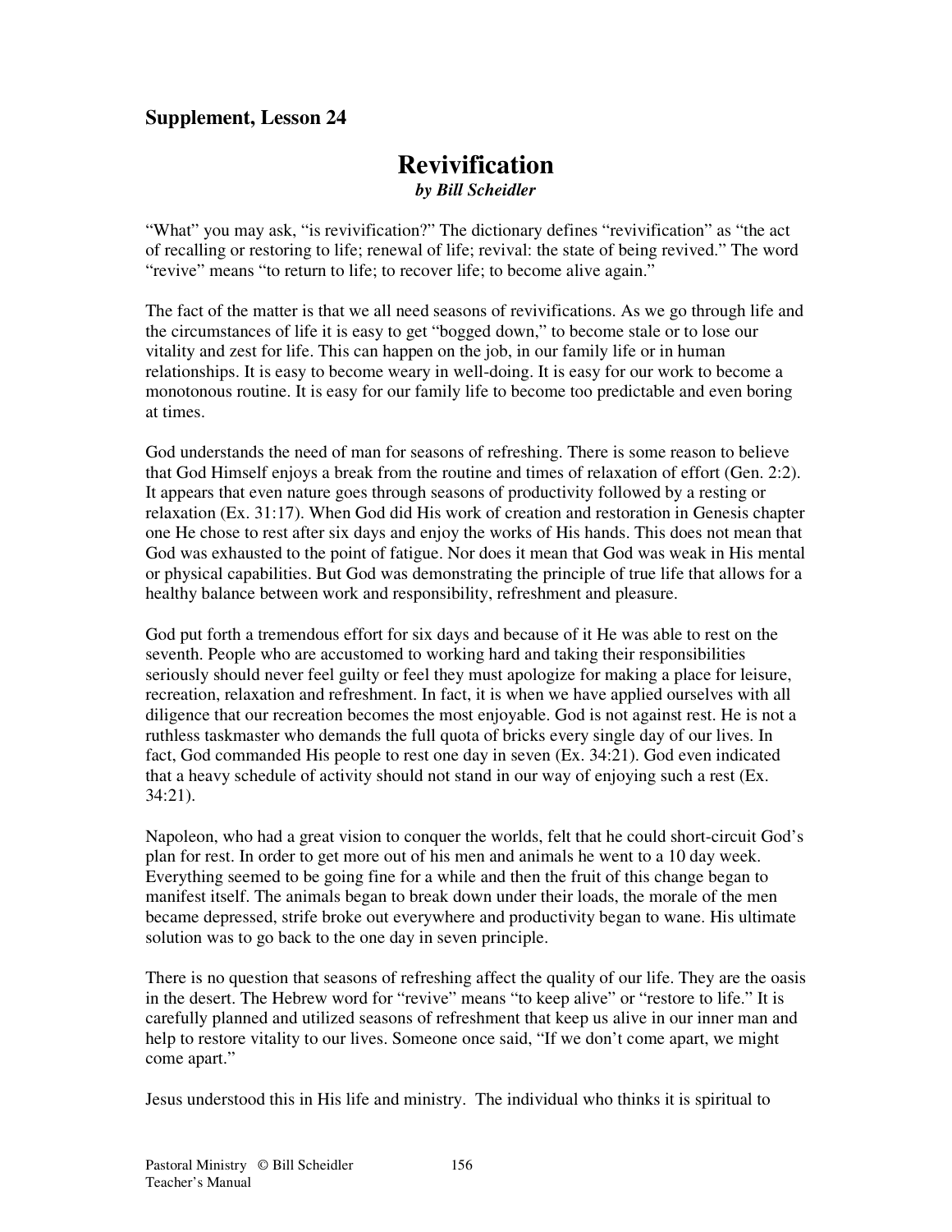**Supplement, Lesson 24**

# Revivification

***by Bill Scheidler***

"What" you may ask, "is revivification?" The dictionary defines "revivification" as "the act of recalling or restoring to life; renewal of life; revival: the state of being revived." The word "revive" means "to return to life; to recover life; to become alive again."

The fact of the matter is that we all need seasons of revivifications. As we go through life and the circumstances of life it is easy to get "bogged down," to become stale or to lose our vitality and zest for life. This can happen on the job, in our family life or in human relationships. It is easy to become weary in well-doing. It is easy for our work to become a monotonous routine. It is easy for our family life to become too predictable and even boring at times.

God understands the need of man for seasons of refreshing. There is some reason to believe that God Himself enjoys a break from the routine and times of relaxation of effort (Gen. 2:2). It appears that even nature goes through seasons of productivity followed by a resting or relaxation (Ex. 31:17). When God did His work of creation and restoration in Genesis chapter one He chose to rest after six days and enjoy the works of His hands. This does not mean that God was exhausted to the point of fatigue. Nor does it mean that God was weak in His mental or physical capabilities. But God was demonstrating the principle of true life that allows for a healthy balance between work and responsibility, refreshment and pleasure.

God put forth a tremendous effort for six days and because of it He was able to rest on the seventh. People who are accustomed to working hard and taking their responsibilities seriously should never feel guilty or feel they must apologize for making a place for leisure, recreation, relaxation and refreshment. In fact, it is when we have applied ourselves with all diligence that our recreation becomes the most enjoyable. God is not against rest. He is not a ruthless taskmaster who demands the full quota of bricks every single day of our lives. In fact, God commanded His people to rest one day in seven (Ex. 34:21). God even indicated that a heavy schedule of activity should not stand in our way of enjoying such a rest (Ex. 34:21).

Napoleon, who had a great vision to conquer the worlds, felt that he could short-circuit God's plan for rest. In order to get more out of his men and animals he went to a 10 day week. Everything seemed to be going fine for a while and then the fruit of this change began to manifest itself. The animals began to break down under their loads, the morale of the men became depressed, strife broke out everywhere and productivity began to wane. His ultimate solution was to go back to the one day in seven principle.

There is no question that seasons of refreshing affect the quality of our life. They are the oasis in the desert. The Hebrew word for "revive" means "to keep alive" or "restore to life." It is carefully planned and utilized seasons of refreshment that keep us alive in our inner man and help to restore vitality to our lives. Someone once said, "If we don't come apart, we might come apart."

Jesus understood this in His life and ministry. The individual who thinks it is spiritual to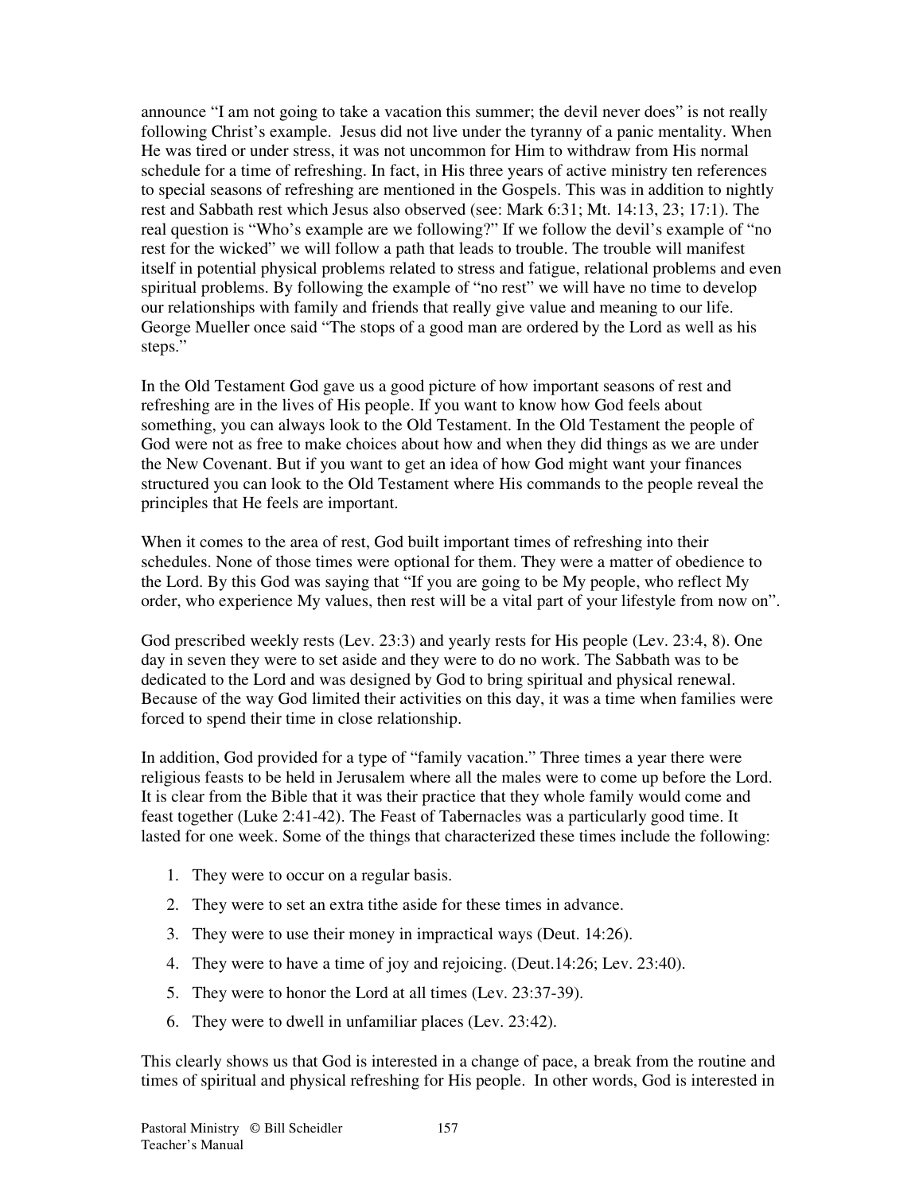announce “I am not going to take a vacation this summer; the devil never does” is not really following Christ’s example. Jesus did not live under the tyranny of a panic mentality. When He was tired or under stress, it was not uncommon for Him to withdraw from His normal schedule for a time of refreshing. In fact, in His three years of active ministry ten references to special seasons of refreshing are mentioned in the Gospels. This was in addition to nightly rest and Sabbath rest which Jesus also observed (see: Mark 6:31; Mt. 14:13, 23; 17:1). The real question is “Who’s example are we following?” If we follow the devil’s example of “no rest for the wicked” we will follow a path that leads to trouble. The trouble will manifest itself in potential physical problems related to stress and fatigue, relational problems and even spiritual problems. By following the example of “no rest” we will have no time to develop our relationships with family and friends that really give value and meaning to our life. George Mueller once said “The stops of a good man are ordered by the Lord as well as his steps.”

In the Old Testament God gave us a good picture of how important seasons of rest and refreshing are in the lives of His people. If you want to know how God feels about something, you can always look to the Old Testament. In the Old Testament the people of God were not as free to make choices about how and when they did things as we are under the New Covenant. But if you want to get an idea of how God might want your finances structured you can look to the Old Testament where His commands to the people reveal the principles that He feels are important.

When it comes to the area of rest, God built important times of refreshing into their schedules. None of those times were optional for them. They were a matter of obedience to the Lord. By this God was saying that “If you are going to be My people, who reflect My order, who experience My values, then rest will be a vital part of your lifestyle from now on”.

God prescribed weekly rests (Lev. 23:3) and yearly rests for His people (Lev. 23:4, 8). One day in seven they were to set aside and they were to do no work. The Sabbath was to be dedicated to the Lord and was designed by God to bring spiritual and physical renewal. Because of the way God limited their activities on this day, it was a time when families were forced to spend their time in close relationship.

In addition, God provided for a type of “family vacation.” Three times a year there were religious feasts to be held in Jerusalem where all the males were to come up before the Lord. It is clear from the Bible that it was their practice that they whole family would come and feast together (Luke 2:41-42). The Feast of Tabernacles was a particularly good time. It lasted for one week. Some of the things that characterized these times include the following:

1. They were to occur on a regular basis.
2. They were to set an extra tithe aside for these times in advance.
3. They were to use their money in impractical ways (Deut. 14:26).
4. They were to have a time of joy and rejoicing. (Deut.14:26; Lev. 23:40).
5. They were to honor the Lord at all times (Lev. 23:37-39).
6. They were to dwell in unfamiliar places (Lev. 23:42).

This clearly shows us that God is interested in a change of pace, a break from the routine and times of spiritual and physical refreshing for His people. In other words, God is interested in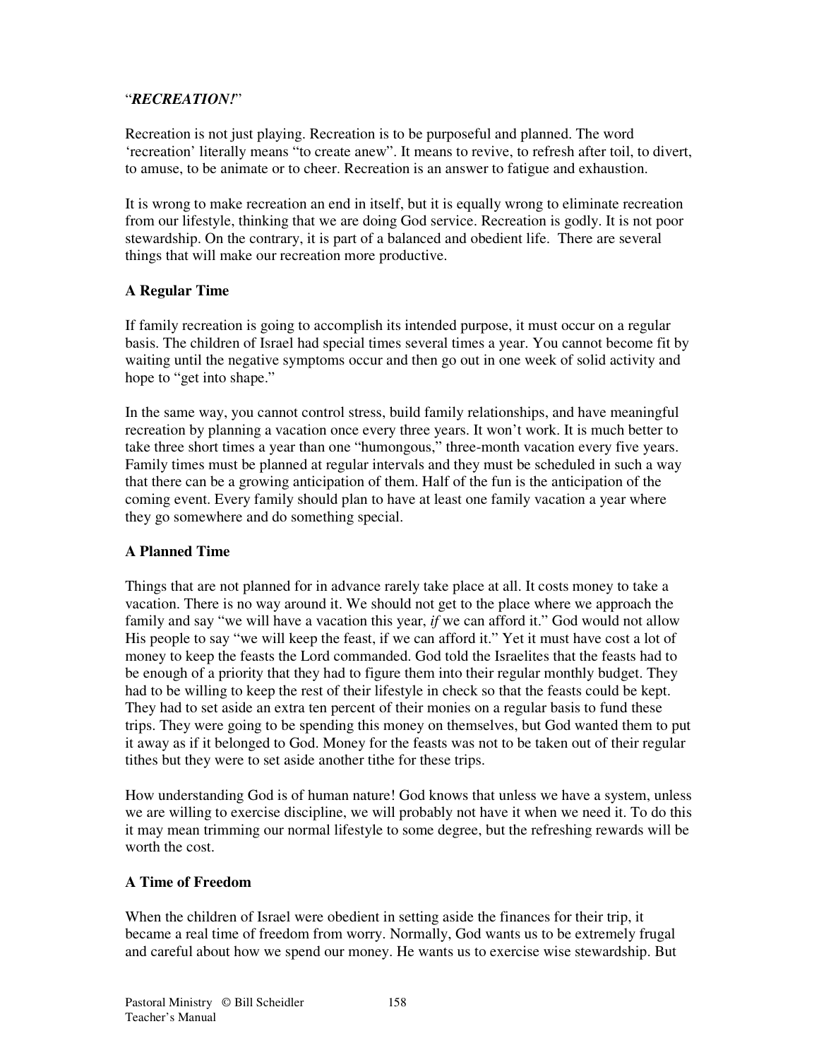"***RECREATION!***"

Recreation is not just playing. Recreation is to be purposeful and planned. The word 'recreation' literally means "to create anew". It means to revive, to refresh after toil, to divert, to amuse, to be animate or to cheer. Recreation is an answer to fatigue and exhaustion.

It is wrong to make recreation an end in itself, but it is equally wrong to eliminate recreation from our lifestyle, thinking that we are doing God service. Recreation is godly. It is not poor stewardship. On the contrary, it is part of a balanced and obedient life. There are several things that will make our recreation more productive.

**A Regular Time**

If family recreation is going to accomplish its intended purpose, it must occur on a regular basis. The children of Israel had special times several times a year. You cannot become fit by waiting until the negative symptoms occur and then go out in one week of solid activity and hope to "get into shape."

In the same way, you cannot control stress, build family relationships, and have meaningful recreation by planning a vacation once every three years. It won't work. It is much better to take three short times a year than one "humongous," three-month vacation every five years. Family times must be planned at regular intervals and they must be scheduled in such a way that there can be a growing anticipation of them. Half of the fun is the anticipation of the coming event. Every family should plan to have at least one family vacation a year where they go somewhere and do something special.

**A Planned Time**

Things that are not planned for in advance rarely take place at all. It costs money to take a vacation. There is no way around it. We should not get to the place where we approach the family and say "we will have a vacation this year, *if* we can afford it." God would not allow His people to say "we will keep the feast, if we can afford it." Yet it must have cost a lot of money to keep the feasts the Lord commanded. God told the Israelites that the feasts had to be enough of a priority that they had to figure them into their regular monthly budget. They had to be willing to keep the rest of their lifestyle in check so that the feasts could be kept. They had to set aside an extra ten percent of their monies on a regular basis to fund these trips. They were going to be spending this money on themselves, but God wanted them to put it away as if it belonged to God. Money for the feasts was not to be taken out of their regular tithes but they were to set aside another tithe for these trips.

How understanding God is of human nature! God knows that unless we have a system, unless we are willing to exercise discipline, we will probably not have it when we need it. To do this it may mean trimming our normal lifestyle to some degree, but the refreshing rewards will be worth the cost.

**A Time of Freedom**

When the children of Israel were obedient in setting aside the finances for their trip, it became a real time of freedom from worry. Normally, God wants us to be extremely frugal and careful about how we spend our money. He wants us to exercise wise stewardship. But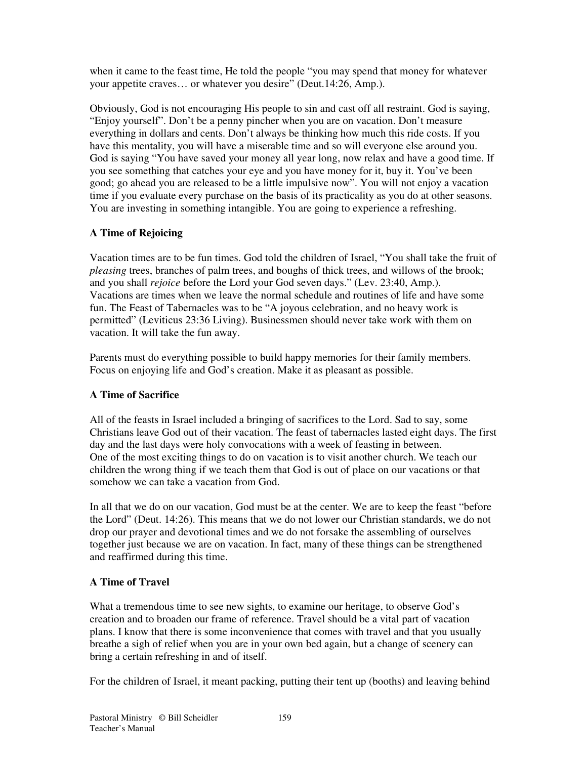when it came to the feast time, He told the people "you may spend that money for whatever your appetite craves… or whatever you desire" (Deut.14:26, Amp.).

Obviously, God is not encouraging His people to sin and cast off all restraint. God is saying, "Enjoy yourself". Don't be a penny pincher when you are on vacation. Don't measure everything in dollars and cents. Don't always be thinking how much this ride costs. If you have this mentality, you will have a miserable time and so will everyone else around you. God is saying "You have saved your money all year long, now relax and have a good time. If you see something that catches your eye and you have money for it, buy it. You've been good; go ahead you are released to be a little impulsive now". You will not enjoy a vacation time if you evaluate every purchase on the basis of its practicality as you do at other seasons. You are investing in something intangible. You are going to experience a refreshing.

**A Time of Rejoicing**

Vacation times are to be fun times. God told the children of Israel, "You shall take the fruit of *pleasing* trees, branches of palm trees, and boughs of thick trees, and willows of the brook; and you shall *rejoice* before the Lord your God seven days." (Lev. 23:40, Amp.). Vacations are times when we leave the normal schedule and routines of life and have some fun. The Feast of Tabernacles was to be "A joyous celebration, and no heavy work is permitted" (Leviticus 23:36 Living). Businessmen should never take work with them on vacation. It will take the fun away.

Parents must do everything possible to build happy memories for their family members. Focus on enjoying life and God's creation. Make it as pleasant as possible.

**A Time of Sacrifice**

All of the feasts in Israel included a bringing of sacrifices to the Lord. Sad to say, some Christians leave God out of their vacation. The feast of tabernacles lasted eight days. The first day and the last days were holy convocations with a week of feasting in between. One of the most exciting things to do on vacation is to visit another church. We teach our children the wrong thing if we teach them that God is out of place on our vacations or that somehow we can take a vacation from God.

In all that we do on our vacation, God must be at the center. We are to keep the feast "before the Lord" (Deut. 14:26). This means that we do not lower our Christian standards, we do not drop our prayer and devotional times and we do not forsake the assembling of ourselves together just because we are on vacation. In fact, many of these things can be strengthened and reaffirmed during this time.

**A Time of Travel**

What a tremendous time to see new sights, to examine our heritage, to observe God's creation and to broaden our frame of reference. Travel should be a vital part of vacation plans. I know that there is some inconvenience that comes with travel and that you usually breathe a sigh of relief when you are in your own bed again, but a change of scenery can bring a certain refreshing in and of itself.

For the children of Israel, it meant packing, putting their tent up (booths) and leaving behind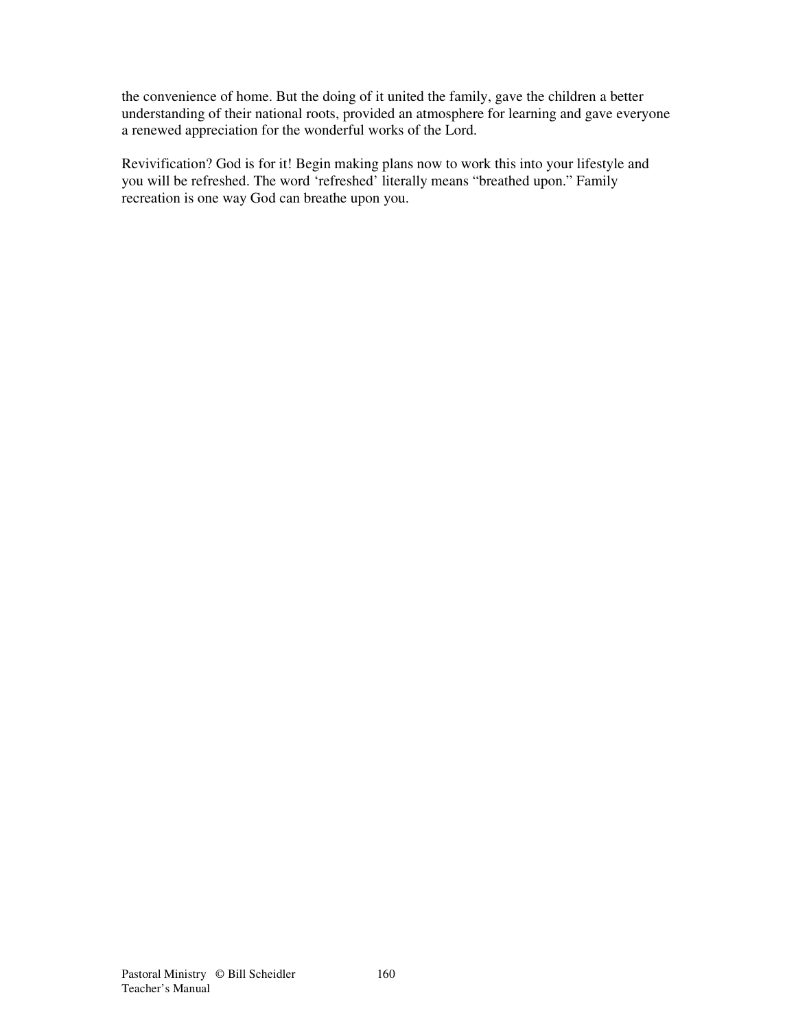the convenience of home. But the doing of it united the family, gave the children a better understanding of their national roots, provided an atmosphere for learning and gave everyone a renewed appreciation for the wonderful works of the Lord.

Revivification? God is for it! Begin making plans now to work this into your lifestyle and you will be refreshed. The word 'refreshed' literally means "breathed upon." Family recreation is one way God can breathe upon you.